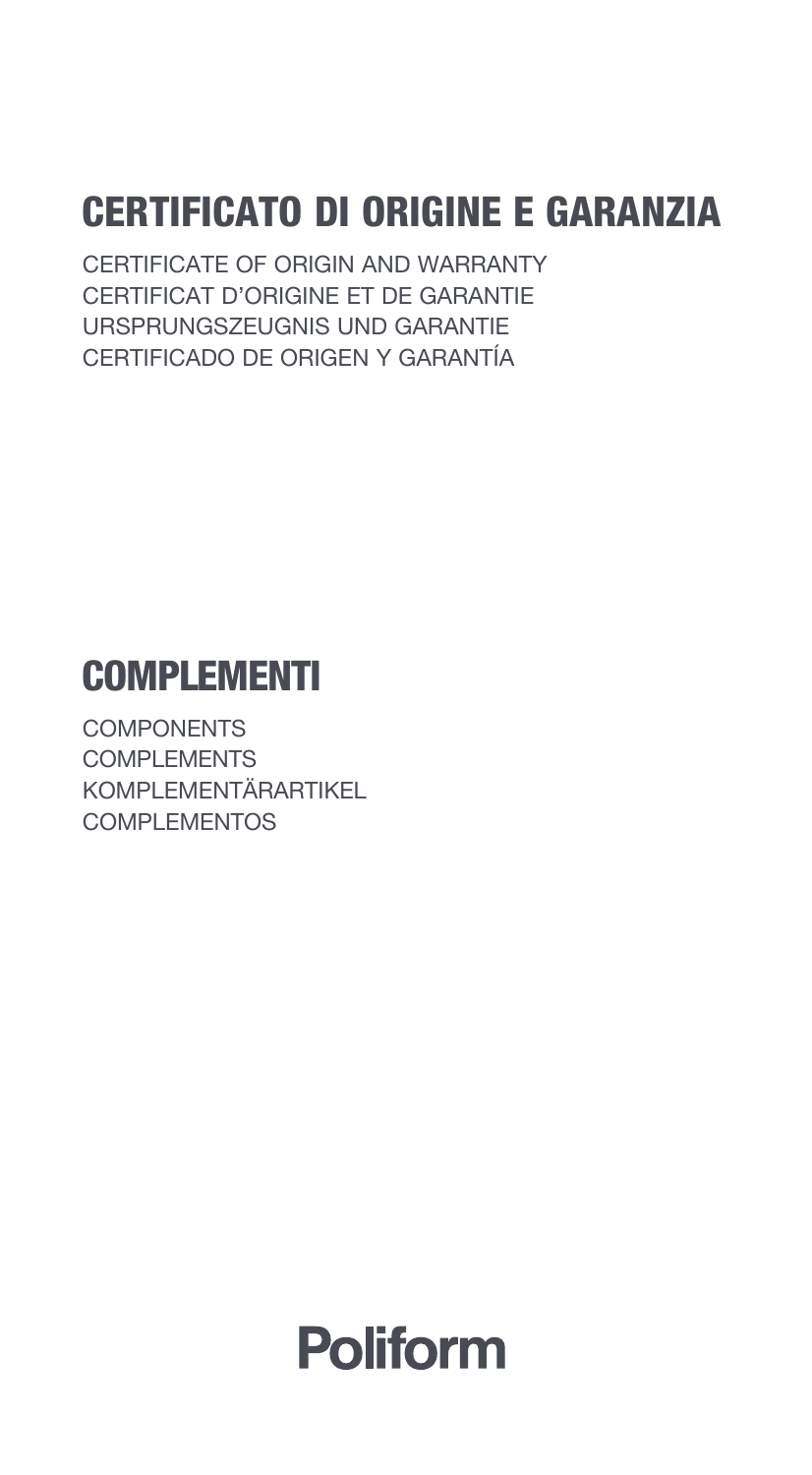# CERTIFICATO DI ORIGINE E GARANZIA

CERTIFICATE OF ORIGIN AND WARRANTY
CERTIFICAT D'ORIGINE ET DE GARANTIE
URSPRUNGSZEUGNIS UND GARANTIE
CERTIFICADO DE ORIGEN Y GARANTÍA

# COMPLEMENTI

COMPONENTS
COMPLEMENTS
KOMPLEMENTÄRARTIKEL
COMPLEMENTOS

**Poliform**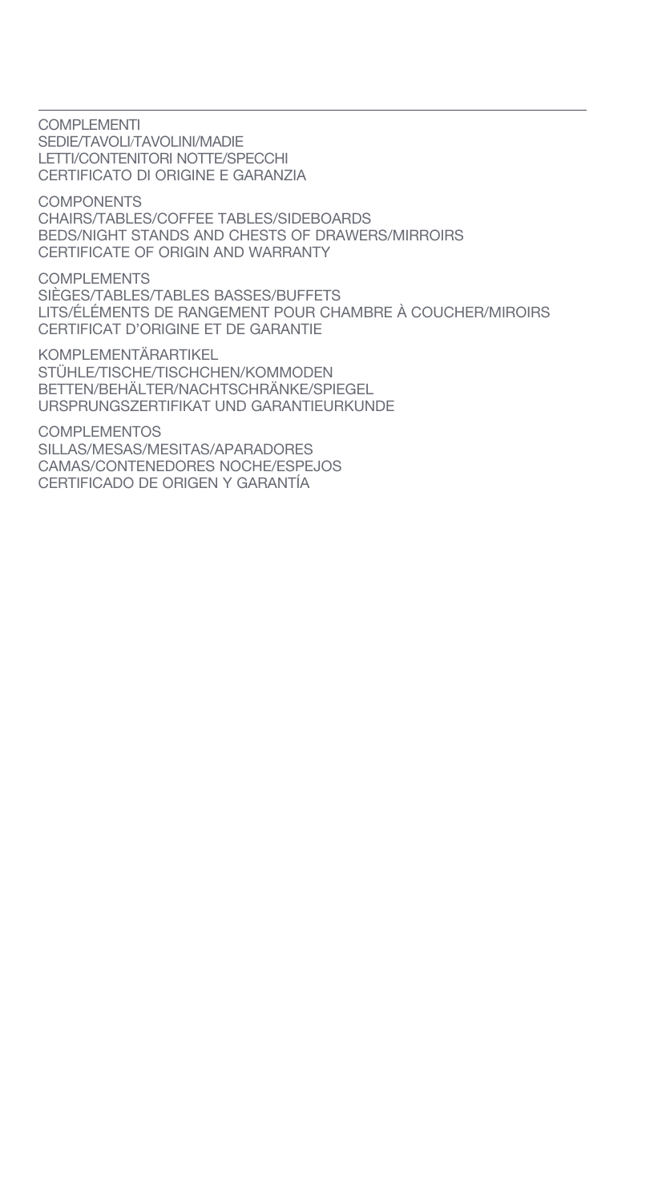COMPLEMENTI
SEDIE/TAVOLI/TAVOLINI/MADIE
LETTI/CONTENITORI NOTTE/SPECCHI
CERTIFICATO DI ORIGINE E GARANZIA

COMPONENTS
CHAIRS/TABLES/COFFEE TABLES/SIDEBOARDS
BEDS/NIGHT STANDS AND CHESTS OF DRAWERS/MIRROIRS
CERTIFICATE OF ORIGIN AND WARRANTY

COMPLEMENTS
SIÈGES/TABLES/TABLES BASSES/BUFFETS
LITS/ÉLÉMENTS DE RANGEMENT POUR CHAMBRE À COUCHER/MIROIRS
CERTIFICAT D'ORIGINE ET DE GARANTIE

KOMPLEMENTÄRARTIKEL
STÜHLE/TISCHE/TISCHCHEN/KOMMODEN
BETTEN/BEHÄLTER/NACHTSCHRÄNKE/SPIEGEL
URSPRUNGSZERTIFIKAT UND GARANTIEURKUNDE

COMPLEMENTOS
SILLAS/MESAS/MESITAS/APARADORES
CAMAS/CONTENEDORES NOCHE/ESPEJOS
CERTIFICADO DE ORIGEN Y GARANTÍA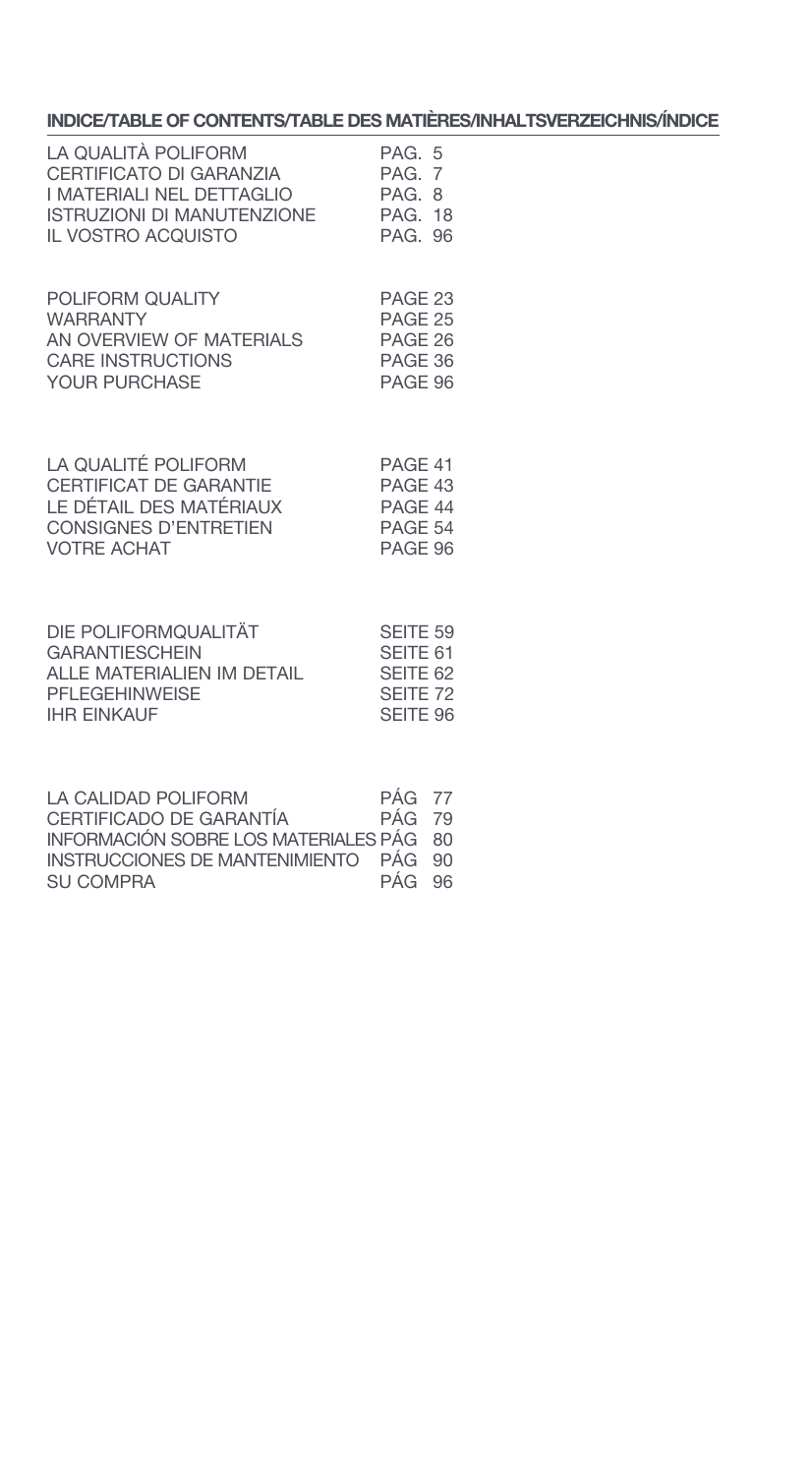## INDICE/TABLE OF CONTENTS/TABLE DES MATIÈRES/INHALTSVERZEICHNIS/ÍNDICE

| | |
|---|---|
| LA QUALITÀ POLIFORM | PAG. 5 |
| CERTIFICATO DI GARANZIA | PAG. 7 |
| I MATERIALI NEL DETTAGLIO | PAG. 8 |
| ISTRUZIONI DI MANUTENZIONE | PAG. 18 |
| IL VOSTRO ACQUISTO | PAG. 96 |

| | |
|---|---|
| POLIFORM QUALITY | PAGE 23 |
| WARRANTY | PAGE 25 |
| AN OVERVIEW OF MATERIALS | PAGE 26 |
| CARE INSTRUCTIONS | PAGE 36 |
| YOUR PURCHASE | PAGE 96 |

| | |
|---|---|
| LA QUALITÉ POLIFORM | PAGE 41 |
| CERTIFICAT DE GARANTIE | PAGE 43 |
| LE DÉTAIL DES MATÉRIAUX | PAGE 44 |
| CONSIGNES D'ENTRETIEN | PAGE 54 |
| VOTRE ACHAT | PAGE 96 |

| | |
|---|---|
| DIE POLIFORMQUALITÄT | SEITE 59 |
| GARANTIESCHEIN | SEITE 61 |
| ALLE MATERIALIEN IM DETAIL | SEITE 62 |
| PFLEGEHINWEISE | SEITE 72 |
| IHR EINKAUF | SEITE 96 |

| | |
|---|---|
| LA CALIDAD POLIFORM | PÁG 77 |
| CERTIFICADO DE GARANTÍA | PÁG 79 |
| INFORMACIÓN SOBRE LOS MATERIALES | PÁG 80 |
| INSTRUCCIONES DE MANTENIMIENTO | PÁG 90 |
| SU COMPRA | PÁG 96 |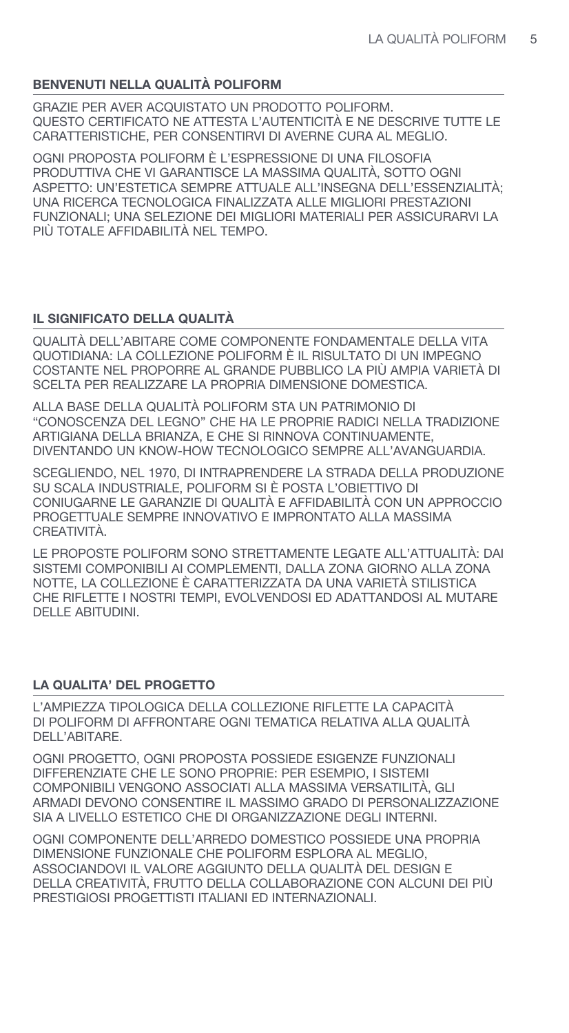## BENVENUTI NELLA QUALITÀ POLIFORM

GRAZIE PER AVER ACQUISTATO UN PRODOTTO POLIFORM.
QUESTO CERTIFICATO NE ATTESTA L'AUTENTICITÀ E NE DESCRIVE TUTTE LE CARATTERISTICHE, PER CONSENTIRVI DI AVERNE CURA AL MEGLIO.

OGNI PROPOSTA POLIFORM È L'ESPRESSIONE DI UNA FILOSOFIA PRODUTTIVA CHE VI GARANTISCE LA MASSIMA QUALITÀ, SOTTO OGNI ASPETTO: UN'ESTETICA SEMPRE ATTUALE ALL'INSEGNA DELL'ESSENZIALITÀ; UNA RICERCA TECNOLOGICA FINALIZZATA ALLE MIGLIORI PRESTAZIONI FUNZIONALI; UNA SELEZIONE DEI MIGLIORI MATERIALI PER ASSICURARVI LA PIÙ TOTALE AFFIDABILITÀ NEL TEMPO.

## IL SIGNIFICATO DELLA QUALITÀ

QUALITÀ DELL'ABITARE COME COMPONENTE FONDAMENTALE DELLA VITA QUOTIDIANA: LA COLLEZIONE POLIFORM È IL RISULTATO DI UN IMPEGNO COSTANTE NEL PROPORRE AL GRANDE PUBBLICO LA PIÙ AMPIA VARIETÀ DI SCELTA PER REALIZZARE LA PROPRIA DIMENSIONE DOMESTICA.

ALLA BASE DELLA QUALITÀ POLIFORM STA UN PATRIMONIO DI "CONOSCENZA DEL LEGNO" CHE HA LE PROPRIE RADICI NELLA TRADIZIONE ARTIGIANA DELLA BRIANZA, E CHE SI RINNOVA CONTINUAMENTE, DIVENTANDO UN KNOW-HOW TECNOLOGICO SEMPRE ALL'AVANGUARDIA.

SCEGLIENDO, NEL 1970, DI INTRAPRENDERE LA STRADA DELLA PRODUZIONE SU SCALA INDUSTRIALE, POLIFORM SI È POSTA L'OBIETTIVO DI CONIUGARNE LE GARANZIE DI QUALITÀ E AFFIDABILITÀ CON UN APPROCCIO PROGETTUALE SEMPRE INNOVATIVO E IMPRONTATO ALLA MASSIMA CREATIVITÀ.

LE PROPOSTE POLIFORM SONO STRETTAMENTE LEGATE ALL'ATTUALITÀ: DAI SISTEMI COMPONIBILI AI COMPLEMENTI, DALLA ZONA GIORNO ALLA ZONA NOTTE, LA COLLEZIONE È CARATTERIZZATA DA UNA VARIETÀ STILISTICA CHE RIFLETTE I NOSTRI TEMPI, EVOLVENDOSI ED ADATTANDOSI AL MUTARE DELLE ABITUDINI.

## LA QUALITA' DEL PROGETTO

L'AMPIEZZA TIPOLOGICA DELLA COLLEZIONE RIFLETTE LA CAPACITÀ DI POLIFORM DI AFFRONTARE OGNI TEMATICA RELATIVA ALLA QUALITÀ DELL'ABITARE.

OGNI PROGETTO, OGNI PROPOSTA POSSIEDE ESIGENZE FUNZIONALI DIFFERENZIATE CHE LE SONO PROPRIE: PER ESEMPIO, I SISTEMI COMPONIBILI VENGONO ASSOCIATI ALLA MASSIMA VERSATILITÀ, GLI ARMADI DEVONO CONSENTIRE IL MASSIMO GRADO DI PERSONALIZZAZIONE SIA A LIVELLO ESTETICO CHE DI ORGANIZZAZIONE DEGLI INTERNI.

OGNI COMPONENTE DELL'ARREDO DOMESTICO POSSIEDE UNA PROPRIA DIMENSIONE FUNZIONALE CHE POLIFORM ESPLORA AL MEGLIO, ASSOCIANDOVI IL VALORE AGGIUNTO DELLA QUALITÀ DEL DESIGN E DELLA CREATIVITÀ, FRUTTO DELLA COLLABORAZIONE CON ALCUNI DEI PIÙ PRESTIGIOSI PROGETTISTI ITALIANI ED INTERNAZIONALI.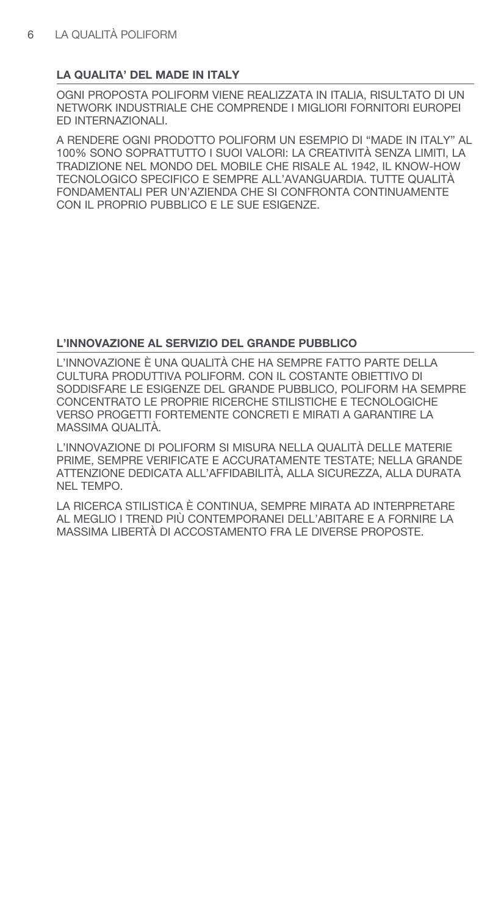## LA QUALITA' DEL MADE IN ITALY

OGNI PROPOSTA POLIFORM VIENE REALIZZATA IN ITALIA, RISULTATO DI UN NETWORK INDUSTRIALE CHE COMPRENDE I MIGLIORI FORNITORI EUROPEI ED INTERNAZIONALI.

A RENDERE OGNI PRODOTTO POLIFORM UN ESEMPIO DI “MADE IN ITALY” AL 100% SONO SOPRATTUTTO I SUOI VALORI: LA CREATIVITÀ SENZA LIMITI, LA TRADIZIONE NEL MONDO DEL MOBILE CHE RISALE AL 1942, IL KNOW-HOW TECNOLOGICO SPECIFICO E SEMPRE ALL'AVANGUARDIA. TUTTE QUALITÀ FONDAMENTALI PER UN'AZIENDA CHE SI CONFRONTA CONTINUAMENTE CON IL PROPRIO PUBBLICO E LE SUE ESIGENZE.

## L'INNOVAZIONE AL SERVIZIO DEL GRANDE PUBBLICO

L'INNOVAZIONE È UNA QUALITÀ CHE HA SEMPRE FATTO PARTE DELLA CULTURA PRODUTTIVA POLIFORM. CON IL COSTANTE OBIETTIVO DI SODDISFARE LE ESIGENZE DEL GRANDE PUBBLICO, POLIFORM HA SEMPRE CONCENTRATO LE PROPRIE RICERCHE STILISTICHE E TECNOLOGICHE VERSO PROGETTI FORTEMENTE CONCRETI E MIRATI A GARANTIRE LA MASSIMA QUALITÀ.

L'INNOVAZIONE DI POLIFORM SI MISURA NELLA QUALITÀ DELLE MATERIE PRIME, SEMPRE VERIFICATE E ACCURATAMENTE TESTATE; NELLA GRANDE ATTENZIONE DEDICATA ALL'AFFIDABILITÀ, ALLA SICUREZZA, ALLA DURATA NEL TEMPO.

LA RICERCA STILISTICA È CONTINUA, SEMPRE MIRATA AD INTERPRETARE AL MEGLIO I TREND PIÙ CONTEMPORANEI DELL'ABITARE E A FORNIRE LA MASSIMA LIBERTÀ DI ACCOSTAMENTO FRA LE DIVERSE PROPOSTE.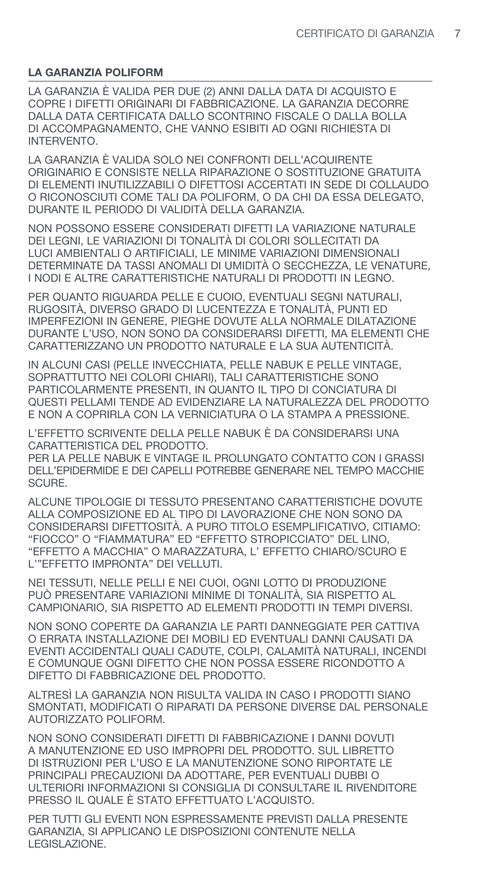## LA GARANZIA POLIFORM

LA GARANZIA È VALIDA PER DUE (2) ANNI DALLA DATA DI ACQUISTO E COPRE I DIFETTI ORIGINARI DI FABBRICAZIONE. LA GARANZIA DECORRE DALLA DATA CERTIFICATA DALLO SCONTRINO FISCALE O DALLA BOLLA DI ACCOMPAGNAMENTO, CHE VANNO ESIBITI AD OGNI RICHIESTA DI INTERVENTO.

LA GARANZIA È VALIDA SOLO NEI CONFRONTI DELL'ACQUIRENTE ORIGINARIO E CONSISTE NELLA RIPARAZIONE O SOSTITUZIONE GRATUITA DI ELEMENTI INUTILIZZABILI O DIFETTOSI ACCERTATI IN SEDE DI COLLAUDO O RICONOSCIUTI COME TALI DA POLIFORM, O DA CHI DA ESSA DELEGATO, DURANTE IL PERIODO DI VALIDITÀ DELLA GARANZIA.

NON POSSONO ESSERE CONSIDERATI DIFETTI LA VARIAZIONE NATURALE DEI LEGNI, LE VARIAZIONI DI TONALITÀ DI COLORI SOLLECITATI DA LUCI AMBIENTALI O ARTIFICIALI, LE MINIME VARIAZIONI DIMENSIONALI DETERMINATE DA TASSI ANOMALI DI UMIDITÀ O SECCHEZZA, LE VENATURE, I NODI E ALTRE CARATTERISTICHE NATURALI DI PRODOTTI IN LEGNO.

PER QUANTO RIGUARDA PELLE E CUOIO, EVENTUALI SEGNI NATURALI, RUGOSITÀ, DIVERSO GRADO DI LUCENTEZZA E TONALITÀ, PUNTI ED IMPERFEZIONI IN GENERE, PIEGHE DOVUTE ALLA NORMALE DILATAZIONE DURANTE L'USO, NON SONO DA CONSIDERARSI DIFETTI, MA ELEMENTI CHE CARATTERIZZANO UN PRODOTTO NATURALE E LA SUA AUTENTICITÀ.

IN ALCUNI CASI (PELLE INVECCHIATA, PELLE NABUK E PELLE VINTAGE, SOPRATTUTTO NEI COLORI CHIARI), TALI CARATTERISTICHE SONO PARTICOLARMENTE PRESENTI, IN QUANTO IL TIPO DI CONCIATURA DI QUESTI PELLAMI TENDE AD EVIDENZIARE LA NATURALEZZA DEL PRODOTTO E NON A COPRIRLA CON LA VERNICIATURA O LA STAMPA A PRESSIONE.

L'EFFETTO SCRIVENTE DELLA PELLE NABUK È DA CONSIDERARSI UNA CARATTERISTICA DEL PRODOTTO.
PER LA PELLE NABUK E VINTAGE IL PROLUNGATO CONTATTO CON I GRASSI DELL'EPIDERMIDE E DEI CAPELLI POTREBBE GENERARE NEL TEMPO MACCHIE SCURE.

ALCUNE TIPOLOGIE DI TESSUTO PRESENTANO CARATTERISTICHE DOVUTE ALLA COMPOSIZIONE ED AL TIPO DI LAVORAZIONE CHE NON SONO DA CONSIDERARSI DIFETTOSITÀ. A PURO TITOLO ESEMPLIFICATIVO, CITIAMO: "FIOCCO" O "FIAMMATURA" ED "EFFETTO STROPICCIATO" DEL LINO, "EFFETTO A MACCHIA" O MARAZZATURA, L' EFFETTO CHIARO/SCURO E L'"EFFETTO IMPRONTA" DEI VELLUTI.

NEI TESSUTI, NELLE PELLI E NEI CUOI, OGNI LOTTO DI PRODUZIONE PUÒ PRESENTARE VARIAZIONI MINIME DI TONALITÀ, SIA RISPETTO AL CAMPIONARIO, SIA RISPETTO AD ELEMENTI PRODOTTI IN TEMPI DIVERSI.

NON SONO COPERTE DA GARANZIA LE PARTI DANNEGGIATE PER CATTIVA O ERRATA INSTALLAZIONE DEI MOBILI ED EVENTUALI DANNI CAUSATI DA EVENTI ACCIDENTALI QUALI CADUTE, COLPI, CALAMITÀ NATURALI, INCENDI E COMUNQUE OGNI DIFETTO CHE NON POSSA ESSERE RICONDOTTO A DIFETTO DI FABBRICAZIONE DEL PRODOTTO.

ALTRESÌ LA GARANZIA NON RISULTA VALIDA IN CASO I PRODOTTI SIANO SMONTATI, MODIFICATI O RIPARATI DA PERSONE DIVERSE DAL PERSONALE AUTORIZZATO POLIFORM.

NON SONO CONSIDERATI DIFETTI DI FABBRICAZIONE I DANNI DOVUTI A MANUTENZIONE ED USO IMPROPRI DEL PRODOTTO. SUL LIBRETTO DI ISTRUZIONI PER L'USO E LA MANUTENZIONE SONO RIPORTATE LE PRINCIPALI PRECAUZIONI DA ADOTTARE, PER EVENTUALI DUBBI O ULTERIORI INFORMAZIONI SI CONSIGLIA DI CONSULTARE IL RIVENDITORE PRESSO IL QUALE È STATO EFFETTUATO L'ACQUISTO.

PER TUTTI GLI EVENTI NON ESPRESSAMENTE PREVISTI DALLA PRESENTE GARANZIA, SI APPLICANO LE DISPOSIZIONI CONTENUTE NELLA LEGISLAZIONE.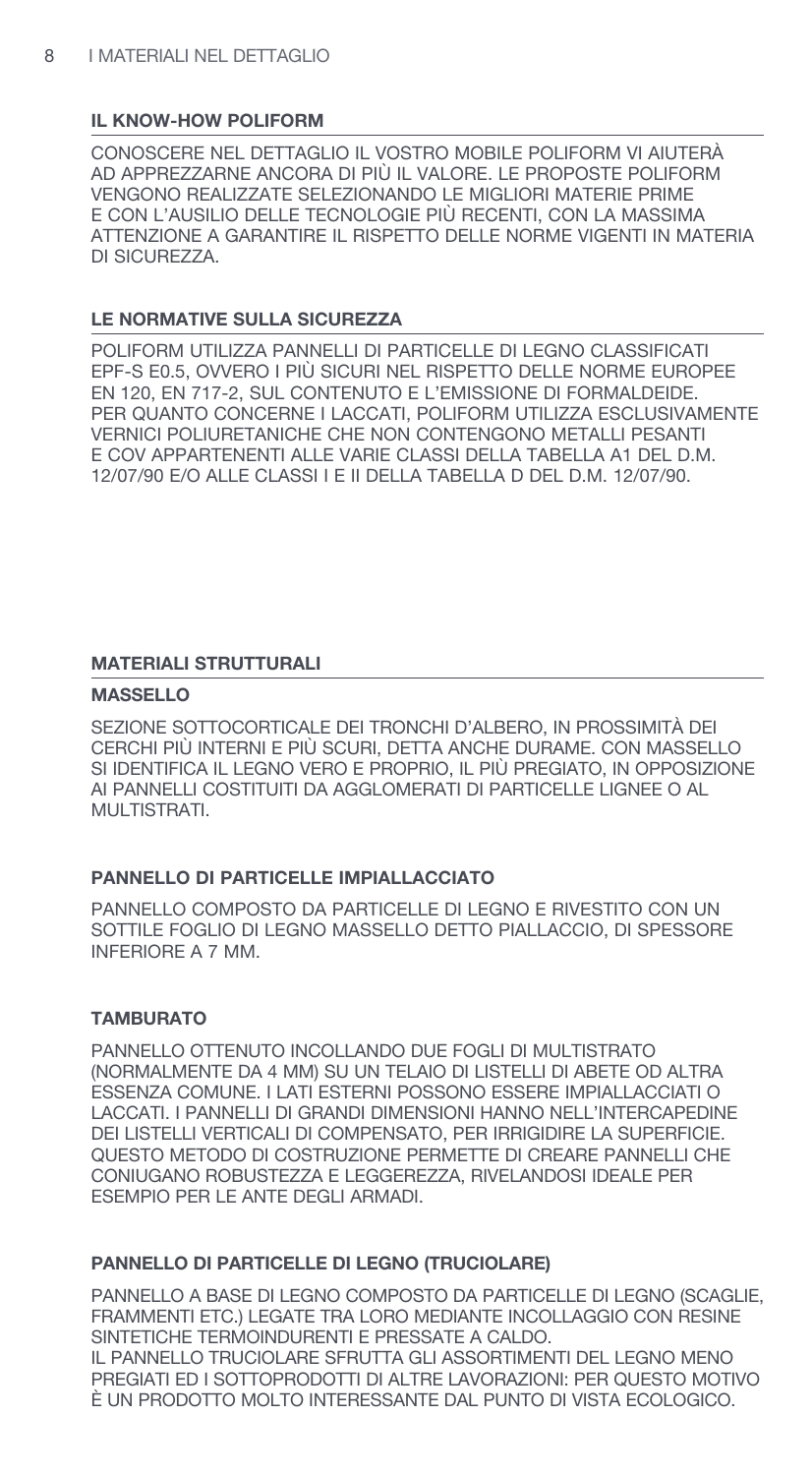## IL KNOW-HOW POLIFORM

CONOSCERE NEL DETTAGLIO IL VOSTRO MOBILE POLIFORM VI AIUTERÀ AD APPREZZARNE ANCORA DI PIÙ IL VALORE. LE PROPOSTE POLIFORM VENGONO REALIZZATE SELEZIONANDO LE MIGLIORI MATERIE PRIME E CON L'AUSILIO DELLE TECNOLOGIE PIÙ RECENTI, CON LA MASSIMA ATTENZIONE A GARANTIRE IL RISPETTO DELLE NORME VIGENTI IN MATERIA DI SICUREZZA.

## LE NORMATIVE SULLA SICUREZZA

POLIFORM UTILIZZA PANNELLI DI PARTICELLE DI LEGNO CLASSIFICATI EPF-S E0.5, OVVERO I PIÙ SICURI NEL RISPETTO DELLE NORME EUROPEE EN 120, EN 717-2, SUL CONTENUTO E L'EMISSIONE DI FORMALDEIDE. PER QUANTO CONCERNE I LACCATI, POLIFORM UTILIZZA ESCLUSIVAMENTE VERNICI POLIURETANICHE CHE NON CONTENGONO METALLI PESANTI E COV APPARTENENTI ALLE VARIE CLASSI DELLA TABELLA A1 DEL D.M. 12/07/90 E/O ALLE CLASSI I E II DELLA TABELLA D DEL D.M. 12/07/90.

## MATERIALI STRUTTURALI

### MASSELLO

SEZIONE SOTTOCORTICALE DEI TRONCHI D'ALBERO, IN PROSSIMITÀ DEI CERCHI PIÙ INTERNI E PIÙ SCURI, DETTA ANCHE DURAME. CON MASSELLO SI IDENTIFICA IL LEGNO VERO E PROPRIO, IL PIÙ PREGIATO, IN OPPOSIZIONE AI PANNELLI COSTITUITI DA AGGLOMERATI DI PARTICELLE LIGNEE O AL MULTISTRATI.

### PANNELLO DI PARTICELLE IMPIALLACCIATO

PANNELLO COMPOSTO DA PARTICELLE DI LEGNO E RIVESTITO CON UN SOTTILE FOGLIO DI LEGNO MASSELLO DETTO PIALLACCIO, DI SPESSORE INFERIORE A 7 MM.

### TAMBURATO

PANNELLO OTTENUTO INCOLLANDO DUE FOGLI DI MULTISTRATO (NORMALMENTE DA 4 MM) SU UN TELAIO DI LISTELLI DI ABETE OD ALTRA ESSENZA COMUNE. I LATI ESTERNI POSSONO ESSERE IMPIALLACCIATI O LACCATI. I PANNELLI DI GRANDI DIMENSIONI HANNO NELL'INTERCAPEDINE DEI LISTELLI VERTICALI DI COMPENSATO, PER IRRIGIDIRE LA SUPERFICIE. QUESTO METODO DI COSTRUZIONE PERMETTE DI CREARE PANNELLI CHE CONIUGANO ROBUSTEZZA E LEGGEREZZA, RIVELANDOSI IDEALE PER ESEMPIO PER LE ANTE DEGLI ARMADI.

### PANNELLO DI PARTICELLE DI LEGNO (TRUCIOLARE)

PANNELLO A BASE DI LEGNO COMPOSTO DA PARTICELLE DI LEGNO (SCAGLIE, FRAMMENTI ETC.) LEGATE TRA LORO MEDIANTE INCOLLAGGIO CON RESINE SINTETICHE TERMOINDURENTI E PRESSATE A CALDO.
IL PANNELLO TRUCIOLARE SFRUTTA GLI ASSORTIMENTI DEL LEGNO MENO PREGIATI ED I SOTTOPRODOTTI DI ALTRE LAVORAZIONI: PER QUESTO MOTIVO È UN PRODOTTO MOLTO INTERESSANTE DAL PUNTO DI VISTA ECOLOGICO.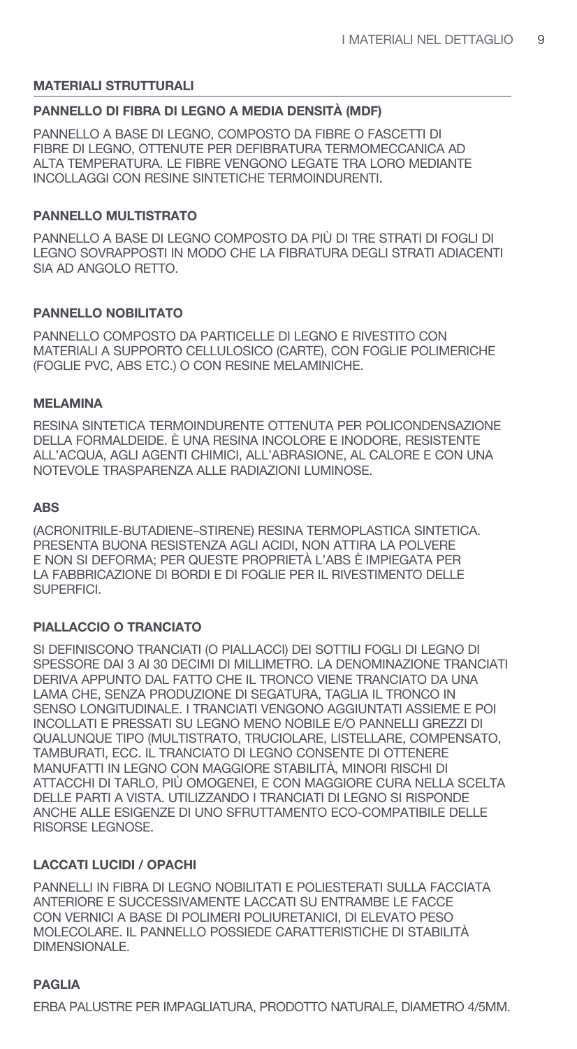## MATERIALI STRUTTURALI

### PANNELLO DI FIBRA DI LEGNO A MEDIA DENSITÀ (MDF)

PANNELLO A BASE DI LEGNO, COMPOSTO DA FIBRE O FASCETTI DI FIBRE DI LEGNO, OTTENUTE PER DEFIBRATURA TERMOMECCANICA AD ALTA TEMPERATURA. LE FIBRE VENGONO LEGATE TRA LORO MEDIANTE INCOLLAGGI CON RESINE SINTETICHE TERMOINDURENTI.

### PANNELLO MULTISTRATO

PANNELLO A BASE DI LEGNO COMPOSTO DA PIÙ DI TRE STRATI DI FOGLI DI LEGNO SOVRAPPOSTI IN MODO CHE LA FIBRATURA DEGLI STRATI ADIACENTI SIA AD ANGOLO RETTO.

### PANNELLO NOBILITATO

PANNELLO COMPOSTO DA PARTICELLE DI LEGNO E RIVESTITO CON MATERIALI A SUPPORTO CELLULOSICO (CARTE), CON FOGLIE POLIMERICHE (FOGLIE PVC, ABS ETC.) O CON RESINE MELAMINICHE.

### MELAMINA

RESINA SINTETICA TERMOINDURENTE OTTENUTA PER POLICONDENSAZIONE DELLA FORMALDEIDE. È UNA RESINA INCOLORE E INODORE, RESISTENTE ALL'ACQUA, AGLI AGENTI CHIMICI, ALL'ABRASIONE, AL CALORE E CON UNA NOTEVOLE TRASPARENZA ALLE RADIAZIONI LUMINOSE.

### ABS

(ACRONITRILE-BUTADIENE–STIRENE) RESINA TERMOPLASTICA SINTETICA. PRESENTA BUONA RESISTENZA AGLI ACIDI, NON ATTIRA LA POLVERE E NON SI DEFORMA; PER QUESTE PROPRIETÀ L'ABS È IMPIEGATA PER LA FABBRICAZIONE DI BORDI E DI FOGLIE PER IL RIVESTIMENTO DELLE SUPERFICI.

### PIALLACCIO O TRANCIATO

SI DEFINISCONO TRANCIATI (O PIALLACCI) DEI SOTTILI FOGLI DI LEGNO DI SPESSORE DAI 3 AI 30 DECIMI DI MILLIMETRO. LA DENOMINAZIONE TRANCIATI DERIVA APPUNTO DAL FATTO CHE IL TRONCO VIENE TRANCIATO DA UNA LAMA CHE, SENZA PRODUZIONE DI SEGATURA, TAGLIA IL TRONCO IN SENSO LONGITUDINALE. I TRANCIATI VENGONO AGGIUNTATI ASSIEME E POI INCOLLATI E PRESSATI SU LEGNO MENO NOBILE E/O PANNELLI GREZZI DI QUALUNQUE TIPO (MULTISTRATO, TRUCIOLARE, LISTELLARE, COMPENSATO, TAMBURATI, ECC. IL TRANCIATO DI LEGNO CONSENTE DI OTTENERE MANUFATTI IN LEGNO CON MAGGIORE STABILITÀ, MINORI RISCHI DI ATTACCHI DI TARLO, PIÙ OMOGENEI, E CON MAGGIORE CURA NELLA SCELTA DELLE PARTI A VISTA. UTILIZZANDO I TRANCIATI DI LEGNO SI RISPONDE ANCHE ALLE ESIGENZE DI UNO SFRUTTAMENTO ECO-COMPATIBILE DELLE RISORSE LEGNOSE.

### LACCATI LUCIDI / OPACHI

PANNELLI IN FIBRA DI LEGNO NOBILITATI E POLIESTERATI SULLA FACCIATA ANTERIORE E SUCCESSIVAMENTE LACCATI SU ENTRAMBE LE FACCE CON VERNICI A BASE DI POLIMERI POLIURETANICI, DI ELEVATO PESO MOLECOLARE. IL PANNELLO POSSIEDE CARATTERISTICHE DI STABILITÀ DIMENSIONALE.

### PAGLIA

ERBA PALUSTRE PER IMPAGLIATURA, PRODOTTO NATURALE, DIAMETRO 4/5MM.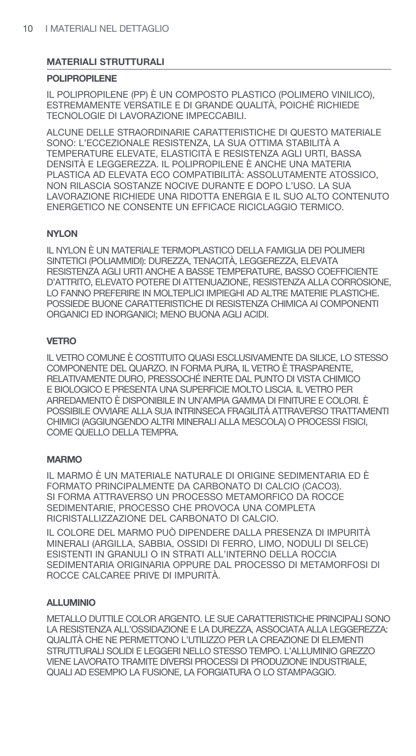## MATERIALI STRUTTURALI

### POLIPROPILENE

IL POLIPROPILENE (PP) È UN COMPOSTO PLASTICO (POLIMERO VINILICO), ESTREMAMENTE VERSATILE E DI GRANDE QUALITÀ, POICHÉ RICHIEDE TECNOLOGIE DI LAVORAZIONE IMPECCABILI.

ALCUNE DELLE STRAORDINARIE CARATTERISTICHE DI QUESTO MATERIALE SONO: L'ECCEZIONALE RESISTENZA, LA SUA OTTIMA STABILITÀ A TEMPERATURE ELEVATE, ELASTICITÀ E RESISTENZA AGLI URTI, BASSA DENSITÀ E LEGGEREZZA. IL POLIPROPILENE È ANCHE UNA MATERIA PLASTICA AD ELEVATA ECO COMPATIBILITÀ: ASSOLUTAMENTE ATOSSICO, NON RILASCIA SOSTANZE NOCIVE DURANTE E DOPO L'USO. LA SUA LAVORAZIONE RICHIEDE UNA RIDOTTA ENERGIA E IL SUO ALTO CONTENUTO ENERGETICO NE CONSENTE UN EFFICACE RICICLAGGIO TERMICO.

### NYLON

IL NYLON È UN MATERIALE TERMOPLASTICO DELLA FAMIGLIA DEI POLIMERI SINTETICI (POLIAMMIDI): DUREZZA, TENACITÀ, LEGGEREZZA, ELEVATA RESISTENZA AGLI URTI ANCHE A BASSE TEMPERATURE, BASSO COEFFICIENTE D'ATTRITO, ELEVATO POTERE DI ATTENUAZIONE, RESISTENZA ALLA CORROSIONE, LO FANNO PREFERIRE IN MOLTEPLICI IMPIEGHI AD ALTRE MATERIE PLASTICHE. POSSIEDE BUONE CARATTERISTICHE DI RESISTENZA CHIMICA AI COMPONENTI ORGANICI ED INORGANICI; MENO BUONA AGLI ACIDI.

### VETRO

IL VETRO COMUNE È COSTITUITO QUASI ESCLUSIVAMENTE DA SILICE, LO STESSO COMPONENTE DEL QUARZO. IN FORMA PURA, IL VETRO È TRASPARENTE, RELATIVAMENTE DURO, PRESSOCHÉ INERTE DAL PUNTO DI VISTA CHIMICO E BIOLOGICO E PRESENTA UNA SUPERFICIE MOLTO LISCIA. IL VETRO PER ARREDAMENTO È DISPONIBILE IN UN'AMPIA GAMMA DI FINITURE E COLORI. È POSSIBILE OVVIARE ALLA SUA INTRINSECA FRAGILITÀ ATTRAVERSO TRATTAMENTI CHIMICI (AGGIUNGENDO ALTRI MINERALI ALLA MESCOLA) O PROCESSI FISICI, COME QUELLO DELLA TEMPRA.

### MARMO

IL MARMO È UN MATERIALE NATURALE DI ORIGINE SEDIMENTARIA ED È FORMATO PRINCIPALMENTE DA CARBONATO DI CALCIO ($CaCO_3$). SI FORMA ATTRAVERSO UN PROCESSO METAMORFICO DA ROCCE SEDIMENTARIE, PROCESSO CHE PROVOCA UNA COMPLETA RICRISTALLIZZAZIONE DEL CARBONATO DI CALCIO.

IL COLORE DEL MARMO PUÒ DIPENDERE DALLA PRESENZA DI IMPURITÀ MINERALI (ARGILLA, SABBIA, OSSIDI DI FERRO, LIMO, NODULI DI SELCE) ESISTENTI IN GRANULI O IN STRATI ALL'INTERNO DELLA ROCCIA SEDIMENTARIA ORIGINARIA OPPURE DAL PROCESSO DI METAMORFOSI DI ROCCE CALCAREE PRIVE DI IMPURITÀ.

### ALLUMINIO

METALLO DUTTILE COLOR ARGENTO. LE SUE CARATTERISTICHE PRINCIPALI SONO LA RESISTENZA ALL'OSSIDAZIONE E LA DUREZZA, ASSOCIATA ALLA LEGGEREZZA: QUALITÀ CHE NE PERMETTONO L'UTILIZZO PER LA CREAZIONE DI ELEMENTI STRUTTURALI SOLIDI E LEGGERI NELLO STESSO TEMPO. L'ALLUMINIO GREZZO VIENE LAVORATO TRAMITE DIVERSI PROCESSI DI PRODUZIONE INDUSTRIALE, QUALI AD ESEMPIO LA FUSIONE, LA FORGIATURA O LO STAMPAGGIO.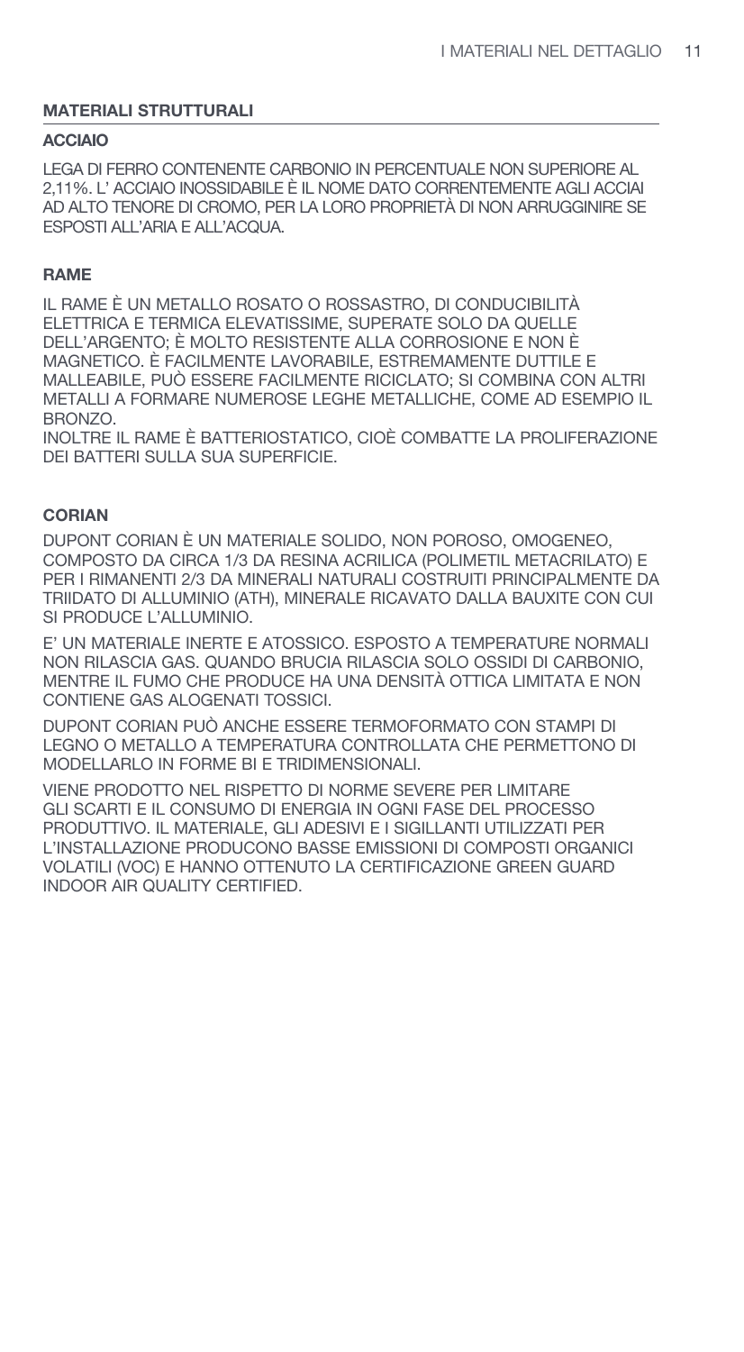## MATERIALI STRUTTURALI

### ACCIAIO

LEGA DI FERRO CONTENENTE CARBONIO IN PERCENTUALE NON SUPERIORE AL 2,11%. L' ACCIAIO INOSSIDABILE È IL NOME DATO CORRENTEMENTE AGLI ACCIAI AD ALTO TENORE DI CROMO, PER LA LORO PROPRIETÀ DI NON ARRUGGINIRE SE ESPOSTI ALL'ARIA E ALL'ACQUA.

### RAME

IL RAME È UN METALLO ROSATO O ROSSASTRO, DI CONDUCIBILITÀ ELETTRICA E TERMICA ELEVATISSIME, SUPERATE SOLO DA QUELLE DELL'ARGENTO; È MOLTO RESISTENTE ALLA CORROSIONE E NON È MAGNETICO. È FACILMENTE LAVORABILE, ESTREMAMENTE DUTTILE E MALLEABILE, PUÒ ESSERE FACILMENTE RICICLATO; SI COMBINA CON ALTRI METALLI A FORMARE NUMEROSE LEGHE METALLICHE, COME AD ESEMPIO IL BRONZO.
INOLTRE IL RAME È BATTERIOSTATICO, CIOÈ COMBATTE LA PROLIFERAZIONE DEI BATTERI SULLA SUA SUPERFICIE.

### CORIAN

DUPONT CORIAN È UN MATERIALE SOLIDO, NON POROSO, OMOGENEO, COMPOSTO DA CIRCA 1/3 DA RESINA ACRILICA (POLIMETIL METACRILATO) E PER I RIMANENTI 2/3 DA MINERALI NATURALI COSTRUITI PRINCIPALMENTE DA TRIIDATO DI ALLUMINIO (ATH), MINERALE RICAVATO DALLA BAUXITE CON CUI SI PRODUCE L'ALLUMINIO.

E' UN MATERIALE INERTE E ATOSSICO. ESPOSTO A TEMPERATURE NORMALI NON RILASCIA GAS. QUANDO BRUCIA RILASCIA SOLO OSSIDI DI CARBONIO, MENTRE IL FUMO CHE PRODUCE HA UNA DENSITÀ OTTICA LIMITATA E NON CONTIENE GAS ALOGENATI TOSSICI.

DUPONT CORIAN PUÒ ANCHE ESSERE TERMOFORMATO CON STAMPI DI LEGNO O METALLO A TEMPERATURA CONTROLLATA CHE PERMETTONO DI MODELLARLO IN FORME BI E TRIDIMENSIONALI.

VIENE PRODOTTO NEL RISPETTO DI NORME SEVERE PER LIMITARE GLI SCARTI E IL CONSUMO DI ENERGIA IN OGNI FASE DEL PROCESSO PRODUTTIVO. IL MATERIALE, GLI ADESIVI E I SIGILLANTI UTILIZZATI PER L'INSTALLAZIONE PRODUCONO BASSE EMISSIONI DI COMPOSTI ORGANICI VOLATILI (VOC) E HANNO OTTENUTO LA CERTIFICAZIONE GREEN GUARD INDOOR AIR QUALITY CERTIFIED.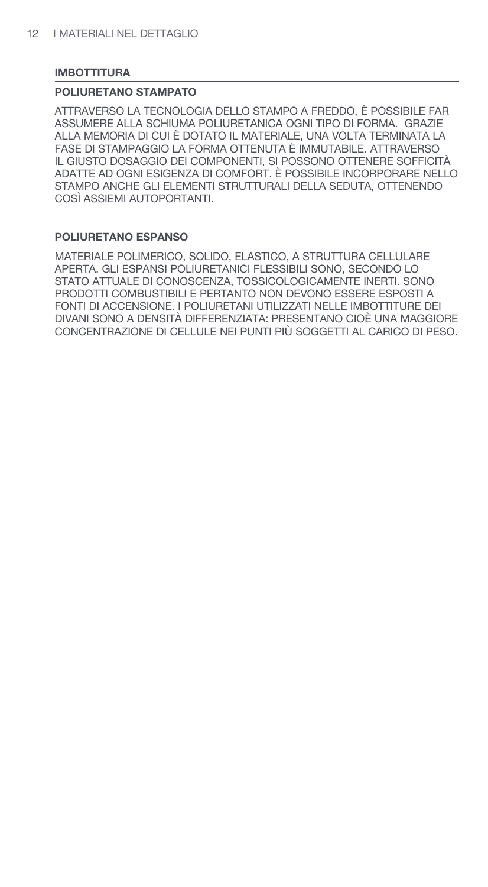## IMBOTTITURA

### POLIURETANO STAMPATO

ATTRAVERSO LA TECNOLOGIA DELLO STAMPO A FREDDO, È POSSIBILE FAR ASSUMERE ALLA SCHIUMA POLIURETANICA OGNI TIPO DI FORMA. GRAZIE ALLA MEMORIA DI CUI È DOTATO IL MATERIALE, UNA VOLTA TERMINATA LA FASE DI STAMPAGGIO LA FORMA OTTENUTA È IMMUTABILE. ATTRAVERSO IL GIUSTO DOSAGGIO DEI COMPONENTI, SI POSSONO OTTENERE SOFFICITÀ ADATTE AD OGNI ESIGENZA DI COMFORT. È POSSIBILE INCORPORARE NELLO STAMPO ANCHE GLI ELEMENTI STRUTTURALI DELLA SEDUTA, OTTENENDO COSÌ ASSIEMI AUTOPORTANTI.

### POLIURETANO ESPANSO

MATERIALE POLIMERICO, SOLIDO, ELASTICO, A STRUTTURA CELLULARE APERTA. GLI ESPANSI POLIURETANICI FLESSIBILI SONO, SECONDO LO STATO ATTUALE DI CONOSCENZA, TOSSICOLOGICAMENTE INERTI. SONO PRODOTTI COMBUSTIBILI E PERTANTO NON DEVONO ESSERE ESPOSTI A FONTI DI ACCENSIONE. I POLIURETANI UTILIZZATI NELLE IMBOTTITURE DEI DIVANI SONO A DENSITÀ DIFFERENZIATA: PRESENTANO CIOÈ UNA MAGGIORE CONCENTRAZIONE DI CELLULE NEI PUNTI PIÙ SOGGETTI AL CARICO DI PESO.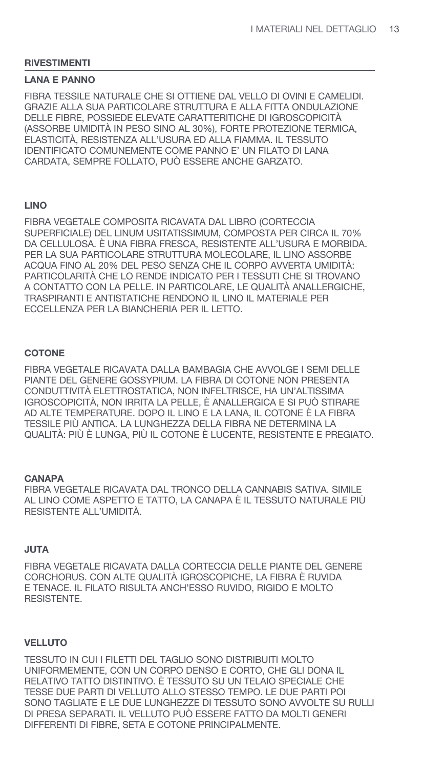## RIVESTIMENTI

### LANA E PANNO

FIBRA TESSILE NATURALE CHE SI OTTIENE DAL VELLO DI OVINI E CAMELIDI. GRAZIE ALLA SUA PARTICOLARE STRUTTURA E ALLA FITTA ONDULAZIONE DELLE FIBRE, POSSIEDE ELEVATE CARATTERITICHE DI IGROSCOPICITÀ (ASSORBE UMIDITÀ IN PESO SINO AL 30%), FORTE PROTEZIONE TERMICA, ELASTICITÀ, RESISTENZA ALL'USURA ED ALLA FIAMMA. IL TESSUTO IDENTIFICATO COMUNEMENTE COME PANNO E' UN FILATO DI LANA CARDATA, SEMPRE FOLLATO, PUÒ ESSERE ANCHE GARZATO.

### LINO

FIBRA VEGETALE COMPOSITA RICAVATA DAL LIBRO (CORTECCIA SUPERFICIALE) DEL LINUM USITATISSIMUM, COMPOSTA PER CIRCA IL 70% DA CELLULOSA. È UNA FIBRA FRESCA, RESISTENTE ALL'USURA E MORBIDA. PER LA SUA PARTICOLARE STRUTTURA MOLECOLARE, IL LINO ASSORBE ACQUA FINO AL 20% DEL PESO SENZA CHE IL CORPO AVVERTA UMIDITÀ: PARTICOLARITÀ CHE LO RENDE INDICATO PER I TESSUTI CHE SI TROVANO A CONTATTO CON LA PELLE. IN PARTICOLARE, LE QUALITÀ ANALLERGICHE, TRASPIRANTI E ANTISTATICHE RENDONO IL LINO IL MATERIALE PER ECCELLENZA PER LA BIANCHERIA PER IL LETTO.

### COTONE

FIBRA VEGETALE RICAVATA DALLA BAMBAGIA CHE AVVOLGE I SEMI DELLE PIANTE DEL GENERE GOSSYPIUM. LA FIBRA DI COTONE NON PRESENTA CONDUTTIVITÀ ELETTROSTATICA, NON INFELTRISCE, HA UN'ALTISSIMA IGROSCOPICITÀ, NON IRRITA LA PELLE, È ANALLERGICA E SI PUÒ STIRARE AD ALTE TEMPERATURE. DOPO IL LINO E LA LANA, IL COTONE È LA FIBRA TESSILE PIÙ ANTICA. LA LUNGHEZZA DELLA FIBRA NE DETERMINA LA QUALITÀ: PIÙ È LUNGA, PIÙ IL COTONE È LUCENTE, RESISTENTE E PREGIATO.

### CANAPA

FIBRA VEGETALE RICAVATA DAL TRONCO DELLA CANNABIS SATIVA. SIMILE AL LINO COME ASPETTO E TATTO, LA CANAPA È IL TESSUTO NATURALE PIÙ RESISTENTE ALL'UMIDITÀ.

### JUTA

FIBRA VEGETALE RICAVATA DALLA CORTECCIA DELLE PIANTE DEL GENERE CORCHORUS. CON ALTE QUALITÀ IGROSCOPICHE, LA FIBRA È RUVIDA E TENACE. IL FILATO RISULTA ANCH'ESSO RUVIDO, RIGIDO E MOLTO RESISTENTE.

### VELLUTO

TESSUTO IN CUI I FILETTI DEL TAGLIO SONO DISTRIBUITI MOLTO UNIFORMEMENTE, CON UN CORPO DENSO E CORTO, CHE GLI DONA IL RELATIVO TATTO DISTINTIVO. È TESSUTO SU UN TELAIO SPECIALE CHE TESSE DUE PARTI DI VELLUTO ALLO STESSO TEMPO. LE DUE PARTI POI SONO TAGLIATE E LE DUE LUNGHEZZE DI TESSUTO SONO AVVOLTE SU RULLI DI PRESA SEPARATI. IL VELLUTO PUÒ ESSERE FATTO DA MOLTI GENERI DIFFERENTI DI FIBRE, SETA E COTONE PRINCIPALMENTE.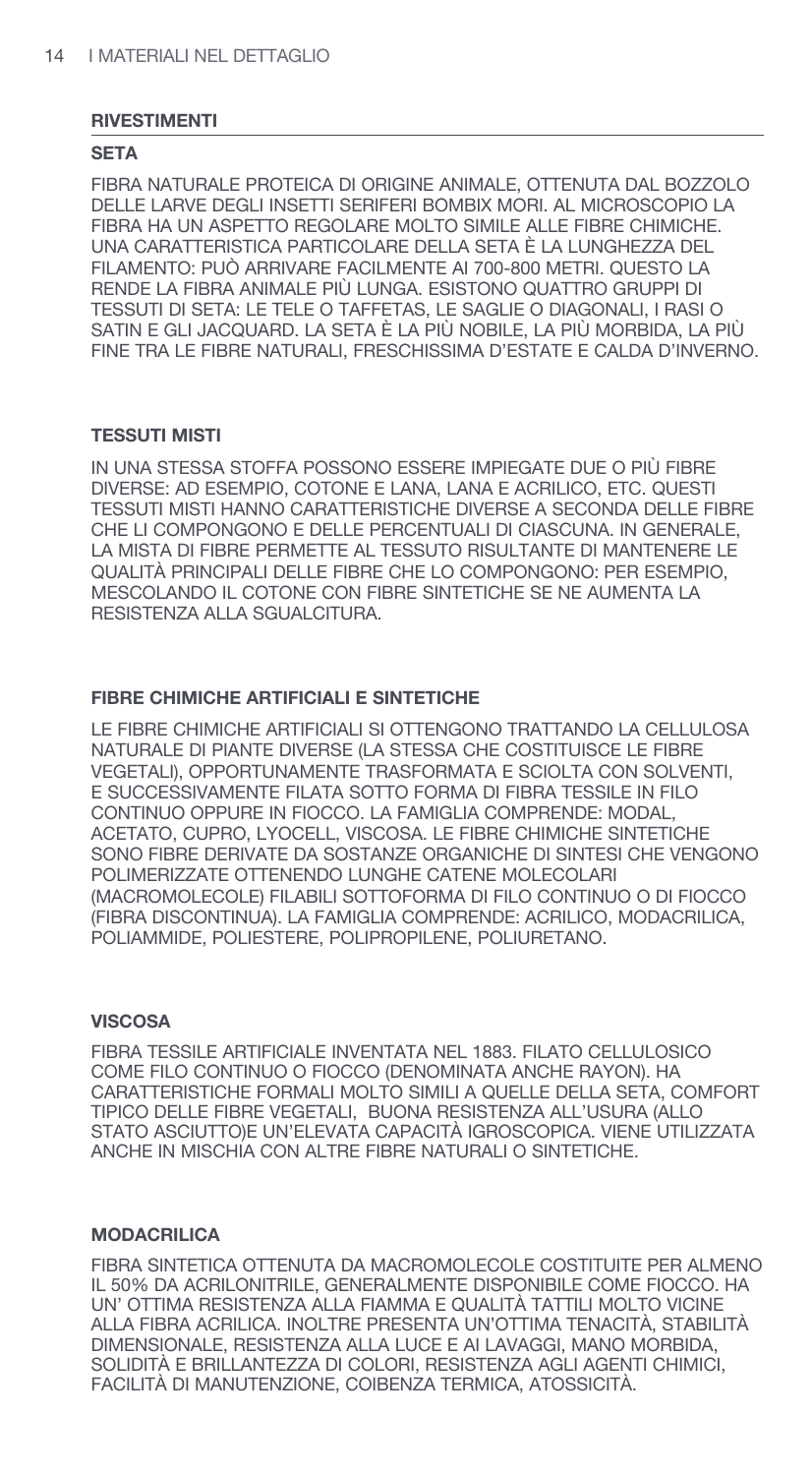## RIVESTIMENTI

### SETA

FIBRA NATURALE PROTEICA DI ORIGINE ANIMALE, OTTENUTA DAL BOZZOLO DELLE LARVE DEGLI INSETTI SERIFERI BOMBIX MORI. AL MICROSCOPIO LA FIBRA HA UN ASPETTO REGOLARE MOLTO SIMILE ALLE FIBRE CHIMICHE. UNA CARATTERISTICA PARTICOLARE DELLA SETA È LA LUNGHEZZA DEL FILAMENTO: PUÒ ARRIVARE FACILMENTE AI 700-800 METRI. QUESTO LA RENDE LA FIBRA ANIMALE PIÙ LUNGA. ESISTONO QUATTRO GRUPPI DI TESSUTI DI SETA: LE TELE O TAFFETAS, LE SAGLIE O DIAGONALI, I RASI O SATIN E GLI JACQUARD. LA SETA È LA PIÙ NOBILE, LA PIÙ MORBIDA, LA PIÙ FINE TRA LE FIBRE NATURALI, FRESCHISSIMA D'ESTATE E CALDA D'INVERNO.

### TESSUTI MISTI

IN UNA STESSA STOFFA POSSONO ESSERE IMPIEGATE DUE O PIÙ FIBRE DIVERSE: AD ESEMPIO, COTONE E LANA, LANA E ACRILICO, ETC. QUESTI TESSUTI MISTI HANNO CARATTERISTICHE DIVERSE A SECONDA DELLE FIBRE CHE LI COMPONGONO E DELLE PERCENTUALI DI CIASCUNA. IN GENERALE, LA MISTA DI FIBRE PERMETTE AL TESSUTO RISULTANTE DI MANTENERE LE QUALITÀ PRINCIPALI DELLE FIBRE CHE LO COMPONGONO: PER ESEMPIO, MESCOLANDO IL COTONE CON FIBRE SINTETICHE SE NE AUMENTA LA RESISTENZA ALLA SGUALCITURA.

### FIBRE CHIMICHE ARTIFICIALI E SINTETICHE

LE FIBRE CHIMICHE ARTIFICIALI SI OTTENGONO TRATTANDO LA CELLULOSA NATURALE DI PIANTE DIVERSE (LA STESSA CHE COSTITUISCE LE FIBRE VEGETALI), OPPORTUNAMENTE TRASFORMATA E SCIOLTA CON SOLVENTI, E SUCCESSIVAMENTE FILATA SOTTO FORMA DI FIBRA TESSILE IN FILO CONTINUO OPPURE IN FIOCCO. LA FAMIGLIA COMPRENDE: MODAL, ACETATO, CUPRO, LYOCELL, VISCOSA. LE FIBRE CHIMICHE SINTETICHE SONO FIBRE DERIVATE DA SOSTANZE ORGANICHE DI SINTESI CHE VENGONO POLIMERIZZATE OTTENENDO LUNGHE CATENE MOLECOLARI (MACROMOLECOLE) FILABILI SOTTOFORMA DI FILO CONTINUO O DI FIOCCO (FIBRA DISCONTINUA). LA FAMIGLIA COMPRENDE: ACRILICO, MODACRILICA, POLIAMMIDE, POLIESTERE, POLIPROPILENE, POLIURETANO.

### VISCOSA

FIBRA TESSILE ARTIFICIALE INVENTATA NEL 1883. FILATO CELLULOSICO COME FILO CONTINUO O FIOCCO (DENOMINATA ANCHE RAYON). HA CARATTERISTICHE FORMALI MOLTO SIMILI A QUELLE DELLA SETA, COMFORT TIPICO DELLE FIBRE VEGETALI, BUONA RESISTENZA ALL'USURA (ALLO STATO ASCIUTTO)E UN'ELEVATA CAPACITÀ IGROSCOPICA. VIENE UTILIZZATA ANCHE IN MISCHIA CON ALTRE FIBRE NATURALI O SINTETICHE.

### MODACRILICA

FIBRA SINTETICA OTTENUTA DA MACROMOLECOLE COSTITUITE PER ALMENO IL 50% DA ACRILONITRILE, GENERALMENTE DISPONIBILE COME FIOCCO. HA UN' OTTIMA RESISTENZA ALLA FIAMMA E QUALITÀ TATTILI MOLTO VICINE ALLA FIBRA ACRILICA. INOLTRE PRESENTA UN'OTTIMA TENACITÀ, STABILITÀ DIMENSIONALE, RESISTENZA ALLA LUCE E AI LAVAGGI, MANO MORBIDA, SOLIDITÀ E BRILLANTEZZA DI COLORI, RESISTENZA AGLI AGENTI CHIMICI, FACILITÀ DI MANUTENZIONE, COIBENZA TERMICA, ATOSSICITÀ.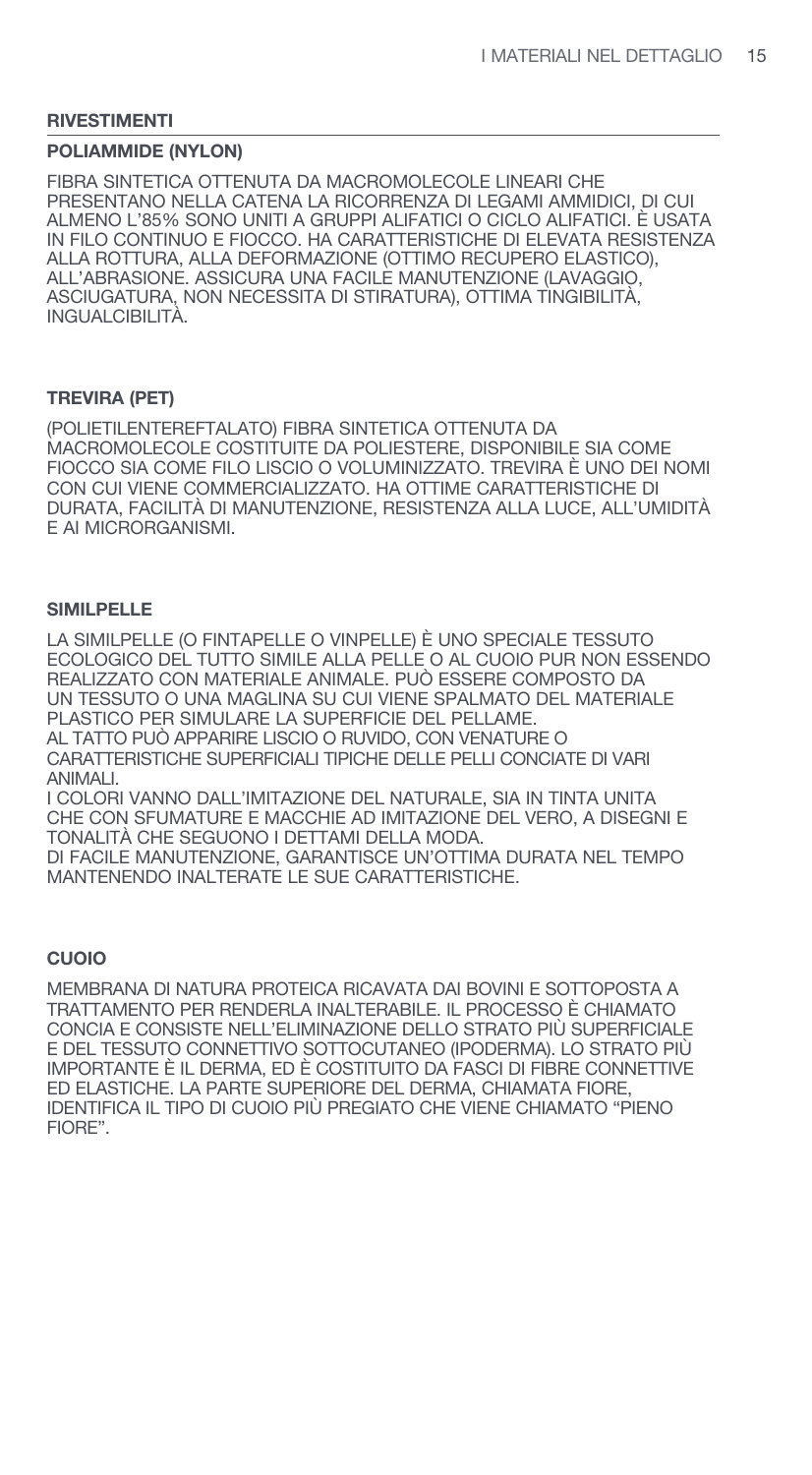## RIVESTIMENTI

### POLIAMMIDE (NYLON)

FIBRA SINTETICA OTTENUTA DA MACROMOLECOLE LINEARI CHE PRESENTANO NELLA CATENA LA RICORRENZA DI LEGAMI AMMIDICI, DI CUI ALMENO L'85% SONO UNITI A GRUPPI ALIFATICI O CICLO ALIFATICI. È USATA IN FILO CONTINUO E FIOCCO. HA CARATTERISTICHE DI ELEVATA RESISTENZA ALLA ROTTURA, ALLA DEFORMAZIONE (OTTIMO RECUPERO ELASTICO), ALL'ABRASIONE. ASSICURA UNA FACILE MANUTENZIONE (LAVAGGIO, ASCIUGATURA, NON NECESSITA DI STIRATURA), OTTIMA TINGIBILITÀ, INGUALCIBILITÀ.

### TREVIRA (PET)

(POLIETILENTEREFTALATO) FIBRA SINTETICA OTTENUTA DA MACROMOLECOLE COSTITUITE DA POLIESTERE, DISPONIBILE SIA COME FIOCCO SIA COME FILO LISCIO O VOLUMINIZZATO. TREVIRA È UNO DEI NOMI CON CUI VIENE COMMERCIALIZZATO. HA OTTIME CARATTERISTICHE DI DURATA, FACILITÀ DI MANUTENZIONE, RESISTENZA ALLA LUCE, ALL'UMIDITÀ E AI MICRORGANISMI.

### SIMILPELLE

LA SIMILPELLE (O FINTAPELLE O VINPELLE) È UNO SPECIALE TESSUTO ECOLOGICO DEL TUTTO SIMILE ALLA PELLE O AL CUOIO PUR NON ESSENDO REALIZZATO CON MATERIALE ANIMALE. PUÒ ESSERE COMPOSTO DA UN TESSUTO O UNA MAGLINA SU CUI VIENE SPALMATO DEL MATERIALE PLASTICO PER SIMULARE LA SUPERFICIE DEL PELLAME.
AL TATTO PUÒ APPARIRE LISCIO O RUVIDO, CON VENATURE O CARATTERISTICHE SUPERFICIALI TIPICHE DELLE PELLI CONCIATE DI VARI ANIMALI.
I COLORI VANNO DALL'IMITAZIONE DEL NATURALE, SIA IN TINTA UNITA CHE CON SFUMATURE E MACCHIE AD IMITAZIONE DEL VERO, A DISEGNI E TONALITÀ CHE SEGUONO I DETTAMI DELLA MODA.
DI FACILE MANUTENZIONE, GARANTISCE UN'OTTIMA DURATA NEL TEMPO MANTENENDO INALTERATE LE SUE CARATTERISTICHE.

### CUOIO

MEMBRANA DI NATURA PROTEICA RICAVATA DAI BOVINI E SOTTOPOSTA A TRATTAMENTO PER RENDERLA INALTERABILE. IL PROCESSO È CHIAMATO CONCIA E CONSISTE NELL'ELIMINAZIONE DELLO STRATO PIÙ SUPERFICIALE E DEL TESSUTO CONNETTIVO SOTTOCUTANEO (IPODERMA). LO STRATO PIÙ IMPORTANTE È IL DERMA, ED È COSTITUITO DA FASCI DI FIBRE CONNETTIVE ED ELASTICHE. LA PARTE SUPERIORE DEL DERMA, CHIAMATA FIORE, IDENTIFICA IL TIPO DI CUOIO PIÙ PREGIATO CHE VIENE CHIAMATO "PIENO FIORE".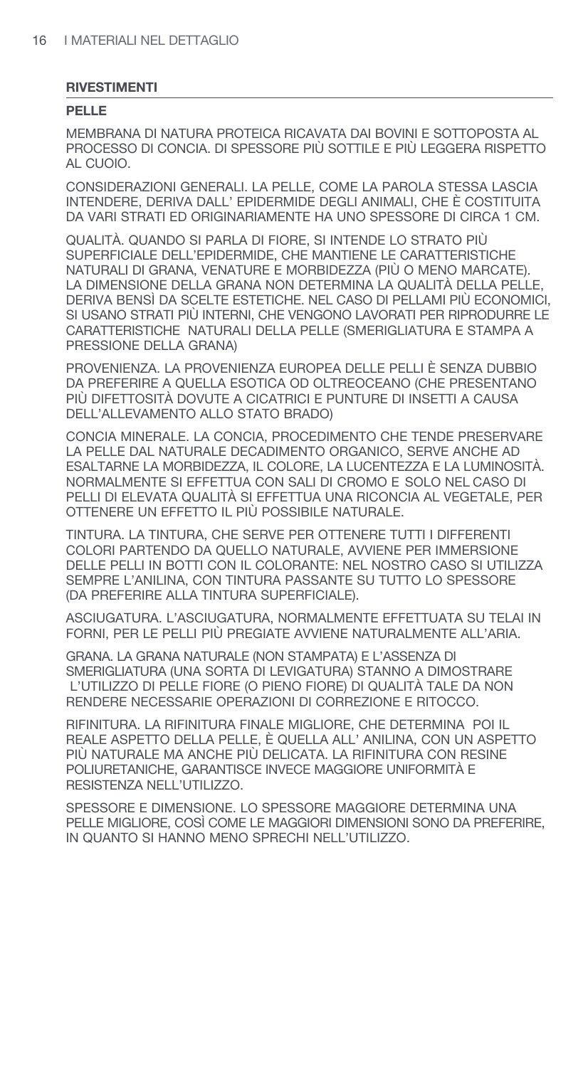## RIVESTIMENTI

### PELLE

MEMBRANA DI NATURA PROTEICA RICAVATA DAI BOVINI E SOTTOPOSTA AL PROCESSO DI CONCIA. DI SPESSORE PIÙ SOTTILE E PIÙ LEGGERA RISPETTO AL CUOIO.

CONSIDERAZIONI GENERALI. LA PELLE, COME LA PAROLA STESSA LASCIA INTENDERE, DERIVA DALL' EPIDERMIDE DEGLI ANIMALI, CHE È COSTITUITA DA VARI STRATI ED ORIGINARIAMENTE HA UNO SPESSORE DI CIRCA 1 CM.

QUALITÀ. QUANDO SI PARLA DI FIORE, SI INTENDE LO STRATO PIÙ SUPERFICIALE DELL'EPIDERMIDE, CHE MANTIENE LE CARATTERISTICHE NATURALI DI GRANA, VENATURE E MORBIDEZZA (PIÙ O MENO MARCATE). LA DIMENSIONE DELLA GRANA NON DETERMINA LA QUALITÀ DELLA PELLE, DERIVA BENSÌ DA SCELTE ESTETICHE. NEL CASO DI PELLAMI PIÙ ECONOMICI, SI USANO STRATI PIÙ INTERNI, CHE VENGONO LAVORATI PER RIPRODURRE LE CARATTERISTICHE NATURALI DELLA PELLE (SMERIGLIATURA E STAMPA A PRESSIONE DELLA GRANA)

PROVENIENZA. LA PROVENIENZA EUROPEA DELLE PELLI È SENZA DUBBIO DA PREFERIRE A QUELLA ESOTICA OD OLTREOCEANO (CHE PRESENTANO PIÙ DIFETTOSITÀ DOVUTE A CICATRICI E PUNTURE DI INSETTI A CAUSA DELL'ALLEVAMENTO ALLO STATO BRADO)

CONCIA MINERALE. LA CONCIA, PROCEDIMENTO CHE TENDE PRESERVARE LA PELLE DAL NATURALE DECADIMENTO ORGANICO, SERVE ANCHE AD ESALTARNE LA MORBIDEZZA, IL COLORE, LA LUCENTEZZA E LA LUMINOSITÀ. NORMALMENTE SI EFFETTUA CON SALI DI CROMO E SOLO NEL CASO DI PELLI DI ELEVATA QUALITÀ SI EFFETTUA UNA RICONCIA AL VEGETALE, PER OTTENERE UN EFFETTO IL PIÙ POSSIBILE NATURALE.

TINTURA. LA TINTURA, CHE SERVE PER OTTENERE TUTTI I DIFFERENTI COLORI PARTENDO DA QUELLO NATURALE, AVVIENE PER IMMERSIONE DELLE PELLI IN BOTTI CON IL COLORANTE: NEL NOSTRO CASO SI UTILIZZA SEMPRE L'ANILINA, CON TINTURA PASSANTE SU TUTTO LO SPESSORE (DA PREFERIRE ALLA TINTURA SUPERFICIALE).

ASCIUGATURA. L'ASCIUGATURA, NORMALMENTE EFFETTUATA SU TELAI IN FORNI, PER LE PELLI PIÙ PREGIATE AVVIENE NATURALMENTE ALL'ARIA.

GRANA. LA GRANA NATURALE (NON STAMPATA) E L'ASSENZA DI SMERIGLIATURA (UNA SORTA DI LEVIGATURA) STANNO A DIMOSTRARE L'UTILIZZO DI PELLE FIORE (O PIENO FIORE) DI QUALITÀ TALE DA NON RENDERE NECESSARIE OPERAZIONI DI CORREZIONE E RITOCCO.

RIFINITURA. LA RIFINITURA FINALE MIGLIORE, CHE DETERMINA POI IL REALE ASPETTO DELLA PELLE, È QUELLA ALL' ANILINA, CON UN ASPETTO PIÙ NATURALE MA ANCHE PIÙ DELICATA. LA RIFINITURA CON RESINE POLIURETANICHE, GARANTISCE INVECE MAGGIORE UNIFORMITÀ E RESISTENZA NELL'UTILIZZO.

SPESSORE E DIMENSIONE. LO SPESSORE MAGGIORE DETERMINA UNA PELLE MIGLIORE, COSÌ COME LE MAGGIORI DIMENSIONI SONO DA PREFERIRE, IN QUANTO SI HANNO MENO SPRECHI NELL'UTILIZZO.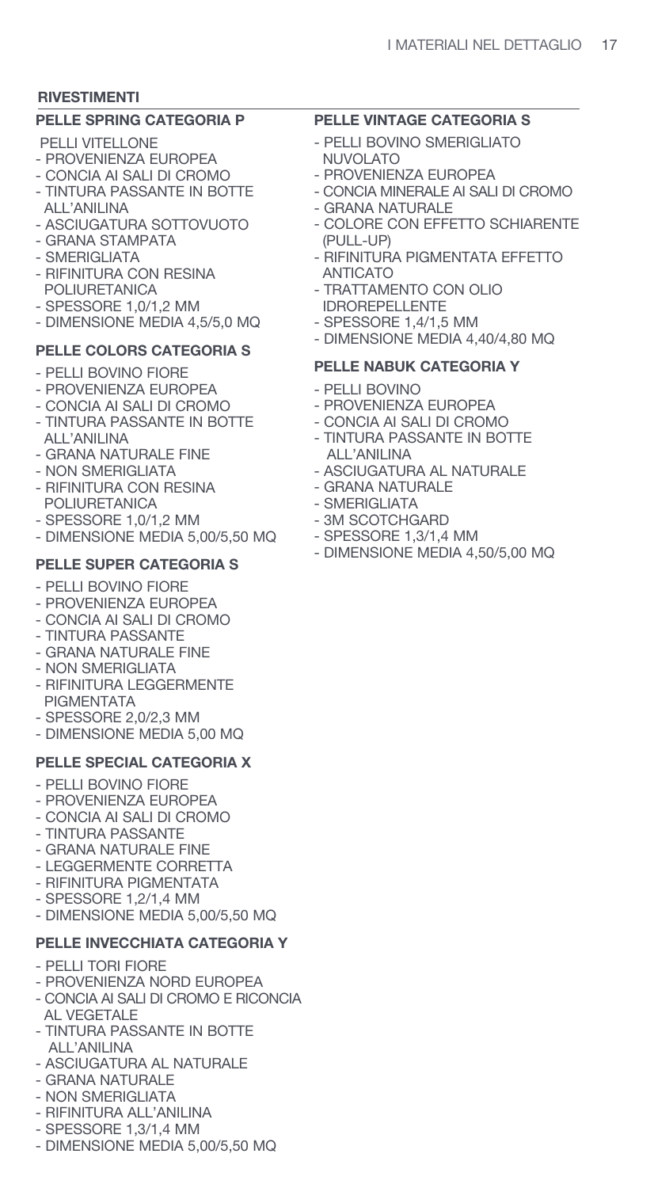## RIVESTIMENTI

### PELLE SPRING CATEGORIA P

PELLI VITELLONE
- PROVENIENZA EUROPEA
- CONCIA AI SALI DI CROMO
- TINTURA PASSANTE IN BOTTE ALL'ANILINA
- ASCIUGATURA SOTTOVUOTO
- GRANA STAMPATA
- SMERIGLIATA
- RIFINITURA CON RESINA POLIURETANICA
- SPESSORE 1,0/1,2 MM
- DIMENSIONE MEDIA 4,5/5,0 MQ

### PELLE COLORS CATEGORIA S

- PELLI BOVINO FIORE
- PROVENIENZA EUROPEA
- CONCIA AI SALI DI CROMO
- TINTURA PASSANTE IN BOTTE ALL'ANILINA
- GRANA NATURALE FINE
- NON SMERIGLIATA
- RIFINITURA CON RESINA POLIURETANICA
- SPESSORE 1,0/1,2 MM
- DIMENSIONE MEDIA 5,00/5,50 MQ

### PELLE SUPER CATEGORIA S

- PELLI BOVINO FIORE
- PROVENIENZA EUROPEA
- CONCIA AI SALI DI CROMO
- TINTURA PASSANTE
- GRANA NATURALE FINE
- NON SMERIGLIATA
- RIFINITURA LEGGERMENTE PIGMENTATA
- SPESSORE 2,0/2,3 MM
- DIMENSIONE MEDIA 5,00 MQ

### PELLE SPECIAL CATEGORIA X

- PELLI BOVINO FIORE
- PROVENIENZA EUROPEA
- CONCIA AI SALI DI CROMO
- TINTURA PASSANTE
- GRANA NATURALE FINE
- LEGGERMENTE CORRETTA
- RIFINITURA PIGMENTATA
- SPESSORE 1,2/1,4 MM
- DIMENSIONE MEDIA 5,00/5,50 MQ

### PELLE INVECCHIATA CATEGORIA Y

- PELLI TORI FIORE
- PROVENIENZA NORD EUROPEA
- CONCIA AI SALI DI CROMO E RICONCIA AL VEGETALE
- TINTURA PASSANTE IN BOTTE ALL'ANILINA
- ASCIUGATURA AL NATURALE
- GRANA NATURALE
- NON SMERIGLIATA
- RIFINITURA ALL'ANILINA
- SPESSORE 1,3/1,4 MM
- DIMENSIONE MEDIA 5,00/5,50 MQ

### PELLE VINTAGE CATEGORIA S

- PELLI BOVINO SMERIGLIATO NUVOLATO
- PROVENIENZA EUROPEA
- CONCIA MINERALE AI SALI DI CROMO
- GRANA NATURALE
- COLORE CON EFFETTO SCHIARENTE (PULL-UP)
- RIFINITURA PIGMENTATA EFFETTO ANTICATO
- TRATTAMENTO CON OLIO IDROREPELLENTE
- SPESSORE 1,4/1,5 MM
- DIMENSIONE MEDIA 4,40/4,80 MQ

### PELLE NABUK CATEGORIA Y

- PELLI BOVINO
- PROVENIENZA EUROPEA
- CONCIA AI SALI DI CROMO
- TINTURA PASSANTE IN BOTTE ALL'ANILINA
- ASCIUGATURA AL NATURALE
- GRANA NATURALE
- SMERIGLIATA
- 3M SCOTCHGARD
- SPESSORE 1,3/1,4 MM
- DIMENSIONE MEDIA 4,50/5,00 MQ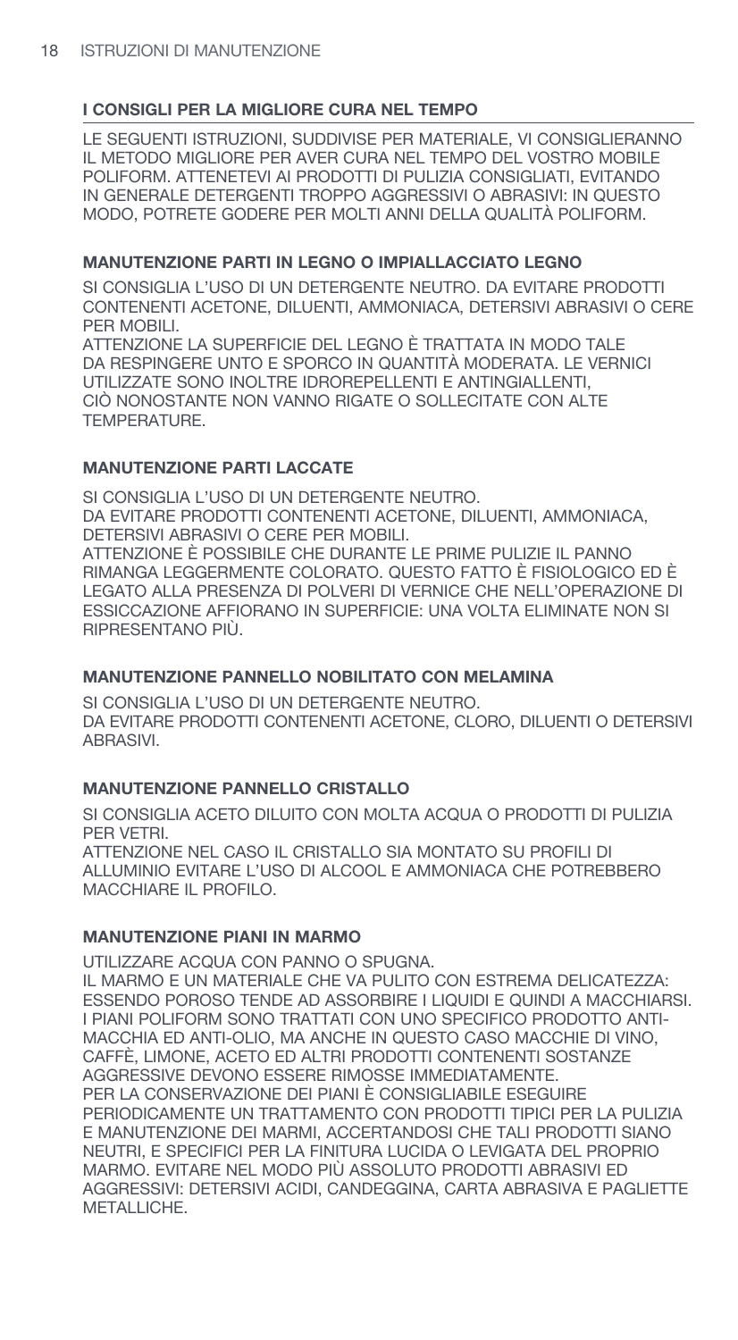## I CONSIGLI PER LA MIGLIORE CURA NEL TEMPO

LE SEGUENTI ISTRUZIONI, SUDDIVISE PER MATERIALE, VI CONSIGLIERANNO IL METODO MIGLIORE PER AVER CURA NEL TEMPO DEL VOSTRO MOBILE POLIFORM. ATTENETEVI AI PRODOTTI DI PULIZIA CONSIGLIATI, EVITANDO IN GENERALE DETERGENTI TROPPO AGGRESSIVI O ABRASIVI: IN QUESTO MODO, POTRETE GODERE PER MOLTI ANNI DELLA QUALITÀ POLIFORM.

### MANUTENZIONE PARTI IN LEGNO O IMPIALLACCIATO LEGNO

SI CONSIGLIA L'USO DI UN DETERGENTE NEUTRO. DA EVITARE PRODOTTI CONTENENTI ACETONE, DILUENTI, AMMONIACA, DETERSIVI ABRASIVI O CERE PER MOBILI.
ATTENZIONE LA SUPERFICIE DEL LEGNO È TRATTATA IN MODO TALE DA RESPINGERE UNTO E SPORCO IN QUANTITÀ MODERATA. LE VERNICI UTILIZZATE SONO INOLTRE IDROREPELLENTI E ANTINGIALLENTI, CIÒ NONOSTANTE NON VANNO RIGATE O SOLLECITATE CON ALTE TEMPERATURE.

### MANUTENZIONE PARTI LACCATE

SI CONSIGLIA L'USO DI UN DETERGENTE NEUTRO.
DA EVITARE PRODOTTI CONTENENTI ACETONE, DILUENTI, AMMONIACA, DETERSIVI ABRASIVI O CERE PER MOBILI.
ATTENZIONE È POSSIBILE CHE DURANTE LE PRIME PULIZIE IL PANNO RIMANGA LEGGERMENTE COLORATO. QUESTO FATTO È FISIOLOGICO ED È LEGATO ALLA PRESENZA DI POLVERI DI VERNICE CHE NELL'OPERAZIONE DI ESSICCAZIONE AFFIORANO IN SUPERFICIE: UNA VOLTA ELIMINATE NON SI RIPRESENTANO PIÙ.

### MANUTENZIONE PANNELLO NOBILITATO CON MELAMINA

SI CONSIGLIA L'USO DI UN DETERGENTE NEUTRO.
DA EVITARE PRODOTTI CONTENENTI ACETONE, CLORO, DILUENTI O DETERSIVI ABRASIVI.

### MANUTENZIONE PANNELLO CRISTALLO

SI CONSIGLIA ACETO DILUITO CON MOLTA ACQUA O PRODOTTI DI PULIZIA PER VETRI.
ATTENZIONE NEL CASO IL CRISTALLO SIA MONTATO SU PROFILI DI ALLUMINIO EVITARE L'USO DI ALCOOL E AMMONIACA CHE POTREBBERO MACCHIARE IL PROFILO.

### MANUTENZIONE PIANI IN MARMO

UTILIZZARE ACQUA CON PANNO O SPUGNA.
IL MARMO E UN MATERIALE CHE VA PULITO CON ESTREMA DELICATEZZA: ESSENDO POROSO TENDE AD ASSORBIRE I LIQUIDI E QUINDI A MACCHIARSI. I PIANI POLIFORM SONO TRATTATI CON UNO SPECIFICO PRODOTTO ANTI-MACCHIA ED ANTI-OLIO, MA ANCHE IN QUESTO CASO MACCHIE DI VINO, CAFFÈ, LIMONE, ACETO ED ALTRI PRODOTTI CONTENENTI SOSTANZE AGGRESSIVE DEVONO ESSERE RIMOSSE IMMEDIATAMENTE.
PER LA CONSERVAZIONE DEI PIANI È CONSIGLIABILE ESEGUIRE PERIODICAMENTE UN TRATTAMENTO CON PRODOTTI TIPICI PER LA PULIZIA E MANUTENZIONE DEI MARMI, ACCERTANDOSI CHE TALI PRODOTTI SIANO NEUTRI, E SPECIFICI PER LA FINITURA LUCIDA O LEVIGATA DEL PROPRIO MARMO. EVITARE NEL MODO PIÙ ASSOLUTO PRODOTTI ABRASIVI ED AGGRESSIVI: DETERSIVI ACIDI, CANDEGGINA, CARTA ABRASIVA E PAGLIETTE METALLICHE.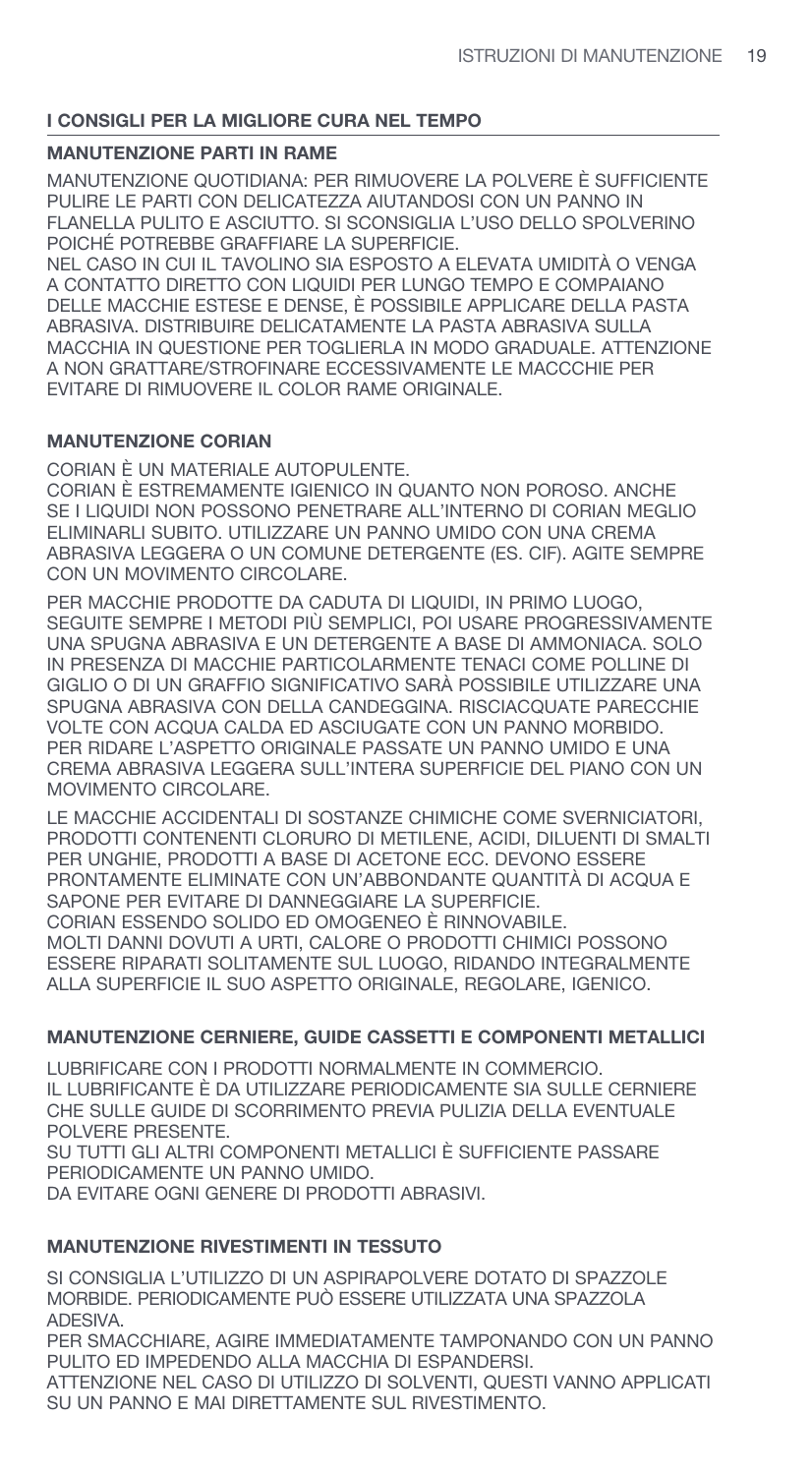## I CONSIGLI PER LA MIGLIORE CURA NEL TEMPO

### MANUTENZIONE PARTI IN RAME

MANUTENZIONE QUOTIDIANA: PER RIMUOVERE LA POLVERE È SUFFICIENTE PULIRE LE PARTI CON DELICATEZZA AIUTANDOSI CON UN PANNO IN FLANELLA PULITO E ASCIUTTO. SI SCONSIGLIA L'USO DELLO SPOLVERINO POICHÉ POTREBBE GRAFFIARE LA SUPERFICIE.
NEL CASO IN CUI IL TAVOLINO SIA ESPOSTO A ELEVATA UMIDITÀ O VENGA A CONTATTO DIRETTO CON LIQUIDI PER LUNGO TEMPO E COMPAIANO DELLE MACCHIE ESTESE E DENSE, È POSSIBILE APPLICARE DELLA PASTA ABRASIVA. DISTRIBUIRE DELICATAMENTE LA PASTA ABRASIVA SULLA MACCHIA IN QUESTIONE PER TOGLIERLA IN MODO GRADUALE. ATTENZIONE A NON GRATTARE/STROFINARE ECCESSIVAMENTE LE MACCCHIE PER EVITARE DI RIMUOVERE IL COLOR RAME ORIGINALE.

### MANUTENZIONE CORIAN

CORIAN È UN MATERIALE AUTOPULENTE.
CORIAN È ESTREMAMENTE IGIENICO IN QUANTO NON POROSO. ANCHE SE I LIQUIDI NON POSSONO PENETRARE ALL'INTERNO DI CORIAN MEGLIO ELIMINARLI SUBITO. UTILIZZARE UN PANNO UMIDO CON UNA CREMA ABRASIVA LEGGERA O UN COMUNE DETERGENTE (ES. CIF). AGITE SEMPRE CON UN MOVIMENTO CIRCOLARE.

PER MACCHIE PRODOTTE DA CADUTA DI LIQUIDI, IN PRIMO LUOGO, SEGUITE SEMPRE I METODI PIÙ SEMPLICI, POI USARE PROGRESSIVAMENTE UNA SPUGNA ABRASIVA E UN DETERGENTE A BASE DI AMMONIACA. SOLO IN PRESENZA DI MACCHIE PARTICOLARMENTE TENACI COME POLLINE DI GIGLIO O DI UN GRAFFIO SIGNIFICATIVO SARÀ POSSIBILE UTILIZZARE UNA SPUGNA ABRASIVA CON DELLA CANDEGGINA. RISCIACQUATE PARECCHIE VOLTE CON ACQUA CALDA ED ASCIUGATE CON UN PANNO MORBIDO. PER RIDARE L'ASPETTO ORIGINALE PASSATE UN PANNO UMIDO E UNA CREMA ABRASIVA LEGGERA SULL'INTERA SUPERFICIE DEL PIANO CON UN MOVIMENTO CIRCOLARE.

LE MACCHIE ACCIDENTALI DI SOSTANZE CHIMICHE COME SVERNICIATORI, PRODOTTI CONTENENTI CLORURO DI METILENE, ACIDI, DILUENTI DI SMALTI PER UNGHIE, PRODOTTI A BASE DI ACETONE ECC. DEVONO ESSERE PRONTAMENTE ELIMINATE CON UN'ABBONDANTE QUANTITÀ DI ACQUA E SAPONE PER EVITARE DI DANNEGGIARE LA SUPERFICIE.
CORIAN ESSENDO SOLIDO ED OMOGENEO È RINNOVABILE.
MOLTI DANNI DOVUTI A URTI, CALORE O PRODOTTI CHIMICI POSSONO ESSERE RIPARATI SOLITAMENTE SUL LUOGO, RIDANDO INTEGRALMENTE ALLA SUPERFICIE IL SUO ASPETTO ORIGINALE, REGOLARE, IGENICO.

### MANUTENZIONE CERNIERE, GUIDE CASSETTI E COMPONENTI METALLICI

LUBRIFICARE CON I PRODOTTI NORMALMENTE IN COMMERCIO.
IL LUBRIFICANTE È DA UTILIZZARE PERIODICAMENTE SIA SULLE CERNIERE CHE SULLE GUIDE DI SCORRIMENTO PREVIA PULIZIA DELLA EVENTUALE POLVERE PRESENTE.
SU TUTTI GLI ALTRI COMPONENTI METALLICI È SUFFICIENTE PASSARE PERIODICAMENTE UN PANNO UMIDO.
DA EVITARE OGNI GENERE DI PRODOTTI ABRASIVI.

### MANUTENZIONE RIVESTIMENTI IN TESSUTO

SI CONSIGLIA L'UTILIZZO DI UN ASPIRAPOLVERE DOTATO DI SPAZZOLE MORBIDE. PERIODICAMENTE PUÒ ESSERE UTILIZZATA UNA SPAZZOLA ADESIVA.
PER SMACCHIARE, AGIRE IMMEDIATAMENTE TAMPONANDO CON UN PANNO PULITO ED IMPEDENDO ALLA MACCHIA DI ESPANDERSI.
ATTENZIONE NEL CASO DI UTILIZZO DI SOLVENTI, QUESTI VANNO APPLICATI SU UN PANNO E MAI DIRETTAMENTE SUL RIVESTIMENTO.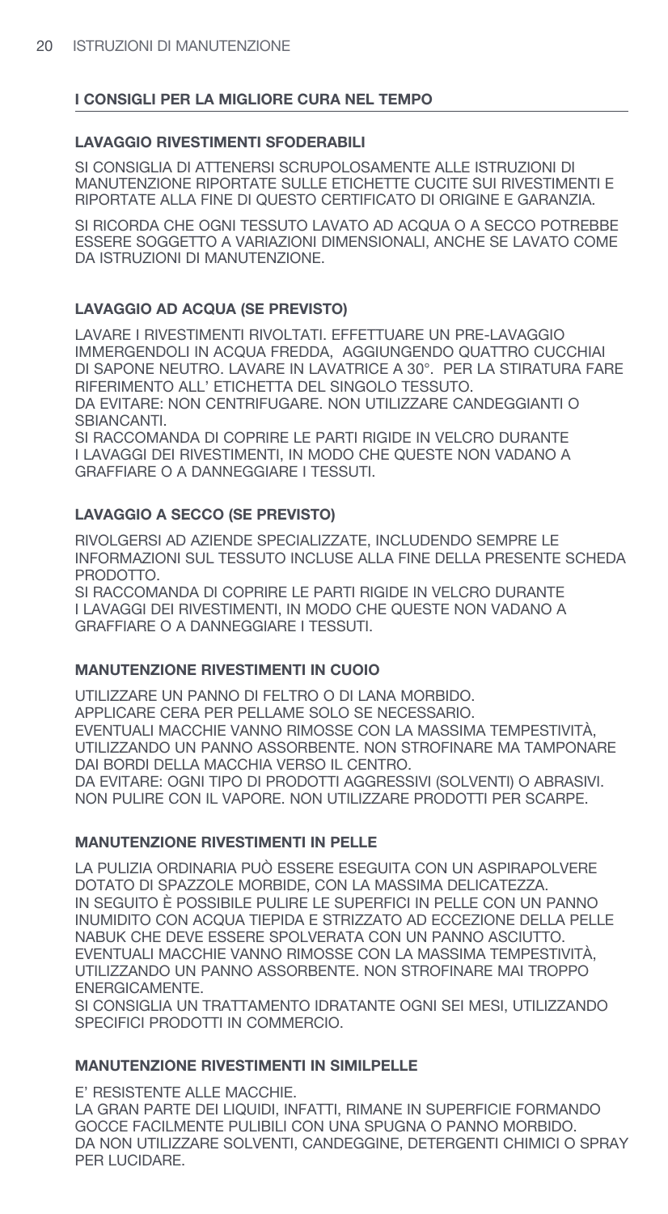## I CONSIGLI PER LA MIGLIORE CURA NEL TEMPO

### LAVAGGIO RIVESTIMENTI SFODERABILI

SI CONSIGLIA DI ATTENERSI SCRUPOLOSAMENTE ALLE ISTRUZIONI DI MANUTENZIONE RIPORTATE SULLE ETICHETTE CUCITE SUI RIVESTIMENTI E RIPORTATE ALLA FINE DI QUESTO CERTIFICATO DI ORIGINE E GARANZIA.

SI RICORDA CHE OGNI TESSUTO LAVATO AD ACQUA O A SECCO POTREBBE ESSERE SOGGETTO A VARIAZIONI DIMENSIONALI, ANCHE SE LAVATO COME DA ISTRUZIONI DI MANUTENZIONE.

### LAVAGGIO AD ACQUA (SE PREVISTO)

LAVARE I RIVESTIMENTI RIVOLTATI. EFFETTUARE UN PRE-LAVAGGIO IMMERGENDOLI IN ACQUA FREDDA, AGGIUNGENDO QUATTRO CUCCHIAI DI SAPONE NEUTRO. LAVARE IN LAVATRICE A 30°. PER LA STIRATURA FARE RIFERIMENTO ALL' ETICHETTA DEL SINGOLO TESSUTO.
DA EVITARE: NON CENTRIFUGARE. NON UTILIZZARE CANDEGGIANTI O SBIANCANTI.
SI RACCOMANDA DI COPRIRE LE PARTI RIGIDE IN VELCRO DURANTE I LAVAGGI DEI RIVESTIMENTI, IN MODO CHE QUESTE NON VADANO A GRAFFIARE O A DANNEGGIARE I TESSUTI.

### LAVAGGIO A SECCO (SE PREVISTO)

RIVOLGERSI AD AZIENDE SPECIALIZZATE, INCLUDENDO SEMPRE LE INFORMAZIONI SUL TESSUTO INCLUSE ALLA FINE DELLA PRESENTE SCHEDA PRODOTTO.
SI RACCOMANDA DI COPRIRE LE PARTI RIGIDE IN VELCRO DURANTE I LAVAGGI DEI RIVESTIMENTI, IN MODO CHE QUESTE NON VADANO A GRAFFIARE O A DANNEGGIARE I TESSUTI.

### MANUTENZIONE RIVESTIMENTI IN CUOIO

UTILIZZARE UN PANNO DI FELTRO O DI LANA MORBIDO.
APPLICARE CERA PER PELLAME SOLO SE NECESSARIO.
EVENTUALI MACCHIE VANNO RIMOSSE CON LA MASSIMA TEMPESTIVITÀ, UTILIZZANDO UN PANNO ASSORBENTE. NON STROFINARE MA TAMPONARE DAI BORDI DELLA MACCHIA VERSO IL CENTRO.
DA EVITARE: OGNI TIPO DI PRODOTTI AGGRESSIVI (SOLVENTI) O ABRASIVI. NON PULIRE CON IL VAPORE. NON UTILIZZARE PRODOTTI PER SCARPE.

### MANUTENZIONE RIVESTIMENTI IN PELLE

LA PULIZIA ORDINARIA PUÒ ESSERE ESEGUITA CON UN ASPIRAPOLVERE DOTATO DI SPAZZOLE MORBIDE, CON LA MASSIMA DELICATEZZA.
IN SEGUITO È POSSIBILE PULIRE LE SUPERFICI IN PELLE CON UN PANNO INUMIDITO CON ACQUA TIEPIDA E STRIZZATO AD ECCEZIONE DELLA PELLE NABUK CHE DEVE ESSERE SPOLVERATA CON UN PANNO ASCIUTTO.
EVENTUALI MACCHIE VANNO RIMOSSE CON LA MASSIMA TEMPESTIVITÀ, UTILIZZANDO UN PANNO ASSORBENTE. NON STROFINARE MAI TROPPO ENERGICAMENTE.
SI CONSIGLIA UN TRATTAMENTO IDRATANTE OGNI SEI MESI, UTILIZZANDO SPECIFICI PRODOTTI IN COMMERCIO.

### MANUTENZIONE RIVESTIMENTI IN SIMILPELLE

E' RESISTENTE ALLE MACCHIE.
LA GRAN PARTE DEI LIQUIDI, INFATTI, RIMANE IN SUPERFICIE FORMANDO GOCCE FACILMENTE PULIBILI CON UNA SPUGNA O PANNO MORBIDO.
DA NON UTILIZZARE SOLVENTI, CANDEGGINE, DETERGENTI CHIMICI O SPRAY PER LUCIDARE.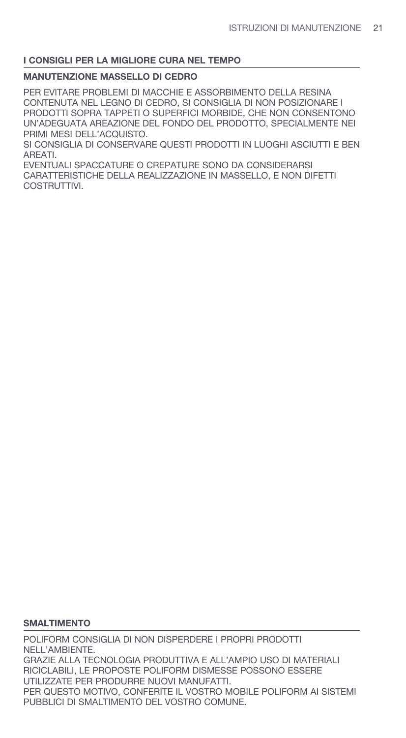## I CONSIGLI PER LA MIGLIORE CURA NEL TEMPO

### MANUTENZIONE MASSELLO DI CEDRO

PER EVITARE PROBLEMI DI MACCHIE E ASSORBIMENTO DELLA RESINA CONTENUTA NEL LEGNO DI CEDRO, SI CONSIGLIA DI NON POSIZIONARE I PRODOTTI SOPRA TAPPETI O SUPERFICI MORBIDE, CHE NON CONSENTONO UN'ADEGUATA AREAZIONE DEL FONDO DEL PRODOTTO, SPECIALMENTE NEI PRIMI MESI DELL'ACQUISTO.
SI CONSIGLIA DI CONSERVARE QUESTI PRODOTTI IN LUOGHI ASCIUTTI E BEN AREATI.
EVENTUALI SPACCATURE O CREPATURE SONO DA CONSIDERARSI CARATTERISTICHE DELLA REALIZZAZIONE IN MASSELLO, E NON DIFETTI COSTRUTTIVI.

## SMALTIMENTO

POLIFORM CONSIGLIA DI NON DISPERDERE I PROPRI PRODOTTI NELL'AMBIENTE.
GRAZIE ALLA TECNOLOGIA PRODUTTIVA E ALL'AMPIO USO DI MATERIALI RICICLABILI, LE PROPOSTE POLIFORM DISMESSE POSSONO ESSERE UTILIZZATE PER PRODURRE NUOVI MANUFATTI.
PER QUESTO MOTIVO, CONFERITE IL VOSTRO MOBILE POLIFORM AI SISTEMI PUBBLICI DI SMALTIMENTO DEL VOSTRO COMUNE.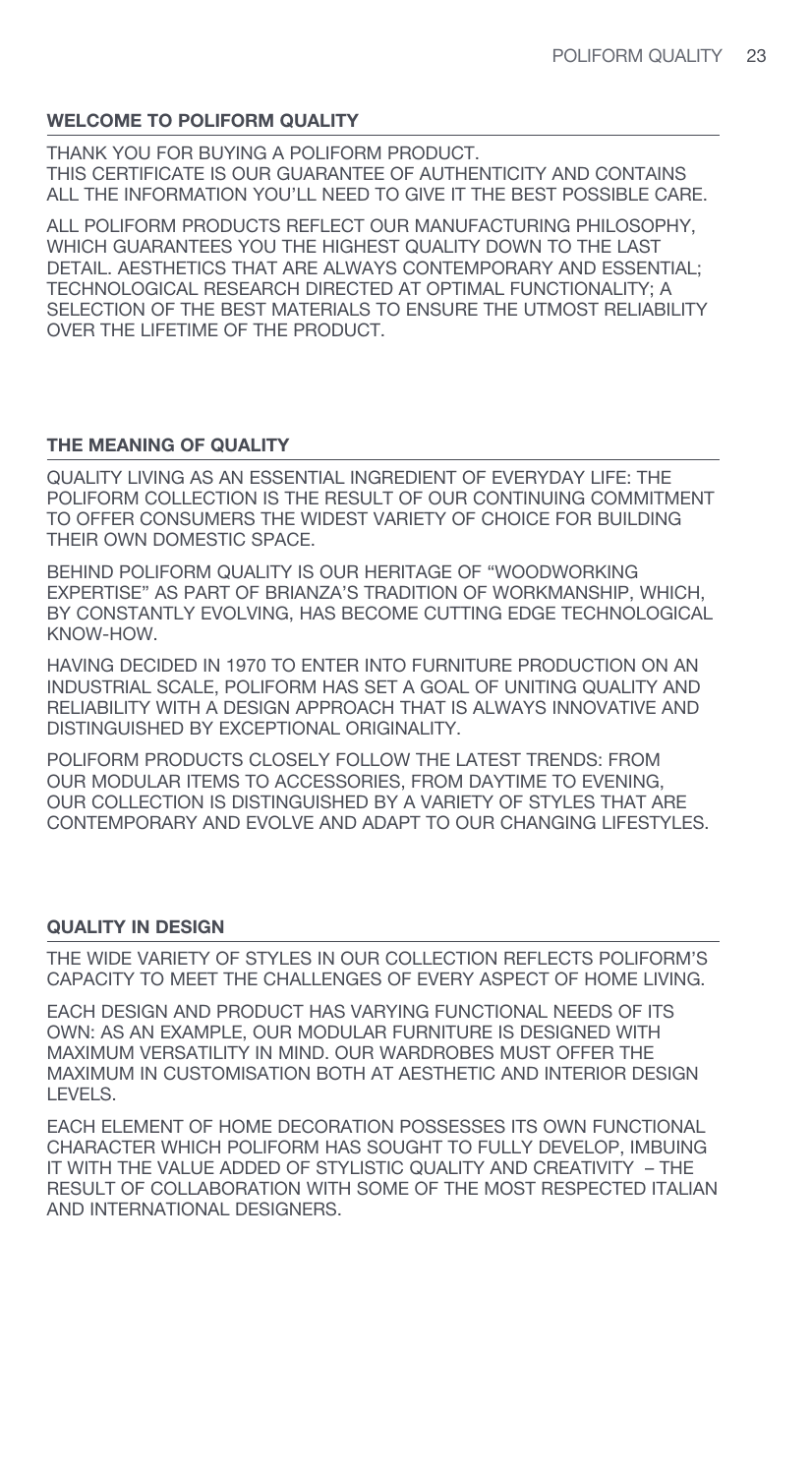## WELCOME TO POLIFORM QUALITY

THANK YOU FOR BUYING A POLIFORM PRODUCT.
THIS CERTIFICATE IS OUR GUARANTEE OF AUTHENTICITY AND CONTAINS ALL THE INFORMATION YOU'LL NEED TO GIVE IT THE BEST POSSIBLE CARE.

ALL POLIFORM PRODUCTS REFLECT OUR MANUFACTURING PHILOSOPHY, WHICH GUARANTEES YOU THE HIGHEST QUALITY DOWN TO THE LAST DETAIL. AESTHETICS THAT ARE ALWAYS CONTEMPORARY AND ESSENTIAL; TECHNOLOGICAL RESEARCH DIRECTED AT OPTIMAL FUNCTIONALITY; A SELECTION OF THE BEST MATERIALS TO ENSURE THE UTMOST RELIABILITY OVER THE LIFETIME OF THE PRODUCT.

## THE MEANING OF QUALITY

QUALITY LIVING AS AN ESSENTIAL INGREDIENT OF EVERYDAY LIFE: THE POLIFORM COLLECTION IS THE RESULT OF OUR CONTINUING COMMITMENT TO OFFER CONSUMERS THE WIDEST VARIETY OF CHOICE FOR BUILDING THEIR OWN DOMESTIC SPACE.

BEHIND POLIFORM QUALITY IS OUR HERITAGE OF "WOODWORKING EXPERTISE" AS PART OF BRIANZA'S TRADITION OF WORKMANSHIP, WHICH, BY CONSTANTLY EVOLVING, HAS BECOME CUTTING EDGE TECHNOLOGICAL KNOW-HOW.

HAVING DECIDED IN 1970 TO ENTER INTO FURNITURE PRODUCTION ON AN INDUSTRIAL SCALE, POLIFORM HAS SET A GOAL OF UNITING QUALITY AND RELIABILITY WITH A DESIGN APPROACH THAT IS ALWAYS INNOVATIVE AND DISTINGUISHED BY EXCEPTIONAL ORIGINALITY.

POLIFORM PRODUCTS CLOSELY FOLLOW THE LATEST TRENDS: FROM OUR MODULAR ITEMS TO ACCESSORIES, FROM DAYTIME TO EVENING, OUR COLLECTION IS DISTINGUISHED BY A VARIETY OF STYLES THAT ARE CONTEMPORARY AND EVOLVE AND ADAPT TO OUR CHANGING LIFESTYLES.

## QUALITY IN DESIGN

THE WIDE VARIETY OF STYLES IN OUR COLLECTION REFLECTS POLIFORM'S CAPACITY TO MEET THE CHALLENGES OF EVERY ASPECT OF HOME LIVING.

EACH DESIGN AND PRODUCT HAS VARYING FUNCTIONAL NEEDS OF ITS OWN: AS AN EXAMPLE, OUR MODULAR FURNITURE IS DESIGNED WITH MAXIMUM VERSATILITY IN MIND. OUR WARDROBES MUST OFFER THE MAXIMUM IN CUSTOMISATION BOTH AT AESTHETIC AND INTERIOR DESIGN LEVELS.

EACH ELEMENT OF HOME DECORATION POSSESSES ITS OWN FUNCTIONAL CHARACTER WHICH POLIFORM HAS SOUGHT TO FULLY DEVELOP, IMBUING IT WITH THE VALUE ADDED OF STYLISTIC QUALITY AND CREATIVITY – THE RESULT OF COLLABORATION WITH SOME OF THE MOST RESPECTED ITALIAN AND INTERNATIONAL DESIGNERS.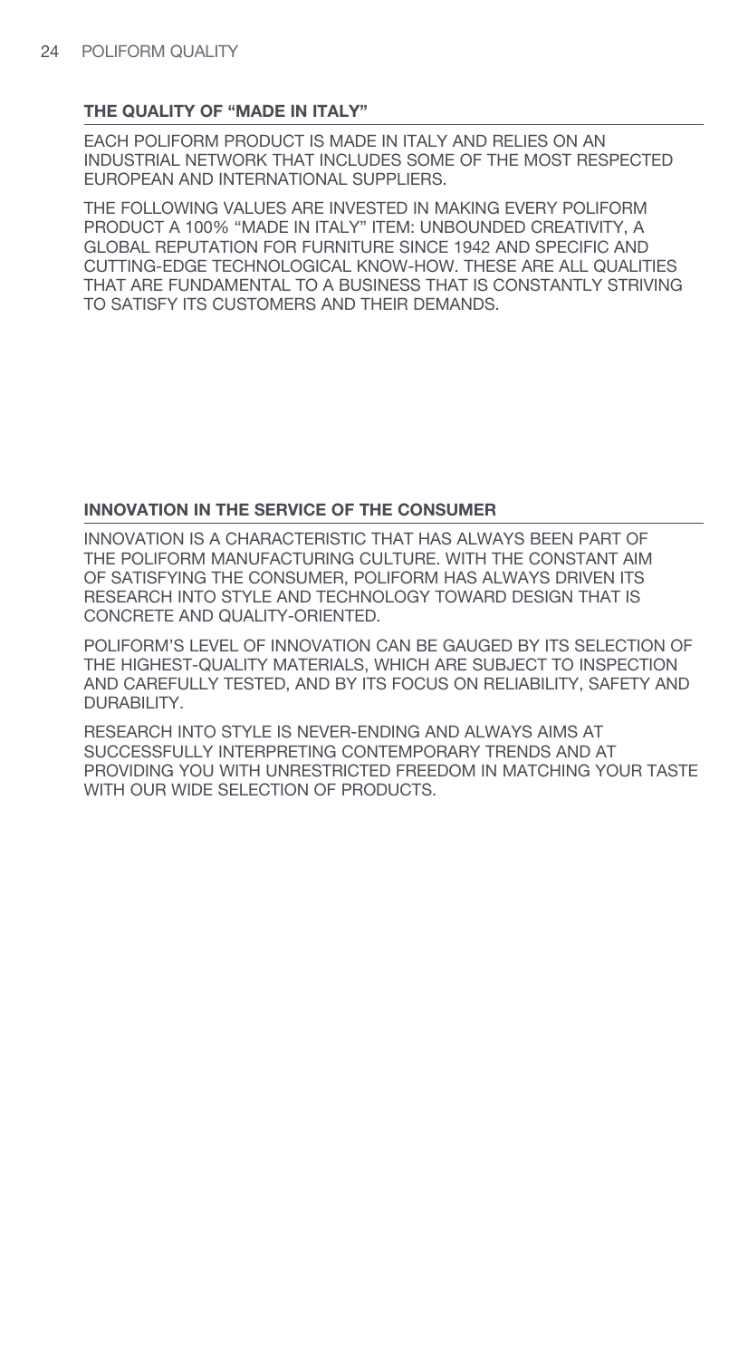## THE QUALITY OF "MADE IN ITALY"

EACH POLIFORM PRODUCT IS MADE IN ITALY AND RELIES ON AN INDUSTRIAL NETWORK THAT INCLUDES SOME OF THE MOST RESPECTED EUROPEAN AND INTERNATIONAL SUPPLIERS.

THE FOLLOWING VALUES ARE INVESTED IN MAKING EVERY POLIFORM PRODUCT A 100% "MADE IN ITALY" ITEM: UNBOUNDED CREATIVITY, A GLOBAL REPUTATION FOR FURNITURE SINCE 1942 AND SPECIFIC AND CUTTING-EDGE TECHNOLOGICAL KNOW-HOW. THESE ARE ALL QUALITIES THAT ARE FUNDAMENTAL TO A BUSINESS THAT IS CONSTANTLY STRIVING TO SATISFY ITS CUSTOMERS AND THEIR DEMANDS.

## INNOVATION IN THE SERVICE OF THE CONSUMER

INNOVATION IS A CHARACTERISTIC THAT HAS ALWAYS BEEN PART OF THE POLIFORM MANUFACTURING CULTURE. WITH THE CONSTANT AIM OF SATISFYING THE CONSUMER, POLIFORM HAS ALWAYS DRIVEN ITS RESEARCH INTO STYLE AND TECHNOLOGY TOWARD DESIGN THAT IS CONCRETE AND QUALITY-ORIENTED.

POLIFORM'S LEVEL OF INNOVATION CAN BE GAUGED BY ITS SELECTION OF THE HIGHEST-QUALITY MATERIALS, WHICH ARE SUBJECT TO INSPECTION AND CAREFULLY TESTED, AND BY ITS FOCUS ON RELIABILITY, SAFETY AND DURABILITY.

RESEARCH INTO STYLE IS NEVER-ENDING AND ALWAYS AIMS AT SUCCESSFULLY INTERPRETING CONTEMPORARY TRENDS AND AT PROVIDING YOU WITH UNRESTRICTED FREEDOM IN MATCHING YOUR TASTE WITH OUR WIDE SELECTION OF PRODUCTS.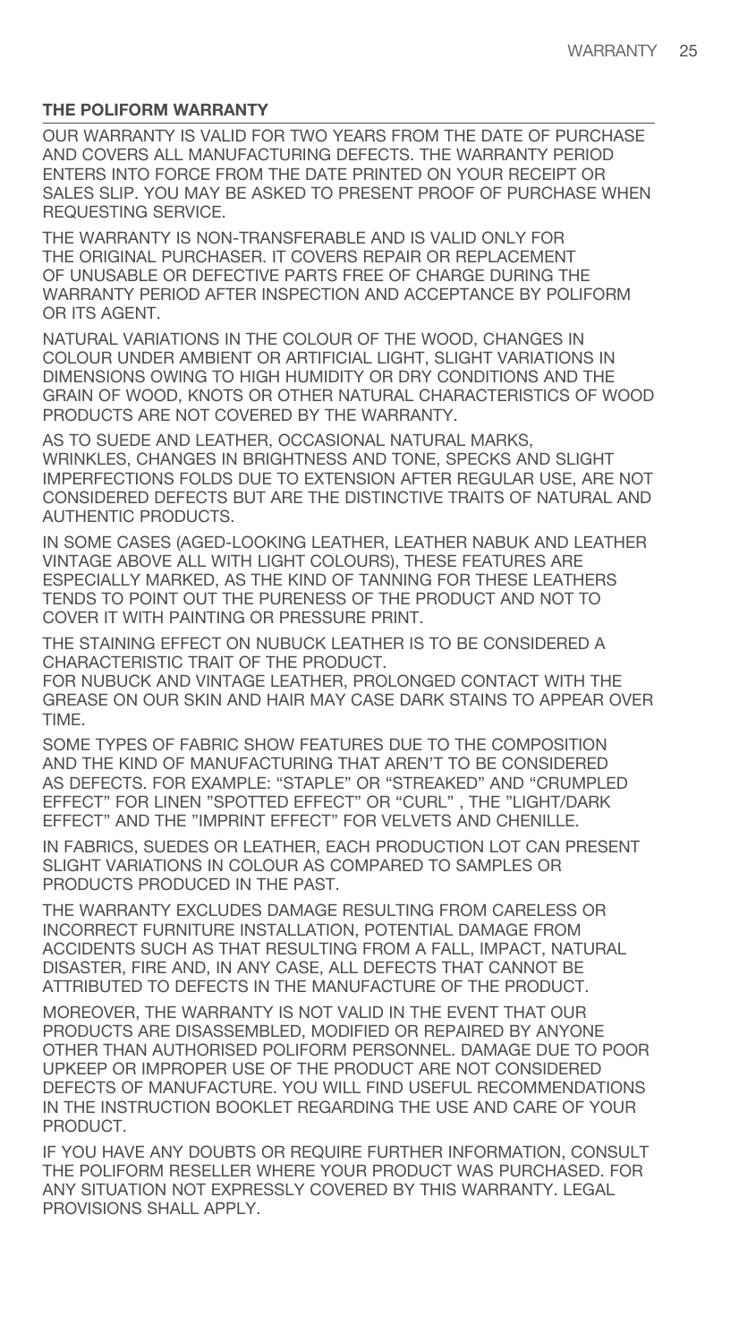## THE POLIFORM WARRANTY

OUR WARRANTY IS VALID FOR TWO YEARS FROM THE DATE OF PURCHASE AND COVERS ALL MANUFACTURING DEFECTS. THE WARRANTY PERIOD ENTERS INTO FORCE FROM THE DATE PRINTED ON YOUR RECEIPT OR SALES SLIP. YOU MAY BE ASKED TO PRESENT PROOF OF PURCHASE WHEN REQUESTING SERVICE.

THE WARRANTY IS NON-TRANSFERABLE AND IS VALID ONLY FOR THE ORIGINAL PURCHASER. IT COVERS REPAIR OR REPLACEMENT OF UNUSABLE OR DEFECTIVE PARTS FREE OF CHARGE DURING THE WARRANTY PERIOD AFTER INSPECTION AND ACCEPTANCE BY POLIFORM OR ITS AGENT.

NATURAL VARIATIONS IN THE COLOUR OF THE WOOD, CHANGES IN COLOUR UNDER AMBIENT OR ARTIFICIAL LIGHT, SLIGHT VARIATIONS IN DIMENSIONS OWING TO HIGH HUMIDITY OR DRY CONDITIONS AND THE GRAIN OF WOOD, KNOTS OR OTHER NATURAL CHARACTERISTICS OF WOOD PRODUCTS ARE NOT COVERED BY THE WARRANTY.

AS TO SUEDE AND LEATHER, OCCASIONAL NATURAL MARKS, WRINKLES, CHANGES IN BRIGHTNESS AND TONE, SPECKS AND SLIGHT IMPERFECTIONS FOLDS DUE TO EXTENSION AFTER REGULAR USE, ARE NOT CONSIDERED DEFECTS BUT ARE THE DISTINCTIVE TRAITS OF NATURAL AND AUTHENTIC PRODUCTS.

IN SOME CASES (AGED-LOOKING LEATHER, LEATHER NABUK AND LEATHER VINTAGE ABOVE ALL WITH LIGHT COLOURS), THESE FEATURES ARE ESPECIALLY MARKED, AS THE KIND OF TANNING FOR THESE LEATHERS TENDS TO POINT OUT THE PURENESS OF THE PRODUCT AND NOT TO COVER IT WITH PAINTING OR PRESSURE PRINT.

THE STAINING EFFECT ON NUBUCK LEATHER IS TO BE CONSIDERED A CHARACTERISTIC TRAIT OF THE PRODUCT.
FOR NUBUCK AND VINTAGE LEATHER, PROLONGED CONTACT WITH THE GREASE ON OUR SKIN AND HAIR MAY CASE DARK STAINS TO APPEAR OVER TIME.

SOME TYPES OF FABRIC SHOW FEATURES DUE TO THE COMPOSITION AND THE KIND OF MANUFACTURING THAT AREN'T TO BE CONSIDERED AS DEFECTS. FOR EXAMPLE: "STAPLE" OR "STREAKED" AND "CRUMPLED EFFECT" FOR LINEN "SPOTTED EFFECT" OR "CURL" , THE "LIGHT/DARK EFFECT" AND THE "IMPRINT EFFECT" FOR VELVETS AND CHENILLE.

IN FABRICS, SUEDES OR LEATHER, EACH PRODUCTION LOT CAN PRESENT SLIGHT VARIATIONS IN COLOUR AS COMPARED TO SAMPLES OR PRODUCTS PRODUCED IN THE PAST.

THE WARRANTY EXCLUDES DAMAGE RESULTING FROM CARELESS OR INCORRECT FURNITURE INSTALLATION, POTENTIAL DAMAGE FROM ACCIDENTS SUCH AS THAT RESULTING FROM A FALL, IMPACT, NATURAL DISASTER, FIRE AND, IN ANY CASE, ALL DEFECTS THAT CANNOT BE ATTRIBUTED TO DEFECTS IN THE MANUFACTURE OF THE PRODUCT.

MOREOVER, THE WARRANTY IS NOT VALID IN THE EVENT THAT OUR PRODUCTS ARE DISASSEMBLED, MODIFIED OR REPAIRED BY ANYONE OTHER THAN AUTHORISED POLIFORM PERSONNEL. DAMAGE DUE TO POOR UPKEEP OR IMPROPER USE OF THE PRODUCT ARE NOT CONSIDERED DEFECTS OF MANUFACTURE. YOU WILL FIND USEFUL RECOMMENDATIONS IN THE INSTRUCTION BOOKLET REGARDING THE USE AND CARE OF YOUR PRODUCT.

IF YOU HAVE ANY DOUBTS OR REQUIRE FURTHER INFORMATION, CONSULT THE POLIFORM RESELLER WHERE YOUR PRODUCT WAS PURCHASED. FOR ANY SITUATION NOT EXPRESSLY COVERED BY THIS WARRANTY. LEGAL PROVISIONS SHALL APPLY.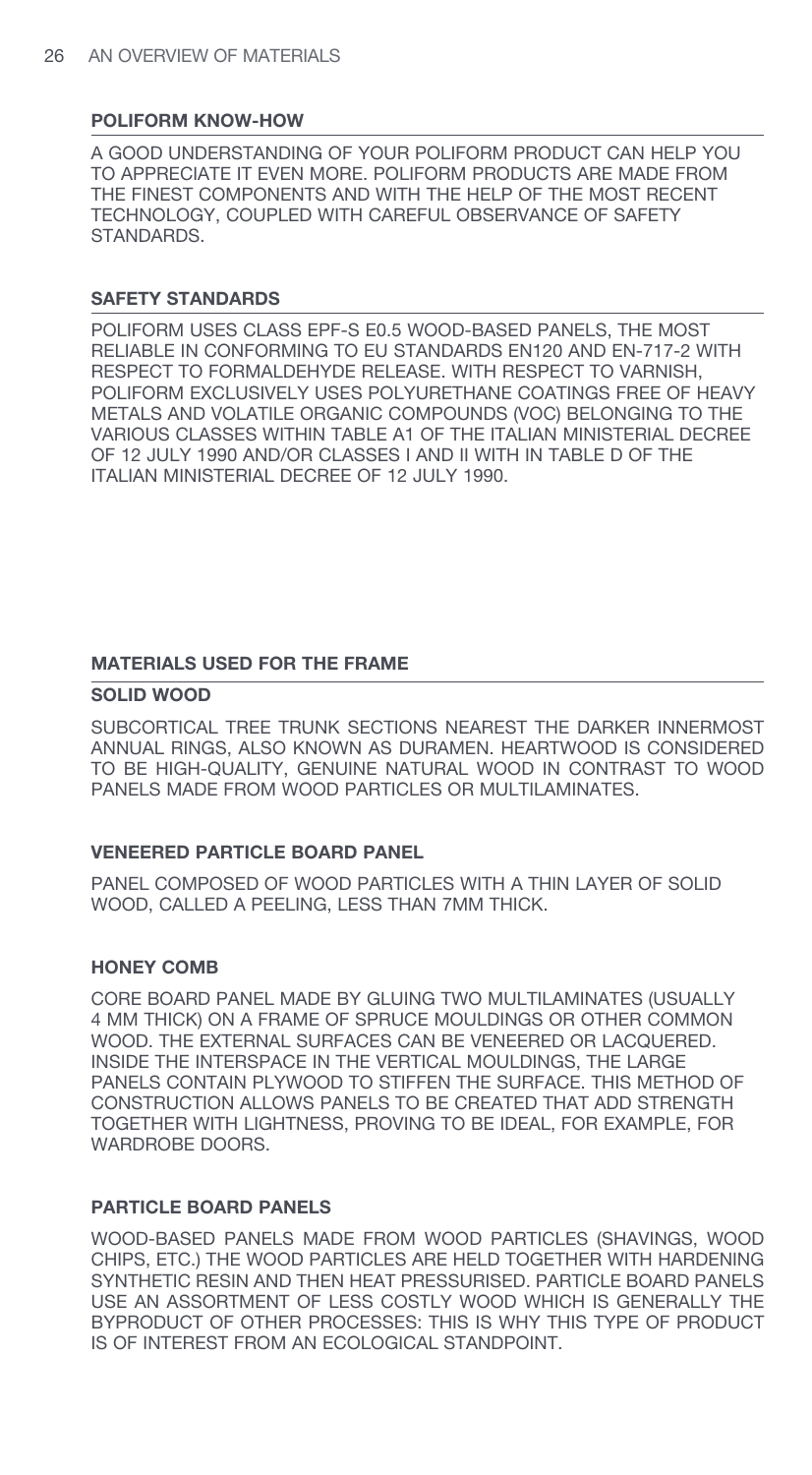## POLIFORM KNOW-HOW

A GOOD UNDERSTANDING OF YOUR POLIFORM PRODUCT CAN HELP YOU TO APPRECIATE IT EVEN MORE. POLIFORM PRODUCTS ARE MADE FROM THE FINEST COMPONENTS AND WITH THE HELP OF THE MOST RECENT TECHNOLOGY, COUPLED WITH CAREFUL OBSERVANCE OF SAFETY STANDARDS.

## SAFETY STANDARDS

POLIFORM USES CLASS EPF-S E0.5 WOOD-BASED PANELS, THE MOST RELIABLE IN CONFORMING TO EU STANDARDS EN120 AND EN-717-2 WITH RESPECT TO FORMALDEHYDE RELEASE. WITH RESPECT TO VARNISH, POLIFORM EXCLUSIVELY USES POLYURETHANE COATINGS FREE OF HEAVY METALS AND VOLATILE ORGANIC COMPOUNDS (VOC) BELONGING TO THE VARIOUS CLASSES WITHIN TABLE A1 OF THE ITALIAN MINISTERIAL DECREE OF 12 JULY 1990 AND/OR CLASSES I AND II WITH IN TABLE D OF THE ITALIAN MINISTERIAL DECREE OF 12 JULY 1990.

## MATERIALS USED FOR THE FRAME

### SOLID WOOD

SUBCORTICAL TREE TRUNK SECTIONS NEAREST THE DARKER INNERMOST ANNUAL RINGS, ALSO KNOWN AS DURAMEN. HEARTWOOD IS CONSIDERED TO BE HIGH-QUALITY, GENUINE NATURAL WOOD IN CONTRAST TO WOOD PANELS MADE FROM WOOD PARTICLES OR MULTILAMINATES.

### VENEERED PARTICLE BOARD PANEL

PANEL COMPOSED OF WOOD PARTICLES WITH A THIN LAYER OF SOLID WOOD, CALLED A PEELING, LESS THAN 7MM THICK.

### HONEY COMB

CORE BOARD PANEL MADE BY GLUING TWO MULTILAMINATES (USUALLY 4 MM THICK) ON A FRAME OF SPRUCE MOULDINGS OR OTHER COMMON WOOD. THE EXTERNAL SURFACES CAN BE VENEERED OR LACQUERED. INSIDE THE INTERSPACE IN THE VERTICAL MOULDINGS, THE LARGE PANELS CONTAIN PLYWOOD TO STIFFEN THE SURFACE. THIS METHOD OF CONSTRUCTION ALLOWS PANELS TO BE CREATED THAT ADD STRENGTH TOGETHER WITH LIGHTNESS, PROVING TO BE IDEAL, FOR EXAMPLE, FOR WARDROBE DOORS.

### PARTICLE BOARD PANELS

WOOD-BASED PANELS MADE FROM WOOD PARTICLES (SHAVINGS, WOOD CHIPS, ETC.) THE WOOD PARTICLES ARE HELD TOGETHER WITH HARDENING SYNTHETIC RESIN AND THEN HEAT PRESSURISED. PARTICLE BOARD PANELS USE AN ASSORTMENT OF LESS COSTLY WOOD WHICH IS GENERALLY THE BYPRODUCT OF OTHER PROCESSES: THIS IS WHY THIS TYPE OF PRODUCT IS OF INTEREST FROM AN ECOLOGICAL STANDPOINT.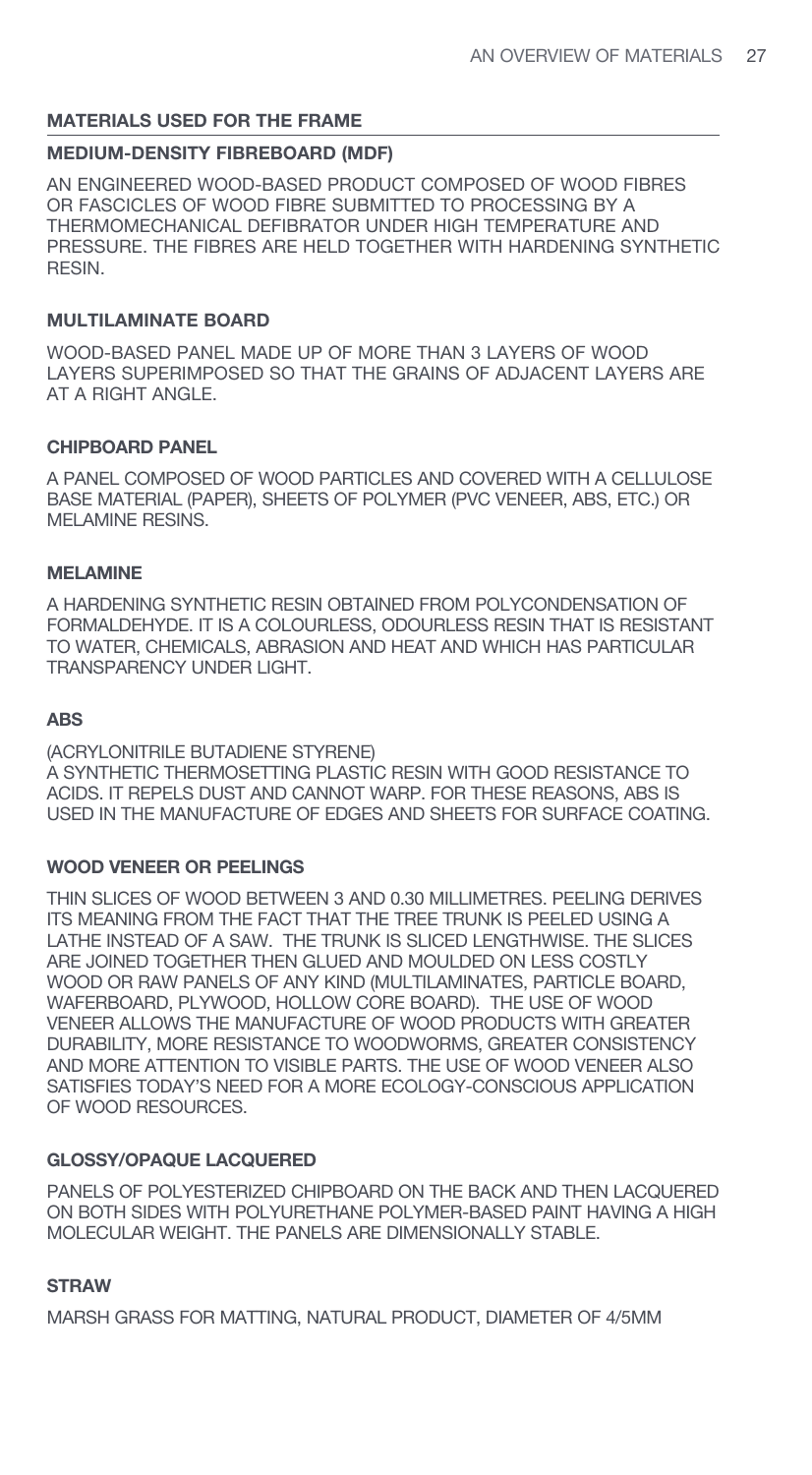## MATERIALS USED FOR THE FRAME

### MEDIUM-DENSITY FIBREBOARD (MDF)

AN ENGINEERED WOOD-BASED PRODUCT COMPOSED OF WOOD FIBRES OR FASCICLES OF WOOD FIBRE SUBMITTED TO PROCESSING BY A THERMOMECHANICAL DEFIBRATOR UNDER HIGH TEMPERATURE AND PRESSURE. THE FIBRES ARE HELD TOGETHER WITH HARDENING SYNTHETIC RESIN.

### MULTILAMINATE BOARD

WOOD-BASED PANEL MADE UP OF MORE THAN 3 LAYERS OF WOOD LAYERS SUPERIMPOSED SO THAT THE GRAINS OF ADJACENT LAYERS ARE AT A RIGHT ANGLE.

### CHIPBOARD PANEL

A PANEL COMPOSED OF WOOD PARTICLES AND COVERED WITH A CELLULOSE BASE MATERIAL (PAPER), SHEETS OF POLYMER (PVC VENEER, ABS, ETC.) OR MELAMINE RESINS.

### MELAMINE

A HARDENING SYNTHETIC RESIN OBTAINED FROM POLYCONDENSATION OF FORMALDEHYDE. IT IS A COLOURLESS, ODOURLESS RESIN THAT IS RESISTANT TO WATER, CHEMICALS, ABRASION AND HEAT AND WHICH HAS PARTICULAR TRANSPARENCY UNDER LIGHT.

### ABS

(ACRYLONITRILE BUTADIENE STYRENE)
A SYNTHETIC THERMOSETTING PLASTIC RESIN WITH GOOD RESISTANCE TO ACIDS. IT REPELS DUST AND CANNOT WARP. FOR THESE REASONS, ABS IS USED IN THE MANUFACTURE OF EDGES AND SHEETS FOR SURFACE COATING.

### WOOD VENEER OR PEELINGS

THIN SLICES OF WOOD BETWEEN 3 AND 0.30 MILLIMETRES. PEELING DERIVES ITS MEANING FROM THE FACT THAT THE TREE TRUNK IS PEELED USING A LATHE INSTEAD OF A SAW. THE TRUNK IS SLICED LENGTHWISE. THE SLICES ARE JOINED TOGETHER THEN GLUED AND MOULDED ON LESS COSTLY WOOD OR RAW PANELS OF ANY KIND (MULTILAMINATES, PARTICLE BOARD, WAFERBOARD, PLYWOOD, HOLLOW CORE BOARD). THE USE OF WOOD VENEER ALLOWS THE MANUFACTURE OF WOOD PRODUCTS WITH GREATER DURABILITY, MORE RESISTANCE TO WOODWORMS, GREATER CONSISTENCY AND MORE ATTENTION TO VISIBLE PARTS. THE USE OF WOOD VENEER ALSO SATISFIES TODAY'S NEED FOR A MORE ECOLOGY-CONSCIOUS APPLICATION OF WOOD RESOURCES.

### GLOSSY/OPAQUE LACQUERED

PANELS OF POLYESTERIZED CHIPBOARD ON THE BACK AND THEN LACQUERED ON BOTH SIDES WITH POLYURETHANE POLYMER-BASED PAINT HAVING A HIGH MOLECULAR WEIGHT. THE PANELS ARE DIMENSIONALLY STABLE.

### STRAW

MARSH GRASS FOR MATTING, NATURAL PRODUCT, DIAMETER OF 4/5MM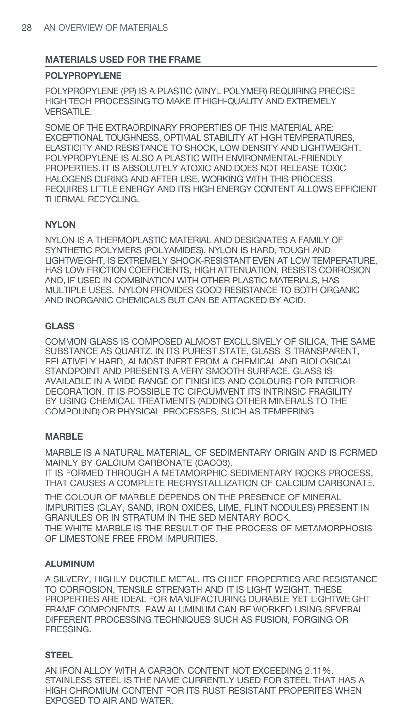## MATERIALS USED FOR THE FRAME

### POLYPROPYLENE

POLYPROPYLENE (PP) IS A PLASTIC (VINYL POLYMER) REQUIRING PRECISE HIGH TECH PROCESSING TO MAKE IT HIGH-QUALITY AND EXTREMELY VERSATILE.

SOME OF THE EXTRAORDINARY PROPERTIES OF THIS MATERIAL ARE: EXCEPTIONAL TOUGHNESS, OPTIMAL STABILITY AT HIGH TEMPERATURES, ELASTICITY AND RESISTANCE TO SHOCK, LOW DENSITY AND LIGHTWEIGHT. POLYPROPYLENE IS ALSO A PLASTIC WITH ENVIRONMENTAL-FRIENDLY PROPERTIES. IT IS ABSOLUTELY ATOXIC AND DOES NOT RELEASE TOXIC HALOGENS DURING AND AFTER USE. WORKING WITH THIS PROCESS REQUIRES LITTLE ENERGY AND ITS HIGH ENERGY CONTENT ALLOWS EFFICIENT THERMAL RECYCLING.

### NYLON

NYLON IS A THERMOPLASTIC MATERIAL AND DESIGNATES A FAMILY OF SYNTHETIC POLYMERS (POLYAMIDES). NYLON IS HARD, TOUGH AND LIGHTWEIGHT, IS EXTREMELY SHOCK-RESISTANT EVEN AT LOW TEMPERATURE, HAS LOW FRICTION COEFFICIENTS, HIGH ATTENUATION, RESISTS CORROSION AND, IF USED IN COMBINATION WITH OTHER PLASTIC MATERIALS, HAS MULTIPLE USES. NYLON PROVIDES GOOD RESISTANCE TO BOTH ORGANIC AND INORGANIC CHEMICALS BUT CAN BE ATTACKED BY ACID.

### GLASS

COMMON GLASS IS COMPOSED ALMOST EXCLUSIVELY OF SILICA, THE SAME SUBSTANCE AS QUARTZ. IN ITS PUREST STATE, GLASS IS TRANSPARENT, RELATIVELY HARD, ALMOST INERT FROM A CHEMICAL AND BIOLOGICAL STANDPOINT AND PRESENTS A VERY SMOOTH SURFACE. GLASS IS AVAILABLE IN A WIDE RANGE OF FINISHES AND COLOURS FOR INTERIOR DECORATION. IT IS POSSIBLE TO CIRCUMVENT ITS INTRINSIC FRAGILITY BY USING CHEMICAL TREATMENTS (ADDING OTHER MINERALS TO THE COMPOUND) OR PHYSICAL PROCESSES, SUCH AS TEMPERING.

### MARBLE

MARBLE IS A NATURAL MATERIAL, OF SEDIMENTARY ORIGIN AND IS FORMED MAINLY BY CALCIUM CARBONATE ($CACO_3$).
IT IS FORMED THROUGH A METAMORPHIC SEDIMENTARY ROCKS PROCESS, THAT CAUSES A COMPLETE RECRYSTALLIZATION OF CALCIUM CARBONATE.

THE COLOUR OF MARBLE DEPENDS ON THE PRESENCE OF MINERAL IMPURITIES (CLAY, SAND, IRON OXIDES, LIME, FLINT NODULES) PRESENT IN GRANULES OR IN STRATUM IN THE SEDIMENTARY ROCK.
THE WHITE MARBLE IS THE RESULT OF THE PROCESS OF METAMORPHOSIS OF LIMESTONE FREE FROM IMPURITIES.

### ALUMINUM

A SILVERY, HIGHLY DUCTILE METAL. ITS CHIEF PROPERTIES ARE RESISTANCE TO CORROSION, TENSILE STRENGTH AND IT IS LIGHT WEIGHT. THESE PROPERTIES ARE IDEAL FOR MANUFACTURING DURABLE YET LIGHTWEIGHT FRAME COMPONENTS. RAW ALUMINUM CAN BE WORKED USING SEVERAL DIFFERENT PROCESSING TECHNIQUES SUCH AS FUSION, FORGING OR PRESSING.

### STEEL

AN IRON ALLOY WITH A CARBON CONTENT NOT EXCEEDING 2.11%. STAINLESS STEEL IS THE NAME CURRENTLY USED FOR STEEL THAT HAS A HIGH CHROMIUM CONTENT FOR ITS RUST RESISTANT PROPERITES WHEN EXPOSED TO AIR AND WATER.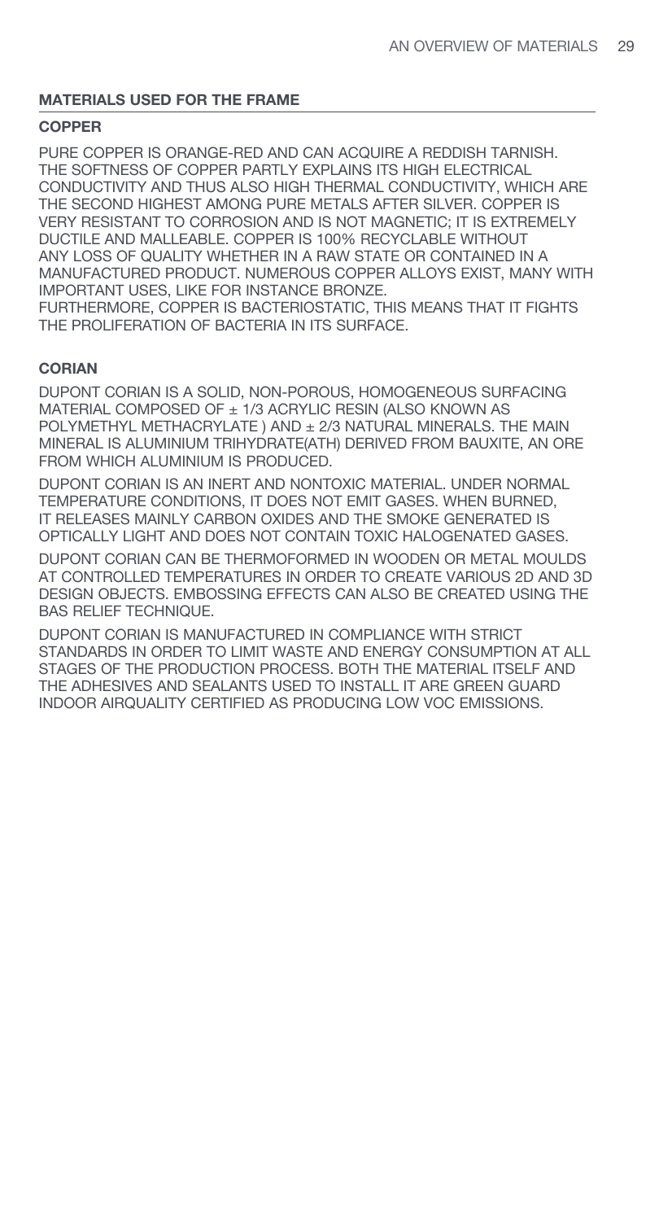## MATERIALS USED FOR THE FRAME

### COPPER

PURE COPPER IS ORANGE-RED AND CAN ACQUIRE A REDDISH TARNISH. THE SOFTNESS OF COPPER PARTLY EXPLAINS ITS HIGH ELECTRICAL CONDUCTIVITY AND THUS ALSO HIGH THERMAL CONDUCTIVITY, WHICH ARE THE SECOND HIGHEST AMONG PURE METALS AFTER SILVER. COPPER IS VERY RESISTANT TO CORROSION AND IS NOT MAGNETIC; IT IS EXTREMELY DUCTILE AND MALLEABLE. COPPER IS 100% RECYCLABLE WITHOUT ANY LOSS OF QUALITY WHETHER IN A RAW STATE OR CONTAINED IN A MANUFACTURED PRODUCT. NUMEROUS COPPER ALLOYS EXIST, MANY WITH IMPORTANT USES, LIKE FOR INSTANCE BRONZE.
FURTHERMORE, COPPER IS BACTERIOSTATIC, THIS MEANS THAT IT FIGHTS THE PROLIFERATION OF BACTERIA IN ITS SURFACE.

### CORIAN

DUPONT CORIAN IS A SOLID, NON-POROUS, HOMOGENEOUS SURFACING MATERIAL COMPOSED OF ± 1/3 ACRYLIC RESIN (ALSO KNOWN AS POLYMETHYL METHACRYLATE ) AND ± 2/3 NATURAL MINERALS. THE MAIN MINERAL IS ALUMINIUM TRIHYDRATE(ATH) DERIVED FROM BAUXITE, AN ORE FROM WHICH ALUMINIUM IS PRODUCED.

DUPONT CORIAN IS AN INERT AND NONTOXIC MATERIAL. UNDER NORMAL TEMPERATURE CONDITIONS, IT DOES NOT EMIT GASES. WHEN BURNED, IT RELEASES MAINLY CARBON OXIDES AND THE SMOKE GENERATED IS OPTICALLY LIGHT AND DOES NOT CONTAIN TOXIC HALOGENATED GASES.

DUPONT CORIAN CAN BE THERMOFORMED IN WOODEN OR METAL MOULDS AT CONTROLLED TEMPERATURES IN ORDER TO CREATE VARIOUS 2D AND 3D DESIGN OBJECTS. EMBOSSING EFFECTS CAN ALSO BE CREATED USING THE BAS RELIEF TECHNIQUE.

DUPONT CORIAN IS MANUFACTURED IN COMPLIANCE WITH STRICT STANDARDS IN ORDER TO LIMIT WASTE AND ENERGY CONSUMPTION AT ALL STAGES OF THE PRODUCTION PROCESS. BOTH THE MATERIAL ITSELF AND THE ADHESIVES AND SEALANTS USED TO INSTALL IT ARE GREEN GUARD INDOOR AIRQUALITY CERTIFIED AS PRODUCING LOW VOC EMISSIONS.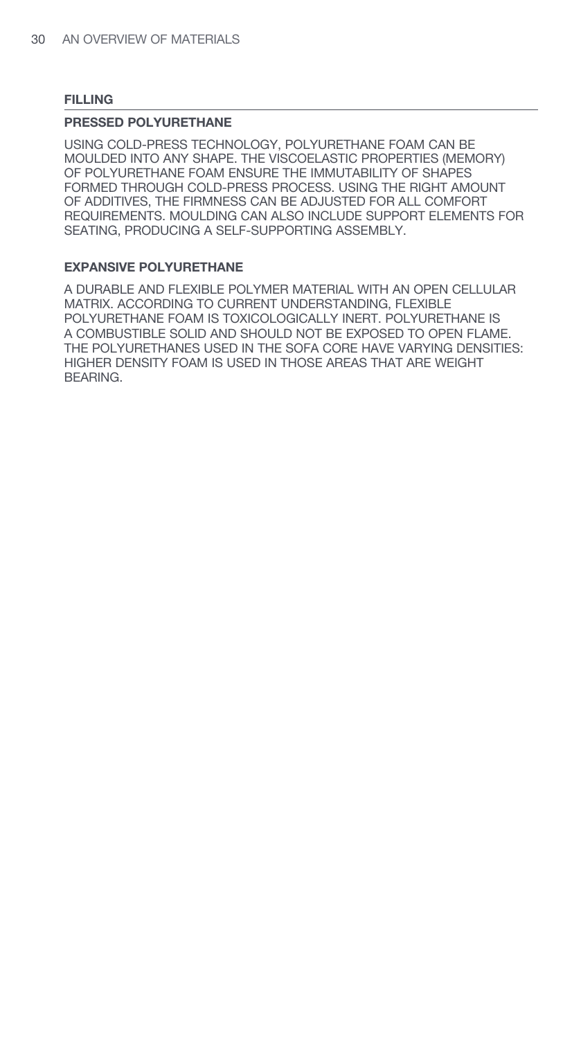## FILLING

### PRESSED POLYURETHANE

USING COLD-PRESS TECHNOLOGY, POLYURETHANE FOAM CAN BE MOULDED INTO ANY SHAPE. THE VISCOELASTIC PROPERTIES (MEMORY) OF POLYURETHANE FOAM ENSURE THE IMMUTABILITY OF SHAPES FORMED THROUGH COLD-PRESS PROCESS. USING THE RIGHT AMOUNT OF ADDITIVES, THE FIRMNESS CAN BE ADJUSTED FOR ALL COMFORT REQUIREMENTS. MOULDING CAN ALSO INCLUDE SUPPORT ELEMENTS FOR SEATING, PRODUCING A SELF-SUPPORTING ASSEMBLY.

### EXPANSIVE POLYURETHANE

A DURABLE AND FLEXIBLE POLYMER MATERIAL WITH AN OPEN CELLULAR MATRIX. ACCORDING TO CURRENT UNDERSTANDING, FLEXIBLE POLYURETHANE FOAM IS TOXICOLOGICALLY INERT. POLYURETHANE IS A COMBUSTIBLE SOLID AND SHOULD NOT BE EXPOSED TO OPEN FLAME. THE POLYURETHANES USED IN THE SOFA CORE HAVE VARYING DENSITIES: HIGHER DENSITY FOAM IS USED IN THOSE AREAS THAT ARE WEIGHT BEARING.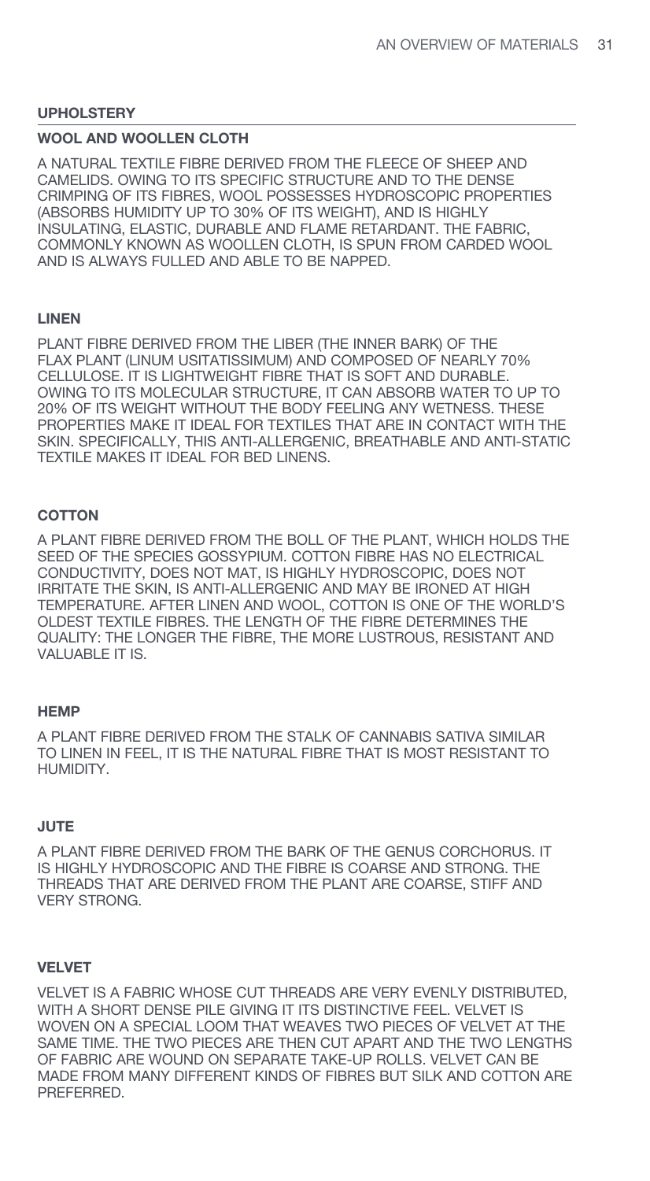## UPHOLSTERY

### WOOL AND WOOLLEN CLOTH

A NATURAL TEXTILE FIBRE DERIVED FROM THE FLEECE OF SHEEP AND CAMELIDS. OWING TO ITS SPECIFIC STRUCTURE AND TO THE DENSE CRIMPING OF ITS FIBRES, WOOL POSSESSES HYDROSCOPIC PROPERTIES (ABSORBS HUMIDITY UP TO 30% OF ITS WEIGHT), AND IS HIGHLY INSULATING, ELASTIC, DURABLE AND FLAME RETARDANT. THE FABRIC, COMMONLY KNOWN AS WOOLLEN CLOTH, IS SPUN FROM CARDED WOOL AND IS ALWAYS FULLED AND ABLE TO BE NAPPED.

### LINEN

PLANT FIBRE DERIVED FROM THE LIBER (THE INNER BARK) OF THE FLAX PLANT (LINUM USITATISSIMUM) AND COMPOSED OF NEARLY 70% CELLULOSE. IT IS LIGHTWEIGHT FIBRE THAT IS SOFT AND DURABLE. OWING TO ITS MOLECULAR STRUCTURE, IT CAN ABSORB WATER TO UP TO 20% OF ITS WEIGHT WITHOUT THE BODY FEELING ANY WETNESS. THESE PROPERTIES MAKE IT IDEAL FOR TEXTILES THAT ARE IN CONTACT WITH THE SKIN. SPECIFICALLY, THIS ANTI-ALLERGENIC, BREATHABLE AND ANTI-STATIC TEXTILE MAKES IT IDEAL FOR BED LINENS.

### COTTON

A PLANT FIBRE DERIVED FROM THE BOLL OF THE PLANT, WHICH HOLDS THE SEED OF THE SPECIES GOSSYPIUM. COTTON FIBRE HAS NO ELECTRICAL CONDUCTIVITY, DOES NOT MAT, IS HIGHLY HYDROSCOPIC, DOES NOT IRRITATE THE SKIN, IS ANTI-ALLERGENIC AND MAY BE IRONED AT HIGH TEMPERATURE. AFTER LINEN AND WOOL, COTTON IS ONE OF THE WORLD'S OLDEST TEXTILE FIBRES. THE LENGTH OF THE FIBRE DETERMINES THE QUALITY: THE LONGER THE FIBRE, THE MORE LUSTROUS, RESISTANT AND VALUABLE IT IS.

### HEMP

A PLANT FIBRE DERIVED FROM THE STALK OF CANNABIS SATIVA SIMILAR TO LINEN IN FEEL, IT IS THE NATURAL FIBRE THAT IS MOST RESISTANT TO HUMIDITY.

### JUTE

A PLANT FIBRE DERIVED FROM THE BARK OF THE GENUS CORCHORUS. IT IS HIGHLY HYDROSCOPIC AND THE FIBRE IS COARSE AND STRONG. THE THREADS THAT ARE DERIVED FROM THE PLANT ARE COARSE, STIFF AND VERY STRONG.

### VELVET

VELVET IS A FABRIC WHOSE CUT THREADS ARE VERY EVENLY DISTRIBUTED, WITH A SHORT DENSE PILE GIVING IT ITS DISTINCTIVE FEEL. VELVET IS WOVEN ON A SPECIAL LOOM THAT WEAVES TWO PIECES OF VELVET AT THE SAME TIME. THE TWO PIECES ARE THEN CUT APART AND THE TWO LENGTHS OF FABRIC ARE WOUND ON SEPARATE TAKE-UP ROLLS. VELVET CAN BE MADE FROM MANY DIFFERENT KINDS OF FIBRES BUT SILK AND COTTON ARE PREFERRED.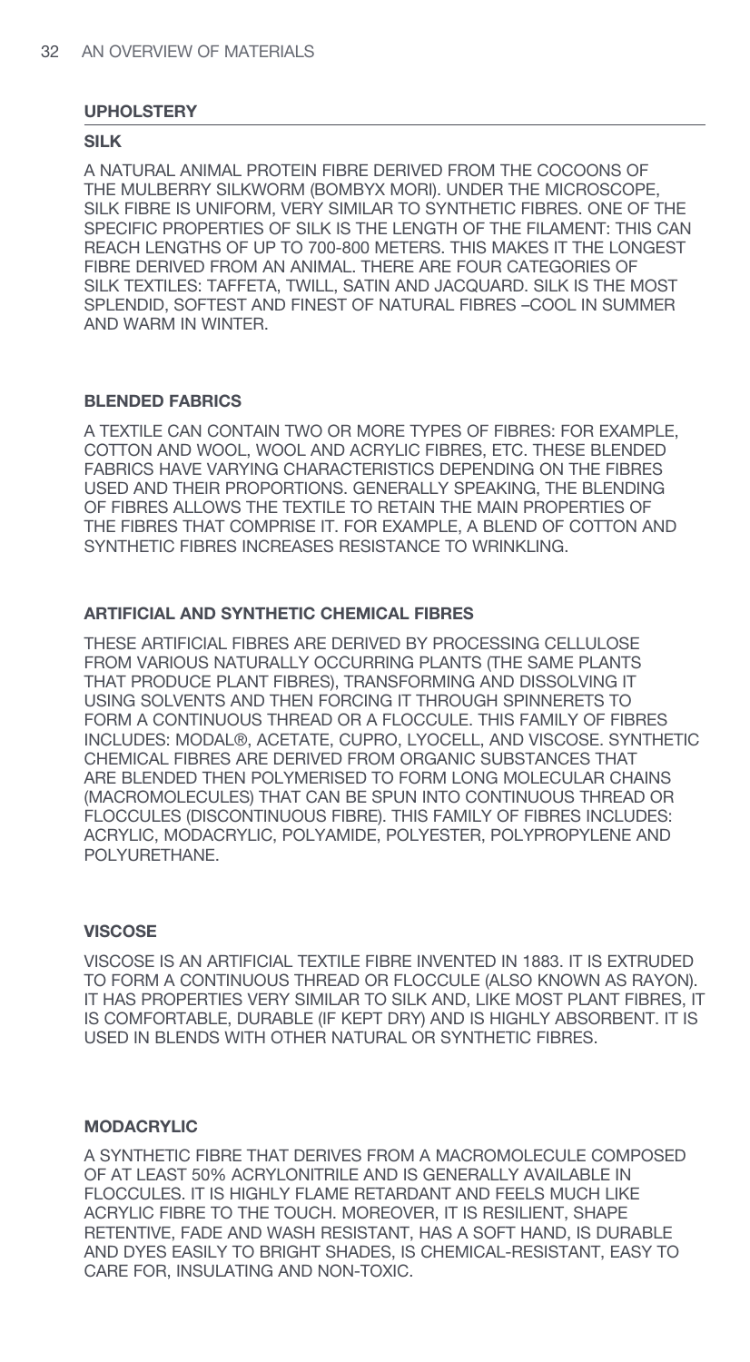## UPHOLSTERY

### SILK

A NATURAL ANIMAL PROTEIN FIBRE DERIVED FROM THE COCOONS OF THE MULBERRY SILKWORM (BOMBYX MORI). UNDER THE MICROSCOPE, SILK FIBRE IS UNIFORM, VERY SIMILAR TO SYNTHETIC FIBRES. ONE OF THE SPECIFIC PROPERTIES OF SILK IS THE LENGTH OF THE FILAMENT: THIS CAN REACH LENGTHS OF UP TO 700-800 METERS. THIS MAKES IT THE LONGEST FIBRE DERIVED FROM AN ANIMAL. THERE ARE FOUR CATEGORIES OF SILK TEXTILES: TAFFETA, TWILL, SATIN AND JACQUARD. SILK IS THE MOST SPLENDID, SOFTEST AND FINEST OF NATURAL FIBRES –COOL IN SUMMER AND WARM IN WINTER.

### BLENDED FABRICS

A TEXTILE CAN CONTAIN TWO OR MORE TYPES OF FIBRES: FOR EXAMPLE, COTTON AND WOOL, WOOL AND ACRYLIC FIBRES, ETC. THESE BLENDED FABRICS HAVE VARYING CHARACTERISTICS DEPENDING ON THE FIBRES USED AND THEIR PROPORTIONS. GENERALLY SPEAKING, THE BLENDING OF FIBRES ALLOWS THE TEXTILE TO RETAIN THE MAIN PROPERTIES OF THE FIBRES THAT COMPRISE IT. FOR EXAMPLE, A BLEND OF COTTON AND SYNTHETIC FIBRES INCREASES RESISTANCE TO WRINKLING.

### ARTIFICIAL AND SYNTHETIC CHEMICAL FIBRES

THESE ARTIFICIAL FIBRES ARE DERIVED BY PROCESSING CELLULOSE FROM VARIOUS NATURALLY OCCURRING PLANTS (THE SAME PLANTS THAT PRODUCE PLANT FIBRES), TRANSFORMING AND DISSOLVING IT USING SOLVENTS AND THEN FORCING IT THROUGH SPINNERETS TO FORM A CONTINUOUS THREAD OR A FLOCCULE. THIS FAMILY OF FIBRES INCLUDES: MODAL®, ACETATE, CUPRO, LYOCELL, AND VISCOSE. SYNTHETIC CHEMICAL FIBRES ARE DERIVED FROM ORGANIC SUBSTANCES THAT ARE BLENDED THEN POLYMERISED TO FORM LONG MOLECULAR CHAINS (MACROMOLECULES) THAT CAN BE SPUN INTO CONTINUOUS THREAD OR FLOCCULES (DISCONTINUOUS FIBRE). THIS FAMILY OF FIBRES INCLUDES: ACRYLIC, MODACRYLIC, POLYAMIDE, POLYESTER, POLYPROPYLENE AND POLYURETHANE.

### VISCOSE

VISCOSE IS AN ARTIFICIAL TEXTILE FIBRE INVENTED IN 1883. IT IS EXTRUDED TO FORM A CONTINUOUS THREAD OR FLOCCULE (ALSO KNOWN AS RAYON). IT HAS PROPERTIES VERY SIMILAR TO SILK AND, LIKE MOST PLANT FIBRES, IT IS COMFORTABLE, DURABLE (IF KEPT DRY) AND IS HIGHLY ABSORBENT. IT IS USED IN BLENDS WITH OTHER NATURAL OR SYNTHETIC FIBRES.

### MODACRYLIC

A SYNTHETIC FIBRE THAT DERIVES FROM A MACROMOLECULE COMPOSED OF AT LEAST 50% ACRYLONITRILE AND IS GENERALLY AVAILABLE IN FLOCCULES. IT IS HIGHLY FLAME RETARDANT AND FEELS MUCH LIKE ACRYLIC FIBRE TO THE TOUCH. MOREOVER, IT IS RESILIENT, SHAPE RETENTIVE, FADE AND WASH RESISTANT, HAS A SOFT HAND, IS DURABLE AND DYES EASILY TO BRIGHT SHADES, IS CHEMICAL-RESISTANT, EASY TO CARE FOR, INSULATING AND NON-TOXIC.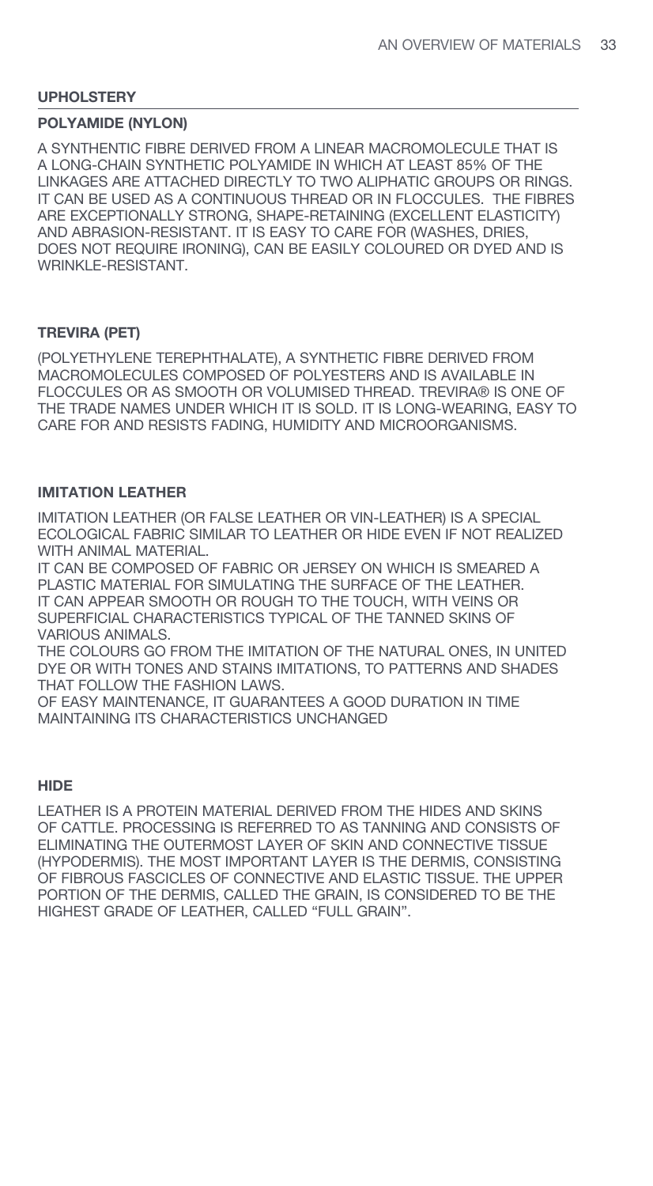## UPHOLSTERY

### POLYAMIDE (NYLON)

A SYNTHENTIC FIBRE DERIVED FROM A LINEAR MACROMOLECULE THAT IS A LONG-CHAIN SYNTHETIC POLYAMIDE IN WHICH AT LEAST 85% OF THE LINKAGES ARE ATTACHED DIRECTLY TO TWO ALIPHATIC GROUPS OR RINGS. IT CAN BE USED AS A CONTINUOUS THREAD OR IN FLOCCULES. THE FIBRES ARE EXCEPTIONALLY STRONG, SHAPE-RETAINING (EXCELLENT ELASTICITY) AND ABRASION-RESISTANT. IT IS EASY TO CARE FOR (WASHES, DRIES, DOES NOT REQUIRE IRONING), CAN BE EASILY COLOURED OR DYED AND IS WRINKLE-RESISTANT.

### TREVIRA (PET)

(POLYETHYLENE TEREPHTHALATE), A SYNTHETIC FIBRE DERIVED FROM MACROMOLECULES COMPOSED OF POLYESTERS AND IS AVAILABLE IN FLOCCULES OR AS SMOOTH OR VOLUMISED THREAD. TREVIRA® IS ONE OF THE TRADE NAMES UNDER WHICH IT IS SOLD. IT IS LONG-WEARING, EASY TO CARE FOR AND RESISTS FADING, HUMIDITY AND MICROORGANISMS.

### IMITATION LEATHER

IMITATION LEATHER (OR FALSE LEATHER OR VIN-LEATHER) IS A SPECIAL ECOLOGICAL FABRIC SIMILAR TO LEATHER OR HIDE EVEN IF NOT REALIZED WITH ANIMAL MATERIAL.
IT CAN BE COMPOSED OF FABRIC OR JERSEY ON WHICH IS SMEARED A PLASTIC MATERIAL FOR SIMULATING THE SURFACE OF THE LEATHER.
IT CAN APPEAR SMOOTH OR ROUGH TO THE TOUCH, WITH VEINS OR SUPERFICIAL CHARACTERISTICS TYPICAL OF THE TANNED SKINS OF VARIOUS ANIMALS.
THE COLOURS GO FROM THE IMITATION OF THE NATURAL ONES, IN UNITED DYE OR WITH TONES AND STAINS IMITATIONS, TO PATTERNS AND SHADES THAT FOLLOW THE FASHION LAWS.
OF EASY MAINTENANCE, IT GUARANTEES A GOOD DURATION IN TIME MAINTAINING ITS CHARACTERISTICS UNCHANGED

### HIDE

LEATHER IS A PROTEIN MATERIAL DERIVED FROM THE HIDES AND SKINS OF CATTLE. PROCESSING IS REFERRED TO AS TANNING AND CONSISTS OF ELIMINATING THE OUTERMOST LAYER OF SKIN AND CONNECTIVE TISSUE (HYPODERMIS). THE MOST IMPORTANT LAYER IS THE DERMIS, CONSISTING OF FIBROUS FASCICLES OF CONNECTIVE AND ELASTIC TISSUE. THE UPPER PORTION OF THE DERMIS, CALLED THE GRAIN, IS CONSIDERED TO BE THE HIGHEST GRADE OF LEATHER, CALLED "FULL GRAIN".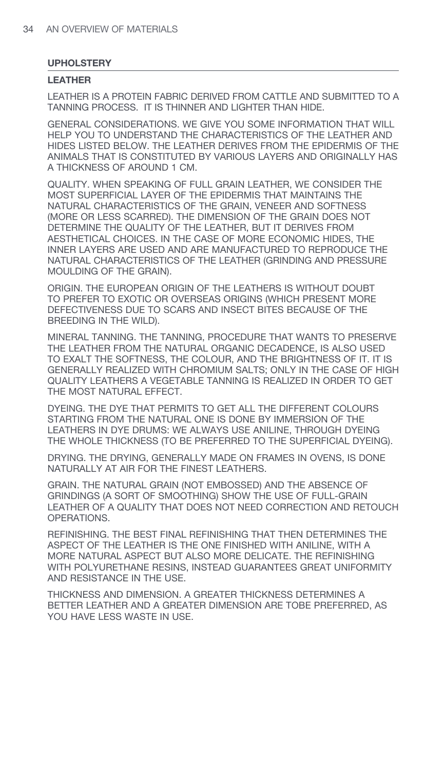## UPHOLSTERY

### LEATHER

LEATHER IS A PROTEIN FABRIC DERIVED FROM CATTLE AND SUBMITTED TO A TANNING PROCESS. IT IS THINNER AND LIGHTER THAN HIDE.

GENERAL CONSIDERATIONS. WE GIVE YOU SOME INFORMATION THAT WILL HELP YOU TO UNDERSTAND THE CHARACTERISTICS OF THE LEATHER AND HIDES LISTED BELOW. THE LEATHER DERIVES FROM THE EPIDERMIS OF THE ANIMALS THAT IS CONSTITUTED BY VARIOUS LAYERS AND ORIGINALLY HAS A THICKNESS OF AROUND 1 CM.

QUALITY. WHEN SPEAKING OF FULL GRAIN LEATHER, WE CONSIDER THE MOST SUPERFICIAL LAYER OF THE EPIDERMIS THAT MAINTAINS THE NATURAL CHARACTERISTICS OF THE GRAIN, VENEER AND SOFTNESS (MORE OR LESS SCARRED). THE DIMENSION OF THE GRAIN DOES NOT DETERMINE THE QUALITY OF THE LEATHER, BUT IT DERIVES FROM AESTHETICAL CHOICES. IN THE CASE OF MORE ECONOMIC HIDES, THE INNER LAYERS ARE USED AND ARE MANUFACTURED TO REPRODUCE THE NATURAL CHARACTERISTICS OF THE LEATHER (GRINDING AND PRESSURE MOULDING OF THE GRAIN).

ORIGIN. THE EUROPEAN ORIGIN OF THE LEATHERS IS WITHOUT DOUBT TO PREFER TO EXOTIC OR OVERSEAS ORIGINS (WHICH PRESENT MORE DEFECTIVENESS DUE TO SCARS AND INSECT BITES BECAUSE OF THE BREEDING IN THE WILD).

MINERAL TANNING. THE TANNING, PROCEDURE THAT WANTS TO PRESERVE THE LEATHER FROM THE NATURAL ORGANIC DECADENCE, IS ALSO USED TO EXALT THE SOFTNESS, THE COLOUR, AND THE BRIGHTNESS OF IT. IT IS GENERALLY REALIZED WITH CHROMIUM SALTS; ONLY IN THE CASE OF HIGH QUALITY LEATHERS A VEGETABLE TANNING IS REALIZED IN ORDER TO GET THE MOST NATURAL EFFECT.

DYEING. THE DYE THAT PERMITS TO GET ALL THE DIFFERENT COLOURS STARTING FROM THE NATURAL ONE IS DONE BY IMMERSION OF THE LEATHERS IN DYE DRUMS: WE ALWAYS USE ANILINE, THROUGH DYEING THE WHOLE THICKNESS (TO BE PREFERRED TO THE SUPERFICIAL DYEING).

DRYING. THE DRYING, GENERALLY MADE ON FRAMES IN OVENS, IS DONE NATURALLY AT AIR FOR THE FINEST LEATHERS.

GRAIN. THE NATURAL GRAIN (NOT EMBOSSED) AND THE ABSENCE OF GRINDINGS (A SORT OF SMOOTHING) SHOW THE USE OF FULL-GRAIN LEATHER OF A QUALITY THAT DOES NOT NEED CORRECTION AND RETOUCH OPERATIONS.

REFINISHING. THE BEST FINAL REFINISHING THAT THEN DETERMINES THE ASPECT OF THE LEATHER IS THE ONE FINISHED WITH ANILINE, WITH A MORE NATURAL ASPECT BUT ALSO MORE DELICATE. THE REFINISHING WITH POLYURETHANE RESINS, INSTEAD GUARANTEES GREAT UNIFORMITY AND RESISTANCE IN THE USE.

THICKNESS AND DIMENSION. A GREATER THICKNESS DETERMINES A BETTER LEATHER AND A GREATER DIMENSION ARE TOBE PREFERRED, AS YOU HAVE LESS WASTE IN USE.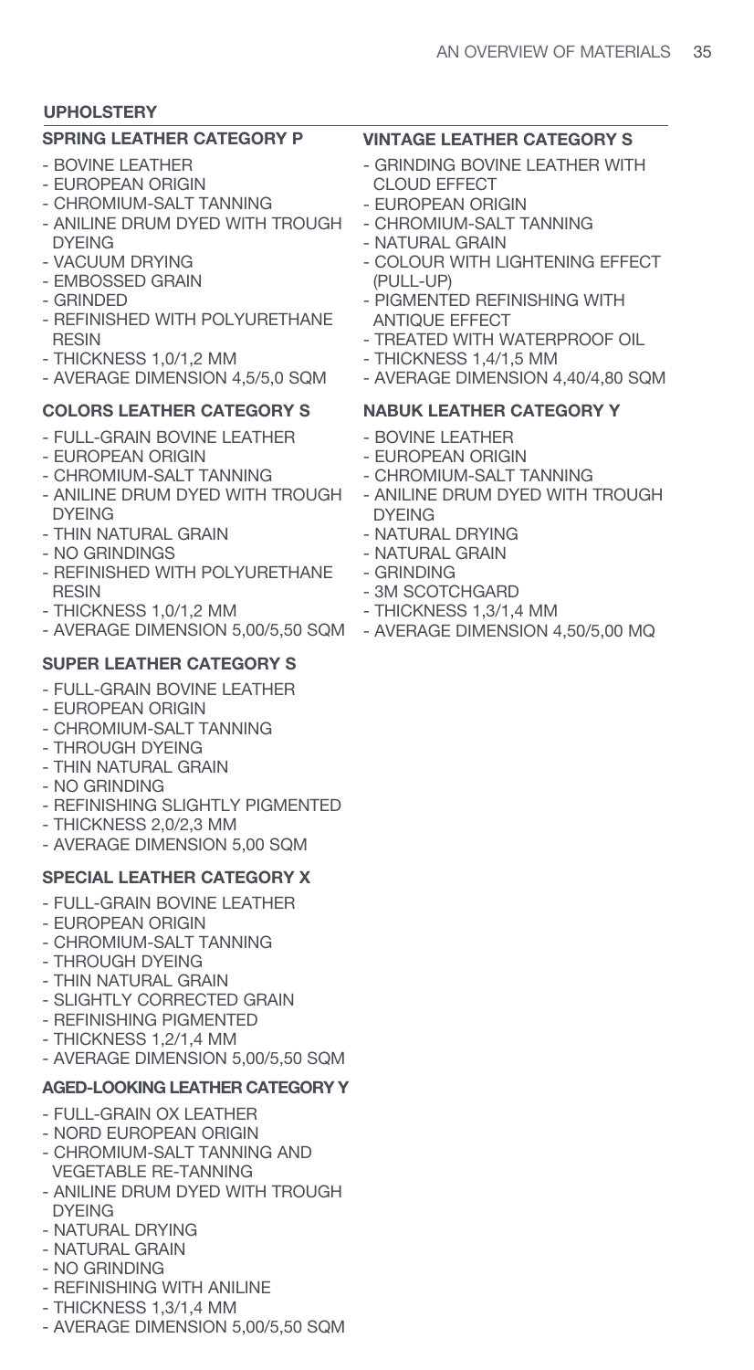## UPHOLSTERY

### SPRING LEATHER CATEGORY P

- BOVINE LEATHER
- EUROPEAN ORIGIN
- CHROMIUM-SALT TANNING
- ANILINE DRUM DYED WITH TROUGH DYEING
- VACUUM DRYING
- EMBOSSED GRAIN
- GRINDED
- REFINISHED WITH POLYURETHANE RESIN
- THICKNESS 1,0/1,2 MM
- AVERAGE DIMENSION 4,5/5,0 SQM

### COLORS LEATHER CATEGORY S

- FULL-GRAIN BOVINE LEATHER
- EUROPEAN ORIGIN
- CHROMIUM-SALT TANNING
- ANILINE DRUM DYED WITH TROUGH DYEING
- THIN NATURAL GRAIN
- NO GRINDINGS
- REFINISHED WITH POLYURETHANE RESIN
- THICKNESS 1,0/1,2 MM
- AVERAGE DIMENSION 5,00/5,50 SQM

### SUPER LEATHER CATEGORY S

- FULL-GRAIN BOVINE LEATHER
- EUROPEAN ORIGIN
- CHROMIUM-SALT TANNING
- THROUGH DYEING
- THIN NATURAL GRAIN
- NO GRINDING
- REFINISHING SLIGHTLY PIGMENTED
- THICKNESS 2,0/2,3 MM
- AVERAGE DIMENSION 5,00 SQM

### SPECIAL LEATHER CATEGORY X

- FULL-GRAIN BOVINE LEATHER
- EUROPEAN ORIGIN
- CHROMIUM-SALT TANNING
- THROUGH DYEING
- THIN NATURAL GRAIN
- SLIGHTLY CORRECTED GRAIN
- REFINISHING PIGMENTED
- THICKNESS 1,2/1,4 MM
- AVERAGE DIMENSION 5,00/5,50 SQM

### AGED-LOOKING LEATHER CATEGORY Y

- FULL-GRAIN OX LEATHER
- NORD EUROPEAN ORIGIN
- CHROMIUM-SALT TANNING AND VEGETABLE RE-TANNING
- ANILINE DRUM DYED WITH TROUGH DYEING
- NATURAL DRYING
- NATURAL GRAIN
- NO GRINDING
- REFINISHING WITH ANILINE
- THICKNESS 1,3/1,4 MM
- AVERAGE DIMENSION 5,00/5,50 SQM

### VINTAGE LEATHER CATEGORY S

- GRINDING BOVINE LEATHER WITH CLOUD EFFECT
- EUROPEAN ORIGIN
- CHROMIUM-SALT TANNING
- NATURAL GRAIN
- COLOUR WITH LIGHTENING EFFECT (PULL-UP)
- PIGMENTED REFINISHING WITH ANTIQUE EFFECT
- TREATED WITH WATERPROOF OIL
- THICKNESS 1,4/1,5 MM
- AVERAGE DIMENSION 4,40/4,80 SQM

### NABUK LEATHER CATEGORY Y

- BOVINE LEATHER
- EUROPEAN ORIGIN
- CHROMIUM-SALT TANNING
- ANILINE DRUM DYED WITH TROUGH DYEING
- NATURAL DRYING
- NATURAL GRAIN
- GRINDING
- 3M SCOTCHGARD
- THICKNESS 1,3/1,4 MM
- AVERAGE DIMENSION 4,50/5,00 MQ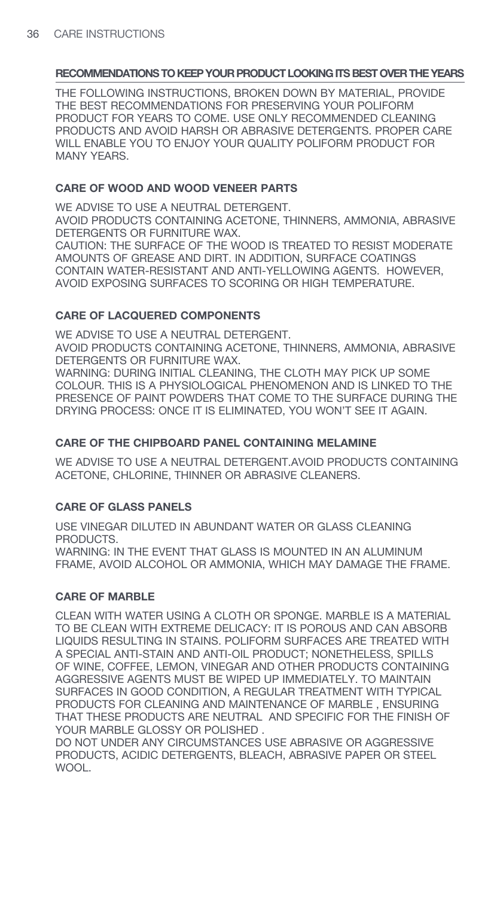## RECOMMENDATIONS TO KEEP YOUR PRODUCT LOOKING ITS BEST OVER THE YEARS

THE FOLLOWING INSTRUCTIONS, BROKEN DOWN BY MATERIAL, PROVIDE THE BEST RECOMMENDATIONS FOR PRESERVING YOUR POLIFORM PRODUCT FOR YEARS TO COME. USE ONLY RECOMMENDED CLEANING PRODUCTS AND AVOID HARSH OR ABRASIVE DETERGENTS. PROPER CARE WILL ENABLE YOU TO ENJOY YOUR QUALITY POLIFORM PRODUCT FOR MANY YEARS.

### CARE OF WOOD AND WOOD VENEER PARTS

WE ADVISE TO USE A NEUTRAL DETERGENT.
AVOID PRODUCTS CONTAINING ACETONE, THINNERS, AMMONIA, ABRASIVE DETERGENTS OR FURNITURE WAX.
CAUTION: THE SURFACE OF THE WOOD IS TREATED TO RESIST MODERATE AMOUNTS OF GREASE AND DIRT. IN ADDITION, SURFACE COATINGS CONTAIN WATER-RESISTANT AND ANTI-YELLOWING AGENTS. HOWEVER, AVOID EXPOSING SURFACES TO SCORING OR HIGH TEMPERATURE.

### CARE OF LACQUERED COMPONENTS

WE ADVISE TO USE A NEUTRAL DETERGENT.
AVOID PRODUCTS CONTAINING ACETONE, THINNERS, AMMONIA, ABRASIVE DETERGENTS OR FURNITURE WAX.
WARNING: DURING INITIAL CLEANING, THE CLOTH MAY PICK UP SOME COLOUR. THIS IS A PHYSIOLOGICAL PHENOMENON AND IS LINKED TO THE PRESENCE OF PAINT POWDERS THAT COME TO THE SURFACE DURING THE DRYING PROCESS: ONCE IT IS ELIMINATED, YOU WON'T SEE IT AGAIN.

### CARE OF THE CHIPBOARD PANEL CONTAINING MELAMINE

WE ADVISE TO USE A NEUTRAL DETERGENT.AVOID PRODUCTS CONTAINING ACETONE, CHLORINE, THINNER OR ABRASIVE CLEANERS.

### CARE OF GLASS PANELS

USE VINEGAR DILUTED IN ABUNDANT WATER OR GLASS CLEANING PRODUCTS.
WARNING: IN THE EVENT THAT GLASS IS MOUNTED IN AN ALUMINUM FRAME, AVOID ALCOHOL OR AMMONIA, WHICH MAY DAMAGE THE FRAME.

### CARE OF MARBLE

CLEAN WITH WATER USING A CLOTH OR SPONGE. MARBLE IS A MATERIAL TO BE CLEAN WITH EXTREME DELICACY: IT IS POROUS AND CAN ABSORB LIQUIDS RESULTING IN STAINS. POLIFORM SURFACES ARE TREATED WITH A SPECIAL ANTI-STAIN AND ANTI-OIL PRODUCT; NONETHELESS, SPILLS OF WINE, COFFEE, LEMON, VINEGAR AND OTHER PRODUCTS CONTAINING AGGRESSIVE AGENTS MUST BE WIPED UP IMMEDIATELY. TO MAINTAIN SURFACES IN GOOD CONDITION, A REGULAR TREATMENT WITH TYPICAL PRODUCTS FOR CLEANING AND MAINTENANCE OF MARBLE , ENSURING THAT THESE PRODUCTS ARE NEUTRAL AND SPECIFIC FOR THE FINISH OF YOUR MARBLE GLOSSY OR POLISHED .
DO NOT UNDER ANY CIRCUMSTANCES USE ABRASIVE OR AGGRESSIVE PRODUCTS, ACIDIC DETERGENTS, BLEACH, ABRASIVE PAPER OR STEEL WOOL.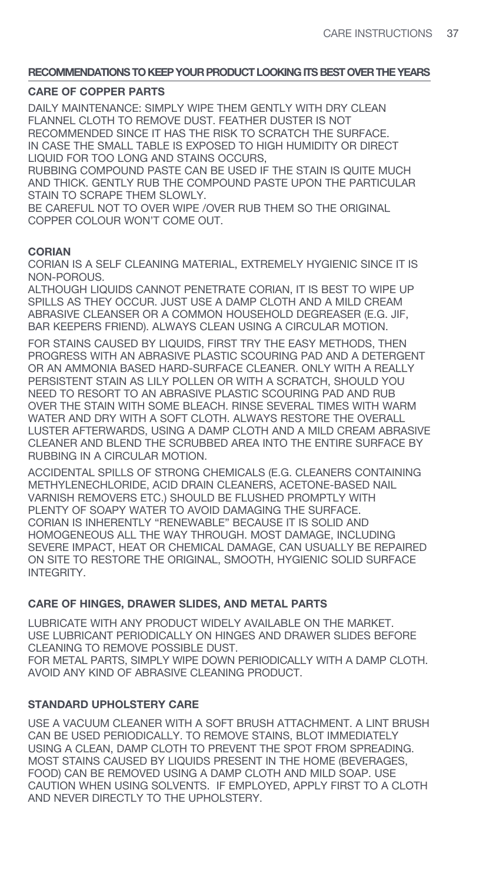## RECOMMENDATIONS TO KEEP YOUR PRODUCT LOOKING ITS BEST OVER THE YEARS

### CARE OF COPPER PARTS

DAILY MAINTENANCE: SIMPLY WIPE THEM GENTLY WITH DRY CLEAN FLANNEL CLOTH TO REMOVE DUST. FEATHER DUSTER IS NOT RECOMMENDED SINCE IT HAS THE RISK TO SCRATCH THE SURFACE.
IN CASE THE SMALL TABLE IS EXPOSED TO HIGH HUMIDITY OR DIRECT LIQUID FOR TOO LONG AND STAINS OCCURS,
RUBBING COMPOUND PASTE CAN BE USED IF THE STAIN IS QUITE MUCH AND THICK. GENTLY RUB THE COMPOUND PASTE UPON THE PARTICULAR STAIN TO SCRAPE THEM SLOWLY.
BE CAREFUL NOT TO OVER WIPE /OVER RUB THEM SO THE ORIGINAL COPPER COLOUR WON'T COME OUT.

### CORIAN

CORIAN IS A SELF CLEANING MATERIAL, EXTREMELY HYGIENIC SINCE IT IS NON-POROUS.
ALTHOUGH LIQUIDS CANNOT PENETRATE CORIAN, IT IS BEST TO WIPE UP SPILLS AS THEY OCCUR. JUST USE A DAMP CLOTH AND A MILD CREAM ABRASIVE CLEANSER OR A COMMON HOUSEHOLD DEGREASER (E.G. JIF, BAR KEEPERS FRIEND). ALWAYS CLEAN USING A CIRCULAR MOTION.

FOR STAINS CAUSED BY LIQUIDS, FIRST TRY THE EASY METHODS, THEN PROGRESS WITH AN ABRASIVE PLASTIC SCOURING PAD AND A DETERGENT OR AN AMMONIA BASED HARD-SURFACE CLEANER. ONLY WITH A REALLY PERSISTENT STAIN AS LILY POLLEN OR WITH A SCRATCH, SHOULD YOU NEED TO RESORT TO AN ABRASIVE PLASTIC SCOURING PAD AND RUB OVER THE STAIN WITH SOME BLEACH. RINSE SEVERAL TIMES WITH WARM WATER AND DRY WITH A SOFT CLOTH. ALWAYS RESTORE THE OVERALL LUSTER AFTERWARDS, USING A DAMP CLOTH AND A MILD CREAM ABRASIVE CLEANER AND BLEND THE SCRUBBED AREA INTO THE ENTIRE SURFACE BY RUBBING IN A CIRCULAR MOTION.

ACCIDENTAL SPILLS OF STRONG CHEMICALS (E.G. CLEANERS CONTAINING METHYLENECHLORIDE, ACID DRAIN CLEANERS, ACETONE-BASED NAIL VARNISH REMOVERS ETC.) SHOULD BE FLUSHED PROMPTLY WITH PLENTY OF SOAPY WATER TO AVOID DAMAGING THE SURFACE.
CORIAN IS INHERENTLY "RENEWABLE" BECAUSE IT IS SOLID AND HOMOGENEOUS ALL THE WAY THROUGH. MOST DAMAGE, INCLUDING SEVERE IMPACT, HEAT OR CHEMICAL DAMAGE, CAN USUALLY BE REPAIRED ON SITE TO RESTORE THE ORIGINAL, SMOOTH, HYGIENIC SOLID SURFACE INTEGRITY.

### CARE OF HINGES, DRAWER SLIDES, AND METAL PARTS

LUBRICATE WITH ANY PRODUCT WIDELY AVAILABLE ON THE MARKET.
USE LUBRICANT PERIODICALLY ON HINGES AND DRAWER SLIDES BEFORE CLEANING TO REMOVE POSSIBLE DUST.
FOR METAL PARTS, SIMPLY WIPE DOWN PERIODICALLY WITH A DAMP CLOTH. AVOID ANY KIND OF ABRASIVE CLEANING PRODUCT.

### STANDARD UPHOLSTERY CARE

USE A VACUUM CLEANER WITH A SOFT BRUSH ATTACHMENT. A LINT BRUSH CAN BE USED PERIODICALLY. TO REMOVE STAINS, BLOT IMMEDIATELY USING A CLEAN, DAMP CLOTH TO PREVENT THE SPOT FROM SPREADING. MOST STAINS CAUSED BY LIQUIDS PRESENT IN THE HOME (BEVERAGES, FOOD) CAN BE REMOVED USING A DAMP CLOTH AND MILD SOAP. USE CAUTION WHEN USING SOLVENTS. IF EMPLOYED, APPLY FIRST TO A CLOTH AND NEVER DIRECTLY TO THE UPHOLSTERY.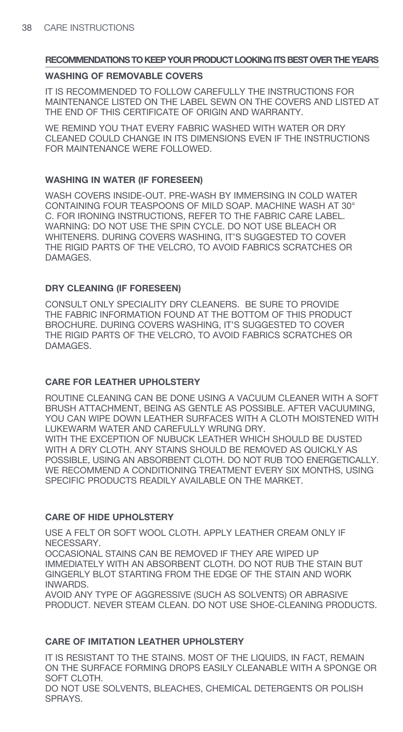## RECOMMENDATIONS TO KEEP YOUR PRODUCT LOOKING ITS BEST OVER THE YEARS

### WASHING OF REMOVABLE COVERS

IT IS RECOMMENDED TO FOLLOW CAREFULLY THE INSTRUCTIONS FOR MAINTENANCE LISTED ON THE LABEL SEWN ON THE COVERS AND LISTED AT THE END OF THIS CERTIFICATE OF ORIGIN AND WARRANTY.

WE REMIND YOU THAT EVERY FABRIC WASHED WITH WATER OR DRY CLEANED COULD CHANGE IN ITS DIMENSIONS EVEN IF THE INSTRUCTIONS FOR MAINTENANCE WERE FOLLOWED.

### WASHING IN WATER (IF FORESEEN)

WASH COVERS INSIDE-OUT. PRE-WASH BY IMMERSING IN COLD WATER CONTAINING FOUR TEASPOONS OF MILD SOAP. MACHINE WASH AT 30° C. FOR IRONING INSTRUCTIONS, REFER TO THE FABRIC CARE LABEL. WARNING: DO NOT USE THE SPIN CYCLE. DO NOT USE BLEACH OR WHITENERS. DURING COVERS WASHING, IT'S SUGGESTED TO COVER THE RIGID PARTS OF THE VELCRO, TO AVOID FABRICS SCRATCHES OR DAMAGES.

### DRY CLEANING (IF FORESEEN)

CONSULT ONLY SPECIALITY DRY CLEANERS. BE SURE TO PROVIDE THE FABRIC INFORMATION FOUND AT THE BOTTOM OF THIS PRODUCT BROCHURE. DURING COVERS WASHING, IT'S SUGGESTED TO COVER THE RIGID PARTS OF THE VELCRO, TO AVOID FABRICS SCRATCHES OR DAMAGES.

### CARE FOR LEATHER UPHOLSTERY

ROUTINE CLEANING CAN BE DONE USING A VACUUM CLEANER WITH A SOFT BRUSH ATTACHMENT, BEING AS GENTLE AS POSSIBLE. AFTER VACUUMING, YOU CAN WIPE DOWN LEATHER SURFACES WITH A CLOTH MOISTENED WITH LUKEWARM WATER AND CAREFULLY WRUNG DRY.
WITH THE EXCEPTION OF NUBUCK LEATHER WHICH SHOULD BE DUSTED WITH A DRY CLOTH. ANY STAINS SHOULD BE REMOVED AS QUICKLY AS POSSIBLE, USING AN ABSORBENT CLOTH. DO NOT RUB TOO ENERGETICALLY. WE RECOMMEND A CONDITIONING TREATMENT EVERY SIX MONTHS, USING SPECIFIC PRODUCTS READILY AVAILABLE ON THE MARKET.

### CARE OF HIDE UPHOLSTERY

USE A FELT OR SOFT WOOL CLOTH. APPLY LEATHER CREAM ONLY IF NECESSARY.
OCCASIONAL STAINS CAN BE REMOVED IF THEY ARE WIPED UP IMMEDIATELY WITH AN ABSORBENT CLOTH. DO NOT RUB THE STAIN BUT GINGERLY BLOT STARTING FROM THE EDGE OF THE STAIN AND WORK INWARDS.
AVOID ANY TYPE OF AGGRESSIVE (SUCH AS SOLVENTS) OR ABRASIVE PRODUCT. NEVER STEAM CLEAN. DO NOT USE SHOE-CLEANING PRODUCTS.

### CARE OF IMITATION LEATHER UPHOLSTERY

IT IS RESISTANT TO THE STAINS. MOST OF THE LIQUIDS, IN FACT, REMAIN ON THE SURFACE FORMING DROPS EASILY CLEANABLE WITH A SPONGE OR SOFT CLOTH.
DO NOT USE SOLVENTS, BLEACHES, CHEMICAL DETERGENTS OR POLISH SPRAYS.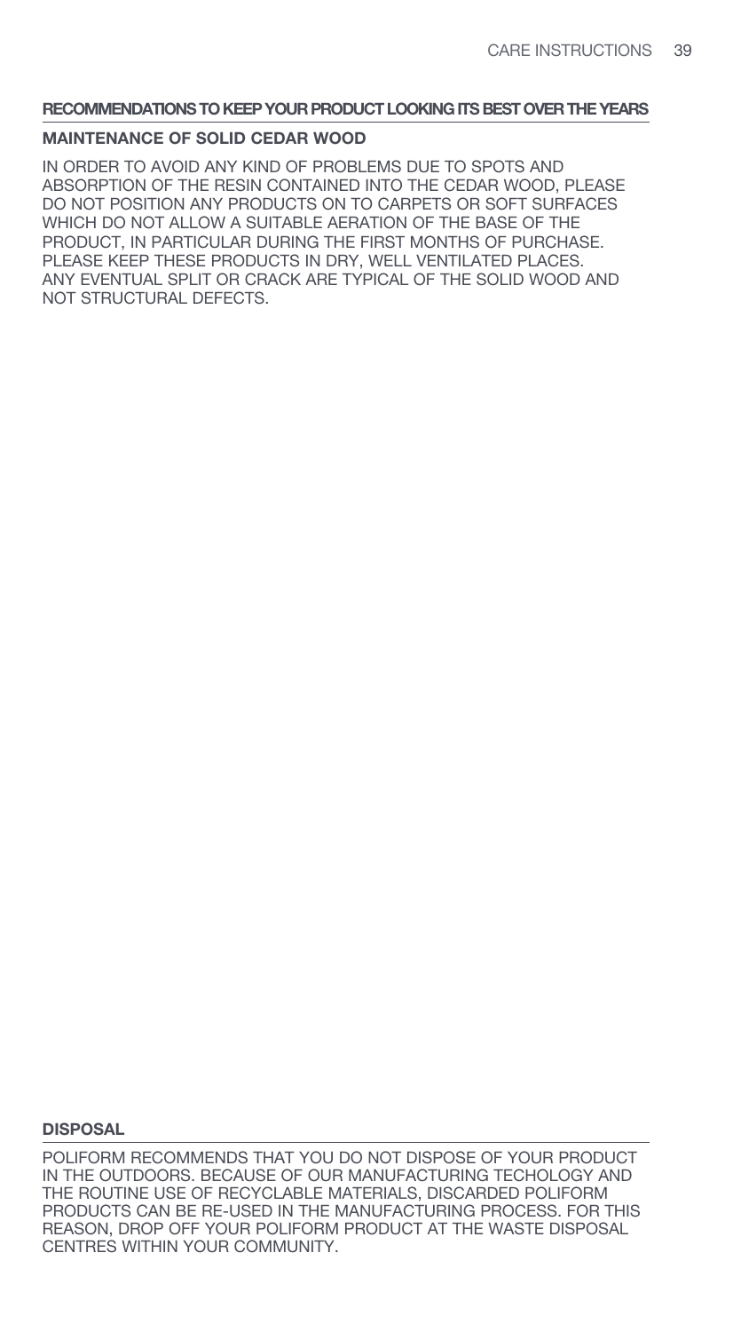## RECOMMENDATIONS TO KEEP YOUR PRODUCT LOOKING ITS BEST OVER THE YEARS

### MAINTENANCE OF SOLID CEDAR WOOD

IN ORDER TO AVOID ANY KIND OF PROBLEMS DUE TO SPOTS AND ABSORPTION OF THE RESIN CONTAINED INTO THE CEDAR WOOD, PLEASE DO NOT POSITION ANY PRODUCTS ON TO CARPETS OR SOFT SURFACES WHICH DO NOT ALLOW A SUITABLE AERATION OF THE BASE OF THE PRODUCT, IN PARTICULAR DURING THE FIRST MONTHS OF PURCHASE. PLEASE KEEP THESE PRODUCTS IN DRY, WELL VENTILATED PLACES. ANY EVENTUAL SPLIT OR CRACK ARE TYPICAL OF THE SOLID WOOD AND NOT STRUCTURAL DEFECTS.

## DISPOSAL

POLIFORM RECOMMENDS THAT YOU DO NOT DISPOSE OF YOUR PRODUCT IN THE OUTDOORS. BECAUSE OF OUR MANUFACTURING TECHOLOGY AND THE ROUTINE USE OF RECYCLABLE MATERIALS, DISCARDED POLIFORM PRODUCTS CAN BE RE-USED IN THE MANUFACTURING PROCESS. FOR THIS REASON, DROP OFF YOUR POLIFORM PRODUCT AT THE WASTE DISPOSAL CENTRES WITHIN YOUR COMMUNITY.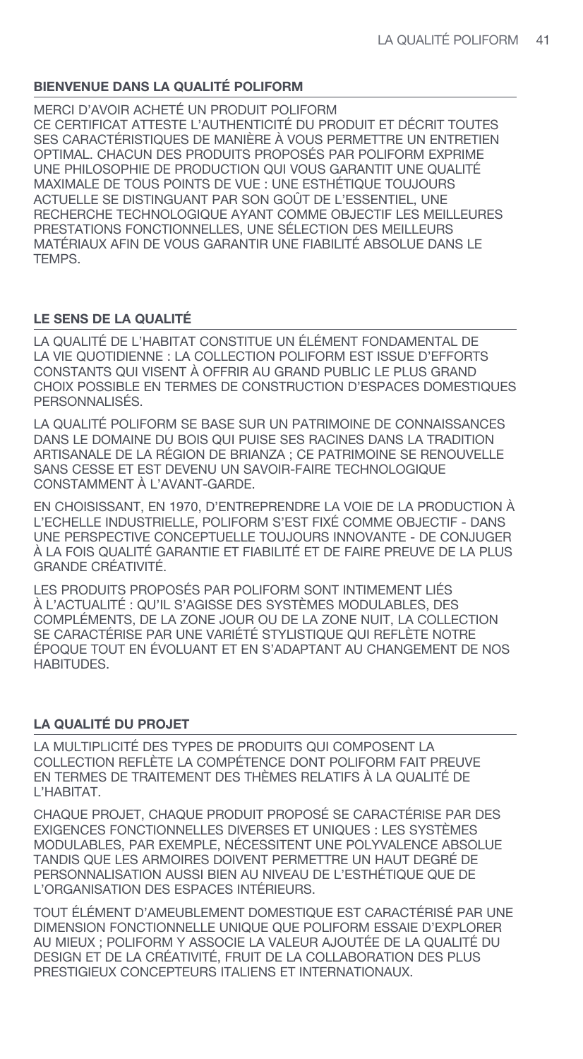## BIENVENUE DANS LA QUALITÉ POLIFORM

MERCI D'AVOIR ACHETÉ UN PRODUIT POLIFORM
CE CERTIFICAT ATTESTE L'AUTHENTICITÉ DU PRODUIT ET DÉCRIT TOUTES SES CARACTÉRISTIQUES DE MANIÈRE À VOUS PERMETTRE UN ENTRETIEN OPTIMAL. CHACUN DES PRODUITS PROPOSÉS PAR POLIFORM EXPRIME UNE PHILOSOPHIE DE PRODUCTION QUI VOUS GARANTIT UNE QUALITÉ MAXIMALE DE TOUS POINTS DE VUE : UNE ESTHÉTIQUE TOUJOURS ACTUELLE SE DISTINGUANT PAR SON GOÛT DE L'ESSENTIEL, UNE RECHERCHE TECHNOLOGIQUE AYANT COMME OBJECTIF LES MEILLEURES PRESTATIONS FONCTIONNELLES, UNE SÉLECTION DES MEILLEURS MATÉRIAUX AFIN DE VOUS GARANTIR UNE FIABILITÉ ABSOLUE DANS LE TEMPS.

## LE SENS DE LA QUALITÉ

LA QUALITÉ DE L'HABITAT CONSTITUE UN ÉLÉMENT FONDAMENTAL DE LA VIE QUOTIDIENNE : LA COLLECTION POLIFORM EST ISSUE D'EFFORTS CONSTANTS QUI VISENT À OFFRIR AU GRAND PUBLIC LE PLUS GRAND CHOIX POSSIBLE EN TERMES DE CONSTRUCTION D'ESPACES DOMESTIQUES PERSONNALISÉS.

LA QUALITÉ POLIFORM SE BASE SUR UN PATRIMOINE DE CONNAISSANCES DANS LE DOMAINE DU BOIS QUI PUISE SES RACINES DANS LA TRADITION ARTISANALE DE LA RÉGION DE BRIANZA ; CE PATRIMOINE SE RENOUVELLE SANS CESSE ET EST DEVENU UN SAVOIR-FAIRE TECHNOLOGIQUE CONSTAMMENT À L'AVANT-GARDE.

EN CHOISISSANT, EN 1970, D'ENTREPRENDRE LA VOIE DE LA PRODUCTION À L'ECHELLE INDUSTRIELLE, POLIFORM S'EST FIXÉ COMME OBJECTIF - DANS UNE PERSPECTIVE CONCEPTUELLE TOUJOURS INNOVANTE - DE CONJUGER À LA FOIS QUALITÉ GARANTIE ET FIABILITÉ ET DE FAIRE PREUVE DE LA PLUS GRANDE CRÉATIVITÉ.

LES PRODUITS PROPOSÉS PAR POLIFORM SONT INTIMEMENT LIÉS À L'ACTUALITÉ : QU'IL S'AGISSE DES SYSTÈMES MODULABLES, DES COMPLÉMENTS, DE LA ZONE JOUR OU DE LA ZONE NUIT, LA COLLECTION SE CARACTÉRISE PAR UNE VARIÉTÉ STYLISTIQUE QUI REFLÈTE NOTRE ÉPOQUE TOUT EN ÉVOLUANT ET EN S'ADAPTANT AU CHANGEMENT DE NOS HABITUDES.

## LA QUALITÉ DU PROJET

LA MULTIPLICITÉ DES TYPES DE PRODUITS QUI COMPOSENT LA COLLECTION REFLÈTE LA COMPÉTENCE DONT POLIFORM FAIT PREUVE EN TERMES DE TRAITEMENT DES THÈMES RELATIFS À LA QUALITÉ DE L'HABITAT.

CHAQUE PROJET, CHAQUE PRODUIT PROPOSÉ SE CARACTÉRISE PAR DES EXIGENCES FONCTIONNELLES DIVERSES ET UNIQUES : LES SYSTÈMES MODULABLES, PAR EXEMPLE, NÉCESSITENT UNE POLYVALENCE ABSOLUE TANDIS QUE LES ARMOIRES DOIVENT PERMETTRE UN HAUT DEGRÉ DE PERSONNALISATION AUSSI BIEN AU NIVEAU DE L'ESTHÉTIQUE QUE DE L'ORGANISATION DES ESPACES INTÉRIEURS.

TOUT ÉLÉMENT D'AMEUBLEMENT DOMESTIQUE EST CARACTÉRISÉ PAR UNE DIMENSION FONCTIONNELLE UNIQUE QUE POLIFORM ESSAIE D'EXPLORER AU MIEUX ; POLIFORM Y ASSOCIE LA VALEUR AJOUTÉE DE LA QUALITÉ DU DESIGN ET DE LA CRÉATIVITÉ, FRUIT DE LA COLLABORATION DES PLUS PRESTIGIEUX CONCEPTEURS ITALIENS ET INTERNATIONAUX.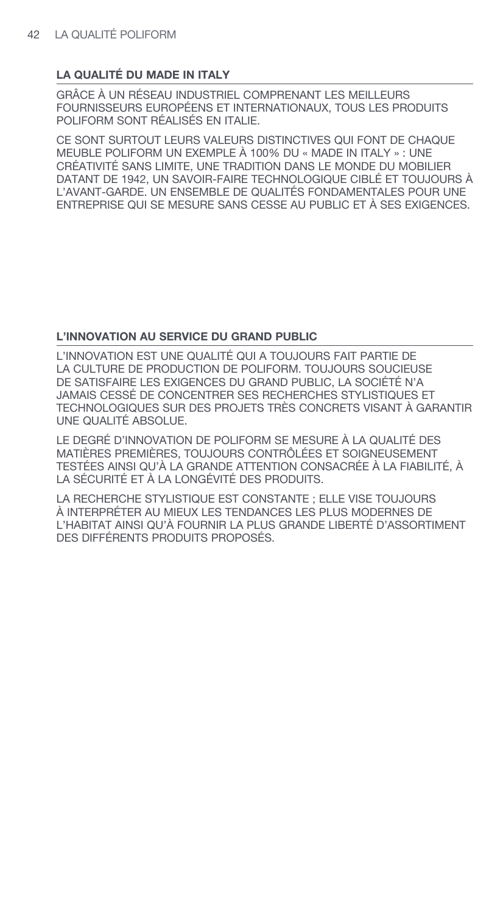## LA QUALITÉ DU MADE IN ITALY

GRÂCE À UN RÉSEAU INDUSTRIEL COMPRENANT LES MEILLEURS FOURNISSEURS EUROPÉENS ET INTERNATIONAUX, TOUS LES PRODUITS POLIFORM SONT RÉALISÉS EN ITALIE.

CE SONT SURTOUT LEURS VALEURS DISTINCTIVES QUI FONT DE CHAQUE MEUBLE POLIFORM UN EXEMPLE À 100% DU « MADE IN ITALY » : UNE CRÉATIVITÉ SANS LIMITE, UNE TRADITION DANS LE MONDE DU MOBILIER DATANT DE 1942, UN SAVOIR-FAIRE TECHNOLOGIQUE CIBLÉ ET TOUJOURS À L'AVANT-GARDE. UN ENSEMBLE DE QUALITÉS FONDAMENTALES POUR UNE ENTREPRISE QUI SE MESURE SANS CESSE AU PUBLIC ET À SES EXIGENCES.

## L'INNOVATION AU SERVICE DU GRAND PUBLIC

L'INNOVATION EST UNE QUALITÉ QUI A TOUJOURS FAIT PARTIE DE LA CULTURE DE PRODUCTION DE POLIFORM. TOUJOURS SOUCIEUSE DE SATISFAIRE LES EXIGENCES DU GRAND PUBLIC, LA SOCIÉTÉ N'A JAMAIS CESSÉ DE CONCENTRER SES RECHERCHES STYLISTIQUES ET TECHNOLOGIQUES SUR DES PROJETS TRÈS CONCRETS VISANT À GARANTIR UNE QUALITÉ ABSOLUE.

LE DEGRÉ D'INNOVATION DE POLIFORM SE MESURE À LA QUALITÉ DES MATIÈRES PREMIÈRES, TOUJOURS CONTRÔLÉES ET SOIGNEUSEMENT TESTÉES AINSI QU'À LA GRANDE ATTENTION CONSACRÉE À LA FIABILITÉ, À LA SÉCURITÉ ET À LA LONGÉVITÉ DES PRODUITS.

LA RECHERCHE STYLISTIQUE EST CONSTANTE ; ELLE VISE TOUJOURS À INTERPRÉTER AU MIEUX LES TENDANCES LES PLUS MODERNES DE L'HABITAT AINSI QU'À FOURNIR LA PLUS GRANDE LIBERTÉ D'ASSORTIMENT DES DIFFÉRENTS PRODUITS PROPOSÉS.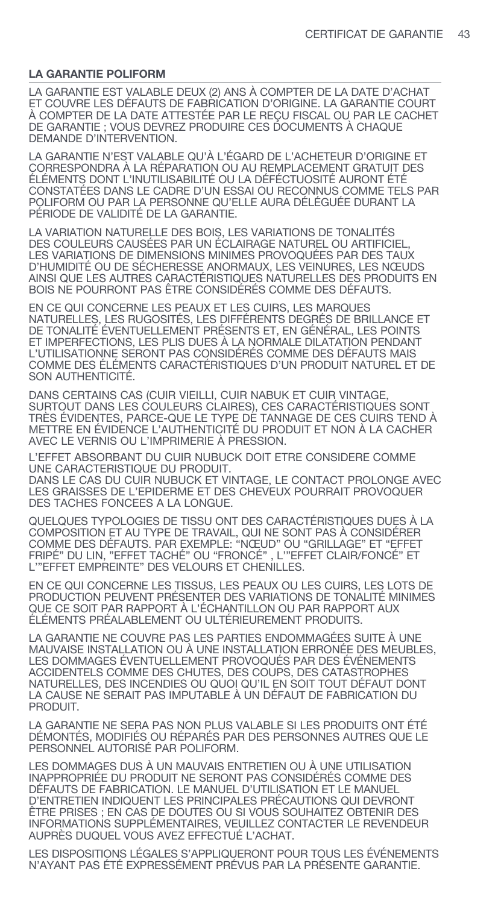## LA GARANTIE POLIFORM

LA GARANTIE EST VALABLE DEUX (2) ANS À COMPTER DE LA DATE D'ACHAT ET COUVRE LES DÉFAUTS DE FABRICATION D'ORIGINE. LA GARANTIE COURT À COMPTER DE LA DATE ATTESTÉE PAR LE REÇU FISCAL OU PAR LE CACHET DE GARANTIE ; VOUS DEVREZ PRODUIRE CES DOCUMENTS À CHAQUE DEMANDE D'INTERVENTION.

LA GARANTIE N'EST VALABLE QU'À L'ÉGARD DE L'ACHETEUR D'ORIGINE ET CORRESPONDRA À LA RÉPARATION OU AU REMPLACEMENT GRATUIT DES ÉLÉMENTS DONT L'INUTILISABILITÉ OU LA DÉFÉCTUOSITÉ AURONT ÉTÉ CONSTATÉES DANS LE CADRE D'UN ESSAI OU RECONNUS COMME TELS PAR POLIFORM OU PAR LA PERSONNE QU'ELLE AURA DÉLÉGUÉE DURANT LA PÉRIODE DE VALIDITÉ DE LA GARANTIE.

LA VARIATION NATURELLE DES BOIS, LES VARIATIONS DE TONALITÉS DES COULEURS CAUSÉES PAR UN ÉCLAIRAGE NATUREL OU ARTIFICIEL, LES VARIATIONS DE DIMENSIONS MINIMES PROVOQUÉES PAR DES TAUX D'HUMIDITÉ OU DE SÉCHERESSE ANORMAUX, LES VEINURES, LES NŒUDS AINSI QUE LES AUTRES CARACTÉRISTIQUES NATURELLES DES PRODUITS EN BOIS NE POURRONT PAS ÊTRE CONSIDÉRÉS COMME DES DÉFAUTS.

EN CE QUI CONCERNE LES PEAUX ET LES CUIRS, LES MARQUES NATURELLES, LES RUGOSITÉS, LES DIFFÉRENTS DEGRÉS DE BRILLANCE ET DE TONALITÉ ÉVENTUELLEMENT PRÉSENTS ET, EN GÉNÉRAL, LES POINTS ET IMPERFECTIONS, LES PLIS DUES À LA NORMALE DILATATION PENDANT L'UTILISATIONNE SERONT PAS CONSIDÉRÉS COMME DES DÉFAUTS MAIS COMME DES ÉLÉMENTS CARACTÉRISTIQUES D'UN PRODUIT NATUREL ET DE SON AUTHENTICITÉ.

DANS CERTAINS CAS (CUIR VIEILLI, CUIR NABUK ET CUIR VINTAGE, SURTOUT DANS LES COULEURS CLAIRES), CES CARACTÉRISTIQUES SONT TRÈS ÉVIDENTES, PARCE-QUE LE TYPE DE TANNAGE DE CES CUIRS TEND À METTRE EN ÉVIDENCE L'AUTHENTICITÉ DU PRODUIT ET NON À LA CACHER AVEC LE VERNIS OU L'IMPRIMERIE À PRESSION.

L'EFFET ABSORBANT DU CUIR NUBUCK DOIT ETRE CONSIDERE COMME UNE CARACTERISTIQUE DU PRODUIT.
DANS LE CAS DU CUIR NUBUCK ET VINTAGE, LE CONTACT PROLONGE AVEC LES GRAISSES DE L'EPIDERME ET DES CHEVEUX POURRAIT PROVOQUER DES TACHES FONCEES A LA LONGUE.

QUELQUES TYPOLOGIES DE TISSU ONT DES CARACTÉRISTIQUES DUES À LA COMPOSITION ET AU TYPE DE TRAVAIL, QUI NE SONT PAS À CONSIDÉRER COMME DES DÉFAUTS. PAR EXEMPLE: "NŒUD" OU "GRILLAGE" ET "EFFET FRIPÉ" DU LIN, "EFFET TACHÉ" OU "FRONCÉ" , L'"EFFET CLAIR/FONCÉ" ET L'"EFFET EMPREINTE" DES VELOURS ET CHENILLES.

EN CE QUI CONCERNE LES TISSUS, LES PEAUX OU LES CUIRS, LES LOTS DE PRODUCTION PEUVENT PRÉSENTER DES VARIATIONS DE TONALITÉ MINIMES QUE CE SOIT PAR RAPPORT À L'ÉCHANTILLON OU PAR RAPPORT AUX ÉLÉMENTS PRÉALABLEMENT OU ULTÉRIEUREMENT PRODUITS.

LA GARANTIE NE COUVRE PAS LES PARTIES ENDOMMAGÉES SUITE À UNE MAUVAISE INSTALLATION OU À UNE INSTALLATION ERRONÉE DES MEUBLES, LES DOMMAGES ÉVENTUELLEMENT PROVOQUÉS PAR DES ÉVÉNEMENTS ACCIDENTELS COMME DES CHUTES, DES COUPS, DES CATASTROPHES NATURELLES, DES INCENDIES OU QUOI QU'IL EN SOIT TOUT DÉFAUT DONT LA CAUSE NE SERAIT PAS IMPUTABLE À UN DÉFAUT DE FABRICATION DU PRODUIT.

LA GARANTIE NE SERA PAS NON PLUS VALABLE SI LES PRODUITS ONT ÉTÉ DÉMONTÉS, MODIFIÉS OU RÉPARÉS PAR DES PERSONNES AUTRES QUE LE PERSONNEL AUTORISÉ PAR POLIFORM.

LES DOMMAGES DUS À UN MAUVAIS ENTRETIEN OU À UNE UTILISATION INAPPROPRIÉE DU PRODUIT NE SERONT PAS CONSIDÉRÉS COMME DES DÉFAUTS DE FABRICATION. LE MANUEL D'UTILISATION ET LE MANUEL D'ENTRETIEN INDIQUENT LES PRINCIPALES PRÉCAUTIONS QUI DEVRONT ÊTRE PRISES ; EN CAS DE DOUTES OU SI VOUS SOUHAITEZ OBTENIR DES INFORMATIONS SUPPLÉMENTAIRES, VEUILLEZ CONTACTER LE REVENDEUR AUPRÈS DUQUEL VOUS AVEZ EFFECTUÉ L'ACHAT.

LES DISPOSITIONS LÉGALES S'APPLIQUERONT POUR TOUS LES ÉVÉNEMENTS N'AYANT PAS ÉTÉ EXPRESSÉMENT PRÉVUS PAR LA PRÉSENTE GARANTIE.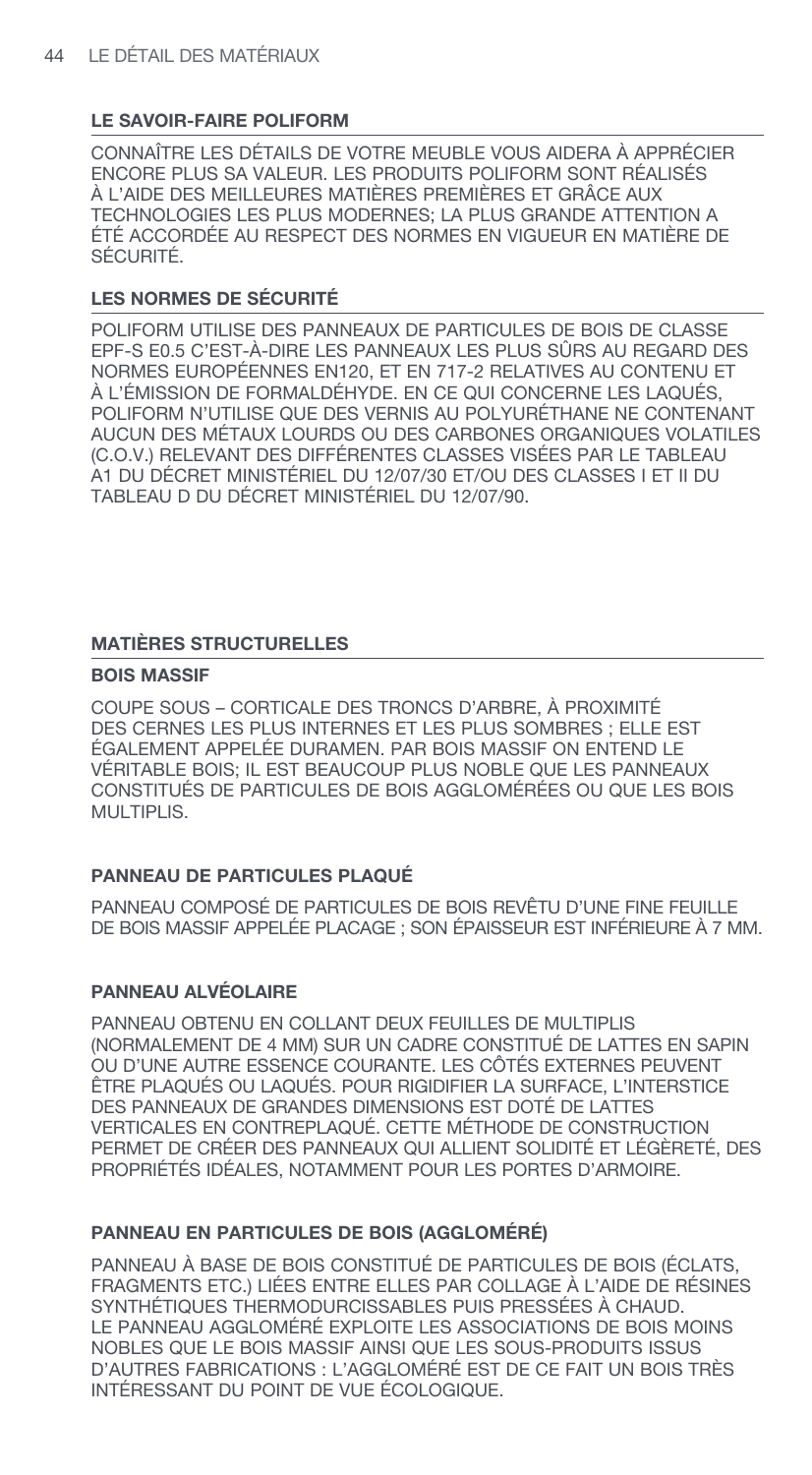## LE SAVOIR-FAIRE POLIFORM

CONNAÎTRE LES DÉTAILS DE VOTRE MEUBLE VOUS AIDERA À APPRÉCIER ENCORE PLUS SA VALEUR. LES PRODUITS POLIFORM SONT RÉALISÉS À L'AIDE DES MEILLEURES MATIÈRES PREMIÈRES ET GRÂCE AUX TECHNOLOGIES LES PLUS MODERNES; LA PLUS GRANDE ATTENTION A ÉTÉ ACCORDÉE AU RESPECT DES NORMES EN VIGUEUR EN MATIÈRE DE SÉCURITÉ.

## LES NORMES DE SÉCURITÉ

POLIFORM UTILISE DES PANNEAUX DE PARTICULES DE BOIS DE CLASSE EPF-S E0.5 C'EST-À-DIRE LES PANNEAUX LES PLUS SÛRS AU REGARD DES NORMES EUROPÉENNES EN120, ET EN 717-2 RELATIVES AU CONTENU ET À L'ÉMISSION DE FORMALDÉHYDE. EN CE QUI CONCERNE LES LAQUÉS, POLIFORM N'UTILISE QUE DES VERNIS AU POLYURÉTHANE NE CONTENANT AUCUN DES MÉTAUX LOURDS OU DES CARBONES ORGANIQUES VOLATILES (C.O.V.) RELEVANT DES DIFFÉRENTES CLASSES VISÉES PAR LE TABLEAU A1 DU DÉCRET MINISTÉRIEL DU 12/07/30 ET/OU DES CLASSES I ET II DU TABLEAU D DU DÉCRET MINISTÉRIEL DU 12/07/90.

## MATIÈRES STRUCTURELLES

### BOIS MASSIF

COUPE SOUS – CORTICALE DES TRONCS D'ARBRE, À PROXIMITÉ DES CERNES LES PLUS INTERNES ET LES PLUS SOMBRES ; ELLE EST ÉGALEMENT APPELÉE DURAMEN. PAR BOIS MASSIF ON ENTEND LE VÉRITABLE BOIS; IL EST BEAUCOUP PLUS NOBLE QUE LES PANNEAUX CONSTITUÉS DE PARTICULES DE BOIS AGGLOMÉRÉES OU QUE LES BOIS MULTIPLIS.

### PANNEAU DE PARTICULES PLAQUÉ

PANNEAU COMPOSÉ DE PARTICULES DE BOIS REVÊTU D'UNE FINE FEUILLE DE BOIS MASSIF APPELÉE PLACAGE ; SON ÉPAISSEUR EST INFÉRIEURE À 7 MM.

### PANNEAU ALVÉOLAIRE

PANNEAU OBTENU EN COLLANT DEUX FEUILLES DE MULTIPLIS (NORMALEMENT DE 4 MM) SUR UN CADRE CONSTITUÉ DE LATTES EN SAPIN OU D'UNE AUTRE ESSENCE COURANTE. LES CÔTÉS EXTERNES PEUVENT ÊTRE PLAQUÉS OU LAQUÉS. POUR RIGIDIFIER LA SURFACE, L'INTERSTICE DES PANNEAUX DE GRANDES DIMENSIONS EST DOTÉ DE LATTES VERTICALES EN CONTREPLAQUÉ. CETTE MÉTHODE DE CONSTRUCTION PERMET DE CRÉER DES PANNEAUX QUI ALLIENT SOLIDITÉ ET LÉGÈRETÉ, DES PROPRIÉTÉS IDÉALES, NOTAMMENT POUR LES PORTES D'ARMOIRE.

### PANNEAU EN PARTICULES DE BOIS (AGGLOMÉRÉ)

PANNEAU À BASE DE BOIS CONSTITUÉ DE PARTICULES DE BOIS (ÉCLATS, FRAGMENTS ETC.) LIÉES ENTRE ELLES PAR COLLAGE À L'AIDE DE RÉSINES SYNTHÉTIQUES THERMODURCISSABLES PUIS PRESSÉES À CHAUD. LE PANNEAU AGGLOMÉRÉ EXPLOITE LES ASSOCIATIONS DE BOIS MOINS NOBLES QUE LE BOIS MASSIF AINSI QUE LES SOUS-PRODUITS ISSUS D'AUTRES FABRICATIONS : L'AGGLOMÉRÉ EST DE CE FAIT UN BOIS TRÈS INTÉRESSANT DU POINT DE VUE ÉCOLOGIQUE.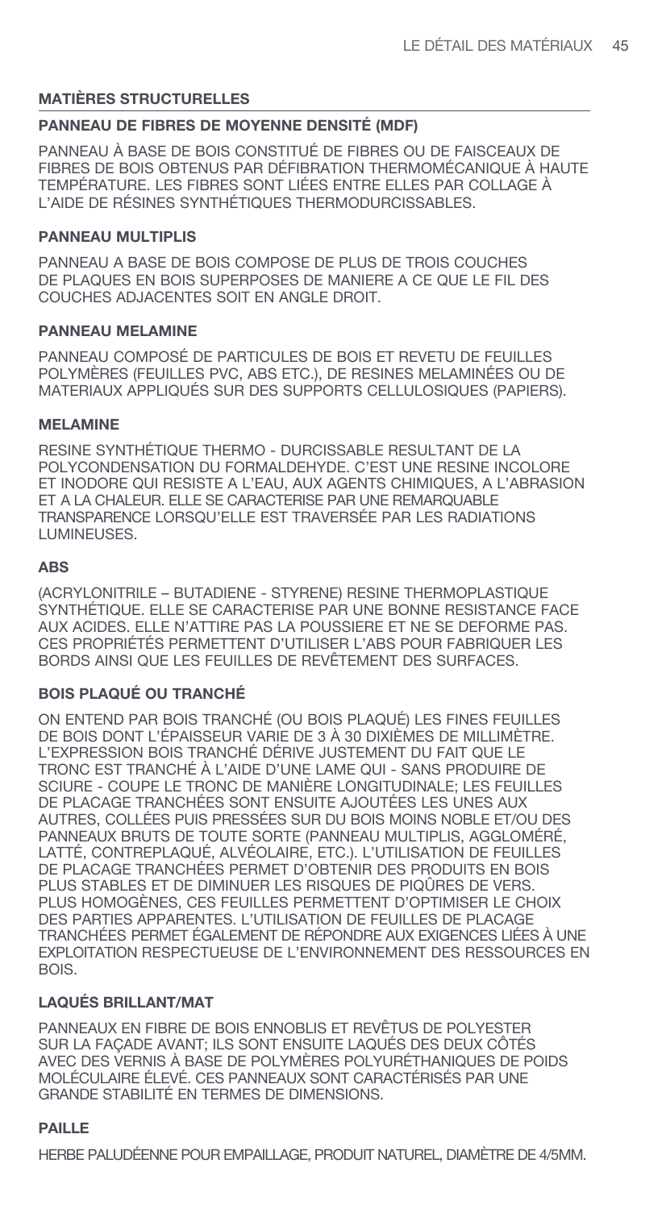## MATIÈRES STRUCTURELLES

### PANNEAU DE FIBRES DE MOYENNE DENSITÉ (MDF)

PANNEAU À BASE DE BOIS CONSTITUÉ DE FIBRES OU DE FAISCEAUX DE FIBRES DE BOIS OBTENUS PAR DÉFIBRATION THERMOMÉCANIQUE À HAUTE TEMPÉRATURE. LES FIBRES SONT LIÉES ENTRE ELLES PAR COLLAGE À L'AIDE DE RÉSINES SYNTHÉTIQUES THERMODURCISSABLES.

### PANNEAU MULTIPLIS

PANNEAU A BASE DE BOIS COMPOSE DE PLUS DE TROIS COUCHES DE PLAQUES EN BOIS SUPERPOSES DE MANIERE A CE QUE LE FIL DES COUCHES ADJACENTES SOIT EN ANGLE DROIT.

### PANNEAU MELAMINE

PANNEAU COMPOSÉ DE PARTICULES DE BOIS ET REVETU DE FEUILLES POLYMÈRES (FEUILLES PVC, ABS ETC.), DE RESINES MELAMINÉES OU DE MATERIAUX APPLIQUÉS SUR DES SUPPORTS CELLULOSIQUES (PAPIERS).

### MELAMINE

RESINE SYNTHÉTIQUE THERMO - DURCISSABLE RESULTANT DE LA POLYCONDENSATION DU FORMALDEHYDE. C'EST UNE RESINE INCOLORE ET INODORE QUI RESISTE A L'EAU, AUX AGENTS CHIMIQUES, A L'ABRASION ET A LA CHALEUR. ELLE SE CARACTERISE PAR UNE REMARQUABLE TRANSPARENCE LORSQU'ELLE EST TRAVERSÉE PAR LES RADIATIONS LUMINEUSES.

### ABS

(ACRYLONITRILE – BUTADIENE - STYRENE) RESINE THERMOPLASTIQUE SYNTHÉTIQUE. ELLE SE CARACTERISE PAR UNE BONNE RESISTANCE FACE AUX ACIDES. ELLE N'ATTIRE PAS LA POUSSIERE ET NE SE DEFORME PAS. CES PROPRIÉTÉS PERMETTENT D'UTILISER L'ABS POUR FABRIQUER LES BORDS AINSI QUE LES FEUILLES DE REVÊTEMENT DES SURFACES.

### BOIS PLAQUÉ OU TRANCHÉ

ON ENTEND PAR BOIS TRANCHÉ (OU BOIS PLAQUÉ) LES FINES FEUILLES DE BOIS DONT L'ÉPAISSEUR VARIE DE 3 À 30 DIXIÈMES DE MILLIMÈTRE. L'EXPRESSION BOIS TRANCHÉ DÉRIVE JUSTEMENT DU FAIT QUE LE TRONC EST TRANCHÉ À L'AIDE D'UNE LAME QUI - SANS PRODUIRE DE SCIURE - COUPE LE TRONC DE MANIÈRE LONGITUDINALE; LES FEUILLES DE PLACAGE TRANCHÉES SONT ENSUITE AJOUTÉES LES UNES AUX AUTRES, COLLÉES PUIS PRESSÉES SUR DU BOIS MOINS NOBLE ET/OU DES PANNEAUX BRUTS DE TOUTE SORTE (PANNEAU MULTIPLIS, AGGLOMÉRÉ, LATTÉ, CONTREPLAQUÉ, ALVÉOLAIRE, ETC.). L'UTILISATION DE FEUILLES DE PLACAGE TRANCHÉES PERMET D'OBTENIR DES PRODUITS EN BOIS PLUS STABLES ET DE DIMINUER LES RISQUES DE PIQÛRES DE VERS. PLUS HOMOGÈNES, CES FEUILLES PERMETTENT D'OPTIMISER LE CHOIX DES PARTIES APPARENTES. L'UTILISATION DE FEUILLES DE PLACAGE TRANCHÉES PERMET ÉGALEMENT DE RÉPONDRE AUX EXIGENCES LIÉES À UNE EXPLOITATION RESPECTUEUSE DE L'ENVIRONNEMENT DES RESSOURCES EN BOIS.

### LAQUÉS BRILLANT/MAT

PANNEAUX EN FIBRE DE BOIS ENNOBLIS ET REVÊTUS DE POLYESTER SUR LA FAÇADE AVANT; ILS SONT ENSUITE LAQUÉS DES DEUX CÔTÉS AVEC DES VERNIS À BASE DE POLYMÈRES POLYURÉTHANIQUES DE POIDS MOLÉCULAIRE ÉLEVÉ. CES PANNEAUX SONT CARACTÉRISÉS PAR UNE GRANDE STABILITÉ EN TERMES DE DIMENSIONS.

### PAILLE

HERBE PALUDÉENNE POUR EMPAILLAGE, PRODUIT NATUREL, DIAMÈTRE DE 4/5MM.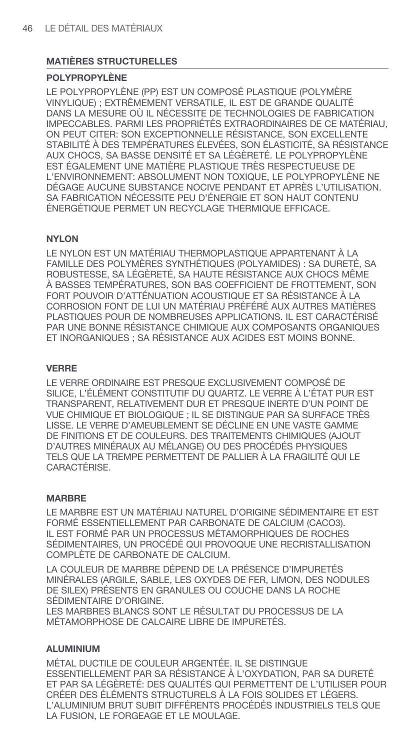## MATIÈRES STRUCTURELLES

### POLYPROPYLÈNE

LE POLYPROPYLÈNE (PP) EST UN COMPOSÉ PLASTIQUE (POLYMÈRE VINYLIQUE) ; EXTRÊMEMENT VERSATILE, IL EST DE GRANDE QUALITÉ DANS LA MESURE OÙ IL NÉCESSITE DE TECHNOLOGIES DE FABRICATION IMPECCABLES. PARMI LES PROPRIÉTÉS EXTRAORDINAIRES DE CE MATÉRIAU, ON PEUT CITER: SON EXCEPTIONNELLE RÉSISTANCE, SON EXCELLENTE STABILITÉ À DES TEMPÉRATURES ÉLEVÉES, SON ÉLASTICITÉ, SA RÉSISTANCE AUX CHOCS, SA BASSE DENSITÉ ET SA LÉGÈRETÉ. LE POLYPROPYLÈNE EST ÉGALEMENT UNE MATIÈRE PLASTIQUE TRÈS RESPECTUEUSE DE L'ENVIRONNEMENT: ABSOLUMENT NON TOXIQUE, LE POLYPROPYLÈNE NE DÉGAGE AUCUNE SUBSTANCE NOCIVE PENDANT ET APRÈS L'UTILISATION. SA FABRICATION NÉCESSITE PEU D'ÉNERGIE ET SON HAUT CONTENU ÉNERGÉTIQUE PERMET UN RECYCLAGE THERMIQUE EFFICACE.

### NYLON

LE NYLON EST UN MATÉRIAU THERMOPLASTIQUE APPARTENANT À LA FAMILLE DES POLYMÈRES SYNTHÉTIQUES (POLYAMIDES) : SA DURETÉ, SA ROBUSTESSE, SA LÉGÈRETÉ, SA HAUTE RÉSISTANCE AUX CHOCS MÊME À BASSES TEMPÉRATURES, SON BAS COEFFICIENT DE FROTTEMENT, SON FORT POUVOIR D'ATTÉNUATION ACOUSTIQUE ET SA RÉSISTANCE À LA CORROSION FONT DE LUI UN MATÉRIAU PRÉFÉRÉ AUX AUTRES MATIÈRES PLASTIQUES POUR DE NOMBREUSES APPLICATIONS. IL EST CARACTÉRISÉ PAR UNE BONNE RÉSISTANCE CHIMIQUE AUX COMPOSANTS ORGANIQUES ET INORGANIQUES ; SA RÉSISTANCE AUX ACIDES EST MOINS BONNE.

### VERRE

LE VERRE ORDINAIRE EST PRESQUE EXCLUSIVEMENT COMPOSÉ DE SILICE, L'ÉLÉMENT CONSTITUTIF DU QUARTZ. LE VERRE À L'ÉTAT PUR EST TRANSPARENT, RELATIVEMENT DUR ET PRESQUE INERTE D'UN POINT DE VUE CHIMIQUE ET BIOLOGIQUE ; IL SE DISTINGUE PAR SA SURFACE TRÈS LISSE. LE VERRE D'AMEUBLEMENT SE DÉCLINE EN UNE VASTE GAMME DE FINITIONS ET DE COULEURS. DES TRAITEMENTS CHIMIQUES (AJOUT D'AUTRES MINÉRAUX AU MÉLANGE) OU DES PROCÉDÉS PHYSIQUES TELS QUE LA TREMPE PERMETTENT DE PALLIER À LA FRAGILITÉ QUI LE CARACTÉRISE.

### MARBRE

LE MARBRE EST UN MATÉRIAU NATUREL D'ORIGINE SÉDIMENTAIRE ET EST FORMÉ ESSENTIELLEMENT PAR CARBONATE DE CALCIUM ($CACO_3$). IL EST FORMÉ PAR UN PROCESSUS MÉTAMORPHIQUES DE ROCHES SÉDIMENTAIRES, UN PROCÉDÉ QUI PROVOQUE UNE RECRISTALLISATION COMPLÈTE DE CARBONATE DE CALCIUM.

LA COULEUR DE MARBRE DÉPEND DE LA PRÉSENCE D'IMPURETÉS MINÉRALES (ARGILE, SABLE, LES OXYDES DE FER, LIMON, DES NODULES DE SILEX) PRÉSENTS EN GRANULES OU COUCHE DANS LA ROCHE SÉDIMENTAIRE D'ORIGINE.
LES MARBRES BLANCS SONT LE RÉSULTAT DU PROCESSUS DE LA MÉTAMORPHOSE DE CALCAIRE LIBRE DE IMPURETÉS.

### ALUMINIUM

MÉTAL DUCTILE DE COULEUR ARGENTÉE. IL SE DISTINGUE ESSENTIELLEMENT PAR SA RÉSISTANCE À L'OXYDATION, PAR SA DURETÉ ET PAR SA LÉGÈRETÉ: DES QUALITÉS QUI PERMETTENT DE L'UTILISER POUR CRÉER DES ÉLÉMENTS STRUCTURELS À LA FOIS SOLIDES ET LÉGERS. L'ALUMINIUM BRUT SUBIT DIFFÉRENTS PROCÉDÉS INDUSTRIELS TELS QUE LA FUSION, LE FORGEAGE ET LE MOULAGE.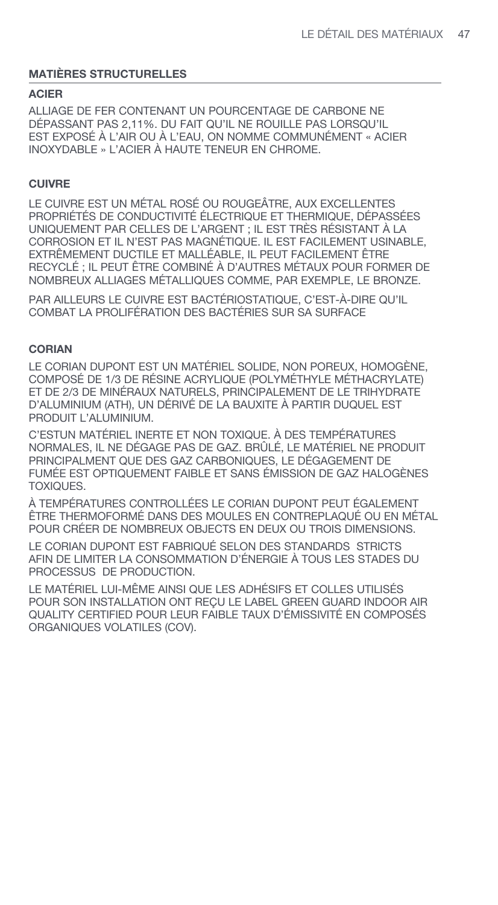## MATIÈRES STRUCTURELLES

### ACIER

ALLIAGE DE FER CONTENANT UN POURCENTAGE DE CARBONE NE DÉPASSANT PAS 2,11%. DU FAIT QU'IL NE ROUILLE PAS LORSQU'IL EST EXPOSÉ À L'AIR OU À L'EAU, ON NOMME COMMUNÉMENT « ACIER INOXYDABLE » L'ACIER À HAUTE TENEUR EN CHROME.

### CUIVRE

LE CUIVRE EST UN MÉTAL ROSÉ OU ROUGEÂTRE, AUX EXCELLENTES PROPRIÉTÉS DE CONDUCTIVITÉ ÉLECTRIQUE ET THERMIQUE, DÉPASSÉES UNIQUEMENT PAR CELLES DE L'ARGENT ; IL EST TRÈS RÉSISTANT À LA CORROSION ET IL N'EST PAS MAGNÉTIQUE. IL EST FACILEMENT USINABLE, EXTRÊMEMENT DUCTILE ET MALLÉABLE, IL PEUT FACILEMENT ÊTRE RECYCLÉ ; IL PEUT ÊTRE COMBINÉ À D'AUTRES MÉTAUX POUR FORMER DE NOMBREUX ALLIAGES MÉTALLIQUES COMME, PAR EXEMPLE, LE BRONZE.

PAR AILLEURS LE CUIVRE EST BACTÉRIOSTATIQUE, C'EST-À-DIRE QU'IL COMBAT LA PROLIFÉRATION DES BACTÉRIES SUR SA SURFACE

### CORIAN

LE CORIAN DUPONT EST UN MATÉRIEL SOLIDE, NON POREUX, HOMOGÈNE, COMPOSÉ DE 1/3 DE RÉSINE ACRYLIQUE (POLYMÉTHYLE MÉTHACRYLATE) ET DE 2/3 DE MINÉRAUX NATURELS, PRINCIPALEMENT DE LE TRIHYDRATE D'ALUMINIUM (ATH), UN DÉRIVÉ DE LA BAUXITE À PARTIR DUQUEL EST PRODUIT L'ALUMINIUM.

C'ESTUN MATÉRIEL INERTE ET NON TOXIQUE. À DES TEMPÉRATURES NORMALES, IL NE DÉGAGE PAS DE GAZ. BRÛLÉ, LE MATÉRIEL NE PRODUIT PRINCIPALMENT QUE DES GAZ CARBONIQUES, LE DÉGAGEMENT DE FUMÉE EST OPTIQUEMENT FAIBLE ET SANS ÉMISSION DE GAZ HALOGÈNES TOXIQUES.

À TEMPÉRATURES CONTROLLÉES LE CORIAN DUPONT PEUT ÉGALEMENT ÊTRE THERMOFORMÉ DANS DES MOULES EN CONTREPLAQUÉ OU EN MÉTAL POUR CRÉER DE NOMBREUX OBJECTS EN DEUX OU TROIS DIMENSIONS.

LE CORIAN DUPONT EST FABRIQUÉ SELON DES STANDARDS STRICTS AFIN DE LIMITER LA CONSOMMATION D'ÉNERGIE À TOUS LES STADES DU PROCESSUS DE PRODUCTION.

LE MATÉRIEL LUI-MÊME AINSI QUE LES ADHÉSIFS ET COLLES UTILISÉS POUR SON INSTALLATION ONT REÇU LE LABEL GREEN GUARD INDOOR AIR QUALITY CERTIFIED POUR LEUR FAIBLE TAUX D'ÉMISSIVITÉ EN COMPOSÉS ORGANIQUES VOLATILES (COV).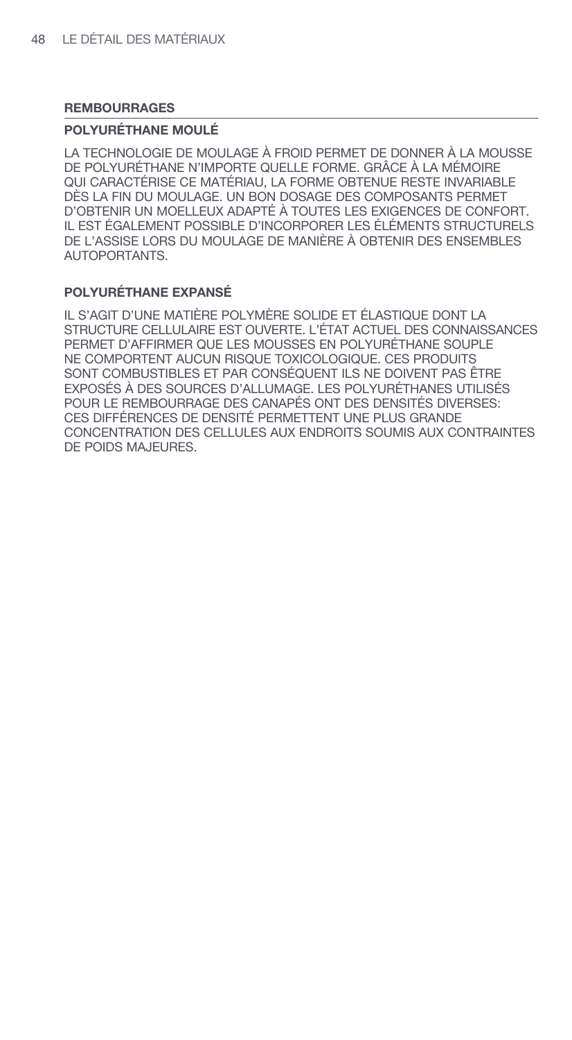## REMBOURRAGES

### POLYURÉTHANE MOULÉ

LA TECHNOLOGIE DE MOULAGE À FROID PERMET DE DONNER À LA MOUSSE DE POLYURÉTHANE N'IMPORTE QUELLE FORME. GRÂCE À LA MÉMOIRE QUI CARACTÉRISE CE MATÉRIAU, LA FORME OBTENUE RESTE INVARIABLE DÈS LA FIN DU MOULAGE. UN BON DOSAGE DES COMPOSANTS PERMET D'OBTENIR UN MOELLEUX ADAPTÉ À TOUTES LES EXIGENCES DE CONFORT. IL EST ÉGALEMENT POSSIBLE D'INCORPORER LES ÉLÉMENTS STRUCTURELS DE L'ASSISE LORS DU MOULAGE DE MANIÈRE À OBTENIR DES ENSEMBLES AUTOPORTANTS.

### POLYURÉTHANE EXPANSÉ

IL S'AGIT D'UNE MATIÈRE POLYMÈRE SOLIDE ET ÉLASTIQUE DONT LA STRUCTURE CELLULAIRE EST OUVERTE. L'ÉTAT ACTUEL DES CONNAISSANCES PERMET D'AFFIRMER QUE LES MOUSSES EN POLYURÉTHANE SOUPLE NE COMPORTENT AUCUN RISQUE TOXICOLOGIQUE. CES PRODUITS SONT COMBUSTIBLES ET PAR CONSÉQUENT ILS NE DOIVENT PAS ÊTRE EXPOSÉS À DES SOURCES D'ALLUMAGE. LES POLYURÉTHANES UTILISÉS POUR LE REMBOURRAGE DES CANAPÉS ONT DES DENSITÉS DIVERSES: CES DIFFÉRENCES DE DENSITÉ PERMETTENT UNE PLUS GRANDE CONCENTRATION DES CELLULES AUX ENDROITS SOUMIS AUX CONTRAINTES DE POIDS MAJEURES.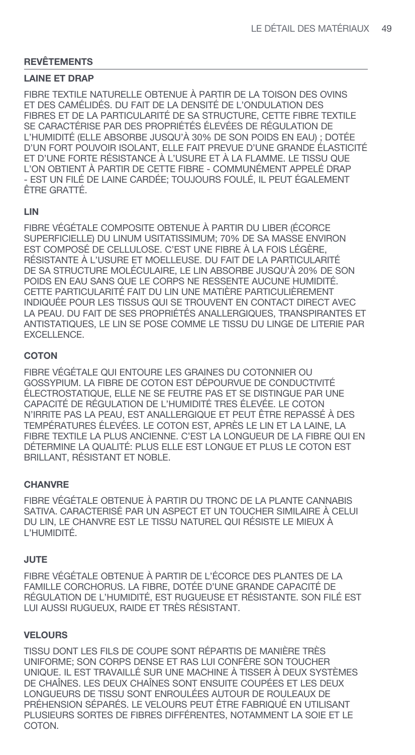## REVÊTEMENTS

### LAINE ET DRAP

FIBRE TEXTILE NATURELLE OBTENUE À PARTIR DE LA TOISON DES OVINS ET DES CAMÉLIDÉS. DU FAIT DE LA DENSITÉ DE L'ONDULATION DES FIBRES ET DE LA PARTICULARITÉ DE SA STRUCTURE, CETTE FIBRE TEXTILE SE CARACTÉRISE PAR DES PROPRIÉTÉS ÉLEVÉES DE RÉGULATION DE L'HUMIDITÉ (ELLE ABSORBE JUSQU'À 30% DE SON POIDS EN EAU) ; DOTÉE D'UN FORT POUVOIR ISOLANT, ELLE FAIT PREVUE D'UNE GRANDE ÉLASTICITÉ ET D'UNE FORTE RÉSISTANCE À L'USURE ET À LA FLAMME. LE TISSU QUE L'ON OBTIENT À PARTIR DE CETTE FIBRE - COMMUNÉMENT APPELÉ DRAP - EST UN FILÉ DE LAINE CARDÉE; TOUJOURS FOULÉ, IL PEUT ÉGALEMENT ÊTRE GRATTÉ.

### LIN

FIBRE VÉGÉTALE COMPOSITE OBTENUE À PARTIR DU LIBER (ÉCORCE SUPERFICIELLE) DU LINUM USITATISSIMUM; 70% DE SA MASSE ENVIRON EST COMPOSÉ DE CELLULOSE. C'EST UNE FIBRE À LA FOIS LÉGÈRE, RÉSISTANTE À L'USURE ET MOELLEUSE. DU FAIT DE LA PARTICULARITÉ DE SA STRUCTURE MOLÉCULAIRE, LE LIN ABSORBE JUSQU'À 20% DE SON POIDS EN EAU SANS QUE LE CORPS NE RESSENTE AUCUNE HUMIDITÉ. CETTE PARTICULARITÉ FAIT DU LIN UNE MATIÈRE PARTICULIÈREMENT INDIQUÉE POUR LES TISSUS QUI SE TROUVENT EN CONTACT DIRECT AVEC LA PEAU. DU FAIT DE SES PROPRIÉTÉS ANALLERGIQUES, TRANSPIRANTES ET ANTISTATIQUES, LE LIN SE POSE COMME LE TISSU DU LINGE DE LITERIE PAR EXCELLENCE.

### COTON

FIBRE VÉGÉTALE QUI ENTOURE LES GRAINES DU COTONNIER OU GOSSYPIUM. LA FIBRE DE COTON EST DÉPOURVUE DE CONDUCTIVITÉ ÉLECTROSTATIQUE, ELLE NE SE FEUTRE PAS ET SE DISTINGUE PAR UNE CAPACITÉ DE RÉGULATION DE L'HUMIDITÉ TRES ÉLEVÉE. LE COTON N'IRRITE PAS LA PEAU, EST ANALLERGIQUE ET PEUT ÊTRE REPASSÉ À DES TEMPÉRATURES ÉLEVÉES. LE COTON EST, APRÈS LE LIN ET LA LAINE, LA FIBRE TEXTILE LA PLUS ANCIENNE. C'EST LA LONGUEUR DE LA FIBRE QUI EN DÉTERMINE LA QUALITÉ: PLUS ELLE EST LONGUE ET PLUS LE COTON EST BRILLANT, RÉSISTANT ET NOBLE.

### CHANVRE

FIBRE VÉGÉTALE OBTENUE À PARTIR DU TRONC DE LA PLANTE CANNABIS SATIVA. CARACTERISÉ PAR UN ASPECT ET UN TOUCHER SIMILAIRE À CELUI DU LIN, LE CHANVRE EST LE TISSU NATUREL QUI RÉSISTE LE MIEUX À L'HUMIDITÉ.

### JUTE

FIBRE VÉGÉTALE OBTENUE À PARTIR DE L'ÉCORCE DES PLANTES DE LA FAMILLE CORCHORUS. LA FIBRE, DOTÉE D'UNE GRANDE CAPACITÉ DE RÉGULATION DE L'HUMIDITÉ, EST RUGUEUSE ET RÉSISTANTE. SON FILÉ EST LUI AUSSI RUGUEUX, RAIDE ET TRÈS RÉSISTANT.

### VELOURS

TISSU DONT LES FILS DE COUPE SONT RÉPARTIS DE MANIÈRE TRÈS UNIFORME; SON CORPS DENSE ET RAS LUI CONFÈRE SON TOUCHER UNIQUE. IL EST TRAVAILLÉ SUR UNE MACHINE À TISSER À DEUX SYSTÈMES DE CHAÎNES. LES DEUX CHAÎNES SONT ENSUITE COUPÉES ET LES DEUX LONGUEURS DE TISSU SONT ENROULÉES AUTOUR DE ROULEAUX DE PRÉHENSION SÉPARÉS. LE VELOURS PEUT ÊTRE FABRIQUÉ EN UTILISANT PLUSIEURS SORTES DE FIBRES DIFFÉRENTES, NOTAMMENT LA SOIE ET LE COTON.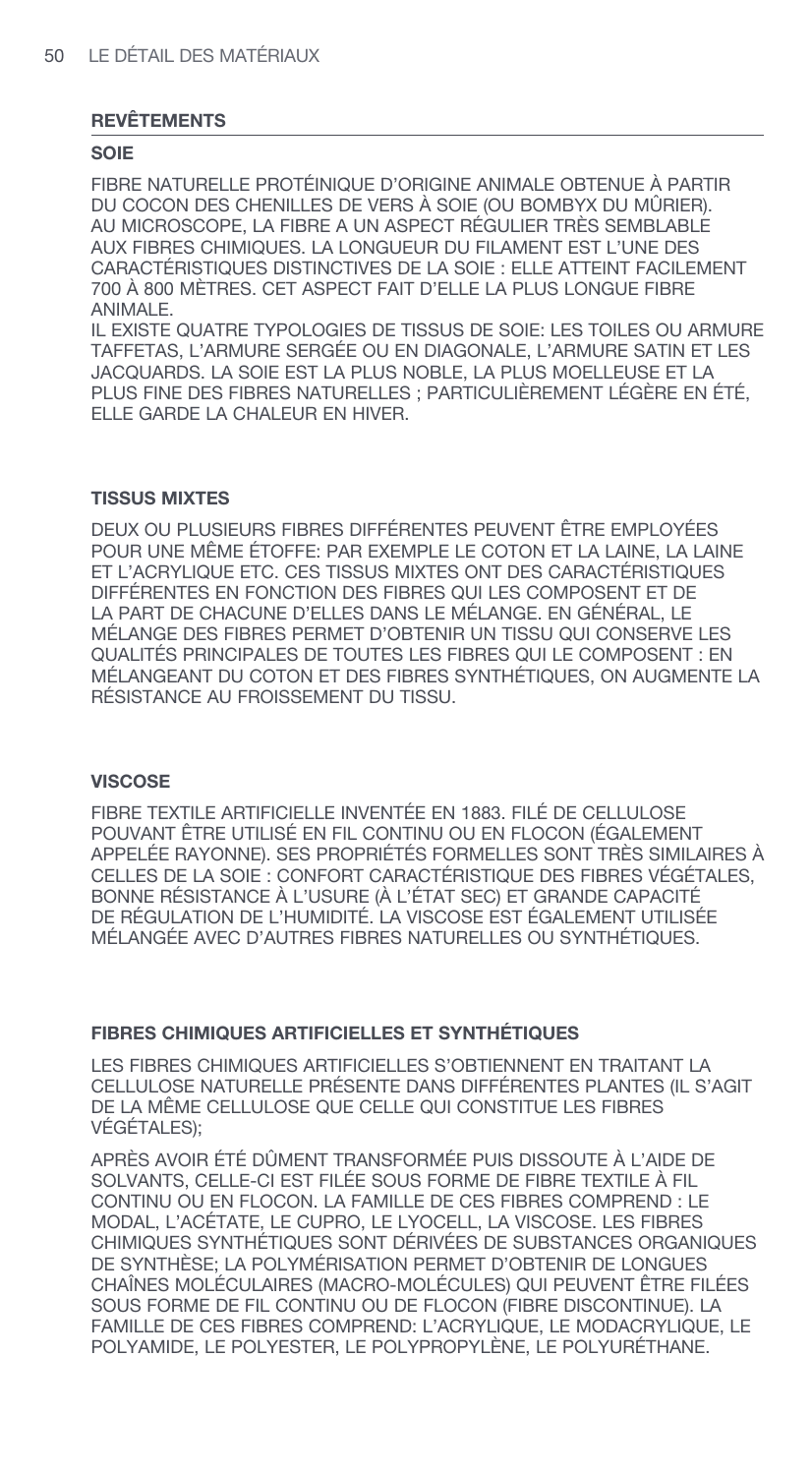## REVÊTEMENTS

### SOIE

FIBRE NATURELLE PROTÉINIQUE D'ORIGINE ANIMALE OBTENUE À PARTIR DU COCON DES CHENILLES DE VERS À SOIE (OU BOMBYX DU MÛRIER). AU MICROSCOPE, LA FIBRE A UN ASPECT RÉGULIER TRÈS SEMBLABLE AUX FIBRES CHIMIQUES. LA LONGUEUR DU FILAMENT EST L'UNE DES CARACTÉRISTIQUES DISTINCTIVES DE LA SOIE : ELLE ATTEINT FACILEMENT 700 À 800 MÈTRES. CET ASPECT FAIT D'ELLE LA PLUS LONGUE FIBRE ANIMALE.

IL EXISTE QUATRE TYPOLOGIES DE TISSUS DE SOIE: LES TOILES OU ARMURE TAFFETAS, L'ARMURE SERGÉE OU EN DIAGONALE, L'ARMURE SATIN ET LES JACQUARDS. LA SOIE EST LA PLUS NOBLE, LA PLUS MOELLEUSE ET LA PLUS FINE DES FIBRES NATURELLES ; PARTICULIÈREMENT LÉGÈRE EN ÉTÉ, ELLE GARDE LA CHALEUR EN HIVER.

### TISSUS MIXTES

DEUX OU PLUSIEURS FIBRES DIFFÉRENTES PEUVENT ÊTRE EMPLOYÉES POUR UNE MÊME ÉTOFFE: PAR EXEMPLE LE COTON ET LA LAINE, LA LAINE ET L'ACRYLIQUE ETC. CES TISSUS MIXTES ONT DES CARACTÉRISTIQUES DIFFÉRENTES EN FONCTION DES FIBRES QUI LES COMPOSENT ET DE LA PART DE CHACUNE D'ELLES DANS LE MÉLANGE. EN GÉNÉRAL, LE MÉLANGE DES FIBRES PERMET D'OBTENIR UN TISSU QUI CONSERVE LES QUALITÉS PRINCIPALES DE TOUTES LES FIBRES QUI LE COMPOSENT : EN MÉLANGEANT DU COTON ET DES FIBRES SYNTHÉTIQUES, ON AUGMENTE LA RÉSISTANCE AU FROISSEMENT DU TISSU.

### VISCOSE

FIBRE TEXTILE ARTIFICIELLE INVENTÉE EN 1883. FILÉ DE CELLULOSE POUVANT ÊTRE UTILISÉ EN FIL CONTINU OU EN FLOCON (ÉGALEMENT APPELÉE RAYONNE). SES PROPRIÉTÉS FORMELLES SONT TRÈS SIMILAIRES À CELLES DE LA SOIE : CONFORT CARACTÉRISTIQUE DES FIBRES VÉGÉTALES, BONNE RÉSISTANCE À L'USURE (À L'ÉTAT SEC) ET GRANDE CAPACITÉ DE RÉGULATION DE L'HUMIDITÉ. LA VISCOSE EST ÉGALEMENT UTILISÉE MÉLANGÉE AVEC D'AUTRES FIBRES NATURELLES OU SYNTHÉTIQUES.

### FIBRES CHIMIQUES ARTIFICIELLES ET SYNTHÉTIQUES

LES FIBRES CHIMIQUES ARTIFICIELLES S'OBTIENNENT EN TRAITANT LA CELLULOSE NATURELLE PRÉSENTE DANS DIFFÉRENTES PLANTES (IL S'AGIT DE LA MÊME CELLULOSE QUE CELLE QUI CONSTITUE LES FIBRES VÉGÉTALES);

APRÈS AVOIR ÉTÉ DÛMENT TRANSFORMÉE PUIS DISSOUTE À L'AIDE DE SOLVANTS, CELLE-CI EST FILÉE SOUS FORME DE FIBRE TEXTILE À FIL CONTINU OU EN FLOCON. LA FAMILLE DE CES FIBRES COMPREND : LE MODAL, L'ACÉTATE, LE CUPRO, LE LYOCELL, LA VISCOSE. LES FIBRES CHIMIQUES SYNTHÉTIQUES SONT DÉRIVÉES DE SUBSTANCES ORGANIQUES DE SYNTHÈSE; LA POLYMÉRISATION PERMET D'OBTENIR DE LONGUES CHAÎNES MOLÉCULAIRES (MACRO-MOLÉCULES) QUI PEUVENT ÊTRE FILÉES SOUS FORME DE FIL CONTINU OU DE FLOCON (FIBRE DISCONTINUE). LA FAMILLE DE CES FIBRES COMPREND: L'ACRYLIQUE, LE MODACRYLIQUE, LE POLYAMIDE, LE POLYESTER, LE POLYPROPYLÈNE, LE POLYURÉTHANE.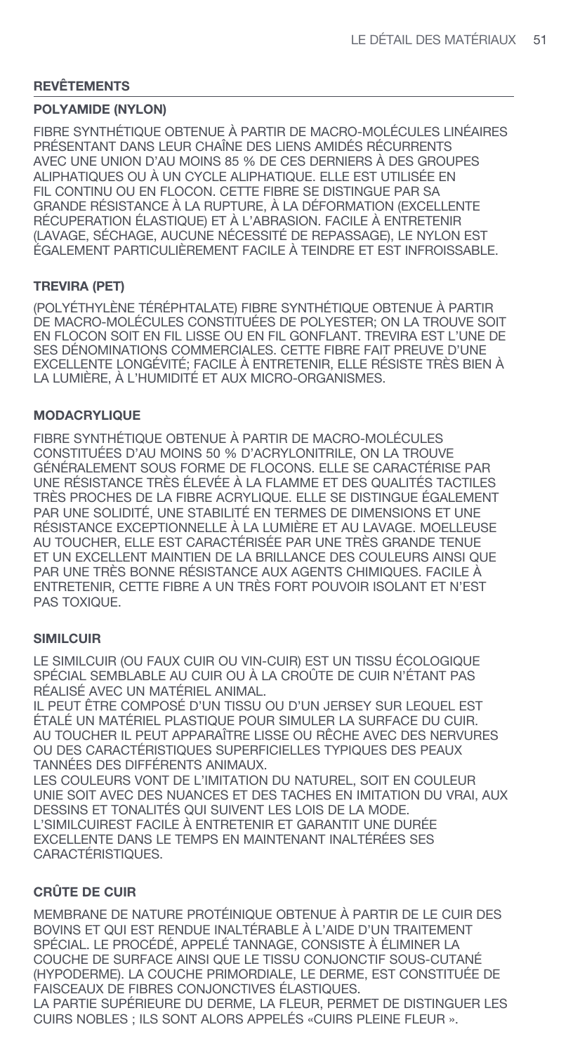## REVÊTEMENTS

### POLYAMIDE (NYLON)

FIBRE SYNTHÉTIQUE OBTENUE À PARTIR DE MACRO-MOLÉCULES LINÉAIRES PRÉSENTANT DANS LEUR CHAÎNE DES LIENS AMIDÉS RÉCURRENTS AVEC UNE UNION D'AU MOINS 85 % DE CES DERNIERS À DES GROUPES ALIPHATIQUES OU À UN CYCLE ALIPHATIQUE. ELLE EST UTILISÉE EN FIL CONTINU OU EN FLOCON. CETTE FIBRE SE DISTINGUE PAR SA GRANDE RÉSISTANCE À LA RUPTURE, À LA DÉFORMATION (EXCELLENTE RÉCUPERATION ÉLASTIQUE) ET À L'ABRASION. FACILE À ENTRETENIR (LAVAGE, SÉCHAGE, AUCUNE NÉCESSITÉ DE REPASSAGE), LE NYLON EST ÉGALEMENT PARTICULIÈREMENT FACILE À TEINDRE ET EST INFROISSABLE.

### TREVIRA (PET)

(POLYÉTHYLÈNE TÉRÉPHTALATE) FIBRE SYNTHÉTIQUE OBTENUE À PARTIR DE MACRO-MOLÉCULES CONSTITUÉES DE POLYESTER; ON LA TROUVE SOIT EN FLOCON SOIT EN FIL LISSE OU EN FIL GONFLANT. TREVIRA EST L'UNE DE SES DÉNOMINATIONS COMMERCIALES. CETTE FIBRE FAIT PREUVE D'UNE EXCELLENTE LONGÉVITÉ; FACILE À ENTRETENIR, ELLE RÉSISTE TRÈS BIEN À LA LUMIÈRE, À L'HUMIDITÉ ET AUX MICRO-ORGANISMES.

### MODACRYLIQUE

FIBRE SYNTHÉTIQUE OBTENUE À PARTIR DE MACRO-MOLÉCULES CONSTITUÉES D'AU MOINS 50 % D'ACRYLONITRILE, ON LA TROUVE GÉNÉRALEMENT SOUS FORME DE FLOCONS. ELLE SE CARACTÉRISE PAR UNE RÉSISTANCE TRÈS ÉLEVÉE À LA FLAMME ET DES QUALITÉS TACTILES TRÈS PROCHES DE LA FIBRE ACRYLIQUE. ELLE SE DISTINGUE ÉGALEMENT PAR UNE SOLIDITÉ, UNE STABILITÉ EN TERMES DE DIMENSIONS ET UNE RÉSISTANCE EXCEPTIONNELLE À LA LUMIÈRE ET AU LAVAGE. MOELLEUSE AU TOUCHER, ELLE EST CARACTÉRISÉE PAR UNE TRÈS GRANDE TENUE ET UN EXCELLENT MAINTIEN DE LA BRILLANCE DES COULEURS AINSI QUE PAR UNE TRÈS BONNE RÉSISTANCE AUX AGENTS CHIMIQUES. FACILE À ENTRETENIR, CETTE FIBRE A UN TRÈS FORT POUVOIR ISOLANT ET N'EST PAS TOXIQUE.

### SIMILCUIR

LE SIMILCUIR (OU FAUX CUIR OU VIN-CUIR) EST UN TISSU ÉCOLOGIQUE SPÉCIAL SEMBLABLE AU CUIR OU À LA CROÛTE DE CUIR N'ÉTANT PAS RÉALISÉ AVEC UN MATÉRIEL ANIMAL.
IL PEUT ÊTRE COMPOSÉ D'UN TISSU OU D'UN JERSEY SUR LEQUEL EST ÉTALÉ UN MATÉRIEL PLASTIQUE POUR SIMULER LA SURFACE DU CUIR. AU TOUCHER IL PEUT APPARAÎTRE LISSE OU RÊCHE AVEC DES NERVURES OU DES CARACTÉRISTIQUES SUPERFICIELLES TYPIQUES DES PEAUX TANNÉES DES DIFFÉRENTS ANIMAUX.
LES COULEURS VONT DE L'IMITATION DU NATUREL, SOIT EN COULEUR UNIE SOIT AVEC DES NUANCES ET DES TACHES EN IMITATION DU VRAI, AUX DESSINS ET TONALITÉS QUI SUIVENT LES LOIS DE LA MODE.
L'SIMILCUIREST FACILE À ENTRETENIR ET GARANTIT UNE DURÉE EXCELLENTE DANS LE TEMPS EN MAINTENANT INALTÉRÉES SES CARACTÉRISTIQUES.

### CRÛTE DE CUIR

MEMBRANE DE NATURE PROTÉINIQUE OBTENUE À PARTIR DE LE CUIR DES BOVINS ET QUI EST RENDUE INALTÉRABLE À L'AIDE D'UN TRAITEMENT SPÉCIAL. LE PROCÉDÉ, APPELÉ TANNAGE, CONSISTE À ÉLIMINER LA COUCHE DE SURFACE AINSI QUE LE TISSU CONJONCTIF SOUS-CUTANÉ (HYPODERME). LA COUCHE PRIMORDIALE, LE DERME, EST CONSTITUÉE DE FAISCEAUX DE FIBRES CONJONCTIVES ÉLASTIQUES.
LA PARTIE SUPÉRIEURE DU DERME, LA FLEUR, PERMET DE DISTINGUER LES CUIRS NOBLES ; ILS SONT ALORS APPELÉS «CUIRS PLEINE FLEUR ».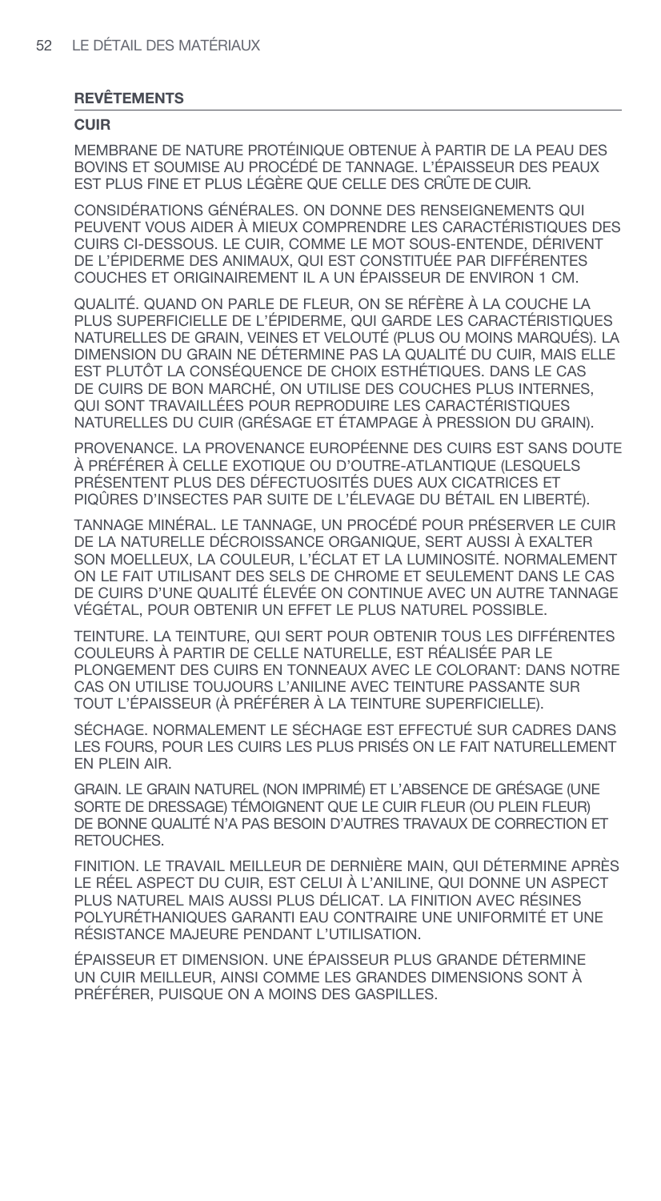## REVÊTEMENTS

### CUIR

MEMBRANE DE NATURE PROTÉINIQUE OBTENUE À PARTIR DE LA PEAU DES BOVINS ET SOUMISE AU PROCÉDÉ DE TANNAGE. L'ÉPAISSEUR DES PEAUX EST PLUS FINE ET PLUS LÉGÈRE QUE CELLE DES CRÛTE DE CUIR.

CONSIDÉRATIONS GÉNÉRALES. ON DONNE DES RENSEIGNEMENTS QUI PEUVENT VOUS AIDER À MIEUX COMPRENDRE LES CARACTÉRISTIQUES DES CUIRS CI-DESSOUS. LE CUIR, COMME LE MOT SOUS-ENTENDE, DÉRIVENT DE L'ÉPIDERME DES ANIMAUX, QUI EST CONSTITUÉE PAR DIFFÉRENTES COUCHES ET ORIGINAIREMENT IL A UN ÉPAISSEUR DE ENVIRON 1 CM.

QUALITÉ. QUAND ON PARLE DE FLEUR, ON SE RÉFÈRE À LA COUCHE LA PLUS SUPERFICIELLE DE L'ÉPIDERME, QUI GARDE LES CARACTÉRISTIQUES NATURELLES DE GRAIN, VEINES ET VELOUTÉ (PLUS OU MOINS MARQUÉS). LA DIMENSION DU GRAIN NE DÉTERMINE PAS LA QUALITÉ DU CUIR, MAIS ELLE EST PLUTÔT LA CONSÉQUENCE DE CHOIX ESTHÉTIQUES. DANS LE CAS DE CUIRS DE BON MARCHÉ, ON UTILISE DES COUCHES PLUS INTERNES, QUI SONT TRAVAILLÉES POUR REPRODUIRE LES CARACTÉRISTIQUES NATURELLES DU CUIR (GRÉSAGE ET ÉTAMPAGE À PRESSION DU GRAIN).

PROVENANCE. LA PROVENANCE EUROPÉENNE DES CUIRS EST SANS DOUTE À PRÉFÉRER À CELLE EXOTIQUE OU D'OUTRE-ATLANTIQUE (LESQUELS PRÉSENTENT PLUS DES DÉFECTUOSITÉS DUES AUX CICATRICES ET PIQÛRES D'INSECTES PAR SUITE DE L'ÉLEVAGE DU BÉTAIL EN LIBERTÉ).

TANNAGE MINÉRAL. LE TANNAGE, UN PROCÉDÉ POUR PRÉSERVER LE CUIR DE LA NATURELLE DÉCROISSANCE ORGANIQUE, SERT AUSSI À EXALTER SON MOELLEUX, LA COULEUR, L'ÉCLAT ET LA LUMINOSITÉ. NORMALEMENT ON LE FAIT UTILISANT DES SELS DE CHROME ET SEULEMENT DANS LE CAS DE CUIRS D'UNE QUALITÉ ÉLEVÉE ON CONTINUE AVEC UN AUTRE TANNAGE VÉGÉTAL, POUR OBTENIR UN EFFET LE PLUS NATUREL POSSIBLE.

TEINTURE. LA TEINTURE, QUI SERT POUR OBTENIR TOUS LES DIFFÉRENTES COULEURS À PARTIR DE CELLE NATURELLE, EST RÉALISÉE PAR LE PLONGEMENT DES CUIRS EN TONNEAUX AVEC LE COLORANT: DANS NOTRE CAS ON UTILISE TOUJOURS L'ANILINE AVEC TEINTURE PASSANTE SUR TOUT L'ÉPAISSEUR (À PRÉFÉRER À LA TEINTURE SUPERFICIELLE).

SÉCHAGE. NORMALEMENT LE SÉCHAGE EST EFFECTUÉ SUR CADRES DANS LES FOURS, POUR LES CUIRS LES PLUS PRISÉS ON LE FAIT NATURELLEMENT EN PLEIN AIR.

GRAIN. LE GRAIN NATUREL (NON IMPRIMÉ) ET L'ABSENCE DE GRÉSAGE (UNE SORTE DE DRESSAGE) TÉMOIGNENT QUE LE CUIR FLEUR (OU PLEIN FLEUR) DE BONNE QUALITÉ N'A PAS BESOIN D'AUTRES TRAVAUX DE CORRECTION ET RETOUCHES.

FINITION. LE TRAVAIL MEILLEUR DE DERNIÈRE MAIN, QUI DÉTERMINE APRÈS LE RÉEL ASPECT DU CUIR, EST CELUI À L'ANILINE, QUI DONNE UN ASPECT PLUS NATUREL MAIS AUSSI PLUS DÉLICAT. LA FINITION AVEC RÉSINES POLYURÉTHANIQUES GARANTI EAU CONTRAIRE UNE UNIFORMITÉ ET UNE RÉSISTANCE MAJEURE PENDANT L'UTILISATION.

ÉPAISSEUR ET DIMENSION. UNE ÉPAISSEUR PLUS GRANDE DÉTERMINE UN CUIR MEILLEUR, AINSI COMME LES GRANDES DIMENSIONS SONT À PRÉFÉRER, PUISQUE ON A MOINS DES GASPILLES.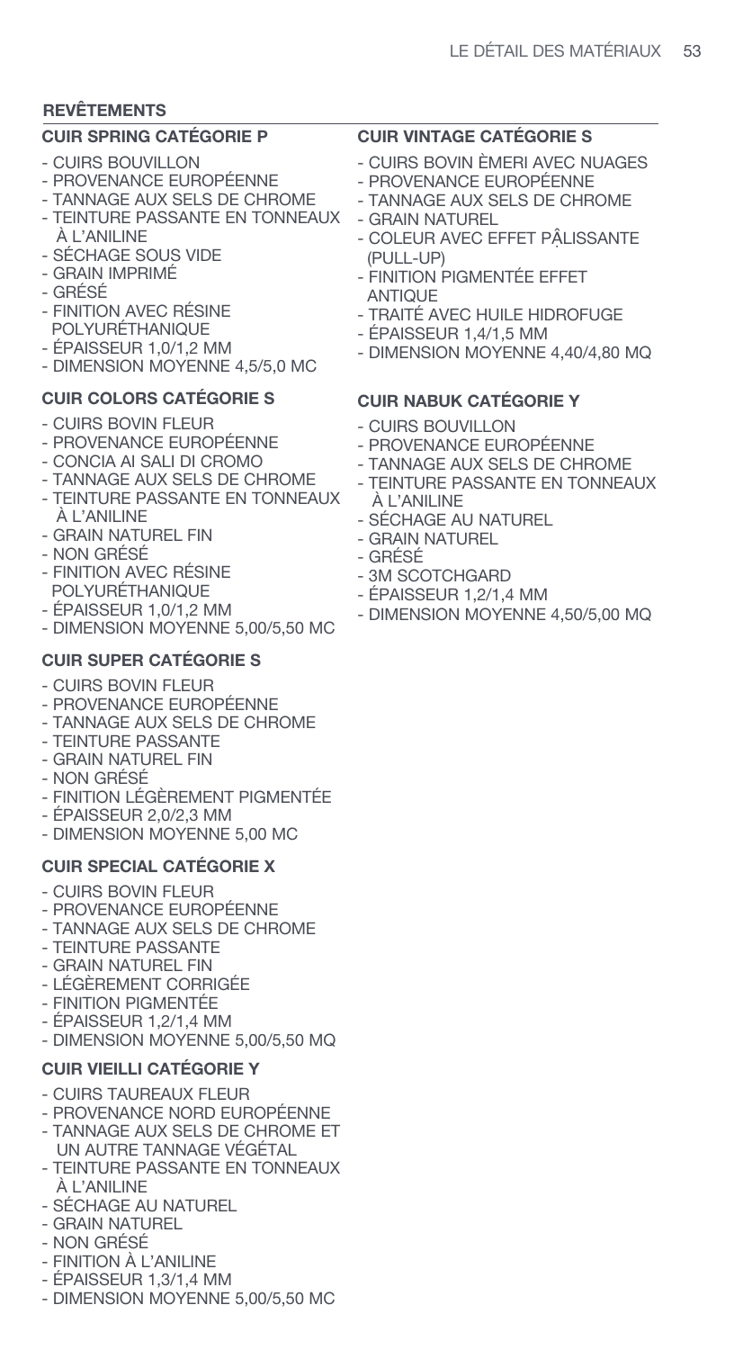## REVÊTEMENTS

### CUIR SPRING CATÉGORIE P

- CUIRS BOUVILLON
- PROVENANCE EUROPÉENNE
- TANNAGE AUX SELS DE CHROME
- TEINTURE PASSANTE EN TONNEAUX À L'ANILINE
- SÉCHAGE SOUS VIDE
- GRAIN IMPRIMÉ
- GRÉSÉ
- FINITION AVEC RÉSINE POLYURÉTHANIQUE
- ÉPAISSEUR 1,0/1,2 MM
- DIMENSION MOYENNE 4,5/5,0 MC

### CUIR COLORS CATÉGORIE S

- CUIRS BOVIN FLEUR
- PROVENANCE EUROPÉENNE
- CONCIA AI SALI DI CROMO
- TANNAGE AUX SELS DE CHROME
- TEINTURE PASSANTE EN TONNEAUX À L'ANILINE
- GRAIN NATUREL FIN
- NON GRÉSÉ
- FINITION AVEC RÉSINE POLYURÉTHANIQUE
- ÉPAISSEUR 1,0/1,2 MM
- DIMENSION MOYENNE 5,00/5,50 MC

### CUIR SUPER CATÉGORIE S

- CUIRS BOVIN FLEUR
- PROVENANCE EUROPÉENNE
- TANNAGE AUX SELS DE CHROME
- TEINTURE PASSANTE
- GRAIN NATUREL FIN
- NON GRÉSÉ
- FINITION LÉGÈREMENT PIGMENTÉE
- ÉPAISSEUR 2,0/2,3 MM
- DIMENSION MOYENNE 5,00 MC

### CUIR SPECIAL CATÉGORIE X

- CUIRS BOVIN FLEUR
- PROVENANCE EUROPÉENNE
- TANNAGE AUX SELS DE CHROME
- TEINTURE PASSANTE
- GRAIN NATUREL FIN
- LÉGÈREMENT CORRIGÉE
- FINITION PIGMENTÉE
- ÉPAISSEUR 1,2/1,4 MM
- DIMENSION MOYENNE 5,00/5,50 MQ

### CUIR VIEILLI CATÉGORIE Y

- CUIRS TAUREAUX FLEUR
- PROVENANCE NORD EUROPÉENNE
- TANNAGE AUX SELS DE CHROME ET UN AUTRE TANNAGE VÉGÉTAL
- TEINTURE PASSANTE EN TONNEAUX À L'ANILINE
- SÉCHAGE AU NATUREL
- GRAIN NATUREL
- NON GRÉSÉ
- FINITION À L'ANILINE
- ÉPAISSEUR 1,3/1,4 MM
- DIMENSION MOYENNE 5,00/5,50 MC

### CUIR VINTAGE CATÉGORIE S

- CUIRS BOVIN ÈMERI AVEC NUAGES
- PROVENANCE EUROPÉENNE
- TANNAGE AUX SELS DE CHROME
- GRAIN NATUREL
- COLEUR AVEC EFFET PÂLISSANTE (PULL-UP)
- FINITION PIGMENTÉE EFFET ANTIQUE
- TRAITÉ AVEC HUILE HIDROFUGE
- ÉPAISSEUR 1,4/1,5 MM
- DIMENSION MOYENNE 4,40/4,80 MQ

### CUIR NABUK CATÉGORIE Y

- CUIRS BOUVILLON
- PROVENANCE EUROPÉENNE
- TANNAGE AUX SELS DE CHROME
- TEINTURE PASSANTE EN TONNEAUX À L'ANILINE
- SÉCHAGE AU NATUREL
- GRAIN NATUREL
- GRÉSÉ
- 3M SCOTCHGARD
- ÉPAISSEUR 1,2/1,4 MM
- DIMENSION MOYENNE 4,50/5,00 MQ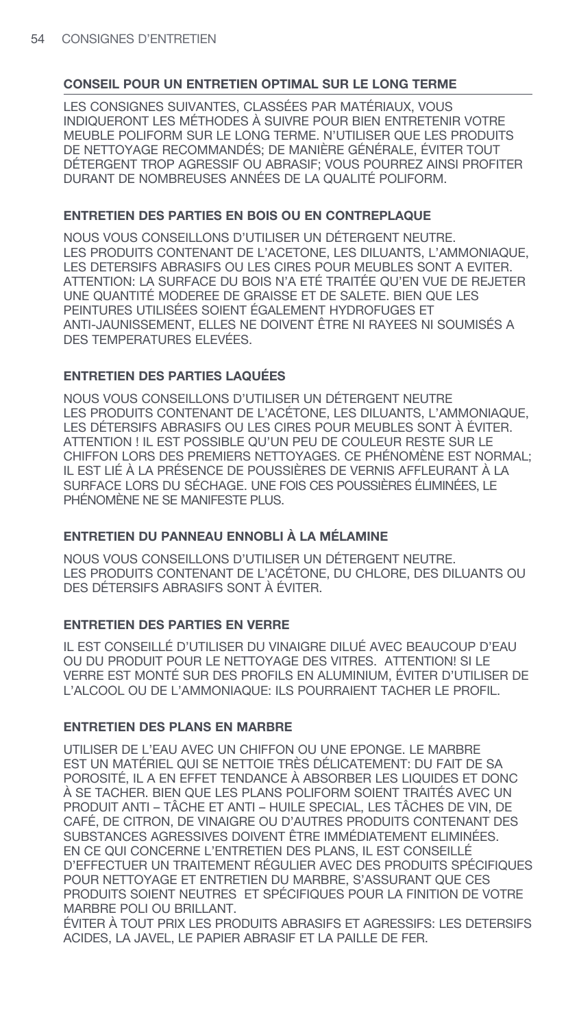## CONSEIL POUR UN ENTRETIEN OPTIMAL SUR LE LONG TERME

LES CONSIGNES SUIVANTES, CLASSÉES PAR MATÉRIAUX, VOUS INDIQUERONT LES MÉTHODES À SUIVRE POUR BIEN ENTRETENIR VOTRE MEUBLE POLIFORM SUR LE LONG TERME. N'UTILISER QUE LES PRODUITS DE NETTOYAGE RECOMMANDÉS; DE MANIÈRE GÉNÉRALE, ÉVITER TOUT DÉTERGENT TROP AGRESSIF OU ABRASIF; VOUS POURREZ AINSI PROFITER DURANT DE NOMBREUSES ANNÉES DE LA QUALITÉ POLIFORM.

### ENTRETIEN DES PARTIES EN BOIS OU EN CONTREPLAQUE

NOUS VOUS CONSEILLONS D'UTILISER UN DÉTERGENT NEUTRE.
LES PRODUITS CONTENANT DE L'ACETONE, LES DILUANTS, L'AMMONIAQUE, LES DETERSIFS ABRASIFS OU LES CIRES POUR MEUBLES SONT A EVITER. ATTENTION: LA SURFACE DU BOIS N'A ETÉ TRAITÉE QU'EN VUE DE REJETER UNE QUANTITÉ MODEREE DE GRAISSE ET DE SALETE. BIEN QUE LES PEINTURES UTILISÉES SOIENT ÉGALEMENT HYDROFUGES ET ANTI-JAUNISSEMENT, ELLES NE DOIVENT ÊTRE NI RAYEES NI SOUMISÉS A DES TEMPERATURES ELEVÉES.

### ENTRETIEN DES PARTIES LAQUÉES

NOUS VOUS CONSEILLONS D'UTILISER UN DÉTERGENT NEUTRE
LES PRODUITS CONTENANT DE L'ACÉTONE, LES DILUANTS, L'AMMONIAQUE, LES DÉTERSIFS ABRASIFS OU LES CIRES POUR MEUBLES SONT À ÉVITER. ATTENTION ! IL EST POSSIBLE QU'UN PEU DE COULEUR RESTE SUR LE CHIFFON LORS DES PREMIERS NETTOYAGES. CE PHÉNOMÈNE EST NORMAL; IL EST LIÉ À LA PRÉSENCE DE POUSSIÈRES DE VERNIS AFFLEURANT À LA SURFACE LORS DU SÉCHAGE. UNE FOIS CES POUSSIÈRES ÉLIMINÉES, LE PHÉNOMÈNE NE SE MANIFESTE PLUS.

### ENTRETIEN DU PANNEAU ENNOBLI À LA MÉLAMINE

NOUS VOUS CONSEILLONS D'UTILISER UN DÉTERGENT NEUTRE.
LES PRODUITS CONTENANT DE L'ACÉTONE, DU CHLORE, DES DILUANTS OU DES DÉTERSIFS ABRASIFS SONT À ÉVITER.

### ENTRETIEN DES PARTIES EN VERRE

IL EST CONSEILLÉ D'UTILISER DU VINAIGRE DILUÉ AVEC BEAUCOUP D'EAU OU DU PRODUIT POUR LE NETTOYAGE DES VITRES. ATTENTION! SI LE VERRE EST MONTÉ SUR DES PROFILS EN ALUMINIUM, ÉVITER D'UTILISER DE L'ALCOOL OU DE L'AMMONIAQUE: ILS POURRAIENT TACHER LE PROFIL.

### ENTRETIEN DES PLANS EN MARBRE

UTILISER DE L'EAU AVEC UN CHIFFON OU UNE EPONGE. LE MARBRE EST UN MATÉRIEL QUI SE NETTOIE TRÈS DÉLICATEMENT: DU FAIT DE SA POROSITÉ, IL A EN EFFET TENDANCE À ABSORBER LES LIQUIDES ET DONC À SE TACHER. BIEN QUE LES PLANS POLIFORM SOIENT TRAITÉS AVEC UN PRODUIT ANTI – TÂCHE ET ANTI – HUILE SPECIAL, LES TÂCHES DE VIN, DE CAFÉ, DE CITRON, DE VINAIGRE OU D'AUTRES PRODUITS CONTENANT DES SUBSTANCES AGRESSIVES DOIVENT ÊTRE IMMÉDIATEMENT ELIMINÉES. EN CE QUI CONCERNE L'ENTRETIEN DES PLANS, IL EST CONSEILLÉ D'EFFECTUER UN TRAITEMENT RÉGULIER AVEC DES PRODUITS SPÉCIFIQUES POUR NETTOYAGE ET ENTRETIEN DU MARBRE, S'ASSURANT QUE CES PRODUITS SOIENT NEUTRES ET SPÉCIFIQUES POUR LA FINITION DE VOTRE MARBRE POLI OU BRILLANT.
ÉVITER À TOUT PRIX LES PRODUITS ABRASIFS ET AGRESSIFS: LES DETERSIFS ACIDES, LA JAVEL, LE PAPIER ABRASIF ET LA PAILLE DE FER.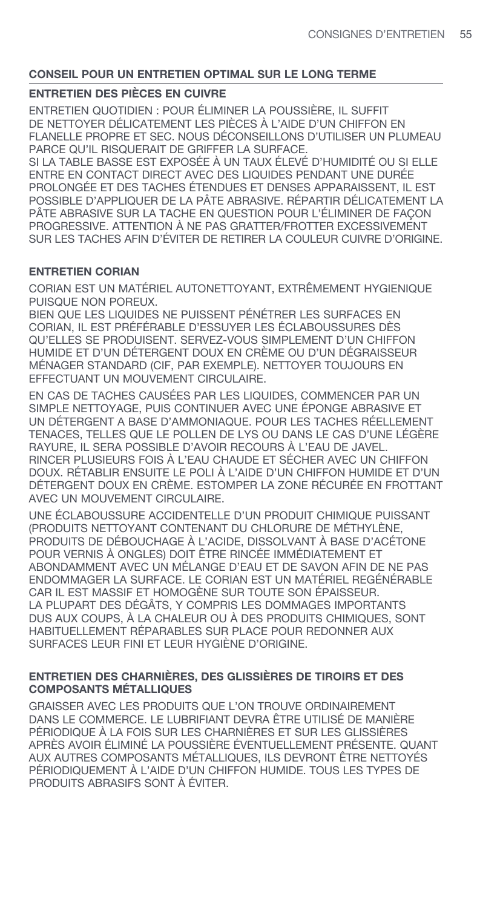## CONSEIL POUR UN ENTRETIEN OPTIMAL SUR LE LONG TERME

### ENTRETIEN DES PIÈCES EN CUIVRE

ENTRETIEN QUOTIDIEN : POUR ÉLIMINER LA POUSSIÈRE, IL SUFFIT DE NETTOYER DÉLICATEMENT LES PIÈCES À L'AIDE D'UN CHIFFON EN FLANELLE PROPRE ET SEC. NOUS DÉCONSEILLONS D'UTILISER UN PLUMEAU PARCE QU'IL RISQUERAIT DE GRIFFER LA SURFACE.
SI LA TABLE BASSE EST EXPOSÉE À UN TAUX ÉLEVÉ D'HUMIDITÉ OU SI ELLE ENTRE EN CONTACT DIRECT AVEC DES LIQUIDES PENDANT UNE DURÉE PROLONGÉE ET DES TACHES ÉTENDUES ET DENSES APPARAISSENT, IL EST POSSIBLE D'APPLIQUER DE LA PÂTE ABRASIVE. RÉPARTIR DÉLICATEMENT LA PÂTE ABRASIVE SUR LA TACHE EN QUESTION POUR L'ÉLIMINER DE FAÇON PROGRESSIVE. ATTENTION À NE PAS GRATTER/FROTTER EXCESSIVEMENT SUR LES TACHES AFIN D'ÉVITER DE RETIRER LA COULEUR CUIVRE D'ORIGINE.

### ENTRETIEN CORIAN

CORIAN EST UN MATÉRIEL AUTONETTOYANT, EXTRÊMEMENT HYGIENIQUE PUISQUE NON POREUX.
BIEN QUE LES LIQUIDES NE PUISSENT PÉNÉTRER LES SURFACES EN CORIAN, IL EST PRÉFÉRABLE D'ESSUYER LES ÉCLABOUSSURES DÈS QU'ELLES SE PRODUISENT. SERVEZ-VOUS SIMPLEMENT D'UN CHIFFON HUMIDE ET D'UN DÉTERGENT DOUX EN CRÈME OU D'UN DÉGRAISSEUR MÉNAGER STANDARD (CIF, PAR EXEMPLE). NETTOYER TOUJOURS EN EFFECTUANT UN MOUVEMENT CIRCULAIRE.

EN CAS DE TACHES CAUSÉES PAR LES LIQUIDES, COMMENCER PAR UN SIMPLE NETTOYAGE, PUIS CONTINUER AVEC UNE ÉPONGE ABRASIVE ET UN DÉTERGENT A BASE D'AMMONIAQUE. POUR LES TACHES RÉELLEMENT TENACES, TELLES QUE LE POLLEN DE LYS OU DANS LE CAS D'UNE LÉGÈRE RAYURE, IL SERA POSSIBLE D'AVOIR RECOURS À L'EAU DE JAVEL. RINCER PLUSIEURS FOIS À L'EAU CHAUDE ET SÉCHER AVEC UN CHIFFON DOUX. RÉTABLIR ENSUITE LE POLI À L'AIDE D'UN CHIFFON HUMIDE ET D'UN DÉTERGENT DOUX EN CRÈME. ESTOMPER LA ZONE RÉCURÉE EN FROTTANT AVEC UN MOUVEMENT CIRCULAIRE.

UNE ÉCLABOUSSURE ACCIDENTELLE D'UN PRODUIT CHIMIQUE PUISSANT (PRODUITS NETTOYANT CONTENANT DU CHLORURE DE MÉTHYLÈNE, PRODUITS DE DÉBOUCHAGE À L'ACIDE, DISSOLVANT À BASE D'ACÉTONE POUR VERNIS À ONGLES) DOIT ÊTRE RINCÉE IMMÉDIATEMENT ET ABONDAMMENT AVEC UN MÉLANGE D'EAU ET DE SAVON AFIN DE NE PAS ENDOMMAGER LA SURFACE. LE CORIAN EST UN MATÉRIEL REGÉNÉRABLE CAR IL EST MASSIF ET HOMOGÈNE SUR TOUTE SON ÉPAISSEUR.
LA PLUPART DES DÉGÂTS, Y COMPRIS LES DOMMAGES IMPORTANTS DUS AUX COUPS, À LA CHALEUR OU À DES PRODUITS CHIMIQUES, SONT HABITUELLEMENT RÉPARABLES SUR PLACE POUR REDONNER AUX SURFACES LEUR FINI ET LEUR HYGIÈNE D'ORIGINE.

### ENTRETIEN DES CHARNIÈRES, DES GLISSIÈRES DE TIROIRS ET DES COMPOSANTS MÉTALLIQUES

GRAISSER AVEC LES PRODUITS QUE L'ON TROUVE ORDINAIREMENT DANS LE COMMERCE. LE LUBRIFIANT DEVRA ÊTRE UTILISÉ DE MANIÈRE PÉRIODIQUE À LA FOIS SUR LES CHARNIÈRES ET SUR LES GLISSIÈRES APRÈS AVOIR ÉLIMINÉ LA POUSSIÈRE ÉVENTUELLEMENT PRÉSENTE. QUANT AUX AUTRES COMPOSANTS MÉTALLIQUES, ILS DEVRONT ÊTRE NETTOYÉS PÉRIODIQUEMENT À L'AIDE D'UN CHIFFON HUMIDE. TOUS LES TYPES DE PRODUITS ABRASIFS SONT À ÉVITER.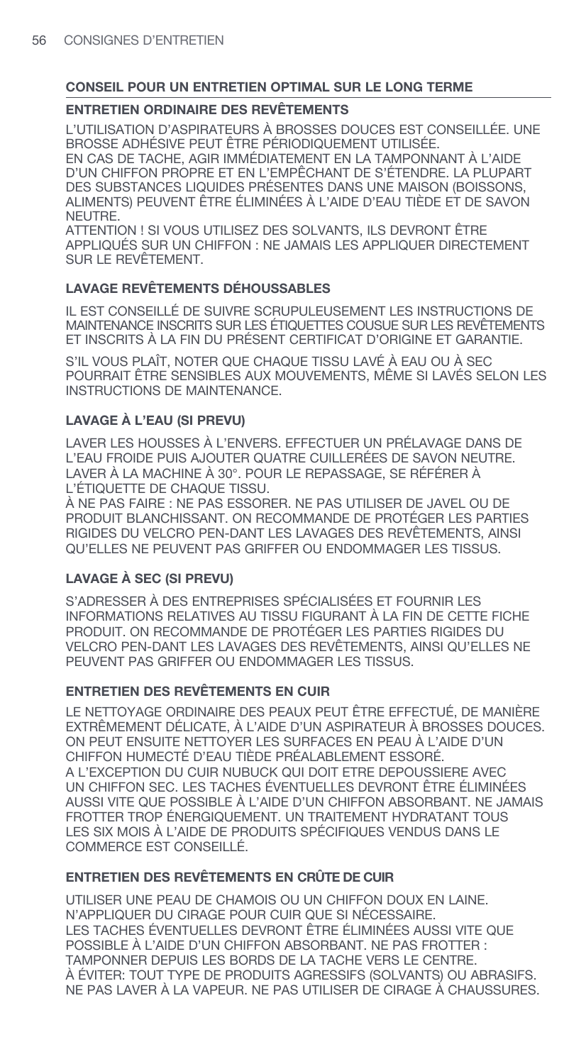## CONSEIL POUR UN ENTRETIEN OPTIMAL SUR LE LONG TERME

### ENTRETIEN ORDINAIRE DES REVÊTEMENTS

L'UTILISATION D'ASPIRATEURS À BROSSES DOUCES EST CONSEILLÉE. UNE BROSSE ADHÉSIVE PEUT ÊTRE PÉRIODIQUEMENT UTILISÉE.
EN CAS DE TACHE, AGIR IMMÉDIATEMENT EN LA TAMPONNANT À L'AIDE D'UN CHIFFON PROPRE ET EN L'EMPÊCHANT DE S'ÉTENDRE. LA PLUPART DES SUBSTANCES LIQUIDES PRÉSENTES DANS UNE MAISON (BOISSONS, ALIMENTS) PEUVENT ÊTRE ÉLIMINÉES À L'AIDE D'EAU TIÈDE ET DE SAVON NEUTRE.
ATTENTION ! SI VOUS UTILISEZ DES SOLVANTS, ILS DEVRONT ÊTRE APPLIQUÉS SUR UN CHIFFON : NE JAMAIS LES APPLIQUER DIRECTEMENT SUR LE REVÊTEMENT.

### LAVAGE REVÊTEMENTS DÉHOUSSABLES

IL EST CONSEILLÉ DE SUIVRE SCRUPULEUSEMENT LES INSTRUCTIONS DE MAINTENANCE INSCRITS SUR LES ÉTIQUETTES COUSUE SUR LES REVÊTEMENTS ET INSCRITS À LA FIN DU PRÉSENT CERTIFICAT D'ORIGINE ET GARANTIE.

S'IL VOUS PLAÎT, NOTER QUE CHAQUE TISSU LAVÉ À EAU OU À SEC POURRAIT ÊTRE SENSIBLES AUX MOUVEMENTS, MÊME SI LAVÉS SELON LES INSTRUCTIONS DE MAINTENANCE.

### LAVAGE À L'EAU (SI PREVU)

LAVER LES HOUSSES À L'ENVERS. EFFECTUER UN PRÉLAVAGE DANS DE L'EAU FROIDE PUIS AJOUTER QUATRE CUILLERÉES DE SAVON NEUTRE. LAVER À LA MACHINE À 30°. POUR LE REPASSAGE, SE RÉFÉRER À L'ÉTIQUETTE DE CHAQUE TISSU.
À NE PAS FAIRE : NE PAS ESSORER. NE PAS UTILISER DE JAVEL OU DE PRODUIT BLANCHISSANT. ON RECOMMANDE DE PROTÉGER LES PARTIES RIGIDES DU VELCRO PEN-DANT LES LAVAGES DES REVÊTEMENTS, AINSI QU'ELLES NE PEUVENT PAS GRIFFER OU ENDOMMAGER LES TISSUS.

### LAVAGE À SEC (SI PREVU)

S'ADRESSER À DES ENTREPRISES SPÉCIALISÉES ET FOURNIR LES INFORMATIONS RELATIVES AU TISSU FIGURANT À LA FIN DE CETTE FICHE PRODUIT. ON RECOMMANDE DE PROTÉGER LES PARTIES RIGIDES DU VELCRO PEN-DANT LES LAVAGES DES REVÊTEMENTS, AINSI QU'ELLES NE PEUVENT PAS GRIFFER OU ENDOMMAGER LES TISSUS.

### ENTRETIEN DES REVÊTEMENTS EN CUIR

LE NETTOYAGE ORDINAIRE DES PEAUX PEUT ÊTRE EFFECTUÉ, DE MANIÈRE EXTRÊMEMENT DÉLICATE, À L'AIDE D'UN ASPIRATEUR À BROSSES DOUCES. ON PEUT ENSUITE NETTOYER LES SURFACES EN PEAU À L'AIDE D'UN CHIFFON HUMECTÉ D'EAU TIÈDE PRÉALABLEMENT ESSORÉ.
A L'EXCEPTION DU CUIR NUBUCK QUI DOIT ETRE DEPOUSSIERE AVEC UN CHIFFON SEC. LES TACHES ÉVENTUELLES DEVRONT ÊTRE ÉLIMINÉES AUSSI VITE QUE POSSIBLE À L'AIDE D'UN CHIFFON ABSORBANT. NE JAMAIS FROTTER TROP ÉNERGIQUEMENT. UN TRAITEMENT HYDRATANT TOUS LES SIX MOIS À L'AIDE DE PRODUITS SPÉCIFIQUES VENDUS DANS LE COMMERCE EST CONSEILLÉ.

### ENTRETIEN DES REVÊTEMENTS EN CRÛTE DE CUIR

UTILISER UNE PEAU DE CHAMOIS OU UN CHIFFON DOUX EN LAINE.
N'APPLIQUER DU CIRAGE POUR CUIR QUE SI NÉCESSAIRE.
LES TACHES ÉVENTUELLES DEVRONT ÊTRE ÉLIMINÉES AUSSI VITE QUE POSSIBLE À L'AIDE D'UN CHIFFON ABSORBANT. NE PAS FROTTER : TAMPONNER DEPUIS LES BORDS DE LA TACHE VERS LE CENTRE.
À ÉVITER: TOUT TYPE DE PRODUITS AGRESSIFS (SOLVANTS) OU ABRASIFS. NE PAS LAVER À LA VAPEUR. NE PAS UTILISER DE CIRAGE À CHAUSSURES.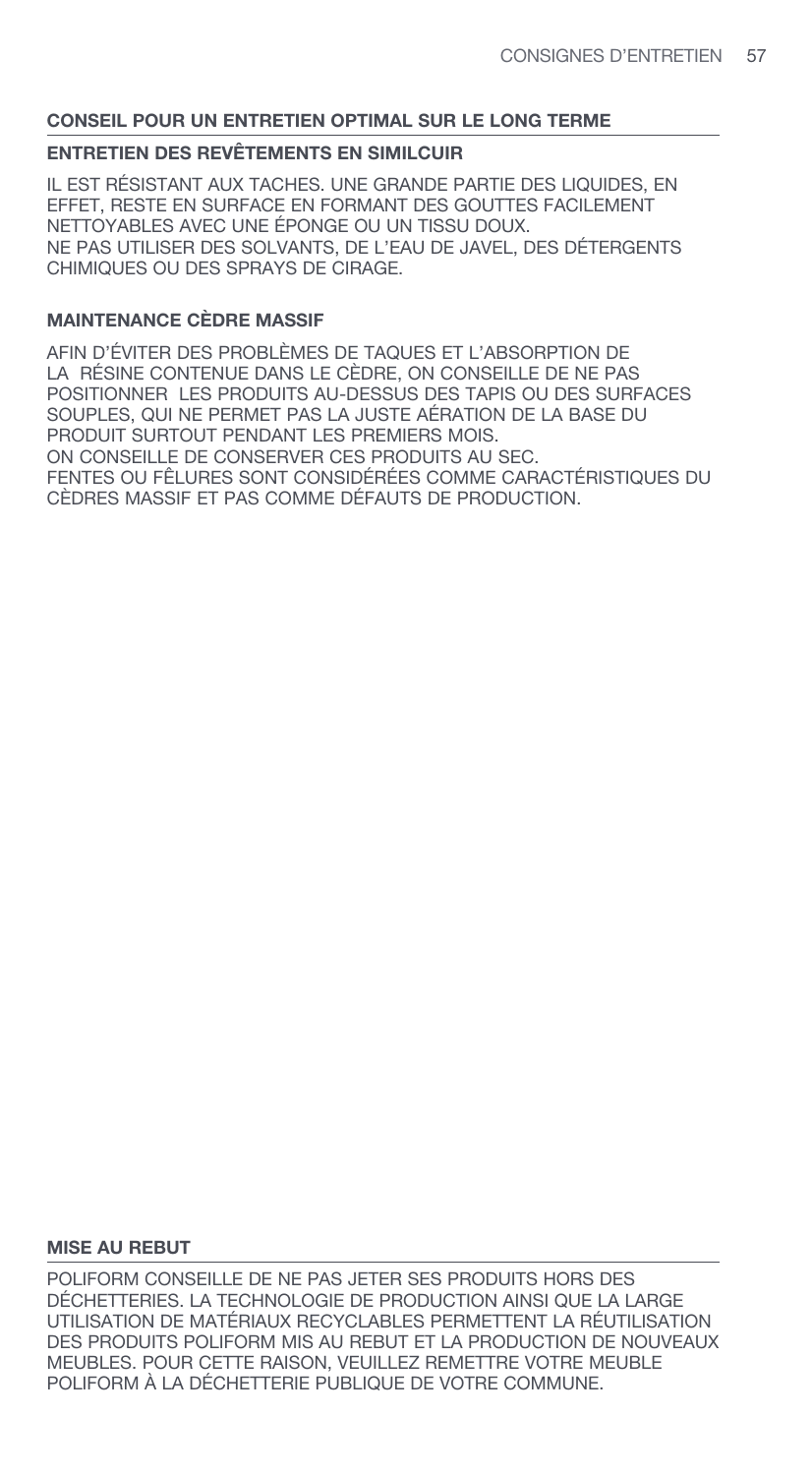## CONSEIL POUR UN ENTRETIEN OPTIMAL SUR LE LONG TERME

### ENTRETIEN DES REVÊTEMENTS EN SIMILCUIR

IL EST RÉSISTANT AUX TACHES. UNE GRANDE PARTIE DES LIQUIDES, EN EFFET, RESTE EN SURFACE EN FORMANT DES GOUTTES FACILEMENT NETTOYABLES AVEC UNE ÉPONGE OU UN TISSU DOUX.
NE PAS UTILISER DES SOLVANTS, DE L'EAU DE JAVEL, DES DÉTERGENTS CHIMIQUES OU DES SPRAYS DE CIRAGE.

### MAINTENANCE CÈDRE MASSIF

AFIN D'ÉVITER DES PROBLÈMES DE TAQUES ET L'ABSORPTION DE LA RÉSINE CONTENUE DANS LE CÈDRE, ON CONSEILLE DE NE PAS POSITIONNER LES PRODUITS AU-DESSUS DES TAPIS OU DES SURFACES SOUPLES, QUI NE PERMET PAS LA JUSTE AÉRATION DE LA BASE DU PRODUIT SURTOUT PENDANT LES PREMIERS MOIS.
ON CONSEILLE DE CONSERVER CES PRODUITS AU SEC.
FENTES OU FÊLURES SONT CONSIDÉRÉES COMME CARACTÉRISTIQUES DU CÈDRES MASSIF ET PAS COMME DÉFAUTS DE PRODUCTION.

## MISE AU REBUT

POLIFORM CONSEILLE DE NE PAS JETER SES PRODUITS HORS DES DÉCHETTERIES. LA TECHNOLOGIE DE PRODUCTION AINSI QUE LA LARGE UTILISATION DE MATÉRIAUX RECYCLABLES PERMETTENT LA RÉUTILISATION DES PRODUITS POLIFORM MIS AU REBUT ET LA PRODUCTION DE NOUVEAUX MEUBLES. POUR CETTE RAISON, VEUILLEZ REMETTRE VOTRE MEUBLE POLIFORM À LA DÉCHETTERIE PUBLIQUE DE VOTRE COMMUNE.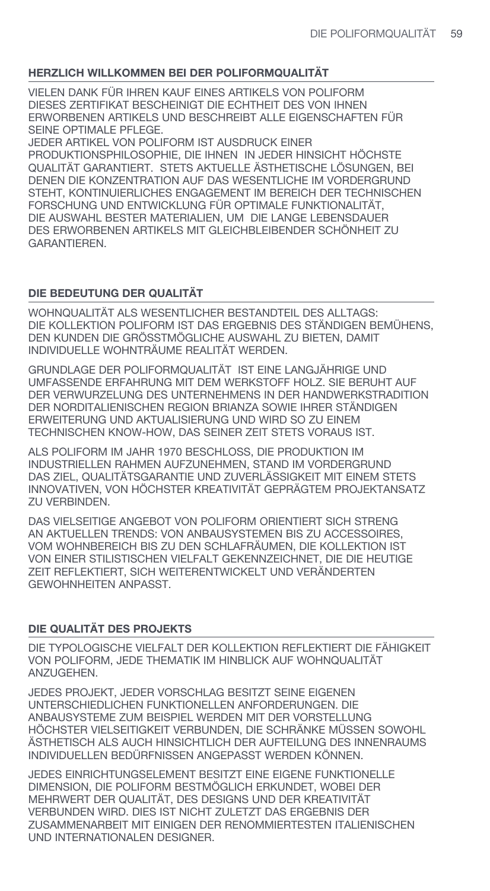## HERZLICH WILLKOMMEN BEI DER POLIFORMQUALITÄT

VIELEN DANK FÜR IHREN KAUF EINES ARTIKELS VON POLIFORM DIESES ZERTIFIKAT BESCHEINIGT DIE ECHTHEIT DES VON IHNEN ERWORBENEN ARTIKELS UND BESCHREIBT ALLE EIGENSCHAFTEN FÜR SEINE OPTIMALE PFLEGE.
JEDER ARTIKEL VON POLIFORM IST AUSDRUCK EINER PRODUKTIONSPHILOSOPHIE, DIE IHNEN IN JEDER HINSICHT HÖCHSTE QUALITÄT GARANTIERT. STETS AKTUELLE ÄSTHETISCHE LÖSUNGEN, BEI DENEN DIE KONZENTRATION AUF DAS WESENTLICHE IM VORDERGRUND STEHT, KONTINUIERLICHES ENGAGEMENT IM BEREICH DER TECHNISCHEN FORSCHUNG UND ENTWICKLUNG FÜR OPTIMALE FUNKTIONALITÄT, DIE AUSWAHL BESTER MATERIALIEN, UM DIE LANGE LEBENSDAUER DES ERWORBENEN ARTIKELS MIT GLEICHBLEIBENDER SCHÖNHEIT ZU GARANTIEREN.

## DIE BEDEUTUNG DER QUALITÄT

WOHNQUALITÄT ALS WESENTLICHER BESTANDTEIL DES ALLTAGS: DIE KOLLEKTION POLIFORM IST DAS ERGEBNIS DES STÄNDIGEN BEMÜHENS, DEN KUNDEN DIE GRÖSSTMÖGLICHE AUSWAHL ZU BIETEN, DAMIT INDIVIDUELLE WOHNTRÄUME REALITÄT WERDEN.

GRUNDLAGE DER POLIFORMQUALITÄT IST EINE LANGJÄHRIGE UND UMFASSENDE ERFAHRUNG MIT DEM WERKSTOFF HOLZ. SIE BERUHT AUF DER VERWURZELUNG DES UNTERNEHMENS IN DER HANDWERKSTRADITION DER NORDITALIENISCHEN REGION BRIANZA SOWIE IHRER STÄNDIGEN ERWEITERUNG UND AKTUALISIERUNG UND WIRD SO ZU EINEM TECHNISCHEN KNOW-HOW, DAS SEINER ZEIT STETS VORAUS IST.

ALS POLIFORM IM JAHR 1970 BESCHLOSS, DIE PRODUKTION IM INDUSTRIELLEN RAHMEN AUFZUNEHMEN, STAND IM VORDERGRUND DAS ZIEL, QUALITÄTSGARANTIE UND ZUVERLÄSSIGKEIT MIT EINEM STETS INNOVATIVEN, VON HÖCHSTER KREATIVITÄT GEPRÄGTEM PROJEKTANSATZ ZU VERBINDEN.

DAS VIELSEITIGE ANGEBOT VON POLIFORM ORIENTIERT SICH STRENG AN AKTUELLEN TRENDS: VON ANBAUSYSTEMEN BIS ZU ACCESSOIRES, VOM WOHNBEREICH BIS ZU DEN SCHLAFRÄUMEN, DIE KOLLEKTION IST VON EINER STILISTISCHEN VIELFALT GEKENNZEICHNET, DIE DIE HEUTIGE ZEIT REFLEKTIERT, SICH WEITERENTWICKELT UND VERÄNDERTEN GEWOHNHEITEN ANPASST.

## DIE QUALITÄT DES PROJEKTS

DIE TYPOLOGISCHE VIELFALT DER KOLLEKTION REFLEKTIERT DIE FÄHIGKEIT VON POLIFORM, JEDE THEMATIK IM HINBLICK AUF WOHNQUALITÄT ANZUGEHEN.

JEDES PROJEKT, JEDER VORSCHLAG BESITZT SEINE EIGENEN UNTERSCHIEDLICHEN FUNKTIONELLEN ANFORDERUNGEN. DIE ANBAUSYSTEME ZUM BEISPIEL WERDEN MIT DER VORSTELLUNG HÖCHSTER VIELSEITIGKEIT VERBUNDEN, DIE SCHRÄNKE MÜSSEN SOWOHL ÄSTHETISCH ALS AUCH HINSICHTLICH DER AUFTEILUNG DES INNENRAUMS INDIVIDUELLEN BEDÜRFNISSEN ANGEPASST WERDEN KÖNNEN.

JEDES EINRICHTUNGSELEMENT BESITZT EINE EIGENE FUNKTIONELLE DIMENSION, DIE POLIFORM BESTMÖGLICH ERKUNDET, WOBEI DER MEHRWERT DER QUALITÄT, DES DESIGNS UND DER KREATIVITÄT VERBUNDEN WIRD. DIES IST NICHT ZULETZT DAS ERGEBNIS DER ZUSAMMENARBEIT MIT EINIGEN DER RENOMMIERTESTEN ITALIENISCHEN UND INTERNATIONALEN DESIGNER.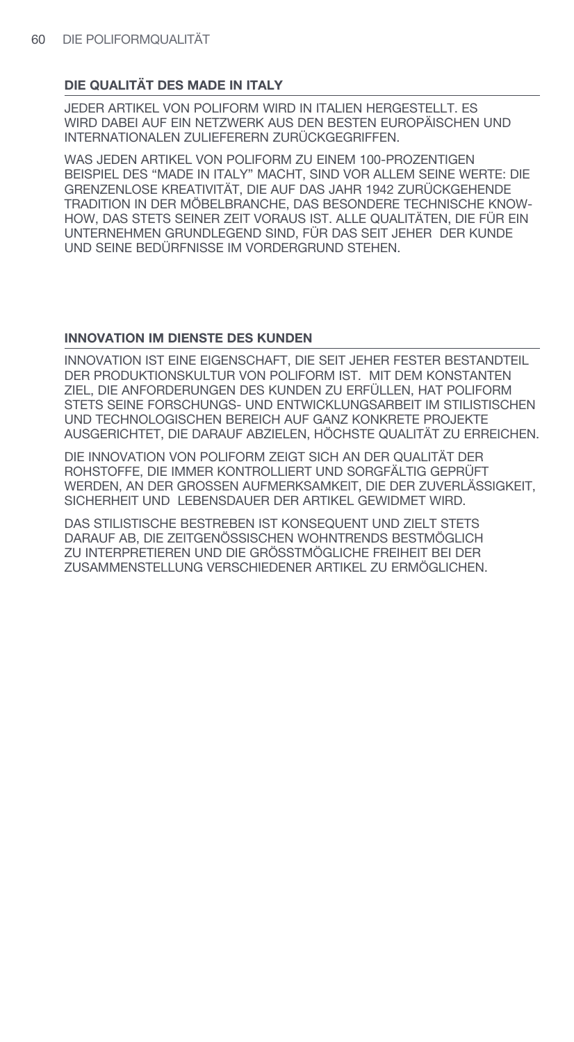## DIE QUALITÄT DES MADE IN ITALY

JEDER ARTIKEL VON POLIFORM WIRD IN ITALIEN HERGESTELLT. ES WIRD DABEI AUF EIN NETZWERK AUS DEN BESTEN EUROPÄISCHEN UND INTERNATIONALEN ZULIEFERERN ZURÜCKGEGRIFFEN.

WAS JEDEN ARTIKEL VON POLIFORM ZU EINEM 100-PROZENTIGEN BEISPIEL DES "MADE IN ITALY" MACHT, SIND VOR ALLEM SEINE WERTE: DIE GRENZENLOSE KREATIVITÄT, DIE AUF DAS JAHR 1942 ZURÜCKGEHENDE TRADITION IN DER MÖBELBRANCHE, DAS BESONDERE TECHNISCHE KNOW-HOW, DAS STETS SEINER ZEIT VORAUS IST. ALLE QUALITÄTEN, DIE FÜR EIN UNTERNEHMEN GRUNDLEGEND SIND, FÜR DAS SEIT JEHER DER KUNDE UND SEINE BEDÜRFNISSE IM VORDERGRUND STEHEN.

## INNOVATION IM DIENSTE DES KUNDEN

INNOVATION IST EINE EIGENSCHAFT, DIE SEIT JEHER FESTER BESTANDTEIL DER PRODUKTIONSKULTUR VON POLIFORM IST. MIT DEM KONSTANTEN ZIEL, DIE ANFORDERUNGEN DES KUNDEN ZU ERFÜLLEN, HAT POLIFORM STETS SEINE FORSCHUNGS- UND ENTWICKLUNGSARBEIT IM STILISTISCHEN UND TECHNOLOGISCHEN BEREICH AUF GANZ KONKRETE PROJEKTE AUSGERICHTET, DIE DARAUF ABZIELEN, HÖCHSTE QUALITÄT ZU ERREICHEN.

DIE INNOVATION VON POLIFORM ZEIGT SICH AN DER QUALITÄT DER ROHSTOFFE, DIE IMMER KONTROLLIERT UND SORGFÄLTIG GEPRÜFT WERDEN, AN DER GROSSEN AUFMERKSAMKEIT, DIE DER ZUVERLÄSSIGKEIT, SICHERHEIT UND LEBENSDAUER DER ARTIKEL GEWIDMET WIRD.

DAS STILISTISCHE BESTREBEN IST KONSEQUENT UND ZIELT STETS DARAUF AB, DIE ZEITGENÖSSISCHEN WOHNTRENDS BESTMÖGLICH ZU INTERPRETIEREN UND DIE GRÖSSTMÖGLICHE FREIHEIT BEI DER ZUSAMMENSTELLUNG VERSCHIEDENER ARTIKEL ZU ERMÖGLICHEN.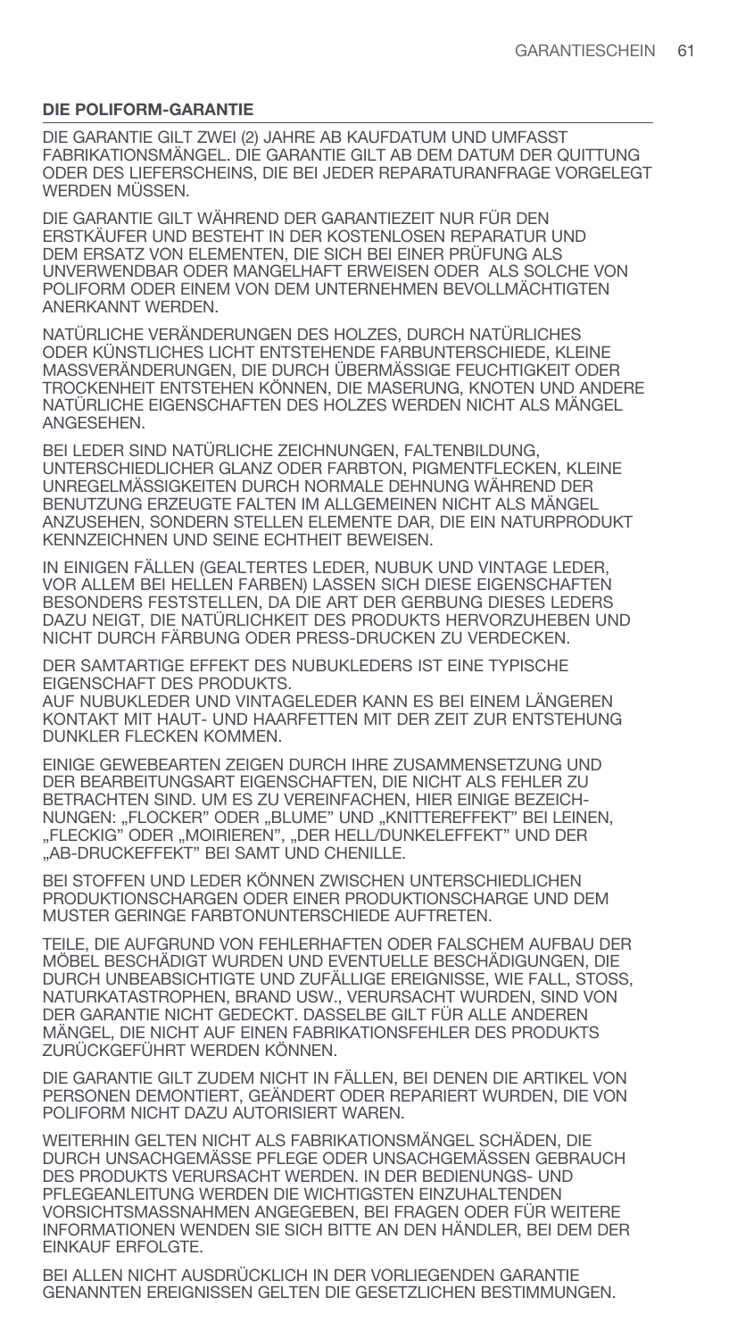## DIE POLIFORM-GARANTIE

DIE GARANTIE GILT ZWEI (2) JAHRE AB KAUFDATUM UND UMFASST FABRIKATIONSMÄNGEL. DIE GARANTIE GILT AB DEM DATUM DER QUITTUNG ODER DES LIEFERSCHEINS, DIE BEI JEDER REPARATURANFRAGE VORGELEGT WERDEN MÜSSEN.

DIE GARANTIE GILT WÄHREND DER GARANTIEZEIT NUR FÜR DEN ERSTKÄUFER UND BESTEHT IN DER KOSTENLOSEN REPARATUR UND DEM ERSATZ VON ELEMENTEN, DIE SICH BEI EINER PRÜFUNG ALS UNVERWENDBAR ODER MANGELHAFT ERWEISEN ODER ALS SOLCHE VON POLIFORM ODER EINEM VON DEM UNTERNEHMEN BEVOLLMÄCHTIGTEN ANERKANNT WERDEN.

NATÜRLICHE VERÄNDERUNGEN DES HOLZES, DURCH NATÜRLICHES ODER KÜNSTLICHES LICHT ENTSTEHENDE FARBUNTERSCHIEDE, KLEINE MASSVERÄNDERUNGEN, DIE DURCH ÜBERMÄSSIGE FEUCHTIGKEIT ODER TROCKENHEIT ENTSTEHEN KÖNNEN, DIE MASERUNG, KNOTEN UND ANDERE NATÜRLICHE EIGENSCHAFTEN DES HOLZES WERDEN NICHT ALS MÄNGEL ANGESEHEN.

BEI LEDER SIND NATÜRLICHE ZEICHNUNGEN, FALTENBILDUNG, UNTERSCHIEDLICHER GLANZ ODER FARBTON, PIGMENTFLECKEN, KLEINE UNREGELMÄSSIGKEITEN DURCH NORMALE DEHNUNG WÄHREND DER BENUTZUNG ERZEUGTE FALTEN IM ALLGEMEINEN NICHT ALS MÄNGEL ANZUSEHEN, SONDERN STELLEN ELEMENTE DAR, DIE EIN NATURPRODUKT KENNZEICHNEN UND SEINE ECHTHEIT BEWEISEN.

IN EINIGEN FÄLLEN (GEALTERTES LEDER, NUBUK UND VINTAGE LEDER, VOR ALLEM BEI HELLEN FARBEN) LASSEN SICH DIESE EIGENSCHAFTEN BESONDERS FESTSTELLEN, DA DIE ART DER GERBUNG DIESES LEDERS DAZU NEIGT, DIE NATÜRLICHKEIT DES PRODUKTS HERVORZUHEBEN UND NICHT DURCH FÄRBUNG ODER PRESS-DRUCKEN ZU VERDECKEN.

DER SAMTARTIGE EFFEKT DES NUBUKLEDERS IST EINE TYPISCHE EIGENSCHAFT DES PRODUKTS.
AUF NUBUKLEDER UND VINTAGELEDER KANN ES BEI EINEM LÄNGEREN KONTAKT MIT HAUT- UND HAARFETTEN MIT DER ZEIT ZUR ENTSTEHUNG DUNKLER FLECKEN KOMMEN.

EINIGE GEWEBEARTEN ZEIGEN DURCH IHRE ZUSAMMENSETZUNG UND DER BEARBEITUNGSART EIGENSCHAFTEN, DIE NICHT ALS FEHLER ZU BETRACHTEN SIND. UM ES ZU VEREINFACHEN, HIER EINIGE BEZEICHNUNGEN: „FLOCKER" ODER „BLUME" UND „KNITTEREFFEKT" BEI LEINEN, „FLECKIG" ODER „MOIRIEREN", „DER HELL/DUNKELEFFEKT" UND DER „AB-DRUCKEFFEKT" BEI SAMT UND CHENILLE.

BEI STOFFEN UND LEDER KÖNNEN ZWISCHEN UNTERSCHIEDLICHEN PRODUKTIONSCHARGEN ODER EINER PRODUKTIONSCHARGE UND DEM MUSTER GERINGE FARBTONUNTERSCHIEDE AUFTRETEN.

TEILE, DIE AUFGRUND VON FEHLERHAFTEN ODER FALSCHEM AUFBAU DER MÖBEL BESCHÄDIGT WURDEN UND EVENTUELLE BESCHÄDIGUNGEN, DIE DURCH UNBEABSICHTIGTE UND ZUFÄLLIGE EREIGNISSE, WIE FALL, STOSS, NATURKATASTROPHEN, BRAND USW., VERURSACHT WURDEN, SIND VON DER GARANTIE NICHT GEDECKT. DASSELBE GILT FÜR ALLE ANDEREN MÄNGEL, DIE NICHT AUF EINEN FABRIKATIONSFEHLER DES PRODUKTS ZURÜCKGEFÜHRT WERDEN KÖNNEN.

DIE GARANTIE GILT ZUDEM NICHT IN FÄLLEN, BEI DENEN DIE ARTIKEL VON PERSONEN DEMONTIERT, GEÄNDERT ODER REPARIERT WURDEN, DIE VON POLIFORM NICHT DAZU AUTORISIERT WAREN.

WEITERHIN GELTEN NICHT ALS FABRIKATIONSMÄNGEL SCHÄDEN, DIE DURCH UNSACHGEMÄSSE PFLEGE ODER UNSACHGEMÄSSEN GEBRAUCH DES PRODUKTS VERURSACHT WERDEN. IN DER BEDIENUNGS- UND PFLEGEANLEITUNG WERDEN DIE WICHTIGSTEN EINZUHALTENDEN VORSICHTSMASSNAHMEN ANGEGEBEN, BEI FRAGEN ODER FÜR WEITERE INFORMATIONEN WENDEN SIE SICH BITTE AN DEN HÄNDLER, BEI DEM DER EINKAUF ERFOLGTE.

BEI ALLEN NICHT AUSDRÜCKLICH IN DER VORLIEGENDEN GARANTIE GENANNTEN EREIGNISSEN GELTEN DIE GESETZLICHEN BESTIMMUNGEN.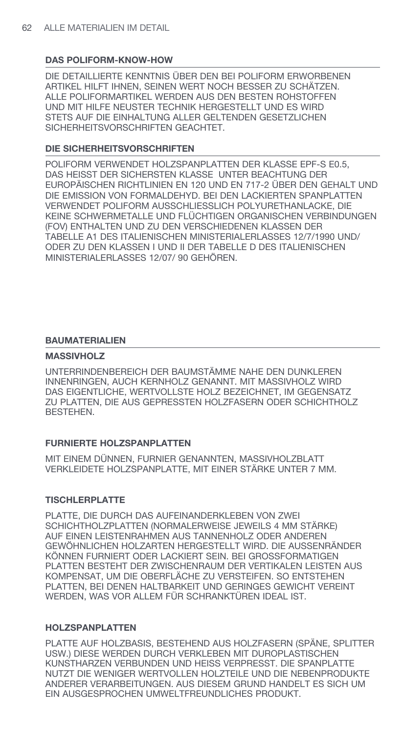## DAS POLIFORM-KNOW-HOW

DIE DETAILLIERTE KENNTNIS ÜBER DEN BEI POLIFORM ERWORBENEN ARTIKEL HILFT IHNEN, SEINEN WERT NOCH BESSER ZU SCHÄTZEN. ALLE POLIFORMARTIKEL WERDEN AUS DEN BESTEN ROHSTOFFEN UND MIT HILFE NEUSTER TECHNIK HERGESTELLT UND ES WIRD STETS AUF DIE EINHALTUNG ALLER GELTENDEN GESETZLICHEN SICHERHEITSVORSCHRIFTEN GEACHTET.

## DIE SICHERHEITSVORSCHRIFTEN

POLIFORM VERWENDET HOLZSPANPLATTEN DER KLASSE EPF-S E0.5, DAS HEISST DER SICHERSTEN KLASSE UNTER BEACHTUNG DER EUROPÄISCHEN RICHTLINIEN EN 120 UND EN 717-2 ÜBER DEN GEHALT UND DIE EMISSION VON FORMALDEHYD. BEI DEN LACKIERTEN SPANPLATTEN VERWENDET POLIFORM AUSSCHLIESSLICH POLYURETHANLACKE, DIE KEINE SCHWERMETALLE UND FLÜCHTIGEN ORGANISCHEN VERBINDUNGEN (FOV) ENTHALTEN UND ZU DEN VERSCHIEDENEN KLASSEN DER TABELLE A1 DES ITALIENISCHEN MINISTERIALERLASSES 12/7/1990 UND/ ODER ZU DEN KLASSEN I UND II DER TABELLE D DES ITALIENISCHEN MINISTERIALERLASSES 12/07/ 90 GEHÖREN.

## BAUMATERIALIEN

### MASSIVHOLZ

UNTERRINDENBEREICH DER BAUMSTÄMME NAHE DEN DUNKLEREN INNENRINGEN, AUCH KERNHOLZ GENANNT. MIT MASSIVHOLZ WIRD DAS EIGENTLICHE, WERTVOLLSTE HOLZ BEZEICHNET, IM GEGENSATZ ZU PLATTEN, DIE AUS GEPRESSTEN HOLZFASERN ODER SCHICHTHOLZ BESTEHEN.

### FURNIERTE HOLZSPANPLATTEN

MIT EINEM DÜNNEN, FURNIER GENANNTEN, MASSIVHOLZBLATT VERKLEIDETE HOLZSPANPLATTE, MIT EINER STÄRKE UNTER 7 MM.

### TISCHLERPLATTE

PLATTE, DIE DURCH DAS AUFEINANDERKLEBEN VON ZWEI SCHICHTHOLZPLATTEN (NORMALERWEISE JEWEILS 4 MM STÄRKE) AUF EINEN LEISTENRAHMEN AUS TANNENHOLZ ODER ANDEREN GEWÖHNLICHEN HOLZARTEN HERGESTELLT WIRD. DIE AUSSENRÄNDER KÖNNEN FURNIERT ODER LACKIERT SEIN. BEI GROSSFORMATIGEN PLATTEN BESTEHT DER ZWISCHENRAUM DER VERTIKALEN LEISTEN AUS KOMPENSAT, UM DIE OBERFLÄCHE ZU VERSTEIFEN. SO ENTSTEHEN PLATTEN, BEI DENEN HALTBARKEIT UND GERINGES GEWICHT VEREINT WERDEN, WAS VOR ALLEM FÜR SCHRANKTÜREN IDEAL IST.

### HOLZSPANPLATTEN

PLATTE AUF HOLZBASIS, BESTEHEND AUS HOLZFASERN (SPÄNE, SPLITTER USW.) DIESE WERDEN DURCH VERKLEBEN MIT DUROPLASTISCHEN KUNSTHARZEN VERBUNDEN UND HEISS VERPRESST. DIE SPANPLATTE NUTZT DIE WENIGER WERTVOLLEN HOLZTEILE UND DIE NEBENPRODUKTE ANDERER VERARBEITUNGEN. AUS DIESEM GRUND HANDELT ES SICH UM EIN AUSGESPROCHEN UMWELTFREUNDLICHES PRODUKT.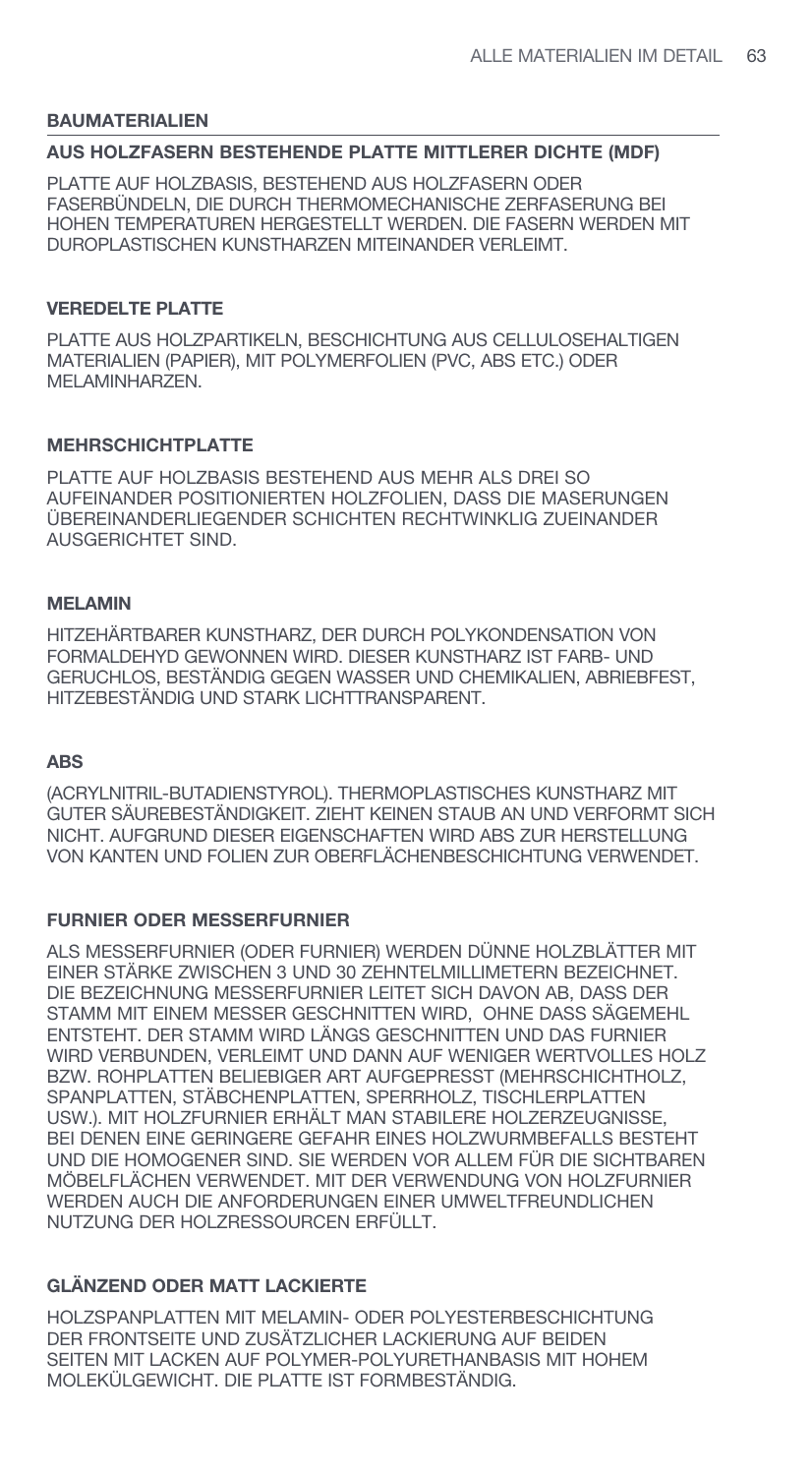## BAUMATERIALIEN

### AUS HOLZFASERN BESTEHENDE PLATTE MITTLERER DICHTE (MDF)

PLATTE AUF HOLZBASIS, BESTEHEND AUS HOLZFASERN ODER FASERBÜNDELN, DIE DURCH THERMOMECHANISCHE ZERFASERUNG BEI HOHEN TEMPERATUREN HERGESTELLT WERDEN. DIE FASERN WERDEN MIT DUROPLASTISCHEN KUNSTHARZEN MITEINANDER VERLEIMT.

### VEREDELTE PLATTE

PLATTE AUS HOLZPARTIKELN, BESCHICHTUNG AUS CELLULOSEHALTIGEN MATERIALIEN (PAPIER), MIT POLYMERFOLIEN (PVC, ABS ETC.) ODER MELAMINHARZEN.

### MEHRSCHICHTPLATTE

PLATTE AUF HOLZBASIS BESTEHEND AUS MEHR ALS DREI SO AUFEINANDER POSITIONIERTEN HOLZFOLIEN, DASS DIE MASERUNGEN ÜBEREINANDERLIEGENDER SCHICHTEN RECHTWINKLIG ZUEINANDER AUSGERICHTET SIND.

### MELAMIN

HITZEHÄRTBARER KUNSTHARZ, DER DURCH POLYKONDENSATION VON FORMALDEHYD GEWONNEN WIRD. DIESER KUNSTHARZ IST FARB- UND GERUCHLOS, BESTÄNDIG GEGEN WASSER UND CHEMIKALIEN, ABRIEBFEST, HITZEBESTÄNDIG UND STARK LICHTTRANSPARENT.

### ABS

(ACRYLNITRIL-BUTADIENSTYROL). THERMOPLASTISCHES KUNSTHARZ MIT GUTER SÄUREBESTÄNDIGKEIT. ZIEHT KEINEN STAUB AN UND VERFORMT SICH NICHT. AUFGRUND DIESER EIGENSCHAFTEN WIRD ABS ZUR HERSTELLUNG VON KANTEN UND FOLIEN ZUR OBERFLÄCHENBESCHICHTUNG VERWENDET.

### FURNIER ODER MESSERFURNIER

ALS MESSERFURNIER (ODER FURNIER) WERDEN DÜNNE HOLZBLÄTTER MIT EINER STÄRKE ZWISCHEN 3 UND 30 ZEHNTELMILLIMETERN BEZEICHNET. DIE BEZEICHNUNG MESSERFURNIER LEITET SICH DAVON AB, DASS DER STAMM MIT EINEM MESSER GESCHNITTEN WIRD, OHNE DASS SÄGEMEHL ENTSTEHT. DER STAMM WIRD LÄNGS GESCHNITTEN UND DAS FURNIER WIRD VERBUNDEN, VERLEIMT UND DANN AUF WENIGER WERTVOLLES HOLZ BZW. ROHPLATTEN BELIEBIGER ART AUFGEPRESST (MEHRSCHICHTHOLZ, SPANPLATTEN, STÄBCHENPLATTEN, SPERRHOLZ, TISCHLERPLATTEN USW.). MIT HOLZFURNIER ERHÄLT MAN STABILERE HOLZERZEUGNISSE, BEI DENEN EINE GERINGERE GEFAHR EINES HOLZWURMBEFALLS BESTEHT UND DIE HOMOGENER SIND. SIE WERDEN VOR ALLEM FÜR DIE SICHTBAREN MÖBELFLÄCHEN VERWENDET. MIT DER VERWENDUNG VON HOLZFURNIER WERDEN AUCH DIE ANFORDERUNGEN EINER UMWELTFREUNDLICHEN NUTZUNG DER HOLZRESSOURCEN ERFÜLLT.

### GLÄNZEND ODER MATT LACKIERTE

HOLZSPANPLATTEN MIT MELAMIN- ODER POLYESTERBESCHICHTUNG DER FRONTSEITE UND ZUSÄTZLICHER LACKIERUNG AUF BEIDEN SEITEN MIT LACKEN AUF POLYMER-POLYURETHANBASIS MIT HOHEM MOLEKÜLGEWICHT. DIE PLATTE IST FORMBESTÄNDIG.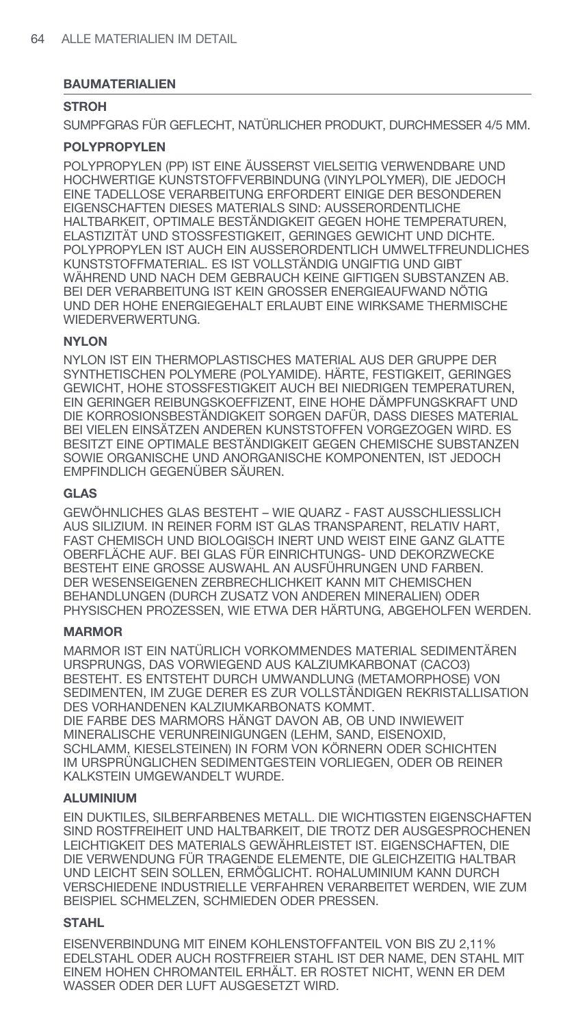## BAUMATERIALIEN

### STROH

SUMPFGRAS FÜR GEFLECHT, NATÜRLICHER PRODUKT, DURCHMESSER 4/5 MM.

### POLYPROPYLEN

POLYPROPYLEN (PP) IST EINE ÄUSSERST VIELSEITIG VERWENDBARE UND HOCHWERTIGE KUNSTSTOFFVERBINDUNG (VINYLPOLYMER), DIE JEDOCH EINE TADELLOSE VERARBEITUNG ERFORDERT EINIGE DER BESONDEREN EIGENSCHAFTEN DIESES MATERIALS SIND: AUSSERORDENTLICHE HALTBARKEIT, OPTIMALE BESTÄNDIGKEIT GEGEN HOHE TEMPERATUREN, ELASTIZITÄT UND STOSSFESTIGKEIT, GERINGES GEWICHT UND DICHTE. POLYPROPYLEN IST AUCH EIN AUSSERORDENTLICH UMWELTFREUNDLICHES KUNSTSTOFFMATERIAL. ES IST VOLLSTÄNDIG UNGIFTIG UND GIBT WÄHREND UND NACH DEM GEBRAUCH KEINE GIFTIGEN SUBSTANZEN AB. BEI DER VERARBEITUNG IST KEIN GROSSER ENERGIEAUFWAND NÖTIG UND DER HOHE ENERGIEGEHALT ERLAUBT EINE WIRKSAME THERMISCHE WIEDERVERWERTUNG.

### NYLON

NYLON IST EIN THERMOPLASTISCHES MATERIAL AUS DER GRUPPE DER SYNTHETISCHEN POLYMERE (POLYAMIDE). HÄRTE, FESTIGKEIT, GERINGES GEWICHT, HOHE STOSSFESTIGKEIT AUCH BEI NIEDRIGEN TEMPERATUREN, EIN GERINGER REIBUNGSKOEFFIZENT, EINE HOHE DÄMPFUNGSKRAFT UND DIE KORROSIONSBESTÄNDIGKEIT SORGEN DAFÜR, DASS DIESES MATERIAL BEI VIELEN EINSÄTZEN ANDEREN KUNSTSTOFFEN VORGEZOGEN WIRD. ES BESITZT EINE OPTIMALE BESTÄNDIGKEIT GEGEN CHEMISCHE SUBSTANZEN SOWIE ORGANISCHE UND ANORGANISCHE KOMPONENTEN, IST JEDOCH EMPFINDLICH GEGENÜBER SÄUREN.

### GLAS

GEWÖHNLICHES GLAS BESTEHT – WIE QUARZ - FAST AUSSCHLIESSLICH AUS SILIZIUM. IN REINER FORM IST GLAS TRANSPARENT, RELATIV HART, FAST CHEMISCH UND BIOLOGISCH INERT UND WEIST EINE GANZ GLATTE OBERFLÄCHE AUF. BEI GLAS FÜR EINRICHTUNGS- UND DEKORZWECKE BESTEHT EINE GROSSE AUSWAHL AN AUSFÜHRUNGEN UND FARBEN. DER WESENSEIGENEN ZERBRECHLICHKEIT KANN MIT CHEMISCHEN BEHANDLUNGEN (DURCH ZUSATZ VON ANDEREN MINERALIEN) ODER PHYSISCHEN PROZESSEN, WIE ETWA DER HÄRTUNG, ABGEHOLFEN WERDEN.

### MARMOR

MARMOR IST EIN NATÜRLICH VORKOMMENDES MATERIAL SEDIMENTÄREN URSPRUNGS, DAS VORWIEGEND AUS KALZIUMKARBONAT (CACO3) BESTEHT. ES ENTSTEHT DURCH UMWANDLUNG (METAMORPHOSE) VON SEDIMENTEN, IM ZUGE DERER ES ZUR VOLLSTÄNDIGEN REKRISTALLISATION DES VORHANDENEN KALZIUMKARBONATS KOMMT.

DIE FARBE DES MARMORS HÄNGT DAVON AB, OB UND INWIEWEIT MINERALISCHE VERUNREINIGUNGEN (LEHM, SAND, EISENOXID, SCHLAMM, KIESELSTEINEN) IN FORM VON KÖRNERN ODER SCHICHTEN IM URSPRÜNGLICHEN SEDIMENTGESTEIN VORLIEGEN, ODER OB REINER KALKSTEIN UMGEWANDELT WURDE.

### ALUMINIUM

EIN DUKTILES, SILBERFARBENES METALL. DIE WICHTIGSTEN EIGENSCHAFTEN SIND ROSTFREIHEIT UND HALTBARKEIT, DIE TROTZ DER AUSGESPROCHENEN LEICHTIGKEIT DES MATERIALS GEWÄHRLEISTET IST. EIGENSCHAFTEN, DIE DIE VERWENDUNG FÜR TRAGENDE ELEMENTE, DIE GLEICHZEITIG HALTBAR UND LEICHT SEIN SOLLEN, ERMÖGLICHT. ROHALUMINIUM KANN DURCH VERSCHIEDENE INDUSTRIELLE VERFAHREN VERARBEITET WERDEN, WIE ZUM BEISPIEL SCHMELZEN, SCHMIEDEN ODER PRESSEN.

### STAHL

EISENVERBINDUNG MIT EINEM KOHLENSTOFFANTEIL VON BIS ZU 2,11% EDELSTAHL ODER AUCH ROSTFREIER STAHL IST DER NAME, DEN STAHL MIT EINEM HOHEN CHROMANTEIL ERHÄLT. ER ROSTET NICHT, WENN ER DEM WASSER ODER DER LUFT AUSGESETZT WIRD.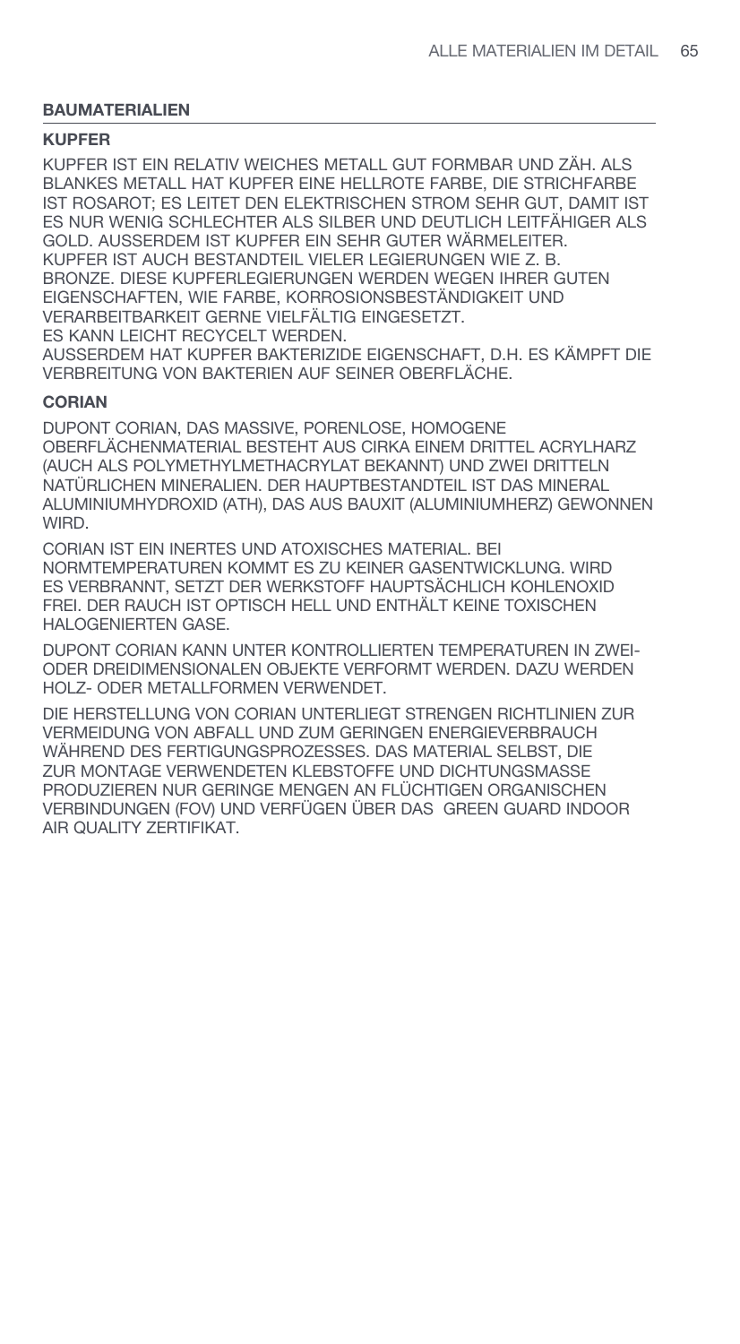## BAUMATERIALIEN

### KUPFER

KUPFER IST EIN RELATIV WEICHES METALL GUT FORMBAR UND ZÄH. ALS BLANKES METALL HAT KUPFER EINE HELLROTE FARBE, DIE STRICHFARBE IST ROSAROT; ES LEITET DEN ELEKTRISCHEN STROM SEHR GUT, DAMIT IST ES NUR WENIG SCHLECHTER ALS SILBER UND DEUTLICH LEITFÄHIGER ALS GOLD. AUSSERDEM IST KUPFER EIN SEHR GUTER WÄRMELEITER.
KUPFER IST AUCH BESTANDTEIL VIELER LEGIERUNGEN WIE Z. B. BRONZE. DIESE KUPFERLEGIERUNGEN WERDEN WEGEN IHRER GUTEN EIGENSCHAFTEN, WIE FARBE, KORROSIONSBESTÄNDIGKEIT UND VERARBEITBARKEIT GERNE VIELFÄLTIG EINGESETZT.
ES KANN LEICHT RECYCELT WERDEN.
AUSSERDEM HAT KUPFER BAKTERIZIDE EIGENSCHAFT, D.H. ES KÄMPFT DIE VERBREITUNG VON BAKTERIEN AUF SEINER OBERFLÄCHE.

### CORIAN

DUPONT CORIAN, DAS MASSIVE, PORENLOSE, HOMOGENE OBERFLÄCHENMATERIAL BESTEHT AUS CIRKA EINEM DRITTEL ACRYLHARZ (AUCH ALS POLYMETHYLMETHACRYLAT BEKANNT) UND ZWEI DRITTELN NATÜRLICHEN MINERALIEN. DER HAUPTBESTANDTEIL IST DAS MINERAL ALUMINIUMHYDROXID (ATH), DAS AUS BAUXIT (ALUMINIUMHERZ) GEWONNEN WIRD.

CORIAN IST EIN INERTES UND ATOXISCHES MATERIAL. BEI NORMTEMPERATUREN KOMMT ES ZU KEINER GASENTWICKLUNG. WIRD ES VERBRANNT, SETZT DER WERKSTOFF HAUPTSÄCHLICH KOHLENOXID FREI. DER RAUCH IST OPTISCH HELL UND ENTHÄLT KEINE TOXISCHEN HALOGENIERTEN GASE.

DUPONT CORIAN KANN UNTER KONTROLLIERTEN TEMPERATUREN IN ZWEI- ODER DREIDIMENSIONALEN OBJEKTE VERFORMT WERDEN. DAZU WERDEN HOLZ- ODER METALLFORMEN VERWENDET.

DIE HERSTELLUNG VON CORIAN UNTERLIEGT STRENGEN RICHTLINIEN ZUR VERMEIDUNG VON ABFALL UND ZUM GERINGEN ENERGIEVERBRAUCH WÄHREND DES FERTIGUNGSPROZESSES. DAS MATERIAL SELBST, DIE ZUR MONTAGE VERWENDETEN KLEBSTOFFE UND DICHTUNGSMASSE PRODUZIEREN NUR GERINGE MENGEN AN FLÜCHTIGEN ORGANISCHEN VERBINDUNGEN (FOV) UND VERFÜGEN ÜBER DAS GREEN GUARD INDOOR AIR QUALITY ZERTIFIKAT.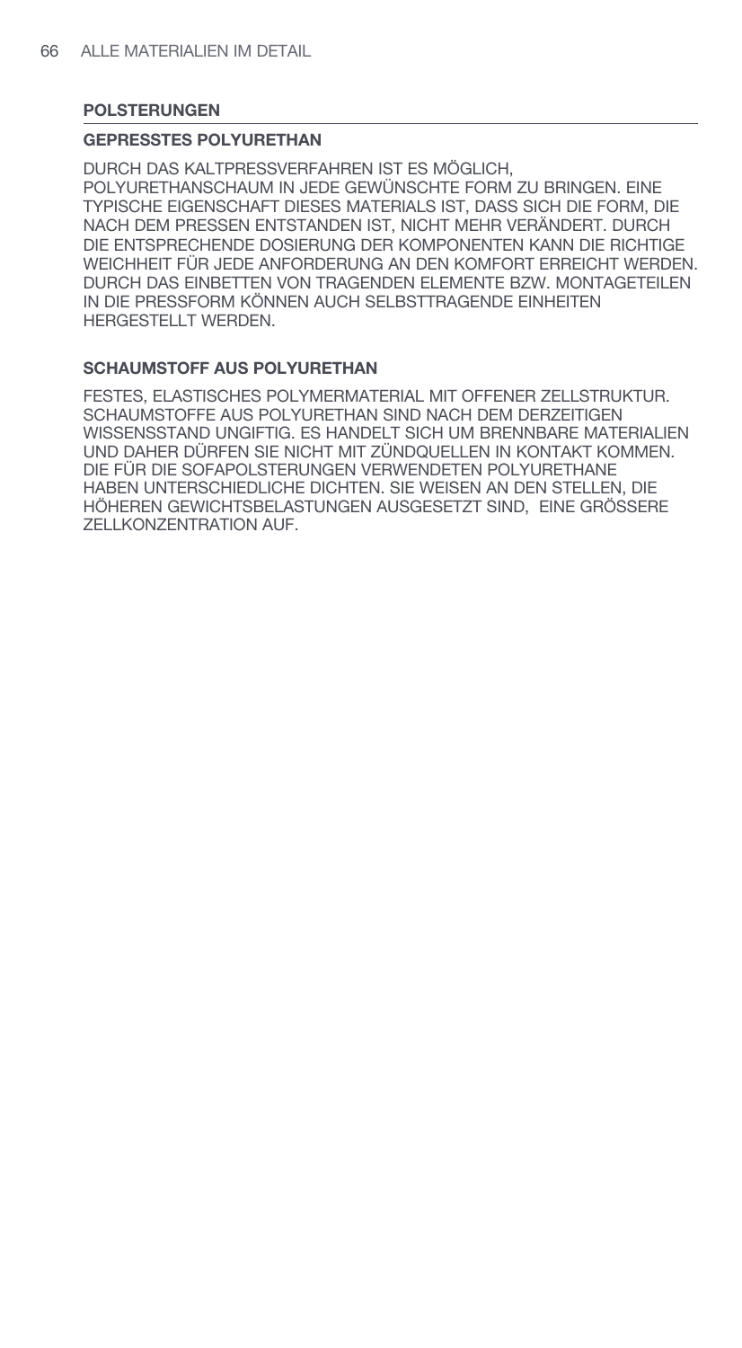## POLSTERUNGEN

### GEPRESSTES POLYURETHAN

DURCH DAS KALTPRESSVERFAHREN IST ES MÖGLICH, POLYURETHANSCHAUM IN JEDE GEWÜNSCHTE FORM ZU BRINGEN. EINE TYPISCHE EIGENSCHAFT DIESES MATERIALS IST, DASS SICH DIE FORM, DIE NACH DEM PRESSEN ENTSTANDEN IST, NICHT MEHR VERÄNDERT. DURCH DIE ENTSPRECHENDE DOSIERUNG DER KOMPONENTEN KANN DIE RICHTIGE WEICHHEIT FÜR JEDE ANFORDERUNG AN DEN KOMFORT ERREICHT WERDEN. DURCH DAS EINBETTEN VON TRAGENDEN ELEMENTE BZW. MONTAGETEILEN IN DIE PRESSFORM KÖNNEN AUCH SELBSTTRAGENDE EINHEITEN HERGESTELLT WERDEN.

### SCHAUMSTOFF AUS POLYURETHAN

FESTES, ELASTISCHES POLYMERMATERIAL MIT OFFENER ZELLSTRUKTUR. SCHAUMSTOFFE AUS POLYURETHAN SIND NACH DEM DERZEITIGEN WISSENSSTAND UNGIFTIG. ES HANDELT SICH UM BRENNBARE MATERIALIEN UND DAHER DÜRFEN SIE NICHT MIT ZÜNDQUELLEN IN KONTAKT KOMMEN. DIE FÜR DIE SOFAPOLSTERUNGEN VERWENDETEN POLYURETHANE HABEN UNTERSCHIEDLICHE DICHTEN. SIE WEISEN AN DEN STELLEN, DIE HÖHEREN GEWICHTSBELASTUNGEN AUSGESETZT SIND, EINE GRÖSSERE ZELLKONZENTRATION AUF.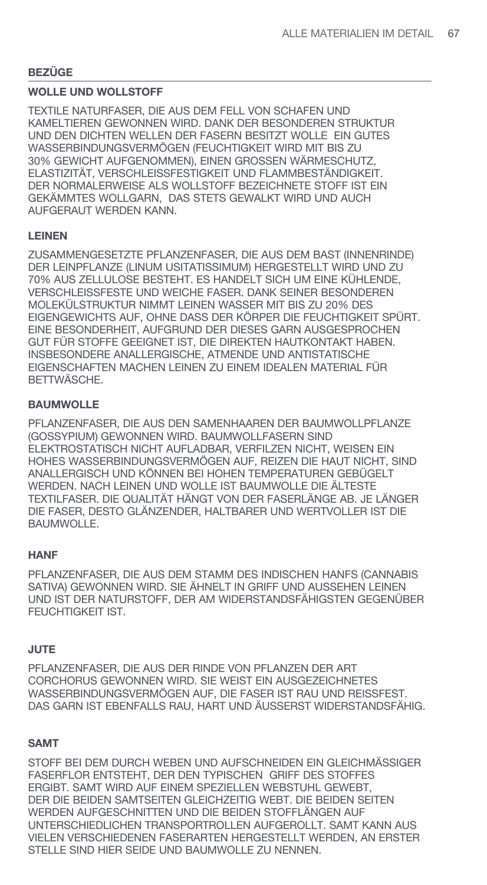## BEZÜGE

### WOLLE UND WOLLSTOFF

TEXTILE NATURFASER, DIE AUS DEM FELL VON SCHAFEN UND KAMELTIEREN GEWONNEN WIRD. DANK DER BESONDEREN STRUKTUR UND DEN DICHTEN WELLEN DER FASERN BESITZT WOLLE EIN GUTES WASSERBINDUNGSVERMÖGEN (FEUCHTIGKEIT WIRD MIT BIS ZU 30% GEWICHT AUFGENOMMEN), EINEN GROSSEN WÄRMESCHUTZ, ELASTIZITÄT, VERSCHLEISSFESTIGKEIT UND FLAMMBESTÄNDIGKEIT. DER NORMALERWEISE ALS WOLLSTOFF BEZEICHNETE STOFF IST EIN GEKÄMMTES WOLLGARN, DAS STETS GEWALKT WIRD UND AUCH AUFGERAUT WERDEN KANN.

### LEINEN

ZUSAMMENGESETZTE PFLANZENFASER, DIE AUS DEM BAST (INNENRINDE) DER LEINPFLANZE (LINUM USITATISSIMUM) HERGESTELLT WIRD UND ZU 70% AUS ZELLULOSE BESTEHT. ES HANDELT SICH UM EINE KÜHLENDE, VERSCHLEISSFESTE UND WEICHE FASER. DANK SEINER BESONDEREN MOLEKÜLSTRUKTUR NIMMT LEINEN WASSER MIT BIS ZU 20% DES EIGENGEWICHTS AUF, OHNE DASS DER KÖRPER DIE FEUCHTIGKEIT SPÜRT. EINE BESONDERHEIT, AUFGRUND DER DIESES GARN AUSGESPROCHEN GUT FÜR STOFFE GEEIGNET IST, DIE DIREKTEN HAUTKONTAKT HABEN. INSBESONDERE ANALLERGISCHE, ATMENDE UND ANTISTATISCHE EIGENSCHAFTEN MACHEN LEINEN ZU EINEM IDEALEN MATERIAL FÜR BETTWÄSCHE.

### BAUMWOLLE

PFLANZENFASER, DIE AUS DEN SAMENHAAREN DER BAUMWOLLPFLANZE (GOSSYPIUM) GEWONNEN WIRD. BAUMWOLLFASERN SIND ELEKTROSTATISCH NICHT AUFLADBAR, VERFILZEN NICHT, WEISEN EIN HOHES WASSERBINDUNGSVERMÖGEN AUF, REIZEN DIE HAUT NICHT, SIND ANALLERGISCH UND KÖNNEN BEI HOHEN TEMPERATUREN GEBÜGELT WERDEN. NACH LEINEN UND WOLLE IST BAUMWOLLE DIE ÄLTESTE TEXTILFASER. DIE QUALITÄT HÄNGT VON DER FASERLÄNGE AB. JE LÄNGER DIE FASER, DESTO GLÄNZENDER, HALTBARER UND WERTVOLLER IST DIE BAUMWOLLE.

### HANF

PFLANZENFASER, DIE AUS DEM STAMM DES INDISCHEN HANFS (CANNABIS SATIVA) GEWONNEN WIRD. SIE ÄHNELT IN GRIFF UND AUSSEHEN LEINEN UND IST DER NATURSTOFF, DER AM WIDERSTANDSFÄHIGSTEN GEGENÜBER FEUCHTIGKEIT IST.

### JUTE

PFLANZENFASER, DIE AUS DER RINDE VON PFLANZEN DER ART CORCHORUS GEWONNEN WIRD. SIE WEIST EIN AUSGEZEICHNETES WASSERBINDUNGSVERMÖGEN AUF, DIE FASER IST RAU UND REISSFEST. DAS GARN IST EBENFALLS RAU, HART UND ÄUSSERST WIDERSTANDSFÄHIG.

### SAMT

STOFF BEI DEM DURCH WEBEN UND AUFSCHNEIDEN EIN GLEICHMÄSSIGER FASERFLOR ENTSTEHT, DER DEN TYPISCHEN GRIFF DES STOFFES ERGIBT. SAMT WIRD AUF EINEM SPEZIELLEN WEBSTUHL GEWEBT, DER DIE BEIDEN SAMTSEITEN GLEICHZEITIG WEBT. DIE BEIDEN SEITEN WERDEN AUFGESCHNITTEN UND DIE BEIDEN STOFFLÄNGEN AUF UNTERSCHIEDLICHEN TRANSPORTROLLEN AUFGEROLLT. SAMT KANN AUS VIELEN VERSCHIEDENEN FASERARTEN HERGESTELLT WERDEN, AN ERSTER STELLE SIND HIER SEIDE UND BAUMWOLLE ZU NENNEN.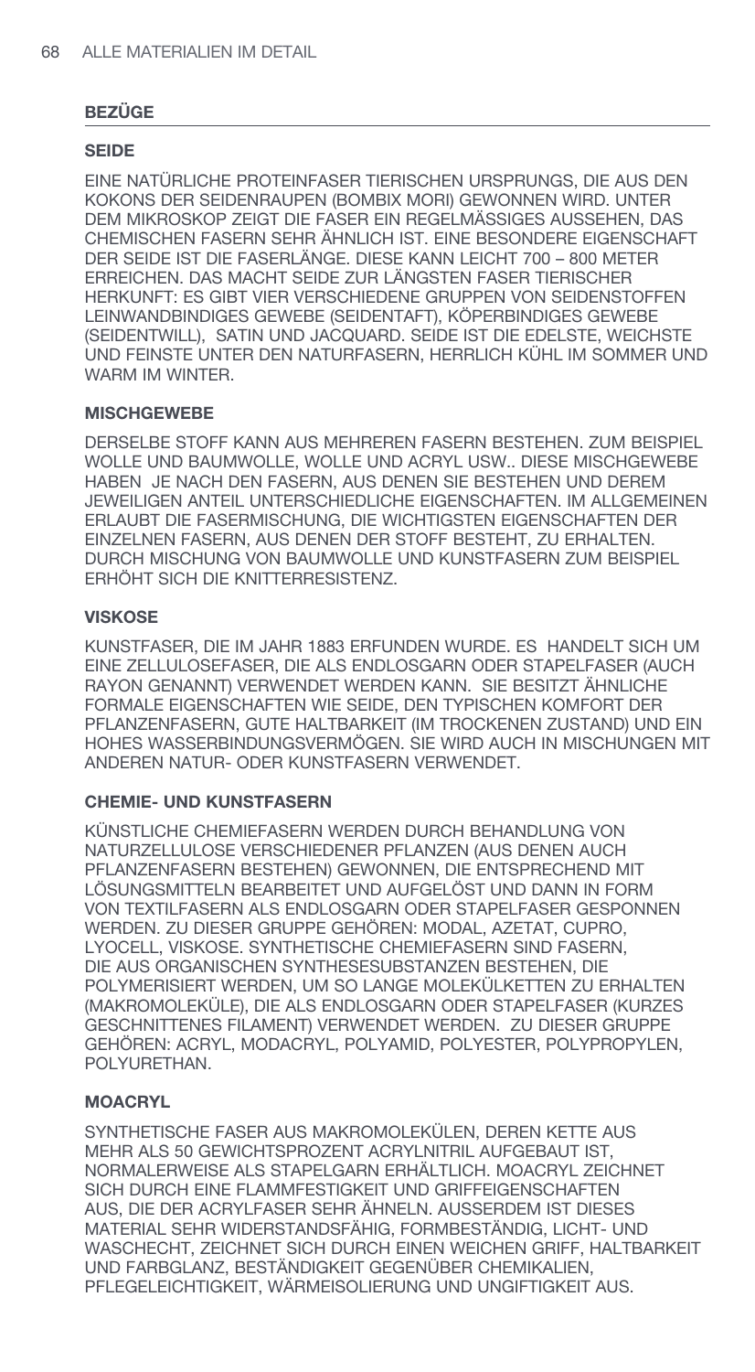## BEZÜGE

### SEIDE

EINE NATÜRLICHE PROTEINFASER TIERISCHEN URSPRUNGS, DIE AUS DEN KOKONS DER SEIDENRAUPEN (BOMBIX MORI) GEWONNEN WIRD. UNTER DEM MIKROSKOP ZEIGT DIE FASER EIN REGELMÄSSIGES AUSSEHEN, DAS CHEMISCHEN FASERN SEHR ÄHNLICH IST. EINE BESONDERE EIGENSCHAFT DER SEIDE IST DIE FASERLÄNGE. DIESE KANN LEICHT 700 – 800 METER ERREICHEN. DAS MACHT SEIDE ZUR LÄNGSTEN FASER TIERISCHER HERKUNFT: ES GIBT VIER VERSCHIEDENE GRUPPEN VON SEIDENSTOFFEN LEINWANDBINDIGES GEWEBE (SEIDENTAFT), KÖPERBINDIGES GEWEBE (SEIDENTWILL), SATIN UND JACQUARD. SEIDE IST DIE EDELSTE, WEICHSTE UND FEINSTE UNTER DEN NATURFASERN, HERRLICH KÜHL IM SOMMER UND WARM IM WINTER.

### MISCHGEWEBE

DERSELBE STOFF KANN AUS MEHREREN FASERN BESTEHEN. ZUM BEISPIEL WOLLE UND BAUMWOLLE, WOLLE UND ACRYL USW.. DIESE MISCHGEWEBE HABEN JE NACH DEN FASERN, AUS DENEN SIE BESTEHEN UND DEREM JEWEILIGEN ANTEIL UNTERSCHIEDLICHE EIGENSCHAFTEN. IM ALLGEMEINEN ERLAUBT DIE FASERMISCHUNG, DIE WICHTIGSTEN EIGENSCHAFTEN DER EINZELNEN FASERN, AUS DENEN DER STOFF BESTEHT, ZU ERHALTEN. DURCH MISCHUNG VON BAUMWOLLE UND KUNSTFASERN ZUM BEISPIEL ERHÖHT SICH DIE KNITTERRESISTENZ.

### VISKOSE

KUNSTFASER, DIE IM JAHR 1883 ERFUNDEN WURDE. ES HANDELT SICH UM EINE ZELLULOSEFASER, DIE ALS ENDLOSGARN ODER STAPELFASER (AUCH RAYON GENANNT) VERWENDET WERDEN KANN. SIE BESITZT ÄHNLICHE FORMALE EIGENSCHAFTEN WIE SEIDE, DEN TYPISCHEN KOMFORT DER PFLANZENFASERN, GUTE HALTBARKEIT (IM TROCKENEN ZUSTAND) UND EIN HOHES WASSERBINDUNGSVERMÖGEN. SIE WIRD AUCH IN MISCHUNGEN MIT ANDEREN NATUR- ODER KUNSTFASERN VERWENDET.

### CHEMIE- UND KUNSTFASERN

KÜNSTLICHE CHEMIEFASERN WERDEN DURCH BEHANDLUNG VON NATURZELLULOSE VERSCHIEDENER PFLANZEN (AUS DENEN AUCH PFLANZENFASERN BESTEHEN) GEWONNEN, DIE ENTSPRECHEND MIT LÖSUNGSMITTELN BEARBEITET UND AUFGELÖST UND DANN IN FORM VON TEXTILFASERN ALS ENDLOSGARN ODER STAPELFASER GESPONNEN WERDEN. ZU DIESER GRUPPE GEHÖREN: MODAL, AZETAT, CUPRO, LYOCELL, VISKOSE. SYNTHETISCHE CHEMIEFASERN SIND FASERN, DIE AUS ORGANISCHEN SYNTHESESUBSTANZEN BESTEHEN, DIE POLYMERISIERT WERDEN, UM SO LANGE MOLEKÜLKETTEN ZU ERHALTEN (MAKROMOLEKÜLE), DIE ALS ENDLOSGARN ODER STAPELFASER (KURZES GESCHNITTENES FILAMENT) VERWENDET WERDEN. ZU DIESER GRUPPE GEHÖREN: ACRYL, MODACRYL, POLYAMID, POLYESTER, POLYPROPYLEN, POLYURETHAN.

### MOACRYL

SYNTHETISCHE FASER AUS MAKROMOLEKÜLEN, DEREN KETTE AUS MEHR ALS 50 GEWICHTSPROZENT ACRYLNITRIL AUFGEBAUT IST, NORMALERWEISE ALS STAPELGARN ERHÄLTLICH. MOACRYL ZEICHNET SICH DURCH EINE FLAMMFESTIGKEIT UND GRIFFEIGENSCHAFTEN AUS, DIE DER ACRYLFASER SEHR ÄHNELN. AUSSERDEM IST DIESES MATERIAL SEHR WIDERSTANDSFÄHIG, FORMBESTÄNDIG, LICHT- UND WASCHECHT, ZEICHNET SICH DURCH EINEN WEICHEN GRIFF, HALTBARKEIT UND FARBGLANZ, BESTÄNDIGKEIT GEGENÜBER CHEMIKALIEN, PFLEGELEICHTIGKEIT, WÄRMEISOLIERUNG UND UNGIFTIGKEIT AUS.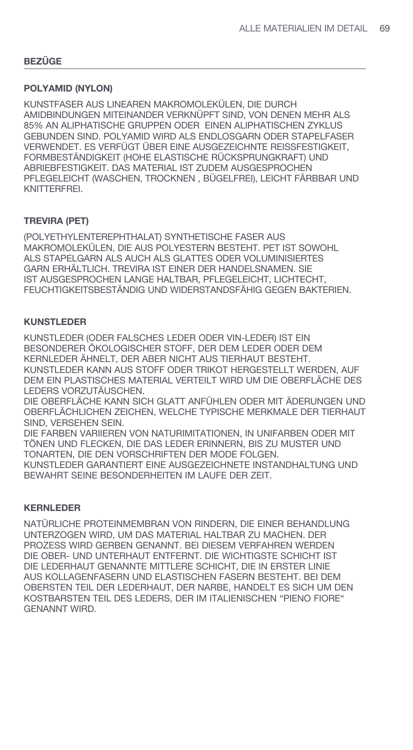## BEZÜGE

### POLYAMID (NYLON)

KUNSTFASER AUS LINEAREN MAKROMOLEKÜLEN, DIE DURCH AMIDBINDUNGEN MITEINANDER VERKNÜPFT SIND, VON DENEN MEHR ALS 85% AN ALIPHATISCHE GRUPPEN ODER EINEN ALIPHATISCHEN ZYKLUS GEBUNDEN SIND. POLYAMID WIRD ALS ENDLOSGARN ODER STAPELFASER VERWENDET. ES VERFÜGT ÜBER EINE AUSGEZEICHNTE REISSFESTIGKEIT, FORMBESTÄNDIGKEIT (HOHE ELASTISCHE RÜCKSPRUNGKRAFT) UND ABRIEBFESTIGKEIT. DAS MATERIAL IST ZUDEM AUSGESPROCHEN PFLEGELEICHT (WASCHEN, TROCKNEN , BÜGELFREI), LEICHT FÄRBBAR UND KNITTERFREI.

### TREVIRA (PET)

(POLYETHYLENTEREPHTHALAT) SYNTHETISCHE FASER AUS MAKROMOLEKÜLEN, DIE AUS POLYESTERN BESTEHT. PET IST SOWOHL ALS STAPELGARN ALS AUCH ALS GLATTES ODER VOLUMINISIERTES GARN ERHÄLTLICH. TREVIRA IST EINER DER HANDELSNAMEN. SIE IST AUSGESPROCHEN LANGE HALTBAR, PFLEGELEICHT, LICHTECHT, FEUCHTIGKEITSBESTÄNDIG UND WIDERSTANDSFÄHIG GEGEN BAKTERIEN.

### KUNSTLEDER

KUNSTLEDER (ODER FALSCHES LEDER ODER VIN-LEDER) IST EIN BESONDERER ÖKOLOGISCHER STOFF, DER DEM LEDER ODER DEM KERNLEDER ÄHNELT, DER ABER NICHT AUS TIERHAUT BESTEHT. KUNSTLEDER KANN AUS STOFF ODER TRIKOT HERGESTELLT WERDEN, AUF DEM EIN PLASTISCHES MATERIAL VERTEILT WIRD UM DIE OBERFLÄCHE DES LEDERS VORZUTÄUSCHEN.

DIE OBERFLÄCHE KANN SICH GLATT ANFÜHLEN ODER MIT ÄDERUNGEN UND OBERFLÄCHLICHEN ZEICHEN, WELCHE TYPISCHE MERKMALE DER TIERHAUT SIND, VERSEHEN SEIN.

DIE FARBEN VARIIEREN VON NATURIMITATIONEN, IN UNIFARBEN ODER MIT TÖNEN UND FLECKEN, DIE DAS LEDER ERINNERN, BIS ZU MUSTER UND TONARTEN, DIE DEN VORSCHRIFTEN DER MODE FOLGEN.

KUNSTLEDER GARANTIERT EINE AUSGEZEICHNETE INSTANDHALTUNG UND BEWAHRT SEINE BESONDERHEITEN IM LAUFE DER ZEIT.

### KERNLEDER

NATÜRLICHE PROTEINMEMBRAN VON RINDERN, DIE EINER BEHANDLUNG UNTERZOGEN WIRD, UM DAS MATERIAL HALTBAR ZU MACHEN. DER PROZESS WIRD GERBEN GENANNT. BEI DIESEM VERFAHREN WERDEN DIE OBER- UND UNTERHAUT ENTFERNT. DIE WICHTIGSTE SCHICHT IST DIE LEDERHAUT GENANNTE MITTLERE SCHICHT, DIE IN ERSTER LINIE AUS KOLLAGENFASERN UND ELASTISCHEN FASERN BESTEHT. BEI DEM OBERSTEN TEIL DER LEDERHAUT, DER NARBE, HANDELT ES SICH UM DEN KOSTBARSTEN TEIL DES LEDERS, DER IM ITALIENISCHEN "PIENO FIORE" GENANNT WIRD.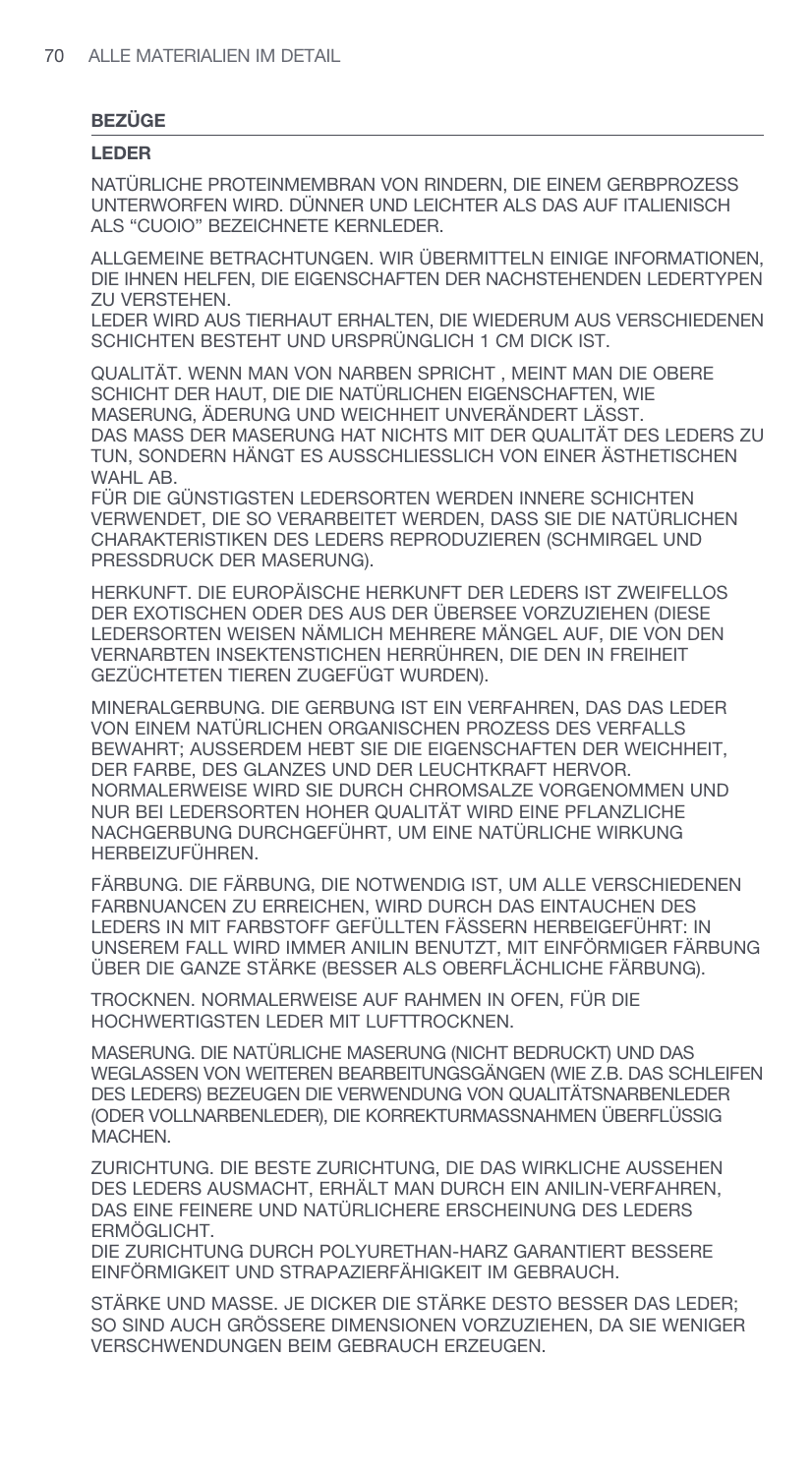## BEZÜGE

### LEDER

NATÜRLICHE PROTEINMEMBRAN VON RINDERN, DIE EINEM GERBPROZESS UNTERWORFEN WIRD. DÜNNER UND LEICHTER ALS DAS AUF ITALIENISCH ALS "CUOIO" BEZEICHNETE KERNLEDER.

ALLGEMEINE BETRACHTUNGEN. WIR ÜBERMITTELN EINIGE INFORMATIONEN, DIE IHNEN HELFEN, DIE EIGENSCHAFTEN DER NACHSTEHENDEN LEDERTYPEN ZU VERSTEHEN.
LEDER WIRD AUS TIERHAUT ERHALTEN, DIE WIEDERUM AUS VERSCHIEDENEN SCHICHTEN BESTEHT UND URSPRÜNGLICH 1 CM DICK IST.

QUALITÄT. WENN MAN VON NARBEN SPRICHT , MEINT MAN DIE OBERE SCHICHT DER HAUT, DIE DIE NATÜRLICHEN EIGENSCHAFTEN, WIE MASERUNG, ÄDERUNG UND WEICHHEIT UNVERÄNDERT LÄSST.
DAS MASS DER MASERUNG HAT NICHTS MIT DER QUALITÄT DES LEDERS ZU TUN, SONDERN HÄNGT ES AUSSCHLIESSLICH VON EINER ÄSTHETISCHEN WAHL AB.
FÜR DIE GÜNSTIGSTEN LEDERSORTEN WERDEN INNERE SCHICHTEN VERWENDET, DIE SO VERARBEITET WERDEN, DASS SIE DIE NATÜRLICHEN CHARAKTERISTIKEN DES LEDERS REPRODUZIEREN (SCHMIRGEL UND PRESSDRUCK DER MASERUNG).

HERKUNFT. DIE EUROPÄISCHE HERKUNFT DER LEDERS IST ZWEIFELLOS DER EXOTISCHEN ODER DES AUS DER ÜBERSEE VORZUZIEHEN (DIESE LEDERSORTEN WEISEN NÄMLICH MEHRERE MÄNGEL AUF, DIE VON DEN VERNARBTEN INSEKTENSTICHEN HERRÜHREN, DIE DEN IN FREIHEIT GEZÜCHTETEN TIEREN ZUGEFÜGT WURDEN).

MINERALGERBUNG. DIE GERBUNG IST EIN VERFAHREN, DAS DAS LEDER VON EINEM NATÜRLICHEN ORGANISCHEN PROZESS DES VERFALLS BEWAHRT; AUSSERDEM HEBT SIE DIE EIGENSCHAFTEN DER WEICHHEIT, DER FARBE, DES GLANZES UND DER LEUCHTKRAFT HERVOR.
NORMALERWEISE WIRD SIE DURCH CHROMSALZE VORGENOMMEN UND NUR BEI LEDERSORTEN HOHER QUALITÄT WIRD EINE PFLANZLICHE NACHGERBUNG DURCHGEFÜHRT, UM EINE NATÜRLICHE WIRKUNG HERBEIZUFÜHREN.

FÄRBUNG. DIE FÄRBUNG, DIE NOTWENDIG IST, UM ALLE VERSCHIEDENEN FARBNUANCEN ZU ERREICHEN, WIRD DURCH DAS EINTAUCHEN DES LEDERS IN MIT FARBSTOFF GEFÜLLTEN FÄSSERN HERBEIGEFÜHRT: IN UNSEREM FALL WIRD IMMER ANILIN BENUTZT, MIT EINFÖRMIGER FÄRBUNG ÜBER DIE GANZE STÄRKE (BESSER ALS OBERFLÄCHLICHE FÄRBUNG).

TROCKNEN. NORMALERWEISE AUF RAHMEN IN OFEN, FÜR DIE HOCHWERTIGSTEN LEDER MIT LUFTTROCKNEN.

MASERUNG. DIE NATÜRLICHE MASERUNG (NICHT BEDRUCKT) UND DAS WEGLASSEN VON WEITEREN BEARBEITUNGSGÄNGEN (WIE Z.B. DAS SCHLEIFEN DES LEDERS) BEZEUGEN DIE VERWENDUNG VON QUALITÄTSNARBENLEDER (ODER VOLLNARBENLEDER), DIE KORREKTURMASSNAHMEN ÜBERFLÜSSIG MACHEN.

ZURICHTUNG. DIE BESTE ZURICHTUNG, DIE DAS WIRKLICHE AUSSEHEN DES LEDERS AUSMACHT, ERHÄLT MAN DURCH EIN ANILIN-VERFAHREN, DAS EINE FEINERE UND NATÜRLICHERE ERSCHEINUNG DES LEDERS ERMÖGLICHT.
DIE ZURICHTUNG DURCH POLYURETHAN-HARZ GARANTIERT BESSERE EINFÖRMIGKEIT UND STRAPAZIERFÄHIGKEIT IM GEBRAUCH.

STÄRKE UND MASSE. JE DICKER DIE STÄRKE DESTO BESSER DAS LEDER; SO SIND AUCH GRÖSSERE DIMENSIONEN VORZUZIEHEN, DA SIE WENIGER VERSCHWENDUNGEN BEIM GEBRAUCH ERZEUGEN.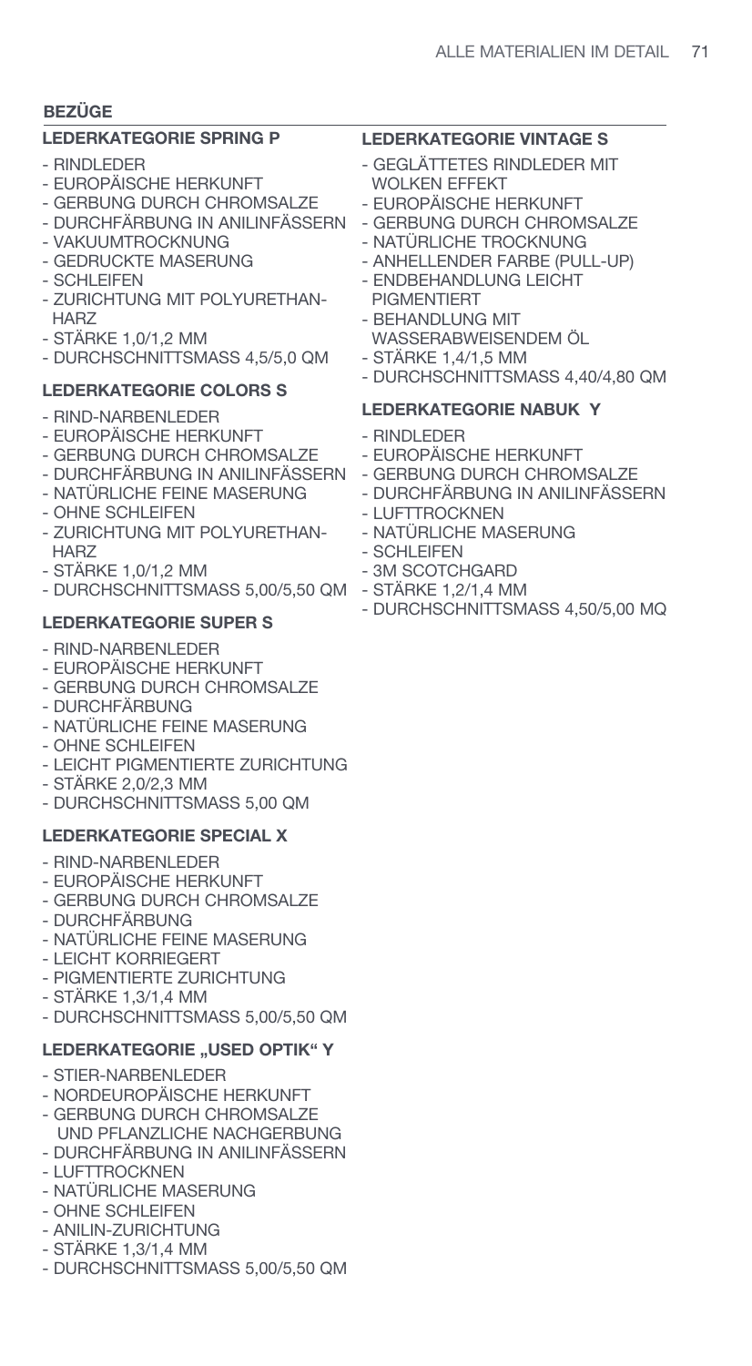## BEZÜGE

### LEDERKATEGORIE SPRING P

- RINDLEDER
- EUROPÄISCHE HERKUNFT
- GERBUNG DURCH CHROMSALZE
- DURCHFÄRBUNG IN ANILINFÄSSERN
- VAKUUMTROCKNUNG
- GEDRUCKTE MASERUNG
- SCHLEIFEN
- ZURICHTUNG MIT POLYURETHAN-HARZ
- STÄRKE 1,0/1,2 MM
- DURCHSCHNITTSMASS 4,5/5,0 QM

### LEDERKATEGORIE COLORS S

- RIND-NARBENLEDER
- EUROPÄISCHE HERKUNFT
- GERBUNG DURCH CHROMSALZE
- DURCHFÄRBUNG IN ANILINFÄSSERN
- NATÜRLICHE FEINE MASERUNG
- OHNE SCHLEIFEN
- ZURICHTUNG MIT POLYURETHAN-HARZ
- STÄRKE 1,0/1,2 MM
- DURCHSCHNITTSMASS 5,00/5,50 QM

### LEDERKATEGORIE SUPER S

- RIND-NARBENLEDER
- EUROPÄISCHE HERKUNFT
- GERBUNG DURCH CHROMSALZE
- DURCHFÄRBUNG
- NATÜRLICHE FEINE MASERUNG
- OHNE SCHLEIFEN
- LEICHT PIGMENTIERTE ZURICHTUNG
- STÄRKE 2,0/2,3 MM
- DURCHSCHNITTSMASS 5,00 QM

### LEDERKATEGORIE SPECIAL X

- RIND-NARBENLEDER
- EUROPÄISCHE HERKUNFT
- GERBUNG DURCH CHROMSALZE
- DURCHFÄRBUNG
- NATÜRLICHE FEINE MASERUNG
- LEICHT KORRIEGERT
- PIGMENTIERTE ZURICHTUNG
- STÄRKE 1,3/1,4 MM
- DURCHSCHNITTSMASS 5,00/5,50 QM

### LEDERKATEGORIE „USED OPTIK" Y

- STIER-NARBENLEDER
- NORDEUROPÄISCHE HERKUNFT
- GERBUNG DURCH CHROMSALZE UND PFLANZLICHE NACHGERBUNG
- DURCHFÄRBUNG IN ANILINFÄSSERN
- LUFTTROCKNEN
- NATÜRLICHE MASERUNG
- OHNE SCHLEIFEN
- ANILIN-ZURICHTUNG
- STÄRKE 1,3/1,4 MM
- DURCHSCHNITTSMASS 5,00/5,50 QM

### LEDERKATEGORIE VINTAGE S

- GEGLÄTTETES RINDLEDER MIT WOLKEN EFFEKT
- EUROPÄISCHE HERKUNFT
- GERBUNG DURCH CHROMSALZE
- NATÜRLICHE TROCKNUNG
- ANHELLENDER FARBE (PULL-UP)
- ENDBEHANDLUNG LEICHT PIGMENTIERT
- BEHANDLUNG MIT WASSERABWEISENDEM ÖL
- STÄRKE 1,4/1,5 MM
- DURCHSCHNITTSMASS 4,40/4,80 QM

### LEDERKATEGORIE NABUK Y

- RINDLEDER
- EUROPÄISCHE HERKUNFT
- GERBUNG DURCH CHROMSALZE
- DURCHFÄRBUNG IN ANILINFÄSSERN
- LUFTTROCKNEN
- NATÜRLICHE MASERUNG
- SCHLEIFEN
- 3M SCOTCHGARD
- STÄRKE 1,2/1,4 MM
- DURCHSCHNITTSMASS 4,50/5,00 MQ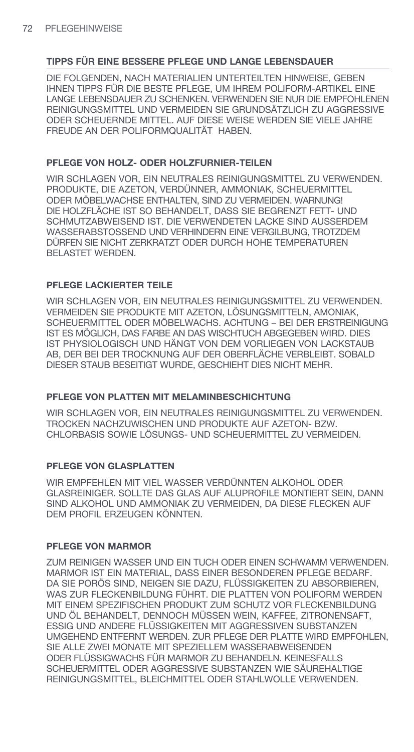## TIPPS FÜR EINE BESSERE PFLEGE UND LANGE LEBENSDAUER

DIE FOLGENDEN, NACH MATERIALIEN UNTERTEILTEN HINWEISE, GEBEN IHNEN TIPPS FÜR DIE BESTE PFLEGE, UM IHREM POLIFORM-ARTIKEL EINE LANGE LEBENSDAUER ZU SCHENKEN. VERWENDEN SIE NUR DIE EMPFOHLENEN REINIGUNGSMITTEL UND VERMEIDEN SIE GRUNDSÄTZLICH ZU AGGRESSIVE ODER SCHEUERNDE MITTEL. AUF DIESE WEISE WERDEN SIE VIELE JAHRE FREUDE AN DER POLIFORMQUALITÄT HABEN.

### PFLEGE VON HOLZ- ODER HOLZFURNIER-TEILEN

WIR SCHLAGEN VOR, EIN NEUTRALES REINIGUNGSMITTEL ZU VERWENDEN. PRODUKTE, DIE AZETON, VERDÜNNER, AMMONIAK, SCHEUERMITTEL ODER MÖBELWACHSE ENTHALTEN, SIND ZU VERMEIDEN. WARNUNG! DIE HOLZFLÄCHE IST SO BEHANDELT, DASS SIE BEGRENZT FETT- UND SCHMUTZABWEISEND IST. DIE VERWENDETEN LACKE SIND AUSSERDEM WASSERABSTOSSEND UND VERHINDERN EINE VERGILBUNG, TROTZDEM DÜRFEN SIE NICHT ZERKRATZT ODER DURCH HOHE TEMPERATUREN BELASTET WERDEN.

### PFLEGE LACKIERTER TEILE

WIR SCHLAGEN VOR, EIN NEUTRALES REINIGUNGSMITTEL ZU VERWENDEN. VERMEIDEN SIE PRODUKTE MIT AZETON, LÖSUNGSMITTELN, AMONIAK, SCHEUERMITTEL ODER MÖBELWACHS. ACHTUNG – BEI DER ERSTREINIGUNG IST ES MÖGLICH, DAS FARBE AN DAS WISCHTUCH ABGEGEBEN WIRD. DIES IST PHYSIOLOGISCH UND HÄNGT VON DEM VORLIEGEN VON LACKSTAUB AB, DER BEI DER TROCKNUNG AUF DER OBERFLÄCHE VERBLEIBT. SOBALD DIESER STAUB BESEITIGT WURDE, GESCHIEHT DIES NICHT MEHR.

### PFLEGE VON PLATTEN MIT MELAMINBESCHICHTUNG

WIR SCHLAGEN VOR, EIN NEUTRALES REINIGUNGSMITTEL ZU VERWENDEN. TROCKEN NACHZUWISCHEN UND PRODUKTE AUF AZETON- BZW. CHLORBASIS SOWIE LÖSUNGS- UND SCHEUERMITTEL ZU VERMEIDEN.

### PFLEGE VON GLASPLATTEN

WIR EMPFEHLEN MIT VIEL WASSER VERDÜNNTEN ALKOHOL ODER GLASREINIGER. SOLLTE DAS GLAS AUF ALUPROFILE MONTIERT SEIN, DANN SIND ALKOHOL UND AMMONIAK ZU VERMEIDEN, DA DIESE FLECKEN AUF DEM PROFIL ERZEUGEN KÖNNTEN.

### PFLEGE VON MARMOR

ZUM REINIGEN WASSER UND EIN TUCH ODER EINEN SCHWAMM VERWENDEN. MARMOR IST EIN MATERIAL, DASS EINER BESONDEREN PFLEGE BEDARF. DA SIE PORÖS SIND, NEIGEN SIE DAZU, FLÜSSIGKEITEN ZU ABSORBIEREN, WAS ZUR FLECKENBILDUNG FÜHRT. DIE PLATTEN VON POLIFORM WERDEN MIT EINEM SPEZIFISCHEN PRODUKT ZUM SCHUTZ VOR FLECKENBILDUNG UND ÖL BEHANDELT, DENNOCH MÜSSEN WEIN, KAFFEE, ZITRONENSAFT, ESSIG UND ANDERE FLÜSSIGKEITEN MIT AGGRESSIVEN SUBSTANZEN UMGEHEND ENTFERNT WERDEN. ZUR PFLEGE DER PLATTE WIRD EMPFOHLEN, SIE ALLE ZWEI MONATE MIT SPEZIELLEM WASSERABWEISENDEN ODER FLÜSSIGWACHS FÜR MARMOR ZU BEHANDELN. KEINESFALLS SCHEUERMITTEL ODER AGGRESSIVE SUBSTANZEN WIE SÄUREHALTIGE REINIGUNGSMITTEL, BLEICHMITTEL ODER STAHLWOLLE VERWENDEN.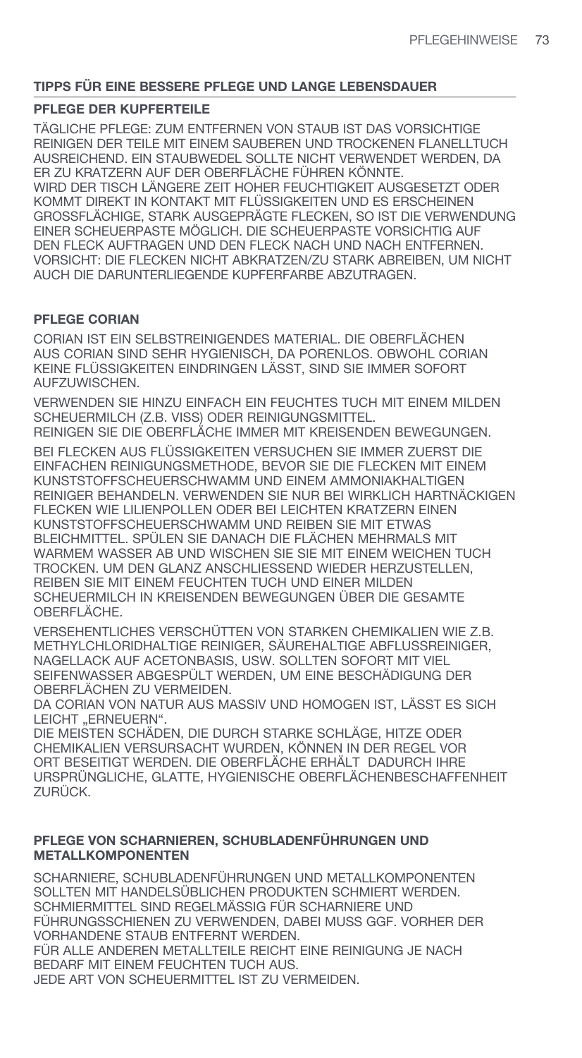## TIPPS FÜR EINE BESSERE PFLEGE UND LANGE LEBENSDAUER

### PFLEGE DER KUPFERTEILE

TÄGLICHE PFLEGE: ZUM ENTFERNEN VON STAUB IST DAS VORSICHTIGE REINIGEN DER TEILE MIT EINEM SAUBEREN UND TROCKENEN FLANELLTUCH AUSREICHEND. EIN STAUBWEDEL SOLLTE NICHT VERWENDET WERDEN, DA ER ZU KRATZERN AUF DER OBERFLÄCHE FÜHREN KÖNNTE.
WIRD DER TISCH LÄNGERE ZEIT HOHER FEUCHTIGKEIT AUSGESETZT ODER KOMMT DIREKT IN KONTAKT MIT FLÜSSIGKEITEN UND ES ERSCHEINEN GROSSFLÄCHIGE, STARK AUSGEPRÄGTE FLECKEN, SO IST DIE VERWENDUNG EINER SCHEUERPASTE MÖGLICH. DIE SCHEUERPASTE VORSICHTIG AUF DEN FLECK AUFTRAGEN UND DEN FLECK NACH UND NACH ENTFERNEN. VORSICHT: DIE FLECKEN NICHT ABKRATZEN/ZU STARK ABREIBEN, UM NICHT AUCH DIE DARUNTERLIEGENDE KUPFERFARBE ABZUTRAGEN.

### PFLEGE CORIAN

CORIAN IST EIN SELBSTREINIGENDES MATERIAL. DIE OBERFLÄCHEN AUS CORIAN SIND SEHR HYGIENISCH, DA PORENLOS. OBWOHL CORIAN KEINE FLÜSSIGKEITEN EINDRINGEN LÄSST, SIND SIE IMMER SOFORT AUFZUWISCHEN.

VERWENDEN SIE HINZU EINFACH EIN FEUCHTES TUCH MIT EINEM MILDEN SCHEUERMILCH (Z.B. VISS) ODER REINIGUNGSMITTEL.
REINIGEN SIE DIE OBERFLÄCHE IMMER MIT KREISENDEN BEWEGUNGEN.

BEI FLECKEN AUS FLÜSSIGKEITEN VERSUCHEN SIE IMMER ZUERST DIE EINFACHEN REINIGUNGSMETHODE, BEVOR SIE DIE FLECKEN MIT EINEM KUNSTSTOFFSCHEUERSCHWAMM UND EINEM AMMONIAKHALTIGEN REINIGER BEHANDELN. VERWENDEN SIE NUR BEI WIRKLICH HARTNÄCKIGEN FLECKEN WIE LILIENPOLLEN ODER BEI LEICHTEN KRATZERN EINEN KUNSTSTOFFSCHEUERSCHWAMM UND REIBEN SIE MIT ETWAS BLEICHMITTEL. SPÜLEN SIE DANACH DIE FLÄCHEN MEHRMALS MIT WARMEM WASSER AB UND WISCHEN SIE SIE MIT EINEM WEICHEN TUCH TROCKEN. UM DEN GLANZ ANSCHLIESSEND WIEDER HERZUSTELLEN, REIBEN SIE MIT EINEM FEUCHTEN TUCH UND EINER MILDEN SCHEUERMILCH IN KREISENDEN BEWEGUNGEN ÜBER DIE GESAMTE OBERFLÄCHE.

VERSEHENTLICHES VERSCHÜTTEN VON STARKEN CHEMIKALIEN WIE Z.B. METHYLCHLORIDHALTIGE REINIGER, SÄUREHALTIGE ABFLUSSREINIGER, NAGELLACK AUF ACETONBASIS, USW. SOLLTEN SOFORT MIT VIEL SEIFENWASSER ABGESPÜLT WERDEN, UM EINE BESCHÄDIGUNG DER OBERFLÄCHEN ZU VERMEIDEN.
DA CORIAN VON NATUR AUS MASSIV UND HOMOGEN IST, LÄSST ES SICH LEICHT „ERNEUERN".
DIE MEISTEN SCHÄDEN, DIE DURCH STARKE SCHLÄGE, HITZE ODER CHEMIKALIEN VERSURSACHT WURDEN, KÖNNEN IN DER REGEL VOR ORT BESEITIGT WERDEN. DIE OBERFLÄCHE ERHÄLT DADURCH IHRE URSPRÜNGLICHE, GLATTE, HYGIENISCHE OBERFLÄCHENBESCHAFFENHEIT ZURÜCK.

### PFLEGE VON SCHARNIEREN, SCHUBLADENFÜHRUNGEN UND METALLKOMPONENTEN

SCHARNIERE, SCHUBLADENFÜHRUNGEN UND METALLKOMPONENTEN SOLLTEN MIT HANDELSÜBLICHEN PRODUKTEN SCHMIERT WERDEN. SCHMIERMITTEL SIND REGELMÄSSIG FÜR SCHARNIERE UND FÜHRUNGSSCHIENEN ZU VERWENDEN, DABEI MUSS GGF. VORHER DER VORHANDENE STAUB ENTFERNT WERDEN.
FÜR ALLE ANDEREN METALLTEILE REICHT EINE REINIGUNG JE NACH BEDARF MIT EINEM FEUCHTEN TUCH AUS.
JEDE ART VON SCHEUERMITTEL IST ZU VERMEIDEN.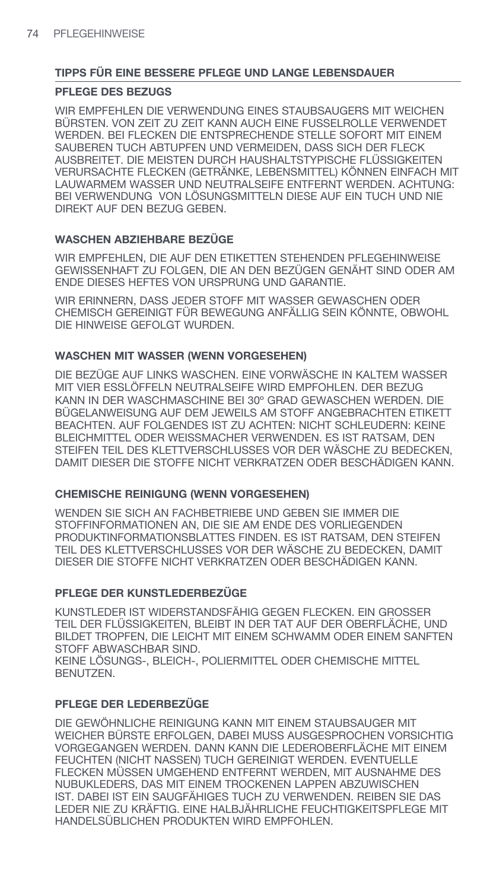## TIPPS FÜR EINE BESSERE PFLEGE UND LANGE LEBENSDAUER

### PFLEGE DES BEZUGS

WIR EMPFEHLEN DIE VERWENDUNG EINES STAUBSAUGERS MIT WEICHEN BÜRSTEN. VON ZEIT ZU ZEIT KANN AUCH EINE FUSSELROLLE VERWENDET WERDEN. BEI FLECKEN DIE ENTSPRECHENDE STELLE SOFORT MIT EINEM SAUBEREN TUCH ABTUPFEN UND VERMEIDEN, DASS SICH DER FLECK AUSBREITET. DIE MEISTEN DURCH HAUSHALTSTYPISCHE FLÜSSIGKEITEN VERURSACHTE FLECKEN (GETRÄNKE, LEBENSMITTEL) KÖNNEN EINFACH MIT LAUWARMEM WASSER UND NEUTRALSEIFE ENTFERNT WERDEN. ACHTUNG: BEI VERWENDUNG VON LÖSUNGSMITTELN DIESE AUF EIN TUCH UND NIE DIREKT AUF DEN BEZUG GEBEN.

### WASCHEN ABZIEHBARE BEZÜGE

WIR EMPFEHLEN, DIE AUF DEN ETIKETTEN STEHENDEN PFLEGEHINWEISE GEWISSENHAFT ZU FOLGEN, DIE AN DEN BEZÜGEN GENÄHT SIND ODER AM ENDE DIESES HEFTES VON URSPRUNG UND GARANTIE.

WIR ERINNERN, DASS JEDER STOFF MIT WASSER GEWASCHEN ODER CHEMISCH GEREINIGT FÜR BEWEGUNG ANFÄLLIG SEIN KÖNNTE, OBWOHL DIE HINWEISE GEFOLGT WURDEN.

### WASCHEN MIT WASSER (WENN VORGESEHEN)

DIE BEZÜGE AUF LINKS WASCHEN. EINE VORWÄSCHE IN KALTEM WASSER MIT VIER ESSLÖFFELN NEUTRALSEIFE WIRD EMPFOHLEN. DER BEZUG KANN IN DER WASCHMASCHINE BEI 30º GRAD GEWASCHEN WERDEN. DIE BÜGELANWEISUNG AUF DEM JEWEILS AM STOFF ANGEBRACHTEN ETIKETT BEACHTEN. AUF FOLGENDES IST ZU ACHTEN: NICHT SCHLEUDERN: KEINE BLEICHMITTEL ODER WEISSMACHER VERWENDEN. ES IST RATSAM, DEN STEIFEN TEIL DES KLETTVERSCHLUSSES VOR DER WÄSCHE ZU BEDECKEN, DAMIT DIESER DIE STOFFE NICHT VERKRATZEN ODER BESCHÄDIGEN KANN.

### CHEMISCHE REINIGUNG (WENN VORGESEHEN)

WENDEN SIE SICH AN FACHBETRIEBE UND GEBEN SIE IMMER DIE STOFFINFORMATIONEN AN, DIE SIE AM ENDE DES VORLIEGENDEN PRODUKTINFORMATIONSBLATTES FINDEN. ES IST RATSAM, DEN STEIFEN TEIL DES KLETTVERSCHLUSSES VOR DER WÄSCHE ZU BEDECKEN, DAMIT DIESER DIE STOFFE NICHT VERKRATZEN ODER BESCHÄDIGEN KANN.

### PFLEGE DER KUNSTLEDERBEZÜGE

KUNSTLEDER IST WIDERSTANDSFÄHIG GEGEN FLECKEN. EIN GROSSER TEIL DER FLÜSSIGKEITEN, BLEIBT IN DER TAT AUF DER OBERFLÄCHE, UND BILDET TROPFEN, DIE LEICHT MIT EINEM SCHWAMM ODER EINEM SANFTEN STOFF ABWASCHBAR SIND.
KEINE LÖSUNGS-, BLEICH-, POLIERMITTEL ODER CHEMISCHE MITTEL BENUTZEN.

### PFLEGE DER LEDERBEZÜGE

DIE GEWÖHNLICHE REINIGUNG KANN MIT EINEM STAUBSAUGER MIT WEICHER BÜRSTE ERFOLGEN, DABEI MUSS AUSGESPROCHEN VORSICHTIG VORGEGANGEN WERDEN. DANN KANN DIE LEDEROBERFLÄCHE MIT EINEM FEUCHTEN (NICHT NASSEN) TUCH GEREINIGT WERDEN. EVENTUELLE FLECKEN MÜSSEN UMGEHEND ENTFERNT WERDEN, MIT AUSNAHME DES NUBUKLEDERS, DAS MIT EINEM TROCKENEN LAPPEN ABZUWISCHEN IST. DABEI IST EIN SAUGFÄHIGES TUCH ZU VERWENDEN. REIBEN SIE DAS LEDER NIE ZU KRÄFTIG. EINE HALBJÄHRLICHE FEUCHTIGKEITSPFLEGE MIT HANDELSÜBLICHEN PRODUKTEN WIRD EMPFOHLEN.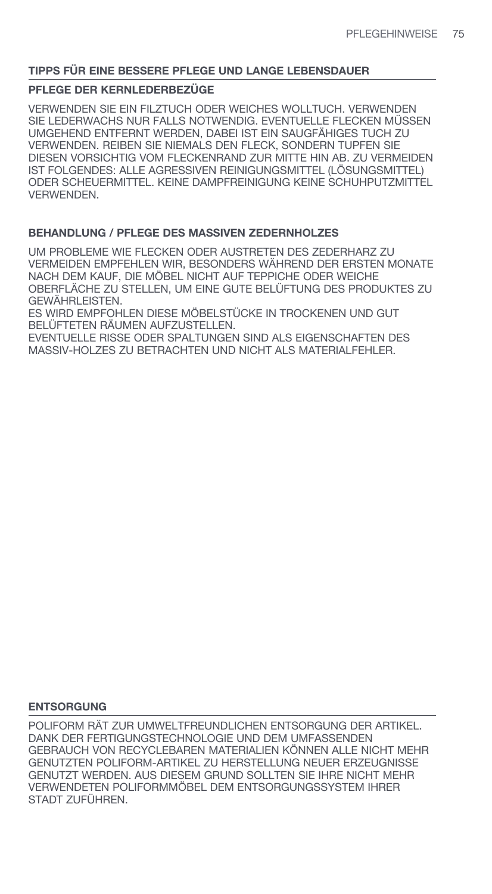## TIPPS FÜR EINE BESSERE PFLEGE UND LANGE LEBENSDAUER

### PFLEGE DER KERNLEDERBEZÜGE

VERWENDEN SIE EIN FILZTUCH ODER WEICHES WOLLTUCH. VERWENDEN SIE LEDERWACHS NUR FALLS NOTWENDIG. EVENTUELLE FLECKEN MÜSSEN UMGEHEND ENTFERNT WERDEN, DABEI IST EIN SAUGFÄHIGES TUCH ZU VERWENDEN. REIBEN SIE NIEMALS DEN FLECK, SONDERN TUPFEN SIE DIESEN VORSICHTIG VOM FLECKENRAND ZUR MITTE HIN AB. ZU VERMEIDEN IST FOLGENDES: ALLE AGRESSIVEN REINIGUNGSMITTEL (LÖSUNGSMITTEL) ODER SCHEUERMITTEL. KEINE DAMPFREINIGUNG KEINE SCHUHPUTZMITTEL VERWENDEN.

### BEHANDLUNG / PFLEGE DES MASSIVEN ZEDERNHOLZES

UM PROBLEME WIE FLECKEN ODER AUSTRETEN DES ZEDERHARZ ZU VERMEIDEN EMPFEHLEN WIR, BESONDERS WÄHREND DER ERSTEN MONATE NACH DEM KAUF, DIE MÖBEL NICHT AUF TEPPICHE ODER WEICHE OBERFLÄCHE ZU STELLEN, UM EINE GUTE BELÜFTUNG DES PRODUKTES ZU GEWÄHRLEISTEN.
ES WIRD EMPFOHLEN DIESE MÖBELSTÜCKE IN TROCKENEN UND GUT BELÜFTETEN RÄUMEN AUFZUSTELLEN.
EVENTUELLE RISSE ODER SPALTUNGEN SIND ALS EIGENSCHAFTEN DES MASSIV-HOLZES ZU BETRACHTEN UND NICHT ALS MATERIALFEHLER.

## ENTSORGUNG

POLIFORM RÄT ZUR UMWELTFREUNDLICHEN ENTSORGUNG DER ARTIKEL. DANK DER FERTIGUNGSTECHNOLOGIE UND DEM UMFASSENDEN GEBRAUCH VON RECYCLEBAREN MATERIALIEN KÖNNEN ALLE NICHT MEHR GENUTZTEN POLIFORM-ARTIKEL ZU HERSTELLUNG NEUER ERZEUGNISSE GENUTZT WERDEN. AUS DIESEM GRUND SOLLTEN SIE IHRE NICHT MEHR VERWENDETEN POLIFORMMÖBEL DEM ENTSORGUNGSSYSTEM IHRER STADT ZUFÜHREN.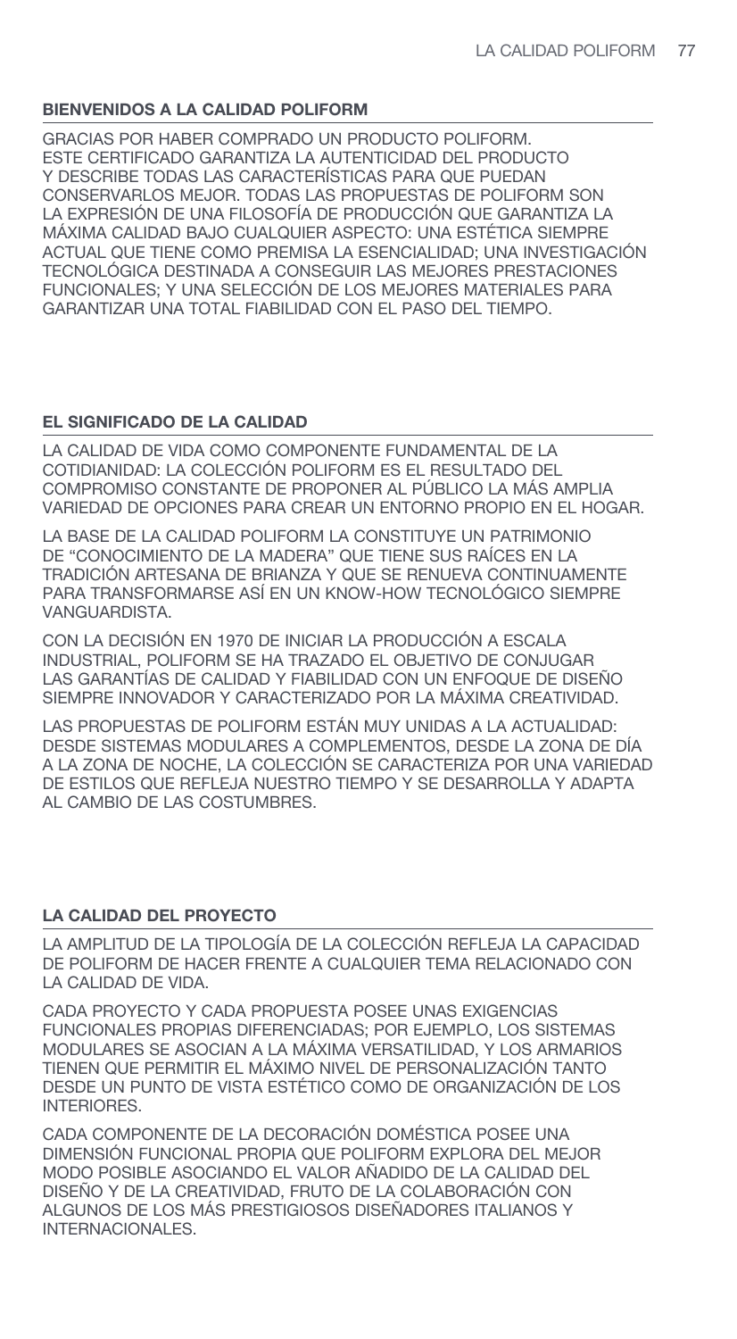## BIENVENIDOS A LA CALIDAD POLIFORM

GRACIAS POR HABER COMPRADO UN PRODUCTO POLIFORM. ESTE CERTIFICADO GARANTIZA LA AUTENTICIDAD DEL PRODUCTO Y DESCRIBE TODAS LAS CARACTERÍSTICAS PARA QUE PUEDAN CONSERVARLOS MEJOR. TODAS LAS PROPUESTAS DE POLIFORM SON LA EXPRESIÓN DE UNA FILOSOFÍA DE PRODUCCIÓN QUE GARANTIZA LA MÁXIMA CALIDAD BAJO CUALQUIER ASPECTO: UNA ESTÉTICA SIEMPRE ACTUAL QUE TIENE COMO PREMISA LA ESENCIALIDAD; UNA INVESTIGACIÓN TECNOLÓGICA DESTINADA A CONSEGUIR LAS MEJORES PRESTACIONES FUNCIONALES; Y UNA SELECCIÓN DE LOS MEJORES MATERIALES PARA GARANTIZAR UNA TOTAL FIABILIDAD CON EL PASO DEL TIEMPO.

## EL SIGNIFICADO DE LA CALIDAD

LA CALIDAD DE VIDA COMO COMPONENTE FUNDAMENTAL DE LA COTIDIANIDAD: LA COLECCIÓN POLIFORM ES EL RESULTADO DEL COMPROMISO CONSTANTE DE PROPONER AL PÚBLICO LA MÁS AMPLIA VARIEDAD DE OPCIONES PARA CREAR UN ENTORNO PROPIO EN EL HOGAR.

LA BASE DE LA CALIDAD POLIFORM LA CONSTITUYE UN PATRIMONIO DE "CONOCIMIENTO DE LA MADERA" QUE TIENE SUS RAÍCES EN LA TRADICIÓN ARTESANA DE BRIANZA Y QUE SE RENUEVA CONTINUAMENTE PARA TRANSFORMARSE ASÍ EN UN KNOW-HOW TECNOLÓGICO SIEMPRE VANGUARDISTA.

CON LA DECISIÓN EN 1970 DE INICIAR LA PRODUCCIÓN A ESCALA INDUSTRIAL, POLIFORM SE HA TRAZADO EL OBJETIVO DE CONJUGAR LAS GARANTÍAS DE CALIDAD Y FIABILIDAD CON UN ENFOQUE DE DISEÑO SIEMPRE INNOVADOR Y CARACTERIZADO POR LA MÁXIMA CREATIVIDAD.

LAS PROPUESTAS DE POLIFORM ESTÁN MUY UNIDAS A LA ACTUALIDAD: DESDE SISTEMAS MODULARES A COMPLEMENTOS, DESDE LA ZONA DE DÍA A LA ZONA DE NOCHE, LA COLECCIÓN SE CARACTERIZA POR UNA VARIEDAD DE ESTILOS QUE REFLEJA NUESTRO TIEMPO Y SE DESARROLLA Y ADAPTA AL CAMBIO DE LAS COSTUMBRES.

## LA CALIDAD DEL PROYECTO

LA AMPLITUD DE LA TIPOLOGÍA DE LA COLECCIÓN REFLEJA LA CAPACIDAD DE POLIFORM DE HACER FRENTE A CUALQUIER TEMA RELACIONADO CON LA CALIDAD DE VIDA.

CADA PROYECTO Y CADA PROPUESTA POSEE UNAS EXIGENCIAS FUNCIONALES PROPIAS DIFERENCIADAS; POR EJEMPLO, LOS SISTEMAS MODULARES SE ASOCIAN A LA MÁXIMA VERSATILIDAD, Y LOS ARMARIOS TIENEN QUE PERMITIR EL MÁXIMO NIVEL DE PERSONALIZACIÓN TANTO DESDE UN PUNTO DE VISTA ESTÉTICO COMO DE ORGANIZACIÓN DE LOS INTERIORES.

CADA COMPONENTE DE LA DECORACIÓN DOMÉSTICA POSEE UNA DIMENSIÓN FUNCIONAL PROPIA QUE POLIFORM EXPLORA DEL MEJOR MODO POSIBLE ASOCIANDO EL VALOR AÑADIDO DE LA CALIDAD DEL DISEÑO Y DE LA CREATIVIDAD, FRUTO DE LA COLABORACIÓN CON ALGUNOS DE LOS MÁS PRESTIGIOSOS DISEÑADORES ITALIANOS Y INTERNACIONALES.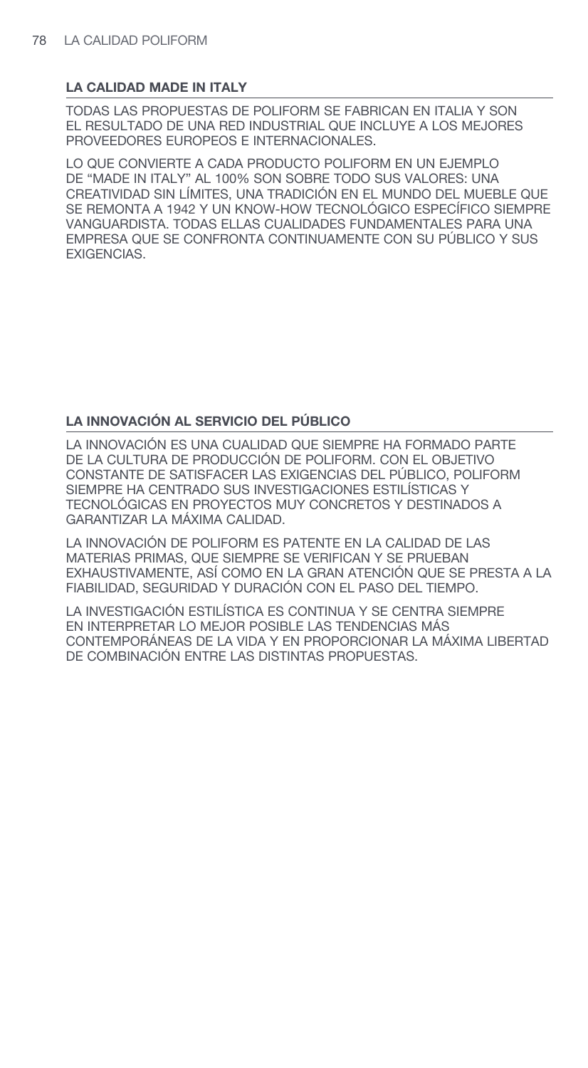## LA CALIDAD MADE IN ITALY

TODAS LAS PROPUESTAS DE POLIFORM SE FABRICAN EN ITALIA Y SON EL RESULTADO DE UNA RED INDUSTRIAL QUE INCLUYE A LOS MEJORES PROVEEDORES EUROPEOS E INTERNACIONALES.

LO QUE CONVIERTE A CADA PRODUCTO POLIFORM EN UN EJEMPLO DE “MADE IN ITALY” AL 100% SON SOBRE TODO SUS VALORES: UNA CREATIVIDAD SIN LÍMITES, UNA TRADICIÓN EN EL MUNDO DEL MUEBLE QUE SE REMONTA A 1942 Y UN KNOW-HOW TECNOLÓGICO ESPECÍFICO SIEMPRE VANGUARDISTA. TODAS ELLAS CUALIDADES FUNDAMENTALES PARA UNA EMPRESA QUE SE CONFRONTA CONTINUAMENTE CON SU PÚBLICO Y SUS EXIGENCIAS.

## LA INNOVACIÓN AL SERVICIO DEL PÚBLICO

LA INNOVACIÓN ES UNA CUALIDAD QUE SIEMPRE HA FORMADO PARTE DE LA CULTURA DE PRODUCCIÓN DE POLIFORM. CON EL OBJETIVO CONSTANTE DE SATISFACER LAS EXIGENCIAS DEL PÚBLICO, POLIFORM SIEMPRE HA CENTRADO SUS INVESTIGACIONES ESTILÍSTICAS Y TECNOLÓGICAS EN PROYECTOS MUY CONCRETOS Y DESTINADOS A GARANTIZAR LA MÁXIMA CALIDAD.

LA INNOVACIÓN DE POLIFORM ES PATENTE EN LA CALIDAD DE LAS MATERIAS PRIMAS, QUE SIEMPRE SE VERIFICAN Y SE PRUEBAN EXHAUSTIVAMENTE, ASÍ COMO EN LA GRAN ATENCIÓN QUE SE PRESTA A LA FIABILIDAD, SEGURIDAD Y DURACIÓN CON EL PASO DEL TIEMPO.

LA INVESTIGACIÓN ESTILÍSTICA ES CONTINUA Y SE CENTRA SIEMPRE EN INTERPRETAR LO MEJOR POSIBLE LAS TENDENCIAS MÁS CONTEMPORÁNEAS DE LA VIDA Y EN PROPORCIONAR LA MÁXIMA LIBERTAD DE COMBINACIÓN ENTRE LAS DISTINTAS PROPUESTAS.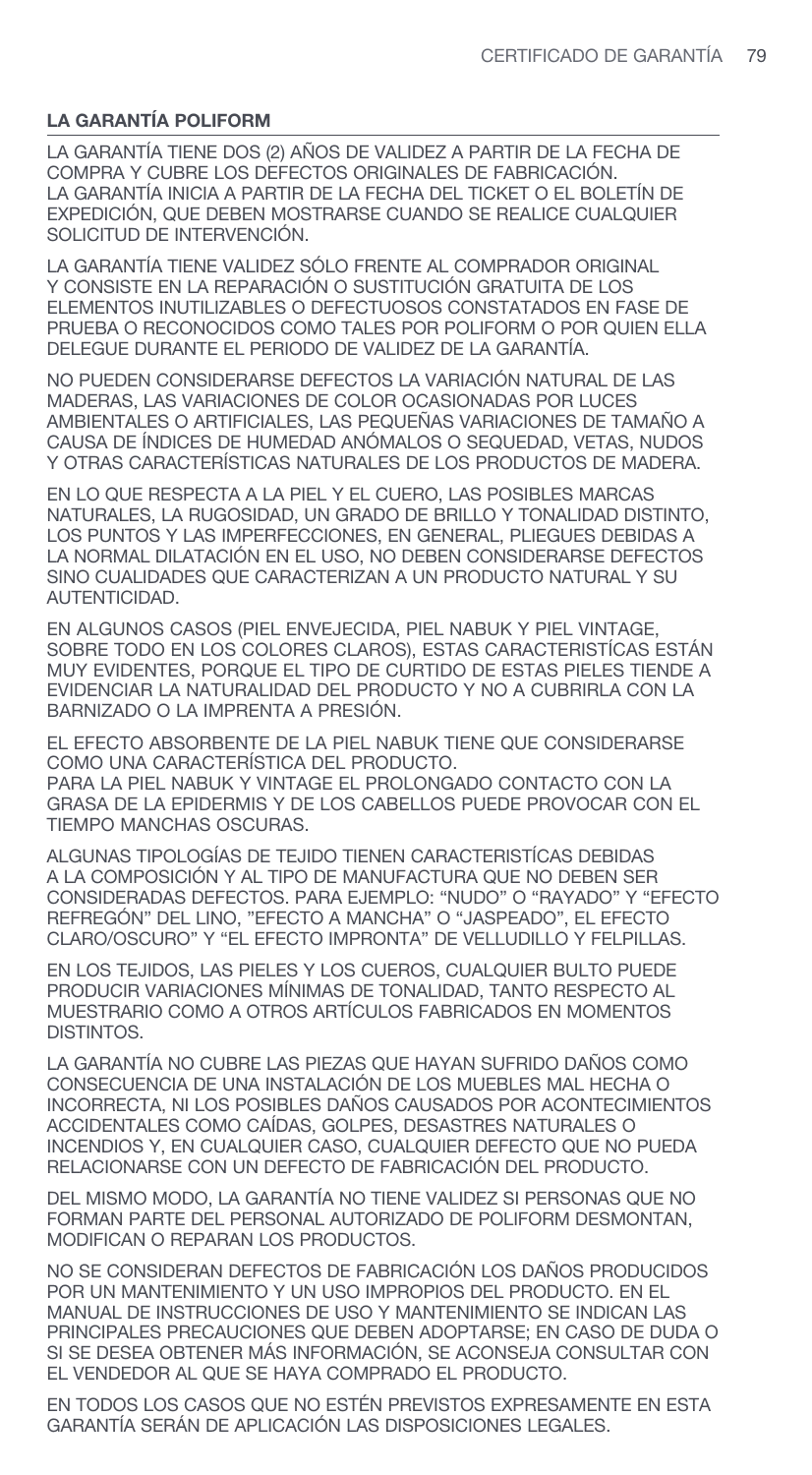## LA GARANTÍA POLIFORM

LA GARANTÍA TIENE DOS (2) AÑOS DE VALIDEZ A PARTIR DE LA FECHA DE COMPRA Y CUBRE LOS DEFECTOS ORIGINALES DE FABRICACIÓN.
LA GARANTÍA INICIA A PARTIR DE LA FECHA DEL TICKET O EL BOLETÍN DE EXPEDICIÓN, QUE DEBEN MOSTRARSE CUANDO SE REALICE CUALQUIER SOLICITUD DE INTERVENCIÓN.

LA GARANTÍA TIENE VALIDEZ SÓLO FRENTE AL COMPRADOR ORIGINAL Y CONSISTE EN LA REPARACIÓN O SUSTITUCIÓN GRATUITA DE LOS ELEMENTOS INUTILIZABLES O DEFECTUOSOS CONSTATADOS EN FASE DE PRUEBA O RECONOCIDOS COMO TALES POR POLIFORM O POR QUIEN ELLA DELEGUE DURANTE EL PERIODO DE VALIDEZ DE LA GARANTÍA.

NO PUEDEN CONSIDERARSE DEFECTOS LA VARIACIÓN NATURAL DE LAS MADERAS, LAS VARIACIONES DE COLOR OCASIONADAS POR LUCES AMBIENTALES O ARTIFICIALES, LAS PEQUEÑAS VARIACIONES DE TAMAÑO A CAUSA DE ÍNDICES DE HUMEDAD ANÓMALOS O SEQUEDAD, VETAS, NUDOS Y OTRAS CARACTERÍSTICAS NATURALES DE LOS PRODUCTOS DE MADERA.

EN LO QUE RESPECTA A LA PIEL Y EL CUERO, LAS POSIBLES MARCAS NATURALES, LA RUGOSIDAD, UN GRADO DE BRILLO Y TONALIDAD DISTINTO, LOS PUNTOS Y LAS IMPERFECCIONES, EN GENERAL, PLIEGUES DEBIDAS A LA NORMAL DILATACIÓN EN EL USO, NO DEBEN CONSIDERARSE DEFECTOS SINO CUALIDADES QUE CARACTERIZAN A UN PRODUCTO NATURAL Y SU AUTENTICIDAD.

EN ALGUNOS CASOS (PIEL ENVEJECIDA, PIEL NABUK Y PIEL VINTAGE, SOBRE TODO EN LOS COLORES CLAROS), ESTAS CARACTERISTÍCAS ESTÁN MUY EVIDENTES, PORQUE EL TIPO DE CURTIDO DE ESTAS PIELES TIENDE A EVIDENCIAR LA NATURALIDAD DEL PRODUCTO Y NO A CUBRIRLA CON LA BARNIZADO O LA IMPRENTA A PRESIÓN.

EL EFECTO ABSORBENTE DE LA PIEL NABUK TIENE QUE CONSIDERARSE COMO UNA CARACTERÍSTICA DEL PRODUCTO.
PARA LA PIEL NABUK Y VINTAGE EL PROLONGADO CONTACTO CON LA GRASA DE LA EPIDERMIS Y DE LOS CABELLOS PUEDE PROVOCAR CON EL TIEMPO MANCHAS OSCURAS.

ALGUNAS TIPOLOGÍAS DE TEJIDO TIENEN CARACTERISTÍCAS DEBIDAS A LA COMPOSICIÓN Y AL TIPO DE MANUFACTURA QUE NO DEBEN SER CONSIDERADAS DEFECTOS. PARA EJEMPLO: "NUDO" O "RAYADO" Y "EFECTO REFREGÓN" DEL LINO, "EFECTO A MANCHA" O "JASPEADO", EL EFECTO CLARO/OSCURO" Y "EL EFECTO IMPRONTA" DE VELLUDILLO Y FELPILLAS.

EN LOS TEJIDOS, LAS PIELES Y LOS CUEROS, CUALQUIER BULTO PUEDE PRODUCIR VARIACIONES MÍNIMAS DE TONALIDAD, TANTO RESPECTO AL MUESTRARIO COMO A OTROS ARTÍCULOS FABRICADOS EN MOMENTOS DISTINTOS.

LA GARANTÍA NO CUBRE LAS PIEZAS QUE HAYAN SUFRIDO DAÑOS COMO CONSECUENCIA DE UNA INSTALACIÓN DE LOS MUEBLES MAL HECHA O INCORRECTA, NI LOS POSIBLES DAÑOS CAUSADOS POR ACONTECIMIENTOS ACCIDENTALES COMO CAÍDAS, GOLPES, DESASTRES NATURALES O INCENDIOS Y, EN CUALQUIER CASO, CUALQUIER DEFECTO QUE NO PUEDA RELACIONARSE CON UN DEFECTO DE FABRICACIÓN DEL PRODUCTO.

DEL MISMO MODO, LA GARANTÍA NO TIENE VALIDEZ SI PERSONAS QUE NO FORMAN PARTE DEL PERSONAL AUTORIZADO DE POLIFORM DESMONTAN, MODIFICAN O REPARAN LOS PRODUCTOS.

NO SE CONSIDERAN DEFECTOS DE FABRICACIÓN LOS DAÑOS PRODUCIDOS POR UN MANTENIMIENTO Y UN USO IMPROPIOS DEL PRODUCTO. EN EL MANUAL DE INSTRUCCIONES DE USO Y MANTENIMIENTO SE INDICAN LAS PRINCIPALES PRECAUCIONES QUE DEBEN ADOPTARSE; EN CASO DE DUDA O SI SE DESEA OBTENER MÁS INFORMACIÓN, SE ACONSEJA CONSULTAR CON EL VENDEDOR AL QUE SE HAYA COMPRADO EL PRODUCTO.

EN TODOS LOS CASOS QUE NO ESTÉN PREVISTOS EXPRESAMENTE EN ESTA GARANTÍA SERÁN DE APLICACIÓN LAS DISPOSICIONES LEGALES.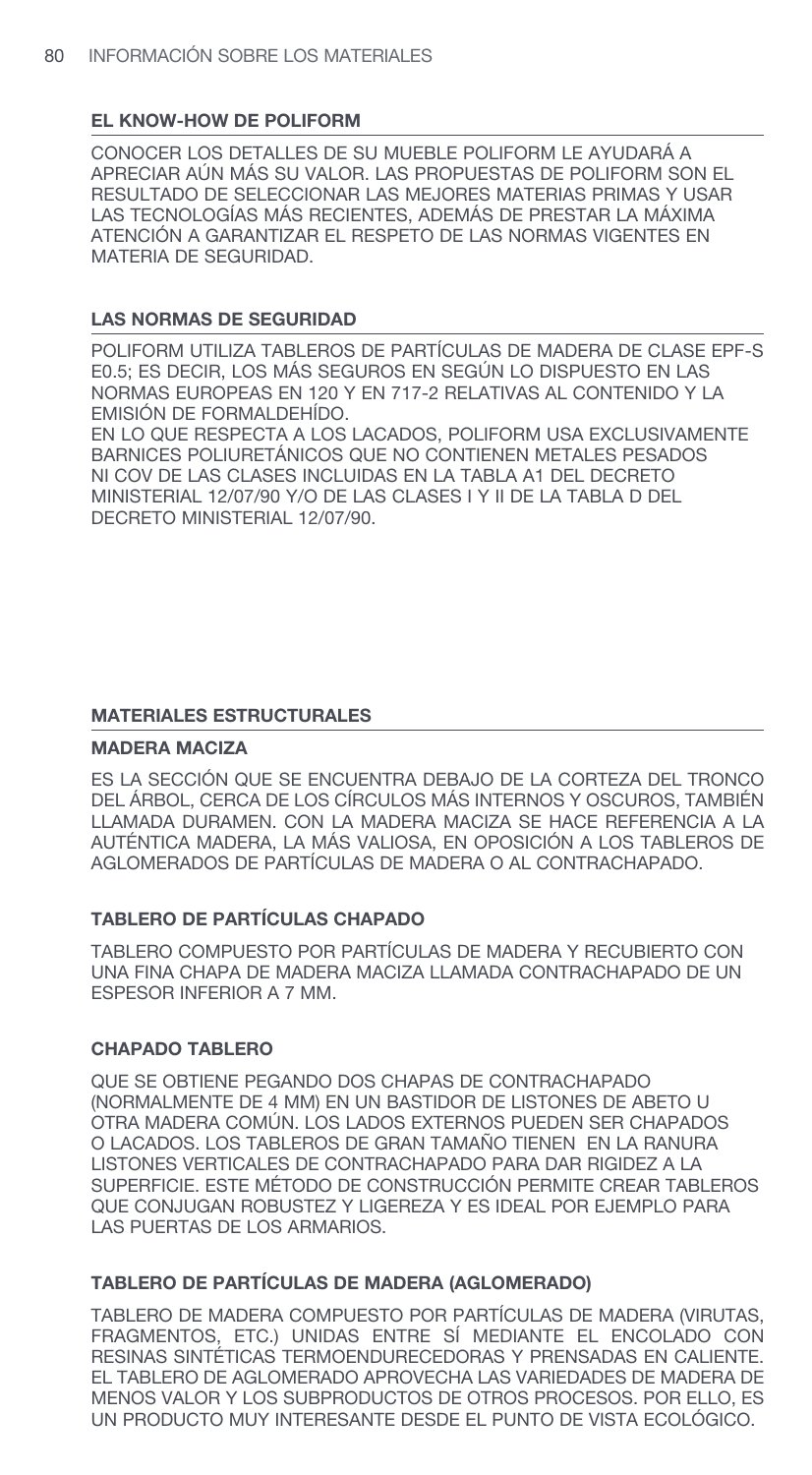## EL KNOW-HOW DE POLIFORM

CONOCER LOS DETALLES DE SU MUEBLE POLIFORM LE AYUDARÁ A APRECIAR AÚN MÁS SU VALOR. LAS PROPUESTAS DE POLIFORM SON EL RESULTADO DE SELECCIONAR LAS MEJORES MATERIAS PRIMAS Y USAR LAS TECNOLOGÍAS MÁS RECIENTES, ADEMÁS DE PRESTAR LA MÁXIMA ATENCIÓN A GARANTIZAR EL RESPETO DE LAS NORMAS VIGENTES EN MATERIA DE SEGURIDAD.

## LAS NORMAS DE SEGURIDAD

POLIFORM UTILIZA TABLEROS DE PARTÍCULAS DE MADERA DE CLASE EPF-S E0.5; ES DECIR, LOS MÁS SEGUROS EN SEGÚN LO DISPUESTO EN LAS NORMAS EUROPEAS EN 120 Y EN 717-2 RELATIVAS AL CONTENIDO Y LA EMISIÓN DE FORMALDEHÍDO.
EN LO QUE RESPECTA A LOS LACADOS, POLIFORM USA EXCLUSIVAMENTE BARNICES POLIURETÁNICOS QUE NO CONTIENEN METALES PESADOS NI COV DE LAS CLASES INCLUIDAS EN LA TABLA A1 DEL DECRETO MINISTERIAL 12/07/90 Y/O DE LAS CLASES I Y II DE LA TABLA D DEL DECRETO MINISTERIAL 12/07/90.

## MATERIALES ESTRUCTURALES

### MADERA MACIZA

ES LA SECCIÓN QUE SE ENCUENTRA DEBAJO DE LA CORTEZA DEL TRONCO DEL ÁRBOL, CERCA DE LOS CÍRCULOS MÁS INTERNOS Y OSCUROS, TAMBIÉN LLAMADA DURAMEN. CON LA MADERA MACIZA SE HACE REFERENCIA A LA AUTÉNTICA MADERA, LA MÁS VALIOSA, EN OPOSICIÓN A LOS TABLEROS DE AGLOMERADOS DE PARTÍCULAS DE MADERA O AL CONTRACHAPADO.

### TABLERO DE PARTÍCULAS CHAPADO

TABLERO COMPUESTO POR PARTÍCULAS DE MADERA Y RECUBIERTO CON UNA FINA CHAPA DE MADERA MACIZA LLAMADA CONTRACHAPADO DE UN ESPESOR INFERIOR A 7 MM.

### CHAPADO TABLERO

QUE SE OBTIENE PEGANDO DOS CHAPAS DE CONTRACHAPADO (NORMALMENTE DE 4 MM) EN UN BASTIDOR DE LISTONES DE ABETO U OTRA MADERA COMÚN. LOS LADOS EXTERNOS PUEDEN SER CHAPADOS O LACADOS. LOS TABLEROS DE GRAN TAMAÑO TIENEN EN LA RANURA LISTONES VERTICALES DE CONTRACHAPADO PARA DAR RIGIDEZ A LA SUPERFICIE. ESTE MÉTODO DE CONSTRUCCIÓN PERMITE CREAR TABLEROS QUE CONJUGAN ROBUSTEZ Y LIGEREZA Y ES IDEAL POR EJEMPLO PARA LAS PUERTAS DE LOS ARMARIOS.

### TABLERO DE PARTÍCULAS DE MADERA (AGLOMERADO)

TABLERO DE MADERA COMPUESTO POR PARTÍCULAS DE MADERA (VIRUTAS, FRAGMENTOS, ETC.) UNIDAS ENTRE SÍ MEDIANTE EL ENCOLADO CON RESINAS SINTÉTICAS TERMOENDURECEDORAS Y PRENSADAS EN CALIENTE. EL TABLERO DE AGLOMERADO APROVECHA LAS VARIEDADES DE MADERA DE MENOS VALOR Y LOS SUBPRODUCTOS DE OTROS PROCESOS. POR ELLO, ES UN PRODUCTO MUY INTERESANTE DESDE EL PUNTO DE VISTA ECOLÓGICO.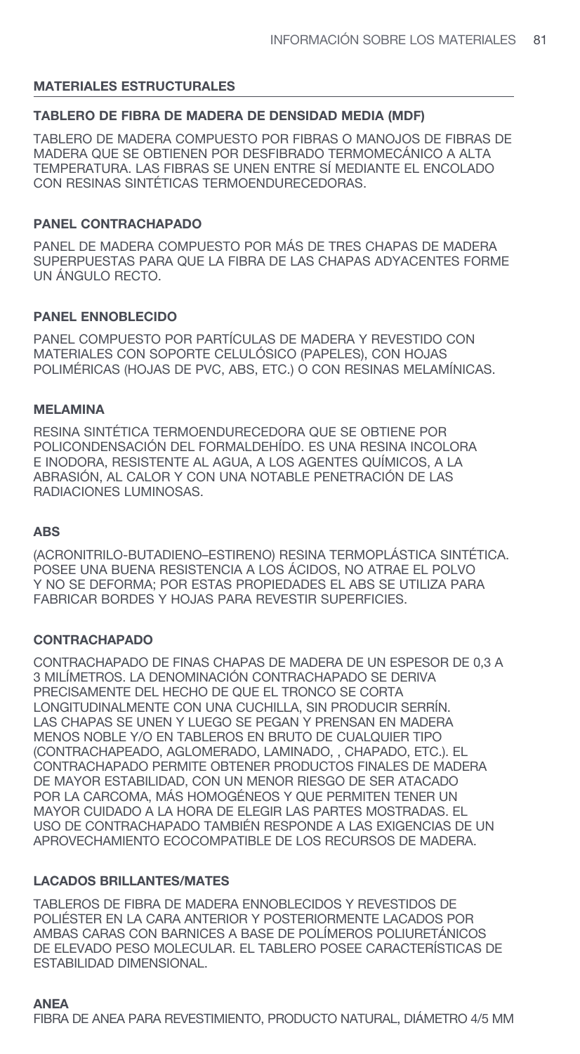## MATERIALES ESTRUCTURALES

### TABLERO DE FIBRA DE MADERA DE DENSIDAD MEDIA (MDF)

TABLERO DE MADERA COMPUESTO POR FIBRAS O MANOJOS DE FIBRAS DE MADERA QUE SE OBTIENEN POR DESFIBRADO TERMOMECÁNICO A ALTA TEMPERATURA. LAS FIBRAS SE UNEN ENTRE SÍ MEDIANTE EL ENCOLADO CON RESINAS SINTÉTICAS TERMOENDURECEDORAS.

### PANEL CONTRACHAPADO

PANEL DE MADERA COMPUESTO POR MÁS DE TRES CHAPAS DE MADERA SUPERPUESTAS PARA QUE LA FIBRA DE LAS CHAPAS ADYACENTES FORME UN ÁNGULO RECTO.

### PANEL ENNOBLECIDO

PANEL COMPUESTO POR PARTÍCULAS DE MADERA Y REVESTIDO CON MATERIALES CON SOPORTE CELULÓSICO (PAPELES), CON HOJAS POLIMÉRICAS (HOJAS DE PVC, ABS, ETC.) O CON RESINAS MELAMÍNICAS.

### MELAMINA

RESINA SINTÉTICA TERMOENDURECEDORA QUE SE OBTIENE POR POLICONDENSACIÓN DEL FORMALDEHÍDO. ES UNA RESINA INCOLORA E INODORA, RESISTENTE AL AGUA, A LOS AGENTES QUÍMICOS, A LA ABRASIÓN, AL CALOR Y CON UNA NOTABLE PENETRACIÓN DE LAS RADIACIONES LUMINOSAS.

### ABS

(ACRONITRILO-BUTADIENO–ESTIRENO) RESINA TERMOPLÁSTICA SINTÉTICA. POSEE UNA BUENA RESISTENCIA A LOS ÁCIDOS, NO ATRAE EL POLVO Y NO SE DEFORMA; POR ESTAS PROPIEDADES EL ABS SE UTILIZA PARA FABRICAR BORDES Y HOJAS PARA REVESTIR SUPERFICIES.

### CONTRACHAPADO

CONTRACHAPADO DE FINAS CHAPAS DE MADERA DE UN ESPESOR DE 0,3 A 3 MILÍMETROS. LA DENOMINACIÓN CONTRACHAPADO SE DERIVA PRECISAMENTE DEL HECHO DE QUE EL TRONCO SE CORTA LONGITUDINALMENTE CON UNA CUCHILLA, SIN PRODUCIR SERRÍN. LAS CHAPAS SE UNEN Y LUEGO SE PEGAN Y PRENSAN EN MADERA MENOS NOBLE Y/O EN TABLEROS EN BRUTO DE CUALQUIER TIPO (CONTRACHAPEADO, AGLOMERADO, LAMINADO, , CHAPADO, ETC.). EL CONTRACHAPADO PERMITE OBTENER PRODUCTOS FINALES DE MADERA DE MAYOR ESTABILIDAD, CON UN MENOR RIESGO DE SER ATACADO POR LA CARCOMA, MÁS HOMOGÉNEOS Y QUE PERMITEN TENER UN MAYOR CUIDADO A LA HORA DE ELEGIR LAS PARTES MOSTRADAS. EL USO DE CONTRACHAPADO TAMBIÉN RESPONDE A LAS EXIGENCIAS DE UN APROVECHAMIENTO ECOCOMPATIBLE DE LOS RECURSOS DE MADERA.

### LACADOS BRILLANTES/MATES

TABLEROS DE FIBRA DE MADERA ENNOBLECIDOS Y REVESTIDOS DE POLIÉSTER EN LA CARA ANTERIOR Y POSTERIORMENTE LACADOS POR AMBAS CARAS CON BARNICES A BASE DE POLÍMEROS POLIURETÁNICOS DE ELEVADO PESO MOLECULAR. EL TABLERO POSEE CARACTERÍSTICAS DE ESTABILIDAD DIMENSIONAL.

### ANEA

FIBRA DE ANEA PARA REVESTIMIENTO, PRODUCTO NATURAL, DIÁMETRO 4/5 MM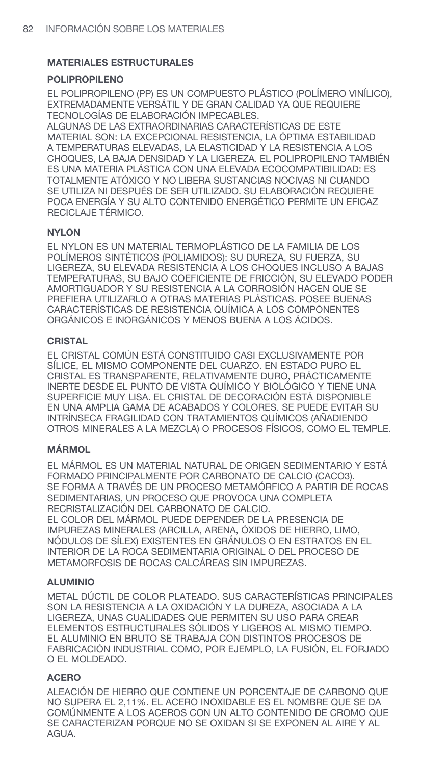## MATERIALES ESTRUCTURALES

### POLIPROPILENO

EL POLIPROPILENO (PP) ES UN COMPUESTO PLÁSTICO (POLÍMERO VINÍLICO), EXTREMADAMENTE VERSÁTIL Y DE GRAN CALIDAD YA QUE REQUIERE TECNOLOGÍAS DE ELABORACIÓN IMPECABLES.
ALGUNAS DE LAS EXTRAORDINARIAS CARACTERÍSTICAS DE ESTE MATERIAL SON: LA EXCEPCIONAL RESISTENCIA, LA ÓPTIMA ESTABILIDAD A TEMPERATURAS ELEVADAS, LA ELASTICIDAD Y LA RESISTENCIA A LOS CHOQUES, LA BAJA DENSIDAD Y LA LIGEREZA. EL POLIPROPILENO TAMBIÉN ES UNA MATERIA PLÁSTICA CON UNA ELEVADA ECOCOMPATIBILIDAD: ES TOTALMENTE ATÓXICO Y NO LIBERA SUSTANCIAS NOCIVAS NI CUANDO SE UTILIZA NI DESPUÉS DE SER UTILIZADO. SU ELABORACIÓN REQUIERE POCA ENERGÍA Y SU ALTO CONTENIDO ENERGÉTICO PERMITE UN EFICAZ RECICLAJE TÉRMICO.

### NYLON

EL NYLON ES UN MATERIAL TERMOPLÁSTICO DE LA FAMILIA DE LOS POLÍMEROS SINTÉTICOS (POLIAMIDOS): SU DUREZA, SU FUERZA, SU LIGEREZA, SU ELEVADA RESISTENCIA A LOS CHOQUES INCLUSO A BAJAS TEMPERATURAS, SU BAJO COEFICIENTE DE FRICCIÓN, SU ELEVADO PODER AMORTIGUADOR Y SU RESISTENCIA A LA CORROSIÓN HACEN QUE SE PREFIERA UTILIZARLO A OTRAS MATERIAS PLÁSTICAS. POSEE BUENAS CARACTERÍSTICAS DE RESISTENCIA QUÍMICA A LOS COMPONENTES ORGÁNICOS E INORGÁNICOS Y MENOS BUENA A LOS ÁCIDOS.

### CRISTAL

EL CRISTAL COMÚN ESTÁ CONSTITUIDO CASI EXCLUSIVAMENTE POR SÍLICE, EL MISMO COMPONENTE DEL CUARZO. EN ESTADO PURO EL CRISTAL ES TRANSPARENTE, RELATIVAMENTE DURO, PRÁCTICAMENTE INERTE DESDE EL PUNTO DE VISTA QUÍMICO Y BIOLÓGICO Y TIENE UNA SUPERFICIE MUY LISA. EL CRISTAL DE DECORACIÓN ESTÁ DISPONIBLE EN UNA AMPLIA GAMA DE ACABADOS Y COLORES. SE PUEDE EVITAR SU INTRÍNSECA FRAGILIDAD CON TRATAMIENTOS QUÍMICOS (AÑADIENDO OTROS MINERALES A LA MEZCLA) O PROCESOS FÍSICOS, COMO EL TEMPLE.

### MÁRMOL

EL MÁRMOL ES UN MATERIAL NATURAL DE ORIGEN SEDIMENTARIO Y ESTÁ FORMADO PRINCIPALMENTE POR CARBONATO DE CALCIO ($CaCO_3$).
SE FORMA A TRAVÉS DE UN PROCESO METAMÓRFICO A PARTIR DE ROCAS SEDIMENTARIAS, UN PROCESO QUE PROVOCA UNA COMPLETA RECRISTALIZACIÓN DEL CARBONATO DE CALCIO.
EL COLOR DEL MÁRMOL PUEDE DEPENDER DE LA PRESENCIA DE IMPUREZAS MINERALES (ARCILLA, ARENA, ÓXIDOS DE HIERRO, LIMO, NÓDULOS DE SÍLEX) EXISTENTES EN GRÁNULOS O EN ESTRATOS EN EL INTERIOR DE LA ROCA SEDIMENTARIA ORIGINAL O DEL PROCESO DE METAMORFOSIS DE ROCAS CALCÁREAS SIN IMPUREZAS.

### ALUMINIO

METAL DÚCTIL DE COLOR PLATEADO. SUS CARACTERÍSTICAS PRINCIPALES SON LA RESISTENCIA A LA OXIDACIÓN Y LA DUREZA, ASOCIADA A LA LIGEREZA, UNAS CUALIDADES QUE PERMITEN SU USO PARA CREAR ELEMENTOS ESTRUCTURALES SÓLIDOS Y LIGEROS AL MISMO TIEMPO.
EL ALUMINIO EN BRUTO SE TRABAJA CON DISTINTOS PROCESOS DE FABRICACIÓN INDUSTRIAL COMO, POR EJEMPLO, LA FUSIÓN, EL FORJADO O EL MOLDEADO.

### ACERO

ALEACIÓN DE HIERRO QUE CONTIENE UN PORCENTAJE DE CARBONO QUE NO SUPERA EL 2,11%. EL ACERO INOXIDABLE ES EL NOMBRE QUE SE DA COMÚNMENTE A LOS ACEROS CON UN ALTO CONTENIDO DE CROMO QUE SE CARACTERIZAN PORQUE NO SE OXIDAN SI SE EXPONEN AL AIRE Y AL AGUA.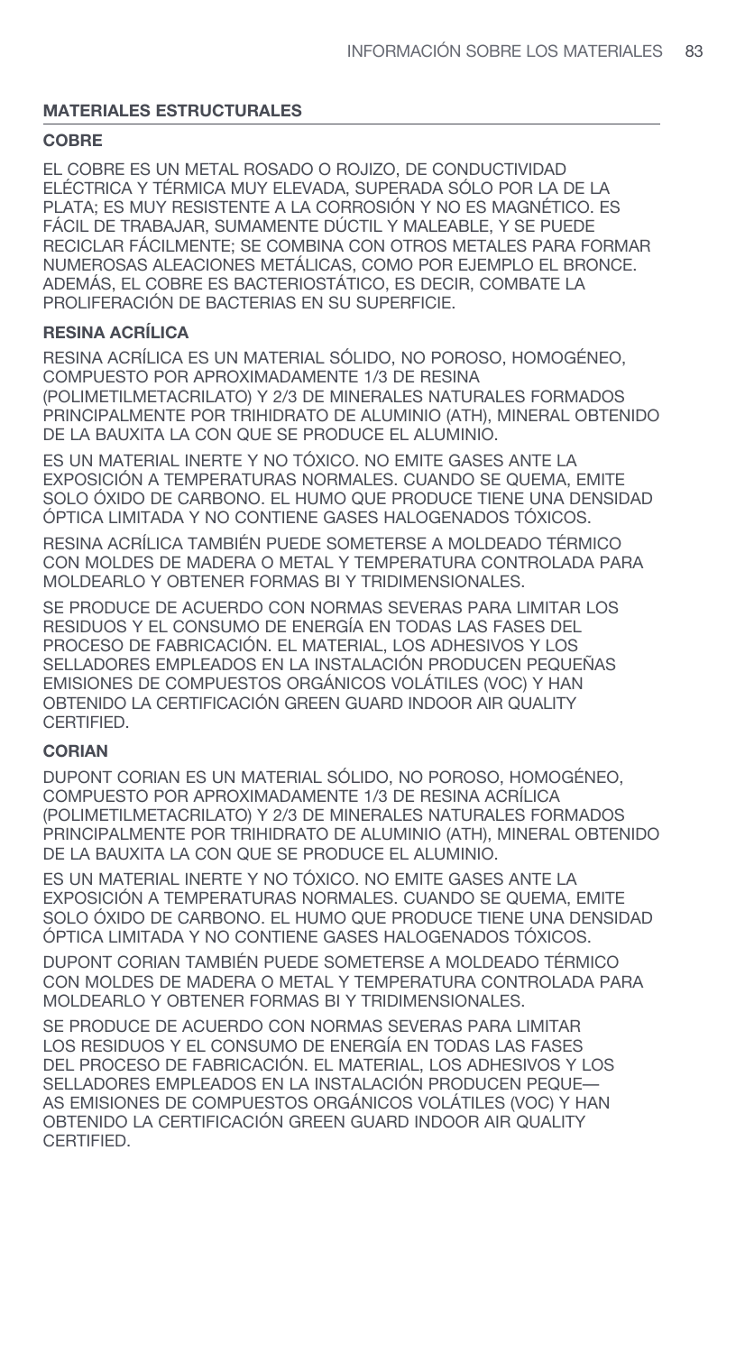## MATERIALES ESTRUCTURALES

### COBRE

EL COBRE ES UN METAL ROSADO O ROJIZO, DE CONDUCTIVIDAD ELÉCTRICA Y TÉRMICA MUY ELEVADA, SUPERADA SÓLO POR LA DE LA PLATA; ES MUY RESISTENTE A LA CORROSIÓN Y NO ES MAGNÉTICO. ES FÁCIL DE TRABAJAR, SUMAMENTE DÚCTIL Y MALEABLE, Y SE PUEDE RECICLAR FÁCILMENTE; SE COMBINA CON OTROS METALES PARA FORMAR NUMEROSAS ALEACIONES METÁLICAS, COMO POR EJEMPLO EL BRONCE. ADEMÁS, EL COBRE ES BACTERIOSTÁTICO, ES DECIR, COMBATE LA PROLIFERACIÓN DE BACTERIAS EN SU SUPERFICIE.

### RESINA ACRÍLICA

RESINA ACRÍLICA ES UN MATERIAL SÓLIDO, NO POROSO, HOMOGÉNEO, COMPUESTO POR APROXIMADAMENTE 1/3 DE RESINA (POLIMETILMETACRILATO) Y 2/3 DE MINERALES NATURALES FORMADOS PRINCIPALMENTE POR TRIHIDRATO DE ALUMINIO (ATH), MINERAL OBTENIDO DE LA BAUXITA LA CON QUE SE PRODUCE EL ALUMINIO.

ES UN MATERIAL INERTE Y NO TÓXICO. NO EMITE GASES ANTE LA EXPOSICIÓN A TEMPERATURAS NORMALES. CUANDO SE QUEMA, EMITE SOLO ÓXIDO DE CARBONO. EL HUMO QUE PRODUCE TIENE UNA DENSIDAD ÓPTICA LIMITADA Y NO CONTIENE GASES HALOGENADOS TÓXICOS.

RESINA ACRÍLICA TAMBIÉN PUEDE SOMETERSE A MOLDEADO TÉRMICO CON MOLDES DE MADERA O METAL Y TEMPERATURA CONTROLADA PARA MOLDEARLO Y OBTENER FORMAS BI Y TRIDIMENSIONALES.

SE PRODUCE DE ACUERDO CON NORMAS SEVERAS PARA LIMITAR LOS RESIDUOS Y EL CONSUMO DE ENERGÍA EN TODAS LAS FASES DEL PROCESO DE FABRICACIÓN. EL MATERIAL, LOS ADHESIVOS Y LOS SELLADORES EMPLEADOS EN LA INSTALACIÓN PRODUCEN PEQUEÑAS EMISIONES DE COMPUESTOS ORGÁNICOS VOLÁTILES (VOC) Y HAN OBTENIDO LA CERTIFICACIÓN GREEN GUARD INDOOR AIR QUALITY CERTIFIED.

### CORIAN

DUPONT CORIAN ES UN MATERIAL SÓLIDO, NO POROSO, HOMOGÉNEO, COMPUESTO POR APROXIMADAMENTE 1/3 DE RESINA ACRÍLICA (POLIMETILMETACRILATO) Y 2/3 DE MINERALES NATURALES FORMADOS PRINCIPALMENTE POR TRIHIDRATO DE ALUMINIO (ATH), MINERAL OBTENIDO DE LA BAUXITA LA CON QUE SE PRODUCE EL ALUMINIO.

ES UN MATERIAL INERTE Y NO TÓXICO. NO EMITE GASES ANTE LA EXPOSICIÓN A TEMPERATURAS NORMALES. CUANDO SE QUEMA, EMITE SOLO ÓXIDO DE CARBONO. EL HUMO QUE PRODUCE TIENE UNA DENSIDAD ÓPTICA LIMITADA Y NO CONTIENE GASES HALOGENADOS TÓXICOS.

DUPONT CORIAN TAMBIÉN PUEDE SOMETERSE A MOLDEADO TÉRMICO CON MOLDES DE MADERA O METAL Y TEMPERATURA CONTROLADA PARA MOLDEARLO Y OBTENER FORMAS BI Y TRIDIMENSIONALES.

SE PRODUCE DE ACUERDO CON NORMAS SEVERAS PARA LIMITAR LOS RESIDUOS Y EL CONSUMO DE ENERGÍA EN TODAS LAS FASES DEL PROCESO DE FABRICACIÓN. EL MATERIAL, LOS ADHESIVOS Y LOS SELLADORES EMPLEADOS EN LA INSTALACIÓN PRODUCEN PEQUE—AS EMISIONES DE COMPUESTOS ORGÁNICOS VOLÁTILES (VOC) Y HAN OBTENIDO LA CERTIFICACIÓN GREEN GUARD INDOOR AIR QUALITY CERTIFIED.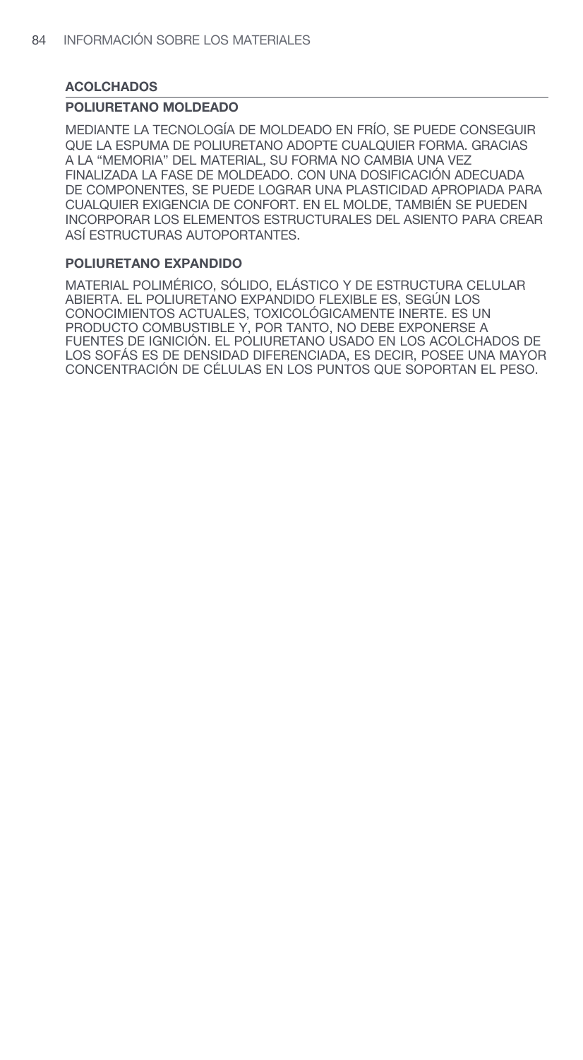## ACOLCHADOS

### POLIURETANO MOLDEADO

MEDIANTE LA TECNOLOGÍA DE MOLDEADO EN FRÍO, SE PUEDE CONSEGUIR QUE LA ESPUMA DE POLIURETANO ADOPTE CUALQUIER FORMA. GRACIAS A LA "MEMORIA" DEL MATERIAL, SU FORMA NO CAMBIA UNA VEZ FINALIZADA LA FASE DE MOLDEADO. CON UNA DOSIFICACIÓN ADECUADA DE COMPONENTES, SE PUEDE LOGRAR UNA PLASTICIDAD APROPIADA PARA CUALQUIER EXIGENCIA DE CONFORT. EN EL MOLDE, TAMBIÉN SE PUEDEN INCORPORAR LOS ELEMENTOS ESTRUCTURALES DEL ASIENTO PARA CREAR ASÍ ESTRUCTURAS AUTOPORTANTES.

### POLIURETANO EXPANDIDO

MATERIAL POLIMÉRICO, SÓLIDO, ELÁSTICO Y DE ESTRUCTURA CELULAR ABIERTA. EL POLIURETANO EXPANDIDO FLEXIBLE ES, SEGÚN LOS CONOCIMIENTOS ACTUALES, TOXICOLÓGICAMENTE INERTE. ES UN PRODUCTO COMBUSTIBLE Y, POR TANTO, NO DEBE EXPONERSE A FUENTES DE IGNICIÓN. EL POLIURETANO USADO EN LOS ACOLCHADOS DE LOS SOFÁS ES DE DENSIDAD DIFERENCIADA, ES DECIR, POSEE UNA MAYOR CONCENTRACIÓN DE CÉLULAS EN LOS PUNTOS QUE SOPORTAN EL PESO.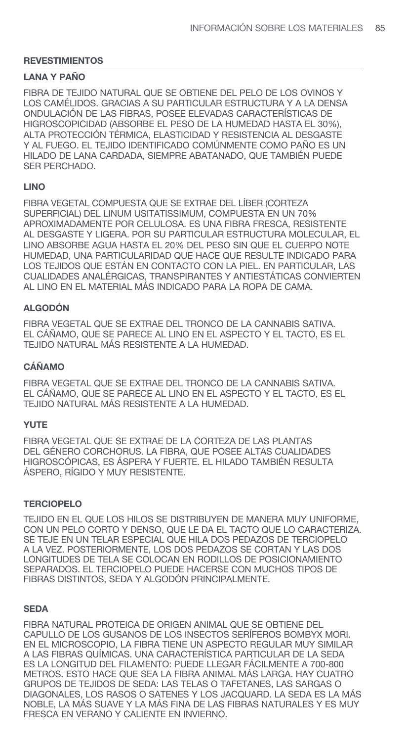## REVESTIMIENTOS

### LANA Y PAÑO

FIBRA DE TEJIDO NATURAL QUE SE OBTIENE DEL PELO DE LOS OVINOS Y LOS CAMÉLIDOS. GRACIAS A SU PARTICULAR ESTRUCTURA Y A LA DENSA ONDULACIÓN DE LAS FIBRAS, POSEE ELEVADAS CARACTERÍSTICAS DE HIGROSCOPICIDAD (ABSORBE EL PESO DE LA HUMEDAD HASTA EL 30%), ALTA PROTECCIÓN TÉRMICA, ELASTICIDAD Y RESISTENCIA AL DESGASTE Y AL FUEGO. EL TEJIDO IDENTIFICADO COMÚNMENTE COMO PAÑO ES UN HILADO DE LANA CARDADA, SIEMPRE ABATANADO, QUE TAMBIÉN PUEDE SER PERCHADO.

### LINO

FIBRA VEGETAL COMPUESTA QUE SE EXTRAE DEL LÍBER (CORTEZA SUPERFICIAL) DEL LINUM USITATISSIMUM, COMPUESTA EN UN 70% APROXIMADAMENTE POR CELULOSA. ES UNA FIBRA FRESCA, RESISTENTE AL DESGASTE Y LIGERA. POR SU PARTICULAR ESTRUCTURA MOLECULAR, EL LINO ABSORBE AGUA HASTA EL 20% DEL PESO SIN QUE EL CUERPO NOTE HUMEDAD, UNA PARTICULARIDAD QUE HACE QUE RESULTE INDICADO PARA LOS TEJIDOS QUE ESTÁN EN CONTACTO CON LA PIEL. EN PARTICULAR, LAS CUALIDADES ANALÉRGICAS, TRANSPIRANTES Y ANTIESTÁTICAS CONVIERTEN AL LINO EN EL MATERIAL MÁS INDICADO PARA LA ROPA DE CAMA.

### ALGODÓN

FIBRA VEGETAL QUE SE EXTRAE DEL TRONCO DE LA CANNABIS SATIVA. EL CÁÑAMO, QUE SE PARECE AL LINO EN EL ASPECTO Y EL TACTO, ES EL TEJIDO NATURAL MÁS RESISTENTE A LA HUMEDAD.

### CÁÑAMO

FIBRA VEGETAL QUE SE EXTRAE DEL TRONCO DE LA CANNABIS SATIVA. EL CÁÑAMO, QUE SE PARECE AL LINO EN EL ASPECTO Y EL TACTO, ES EL TEJIDO NATURAL MÁS RESISTENTE A LA HUMEDAD.

### YUTE

FIBRA VEGETAL QUE SE EXTRAE DE LA CORTEZA DE LAS PLANTAS DEL GÉNERO CORCHORUS. LA FIBRA, QUE POSEE ALTAS CUALIDADES HIGROSCÓPICAS, ES ÁSPERA Y FUERTE. EL HILADO TAMBIÉN RESULTA ÁSPERO, RÍGIDO Y MUY RESISTENTE.

### TERCIOPELO

TEJIDO EN EL QUE LOS HILOS SE DISTRIBUYEN DE MANERA MUY UNIFORME, CON UN PELO CORTO Y DENSO, QUE LE DA EL TACTO QUE LO CARACTERIZA. SE TEJE EN UN TELAR ESPECIAL QUE HILA DOS PEDAZOS DE TERCIOPELO A LA VEZ. POSTERIORMENTE, LOS DOS PEDAZOS SE CORTAN Y LAS DOS LONGITUDES DE TELA SE COLOCAN EN RODILLOS DE POSICIONAMIENTO SEPARADOS. EL TERCIOPELO PUEDE HACERSE CON MUCHOS TIPOS DE FIBRAS DISTINTOS, SEDA Y ALGODÓN PRINCIPALMENTE.

### SEDA

FIBRA NATURAL PROTEICA DE ORIGEN ANIMAL QUE SE OBTIENE DEL CAPULLO DE LOS GUSANOS DE LOS INSECTOS SERÍFEROS BOMBYX MORI. EN EL MICROSCOPIO, LA FIBRA TIENE UN ASPECTO REGULAR MUY SIMILAR A LAS FIBRAS QUÍMICAS. UNA CARACTERÍSTICA PARTICULAR DE LA SEDA ES LA LONGITUD DEL FILAMENTO: PUEDE LLEGAR FÁCILMENTE A 700-800 METROS. ESTO HACE QUE SEA LA FIBRA ANIMAL MÁS LARGA. HAY CUATRO GRUPOS DE TEJIDOS DE SEDA: LAS TELAS O TAFETANES, LAS SARGAS O DIAGONALES, LOS RASOS O SATENES Y LOS JACQUARD. LA SEDA ES LA MÁS NOBLE, LA MÁS SUAVE Y LA MÁS FINA DE LAS FIBRAS NATURALES Y ES MUY FRESCA EN VERANO Y CALIENTE EN INVIERNO.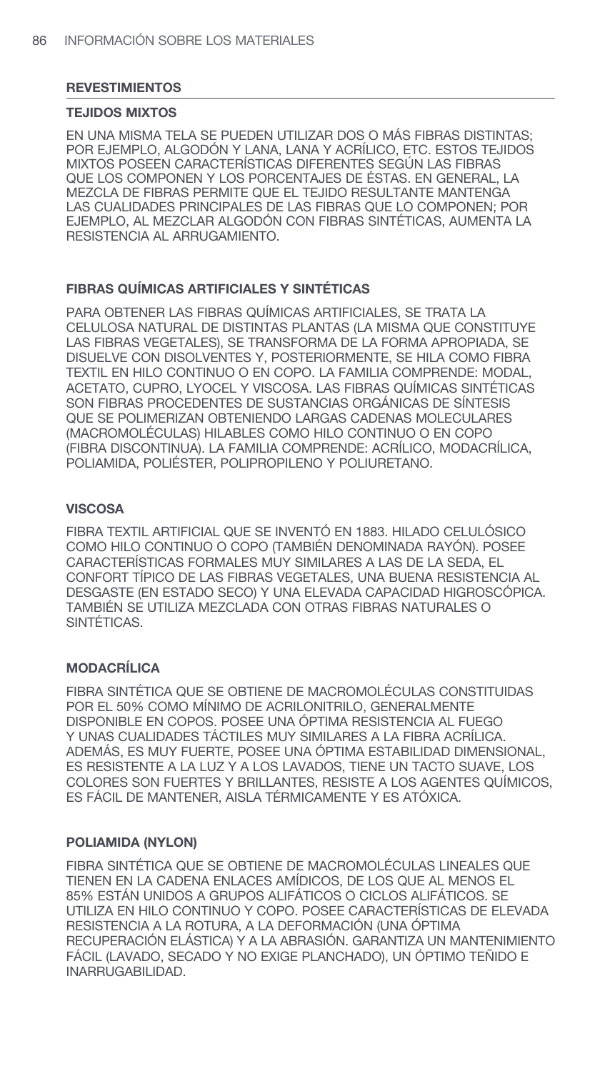## REVESTIMIENTOS

### TEJIDOS MIXTOS

EN UNA MISMA TELA SE PUEDEN UTILIZAR DOS O MÁS FIBRAS DISTINTAS; POR EJEMPLO, ALGODÓN Y LANA, LANA Y ACRÍLICO, ETC. ESTOS TEJIDOS MIXTOS POSEEN CARACTERÍSTICAS DIFERENTES SEGÚN LAS FIBRAS QUE LOS COMPONEN Y LOS PORCENTAJES DE ÉSTAS. EN GENERAL, LA MEZCLA DE FIBRAS PERMITE QUE EL TEJIDO RESULTANTE MANTENGA LAS CUALIDADES PRINCIPALES DE LAS FIBRAS QUE LO COMPONEN; POR EJEMPLO, AL MEZCLAR ALGODÓN CON FIBRAS SINTÉTICAS, AUMENTA LA RESISTENCIA AL ARRUGAMIENTO.

### FIBRAS QUÍMICAS ARTIFICIALES Y SINTÉTICAS

PARA OBTENER LAS FIBRAS QUÍMICAS ARTIFICIALES, SE TRATA LA CELULOSA NATURAL DE DISTINTAS PLANTAS (LA MISMA QUE CONSTITUYE LAS FIBRAS VEGETALES), SE TRANSFORMA DE LA FORMA APROPIADA, SE DISUELVE CON DISOLVENTES Y, POSTERIORMENTE, SE HILA COMO FIBRA TEXTIL EN HILO CONTINUO O EN COPO. LA FAMILIA COMPRENDE: MODAL, ACETATO, CUPRO, LYOCEL Y VISCOSA. LAS FIBRAS QUÍMICAS SINTÉTICAS SON FIBRAS PROCEDENTES DE SUSTANCIAS ORGÁNICAS DE SÍNTESIS QUE SE POLIMERIZAN OBTENIENDO LARGAS CADENAS MOLECULARES (MACROMOLÉCULAS) HILABLES COMO HILO CONTINUO O EN COPO (FIBRA DISCONTINUA). LA FAMILIA COMPRENDE: ACRÍLICO, MODACRÍLICA, POLIAMIDA, POLIÉSTER, POLIPROPILENO Y POLIURETANO.

### VISCOSA

FIBRA TEXTIL ARTIFICIAL QUE SE INVENTÓ EN 1883. HILADO CELULÓSICO COMO HILO CONTINUO O COPO (TAMBIÉN DENOMINADA RAYÓN). POSEE CARACTERÍSTICAS FORMALES MUY SIMILARES A LAS DE LA SEDA, EL CONFORT TÍPICO DE LAS FIBRAS VEGETALES, UNA BUENA RESISTENCIA AL DESGASTE (EN ESTADO SECO) Y UNA ELEVADA CAPACIDAD HIGROSCÓPICA. TAMBIÉN SE UTILIZA MEZCLADA CON OTRAS FIBRAS NATURALES O SINTÉTICAS.

### MODACRÍLICA

FIBRA SINTÉTICA QUE SE OBTIENE DE MACROMOLÉCULAS CONSTITUIDAS POR EL 50% COMO MÍNIMO DE ACRILONITRILO, GENERALMENTE DISPONIBLE EN COPOS. POSEE UNA ÓPTIMA RESISTENCIA AL FUEGO Y UNAS CUALIDADES TÁCTILES MUY SIMILARES A LA FIBRA ACRÍLICA. ADEMÁS, ES MUY FUERTE, POSEE UNA ÓPTIMA ESTABILIDAD DIMENSIONAL, ES RESISTENTE A LA LUZ Y A LOS LAVADOS, TIENE UN TACTO SUAVE, LOS COLORES SON FUERTES Y BRILLANTES, RESISTE A LOS AGENTES QUÍMICOS, ES FÁCIL DE MANTENER, AISLA TÉRMICAMENTE Y ES ATÓXICA.

### POLIAMIDA (NYLON)

FIBRA SINTÉTICA QUE SE OBTIENE DE MACROMOLÉCULAS LINEALES QUE TIENEN EN LA CADENA ENLACES AMÍDICOS, DE LOS QUE AL MENOS EL 85% ESTÁN UNIDOS A GRUPOS ALIFÁTICOS O CICLOS ALIFÁTICOS. SE UTILIZA EN HILO CONTINUO Y COPO. POSEE CARACTERÍSTICAS DE ELEVADA RESISTENCIA A LA ROTURA, A LA DEFORMACIÓN (UNA ÓPTIMA RECUPERACIÓN ELÁSTICA) Y A LA ABRASIÓN. GARANTIZA UN MANTENIMIENTO FÁCIL (LAVADO, SECADO Y NO EXIGE PLANCHADO), UN ÓPTIMO TEÑIDO E INARRUGABILIDAD.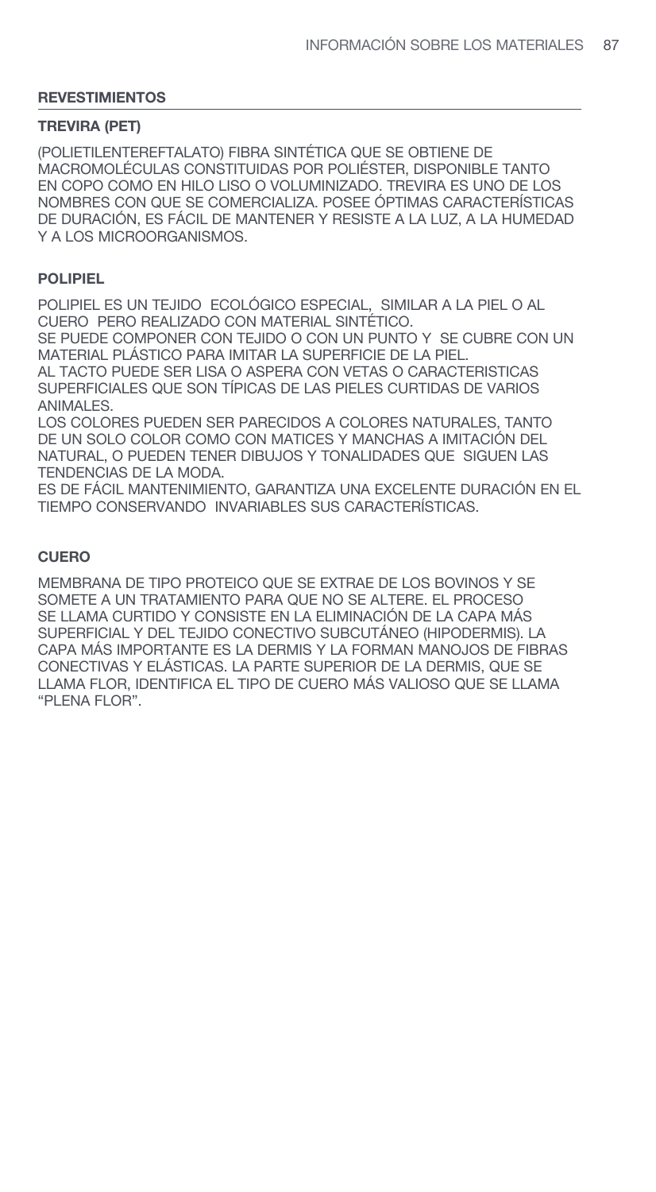## REVESTIMIENTOS

### TREVIRA (PET)

(POLIETILENTEREFTALATO) FIBRA SINTÉTICA QUE SE OBTIENE DE MACROMOLÉCULAS CONSTITUIDAS POR POLIÉSTER, DISPONIBLE TANTO EN COPO COMO EN HILO LISO O VOLUMINIZADO. TREVIRA ES UNO DE LOS NOMBRES CON QUE SE COMERCIALIZA. POSEE ÓPTIMAS CARACTERÍSTICAS DE DURACIÓN, ES FÁCIL DE MANTENER Y RESISTE A LA LUZ, A LA HUMEDAD Y A LOS MICROORGANISMOS.

### POLIPIEL

POLIPIEL ES UN TEJIDO ECOLÓGICO ESPECIAL, SIMILAR A LA PIEL O AL CUERO PERO REALIZADO CON MATERIAL SINTÉTICO.
SE PUEDE COMPONER CON TEJIDO O CON UN PUNTO Y SE CUBRE CON UN MATERIAL PLÁSTICO PARA IMITAR LA SUPERFICIE DE LA PIEL.
AL TACTO PUEDE SER LISA O ASPERA CON VETAS O CARACTERISTICAS SUPERFICIALES QUE SON TÍPICAS DE LAS PIELES CURTIDAS DE VARIOS ANIMALES.
LOS COLORES PUEDEN SER PARECIDOS A COLORES NATURALES, TANTO DE UN SOLO COLOR COMO CON MATICES Y MANCHAS A IMITACIÓN DEL NATURAL, O PUEDEN TENER DIBUJOS Y TONALIDADES QUE SIGUEN LAS TENDENCIAS DE LA MODA.
ES DE FÁCIL MANTENIMIENTO, GARANTIZA UNA EXCELENTE DURACIÓN EN EL TIEMPO CONSERVANDO INVARIABLES SUS CARACTERÍSTICAS.

### CUERO

MEMBRANA DE TIPO PROTEICO QUE SE EXTRAE DE LOS BOVINOS Y SE SOMETE A UN TRATAMIENTO PARA QUE NO SE ALTERE. EL PROCESO SE LLAMA CURTIDO Y CONSISTE EN LA ELIMINACIÓN DE LA CAPA MÁS SUPERFICIAL Y DEL TEJIDO CONECTIVO SUBCUTÁNEO (HIPODERMIS). LA CAPA MÁS IMPORTANTE ES LA DERMIS Y LA FORMAN MANOJOS DE FIBRAS CONECTIVAS Y ELÁSTICAS. LA PARTE SUPERIOR DE LA DERMIS, QUE SE LLAMA FLOR, IDENTIFICA EL TIPO DE CUERO MÁS VALIOSO QUE SE LLAMA "PLENA FLOR".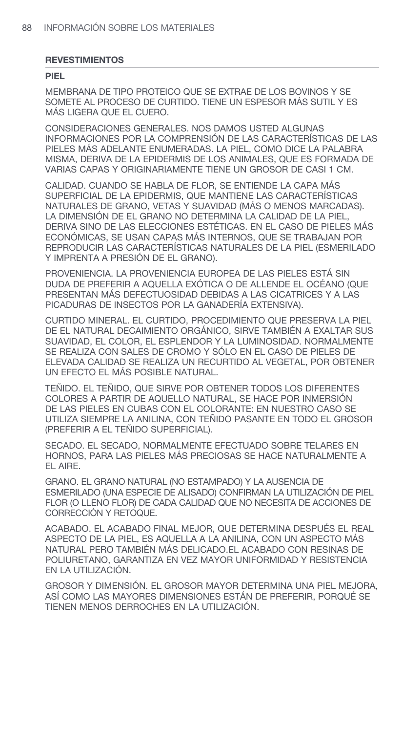## REVESTIMIENTOS

### PIEL

MEMBRANA DE TIPO PROTEICO QUE SE EXTRAE DE LOS BOVINOS Y SE SOMETE AL PROCESO DE CURTIDO. TIENE UN ESPESOR MÁS SUTIL Y ES MÁS LIGERA QUE EL CUERO.

CONSIDERACIONES GENERALES. NOS DAMOS USTED ALGUNAS INFORMACIONES POR LA COMPRENSIÓN DE LAS CARACTERÍSTICAS DE LAS PIELES MÁS ADELANTE ENUMERADAS. LA PIEL, COMO DICE LA PALABRA MISMA, DERIVA DE LA EPIDERMIS DE LOS ANIMALES, QUE ES FORMADA DE VARIAS CAPAS Y ORIGINARIAMENTE TIENE UN GROSOR DE CASI 1 CM.

CALIDAD. CUANDO SE HABLA DE FLOR, SE ENTIENDE LA CAPA MÁS SUPERFICIAL DE LA EPIDERMIS, QUE MANTIENE LAS CARACTERÍSTICAS NATURALES DE GRANO, VETAS Y SUAVIDAD (MÁS O MENOS MARCADAS). LA DIMENSIÓN DE EL GRANO NO DETERMINA LA CALIDAD DE LA PIEL, DERIVA SINO DE LAS ELECCIONES ESTÉTICAS. EN EL CASO DE PIELES MÁS ECONÓMICAS, SE USAN CAPAS MÁS INTERNOS, QUE SE TRABAJAN POR REPRODUCIR LAS CARACTERÍSTICAS NATURALES DE LA PIEL (ESMERILADO Y IMPRENTA A PRESIÓN DE EL GRANO).

PROVENIENCIA. LA PROVENIENCIA EUROPEA DE LAS PIELES ESTÁ SIN DUDA DE PREFERIR A AQUELLA EXÓTICA O DE ALLENDE EL OCÉANO (QUE PRESENTAN MÁS DEFECTUOSIDAD DEBIDAS A LAS CICATRICES Y A LAS PICADURAS DE INSECTOS POR LA GANADERÍA EXTENSIVA).

CURTIDO MINERAL. EL CURTIDO, PROCEDIMIENTO QUE PRESERVA LA PIEL DE EL NATURAL DECAIMIENTO ORGÁNICO, SIRVE TAMBIÉN A EXALTAR SUS SUAVIDAD, EL COLOR, EL ESPLENDOR Y LA LUMINOSIDAD. NORMALMENTE SE REALIZA CON SALES DE CROMO Y SÓLO EN EL CASO DE PIELES DE ELEVADA CALIDAD SE REALIZA UN RECURTIDO AL VEGETAL, POR OBTENER UN EFECTO EL MÁS POSIBLE NATURAL.

TEÑIDO. EL TEÑIDO, QUE SIRVE POR OBTENER TODOS LOS DIFERENTES COLORES A PARTIR DE AQUELLO NATURAL, SE HACE POR INMERSIÓN DE LAS PIELES EN CUBAS CON EL COLORANTE: EN NUESTRO CASO SE UTILIZA SIEMPRE LA ANILINA, CON TEÑIDO PASANTE EN TODO EL GROSOR (PREFERIR A EL TEÑIDO SUPERFICIAL).

SECADO. EL SECADO, NORMALMENTE EFECTUADO SOBRE TELARES EN HORNOS, PARA LAS PIELES MÁS PRECIOSAS SE HACE NATURALMENTE A EL AIRE.

GRANO. EL GRANO NATURAL (NO ESTAMPADO) Y LA AUSENCIA DE ESMERILADO (UNA ESPECIE DE ALISADO) CONFIRMAN LA UTILIZACIÓN DE PIEL FLOR (O LLENO FLOR) DE CADA CALIDAD QUE NO NECESITA DE ACCIONES DE CORRECCIÓN Y RETOQUE.

ACABADO. EL ACABADO FINAL MEJOR, QUE DETERMINA DESPUÉS EL REAL ASPECTO DE LA PIEL, ES AQUELLA A LA ANILINA, CON UN ASPECTO MÁS NATURAL PERO TAMBIÉN MÁS DELICADO.EL ACABADO CON RESINAS DE POLIURETANO, GARANTIZA EN VEZ MAYOR UNIFORMIDAD Y RESISTENCIA EN LA UTILIZACIÓN.

GROSOR Y DIMENSIÓN. EL GROSOR MAYOR DETERMINA UNA PIEL MEJORA, ASÍ COMO LAS MAYORES DIMENSIONES ESTÁN DE PREFERIR, PORQUÉ SE TIENEN MENOS DERROCHES EN LA UTILIZACIÓN.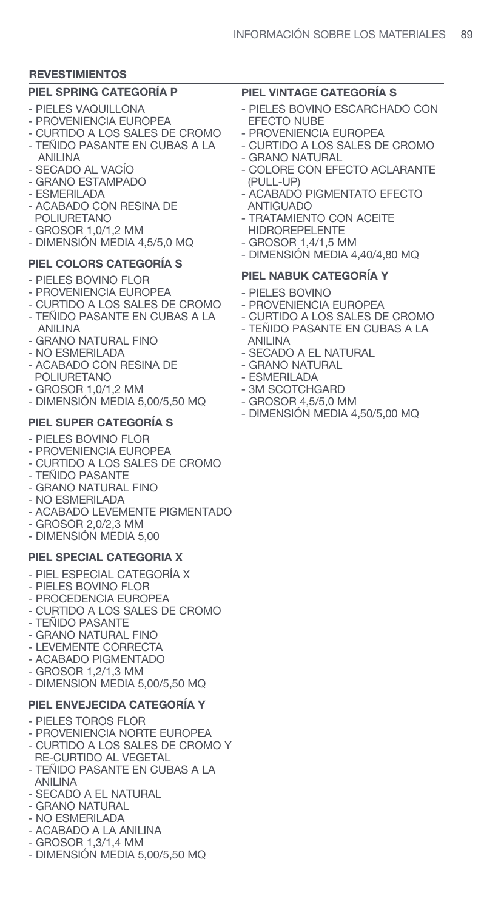## REVESTIMIENTOS

### PIEL SPRING CATEGORÍA P

- PIELES VAQUILLONA
- PROVENIENCIA EUROPEA
- CURTIDO A LOS SALES DE CROMO
- TEÑIDO PASANTE EN CUBAS A LA ANILINA
- SECADO AL VACÍO
- GRANO ESTAMPADO
- ESMERILADA
- ACABADO CON RESINA DE POLIURETANO
- GROSOR 1,0/1,2 MM
- DIMENSIÓN MEDIA 4,5/5,0 MQ

### PIEL COLORS CATEGORÍA S

- PIELES BOVINO FLOR
- PROVENIENCIA EUROPEA
- CURTIDO A LOS SALES DE CROMO
- TEÑIDO PASANTE EN CUBAS A LA ANILINA
- GRANO NATURAL FINO
- NO ESMERILADA
- ACABADO CON RESINA DE POLIURETANO
- GROSOR 1,0/1,2 MM
- DIMENSIÓN MEDIA 5,00/5,50 MQ

### PIEL SUPER CATEGORÍA S

- PIELES BOVINO FLOR
- PROVENIENCIA EUROPEA
- CURTIDO A LOS SALES DE CROMO
- TEÑIDO PASANTE
- GRANO NATURAL FINO
- NO ESMERILADA
- ACABADO LEVEMENTE PIGMENTADO
- GROSOR 2,0/2,3 MM
- DIMENSIÓN MEDIA 5,00

### PIEL SPECIAL CATEGORIA X

- PIEL ESPECIAL CATEGORÍA X
- PIELES BOVINO FLOR
- PROCEDENCIA EUROPEA
- CURTIDO A LOS SALES DE CROMO
- TEÑIDO PASANTE
- GRANO NATURAL FINO
- LEVEMENTE CORRECTA
- ACABADO PIGMENTADO
- GROSOR 1,2/1,3 MM
- DIMENSION MEDIA 5,00/5,50 MQ

### PIEL ENVEJECIDA CATEGORÍA Y

- PIELES TOROS FLOR
- PROVENIENCIA NORTE EUROPEA
- CURTIDO A LOS SALES DE CROMO Y RE-CURTIDO AL VEGETAL
- TEÑIDO PASANTE EN CUBAS A LA ANILINA
- SECADO A EL NATURAL
- GRANO NATURAL
- NO ESMERILADA
- ACABADO A LA ANILINA
- GROSOR 1,3/1,4 MM
- DIMENSIÓN MEDIA 5,00/5,50 MQ

### PIEL VINTAGE CATEGORÍA S

- PIELES BOVINO ESCARCHADO CON EFECTO NUBE
- PROVENIENCIA EUROPEA
- CURTIDO A LOS SALES DE CROMO
- GRANO NATURAL
- COLORE CON EFECTO ACLARANTE (PULL-UP)
- ACABADO PIGMENTATO EFECTO ANTIGUADO
- TRATAMIENTO CON ACEITE HIDROREPELENTE
- GROSOR 1,4/1,5 MM
- DIMENSIÓN MEDIA 4,40/4,80 MQ

### PIEL NABUK CATEGORÍA Y

- PIELES BOVINO
- PROVENIENCIA EUROPEA
- CURTIDO A LOS SALES DE CROMO
- TEÑIDO PASANTE EN CUBAS A LA ANILINA
- SECADO A EL NATURAL
- GRANO NATURAL
- ESMERILADA
- 3M SCOTCHGARD
- GROSOR 4,5/5,0 MM
- DIMENSIÓN MEDIA 4,50/5,00 MQ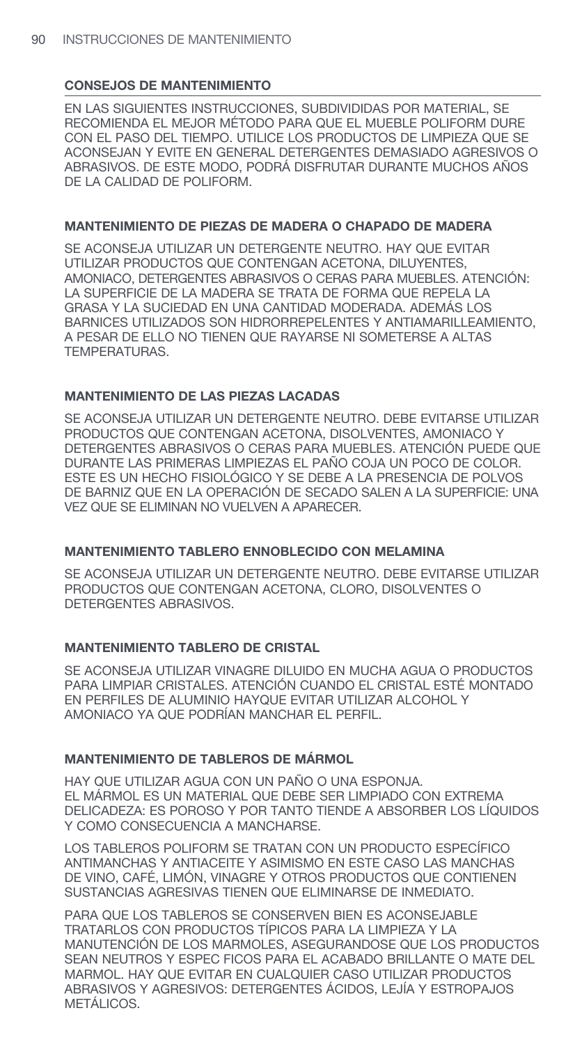## CONSEJOS DE MANTENIMIENTO

EN LAS SIGUIENTES INSTRUCCIONES, SUBDIVIDIDAS POR MATERIAL, SE RECOMIENDA EL MEJOR MÉTODO PARA QUE EL MUEBLE POLIFORM DURE CON EL PASO DEL TIEMPO. UTILICE LOS PRODUCTOS DE LIMPIEZA QUE SE ACONSEJAN Y EVITE EN GENERAL DETERGENTES DEMASIADO AGRESIVOS O ABRASIVOS. DE ESTE MODO, PODRÁ DISFRUTAR DURANTE MUCHOS AÑOS DE LA CALIDAD DE POLIFORM.

### MANTENIMIENTO DE PIEZAS DE MADERA O CHAPADO DE MADERA

SE ACONSEJA UTILIZAR UN DETERGENTE NEUTRO. HAY QUE EVITAR UTILIZAR PRODUCTOS QUE CONTENGAN ACETONA, DILUYENTES, AMONIACO, DETERGENTES ABRASIVOS O CERAS PARA MUEBLES. ATENCIÓN: LA SUPERFICIE DE LA MADERA SE TRATA DE FORMA QUE REPELA LA GRASA Y LA SUCIEDAD EN UNA CANTIDAD MODERADA. ADEMÁS LOS BARNICES UTILIZADOS SON HIDRORREPELENTES Y ANTIAMARILLEAMIENTO, A PESAR DE ELLO NO TIENEN QUE RAYARSE NI SOMETERSE A ALTAS TEMPERATURAS.

### MANTENIMIENTO DE LAS PIEZAS LACADAS

SE ACONSEJA UTILIZAR UN DETERGENTE NEUTRO. DEBE EVITARSE UTILIZAR PRODUCTOS QUE CONTENGAN ACETONA, DISOLVENTES, AMONIACO Y DETERGENTES ABRASIVOS O CERAS PARA MUEBLES. ATENCIÓN PUEDE QUE DURANTE LAS PRIMERAS LIMPIEZAS EL PAÑO COJA UN POCO DE COLOR. ESTE ES UN HECHO FISIOLÓGICO Y SE DEBE A LA PRESENCIA DE POLVOS DE BARNIZ QUE EN LA OPERACIÓN DE SECADO SALEN A LA SUPERFICIE: UNA VEZ QUE SE ELIMINAN NO VUELVEN A APARECER.

### MANTENIMIENTO TABLERO ENNOBLECIDO CON MELAMINA

SE ACONSEJA UTILIZAR UN DETERGENTE NEUTRO. DEBE EVITARSE UTILIZAR PRODUCTOS QUE CONTENGAN ACETONA, CLORO, DISOLVENTES O DETERGENTES ABRASIVOS.

### MANTENIMIENTO TABLERO DE CRISTAL

SE ACONSEJA UTILIZAR VINAGRE DILUIDO EN MUCHA AGUA O PRODUCTOS PARA LIMPIAR CRISTALES. ATENCIÓN CUANDO EL CRISTAL ESTÉ MONTADO EN PERFILES DE ALUMINIO HAYQUE EVITAR UTILIZAR ALCOHOL Y AMONIACO YA QUE PODRÍAN MANCHAR EL PERFIL.

### MANTENIMIENTO DE TABLEROS DE MÁRMOL

HAY QUE UTILIZAR AGUA CON UN PAÑO O UNA ESPONJA.
EL MÁRMOL ES UN MATERIAL QUE DEBE SER LIMPIADO CON EXTREMA DELICADEZA: ES POROSO Y POR TANTO TIENDE A ABSORBER LOS LÍQUIDOS Y COMO CONSECUENCIA A MANCHARSE.

LOS TABLEROS POLIFORM SE TRATAN CON UN PRODUCTO ESPECÍFICO ANTIMANCHAS Y ANTIACEITE Y ASIMISMO EN ESTE CASO LAS MANCHAS DE VINO, CAFÉ, LIMÓN, VINAGRE Y OTROS PRODUCTOS QUE CONTIENEN SUSTANCIAS AGRESIVAS TIENEN QUE ELIMINARSE DE INMEDIATO.

PARA QUE LOS TABLEROS SE CONSERVEN BIEN ES ACONSEJABLE TRATARLOS CON PRODUCTOS TÍPICOS PARA LA LIMPIEZA Y LA MANUTENCIÓN DE LOS MARMOLES, ASEGURANDOSE QUE LOS PRODUCTOS SEAN NEUTROS Y ESPEC FICOS PARA EL ACABADO BRILLANTE O MATE DEL MARMOL. HAY QUE EVITAR EN CUALQUIER CASO UTILIZAR PRODUCTOS ABRASIVOS Y AGRESIVOS: DETERGENTES ÁCIDOS, LEJÍA Y ESTROPAJOS METÁLICOS.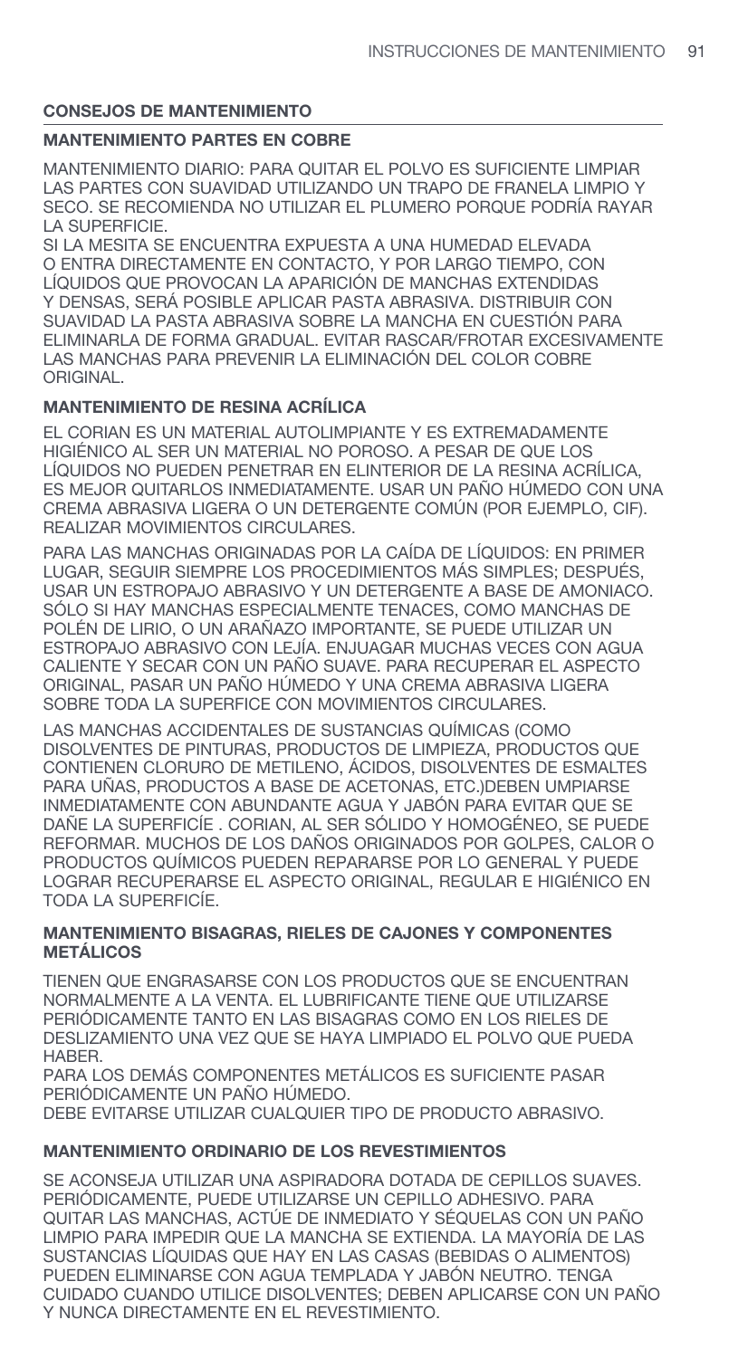## CONSEJOS DE MANTENIMIENTO

### MANTENIMIENTO PARTES EN COBRE

MANTENIMIENTO DIARIO: PARA QUITAR EL POLVO ES SUFICIENTE LIMPIAR LAS PARTES CON SUAVIDAD UTILIZANDO UN TRAPO DE FRANELA LIMPIO Y SECO. SE RECOMIENDA NO UTILIZAR EL PLUMERO PORQUE PODRÍA RAYAR LA SUPERFICIE.
SI LA MESITA SE ENCUENTRA EXPUESTA A UNA HUMEDAD ELEVADA O ENTRA DIRECTAMENTE EN CONTACTO, Y POR LARGO TIEMPO, CON LÍQUIDOS QUE PROVOCAN LA APARICIÓN DE MANCHAS EXTENDIDAS Y DENSAS, SERÁ POSIBLE APLICAR PASTA ABRASIVA. DISTRIBUIR CON SUAVIDAD LA PASTA ABRASIVA SOBRE LA MANCHA EN CUESTIÓN PARA ELIMINARLA DE FORMA GRADUAL. EVITAR RASCAR/FROTAR EXCESIVAMENTE LAS MANCHAS PARA PREVENIR LA ELIMINACIÓN DEL COLOR COBRE ORIGINAL.

### MANTENIMIENTO DE RESINA ACRÍLICA

EL CORIAN ES UN MATERIAL AUTOLIMPIANTE Y ES EXTREMADAMENTE HIGIÉNICO AL SER UN MATERIAL NO POROSO. A PESAR DE QUE LOS LÍQUIDOS NO PUEDEN PENETRAR EN ELINTERIOR DE LA RESINA ACRÍLICA, ES MEJOR QUITARLOS INMEDIATAMENTE. USAR UN PAÑO HÚMEDO CON UNA CREMA ABRASIVA LIGERA O UN DETERGENTE COMÚN (POR EJEMPLO, CIF). REALIZAR MOVIMIENTOS CIRCULARES.

PARA LAS MANCHAS ORIGINADAS POR LA CAÍDA DE LÍQUIDOS: EN PRIMER LUGAR, SEGUIR SIEMPRE LOS PROCEDIMIENTOS MÁS SIMPLES; DESPUÉS, USAR UN ESTROPAJO ABRASIVO Y UN DETERGENTE A BASE DE AMONIACO. SÓLO SI HAY MANCHAS ESPECIALMENTE TENACES, COMO MANCHAS DE POLÉN DE LIRIO, O UN ARAÑAZO IMPORTANTE, SE PUEDE UTILIZAR UN ESTROPAJO ABRASIVO CON LEJÍA. ENJUAGAR MUCHAS VECES CON AGUA CALIENTE Y SECAR CON UN PAÑO SUAVE. PARA RECUPERAR EL ASPECTO ORIGINAL, PASAR UN PAÑO HÚMEDO Y UNA CREMA ABRASIVA LIGERA SOBRE TODA LA SUPERFICE CON MOVIMIENTOS CIRCULARES.

LAS MANCHAS ACCIDENTALES DE SUSTANCIAS QUÍMICAS (COMO DISOLVENTES DE PINTURAS, PRODUCTOS DE LIMPIEZA, PRODUCTOS QUE CONTIENEN CLORURO DE METILENO, ÁCIDOS, DISOLVENTES DE ESMALTES PARA UÑAS, PRODUCTOS A BASE DE ACETONAS, ETC.)DEBEN UMPIARSE INMEDIATAMENTE CON ABUNDANTE AGUA Y JABÓN PARA EVITAR QUE SE DAÑE LA SUPERFICÍE . CORIAN, AL SER SÓLIDO Y HOMOGÉNEO, SE PUEDE REFORMAR. MUCHOS DE LOS DAÑOS ORIGINADOS POR GOLPES, CALOR O PRODUCTOS QUÍMICOS PUEDEN REPARARSE POR LO GENERAL Y PUEDE LOGRAR RECUPERARSE EL ASPECTO ORIGINAL, REGULAR E HIGIÉNICO EN TODA LA SUPERFICÍE.

### MANTENIMIENTO BISAGRAS, RIELES DE CAJONES Y COMPONENTES METÁLICOS

TIENEN QUE ENGRASARSE CON LOS PRODUCTOS QUE SE ENCUENTRAN NORMALMENTE A LA VENTA. EL LUBRIFICANTE TIENE QUE UTILIZARSE PERIÓDICAMENTE TANTO EN LAS BISAGRAS COMO EN LOS RIELES DE DESLIZAMIENTO UNA VEZ QUE SE HAYA LIMPIADO EL POLVO QUE PUEDA HABER.
PARA LOS DEMÁS COMPONENTES METÁLICOS ES SUFICIENTE PASAR PERIÓDICAMENTE UN PAÑO HÚMEDO.
DEBE EVITARSE UTILIZAR CUALQUIER TIPO DE PRODUCTO ABRASIVO.

### MANTENIMIENTO ORDINARIO DE LOS REVESTIMIENTOS

SE ACONSEJA UTILIZAR UNA ASPIRADORA DOTADA DE CEPILLOS SUAVES. PERIÓDICAMENTE, PUEDE UTILIZARSE UN CEPILLO ADHESIVO. PARA QUITAR LAS MANCHAS, ACTÚE DE INMEDIATO Y SÉQUELAS CON UN PAÑO LIMPIO PARA IMPEDIR QUE LA MANCHA SE EXTIENDA. LA MAYORÍA DE LAS SUSTANCIAS LÍQUIDAS QUE HAY EN LAS CASAS (BEBIDAS O ALIMENTOS) PUEDEN ELIMINARSE CON AGUA TEMPLADA Y JABÓN NEUTRO. TENGA CUIDADO CUANDO UTILICE DISOLVENTES; DEBEN APLICARSE CON UN PAÑO Y NUNCA DIRECTAMENTE EN EL REVESTIMIENTO.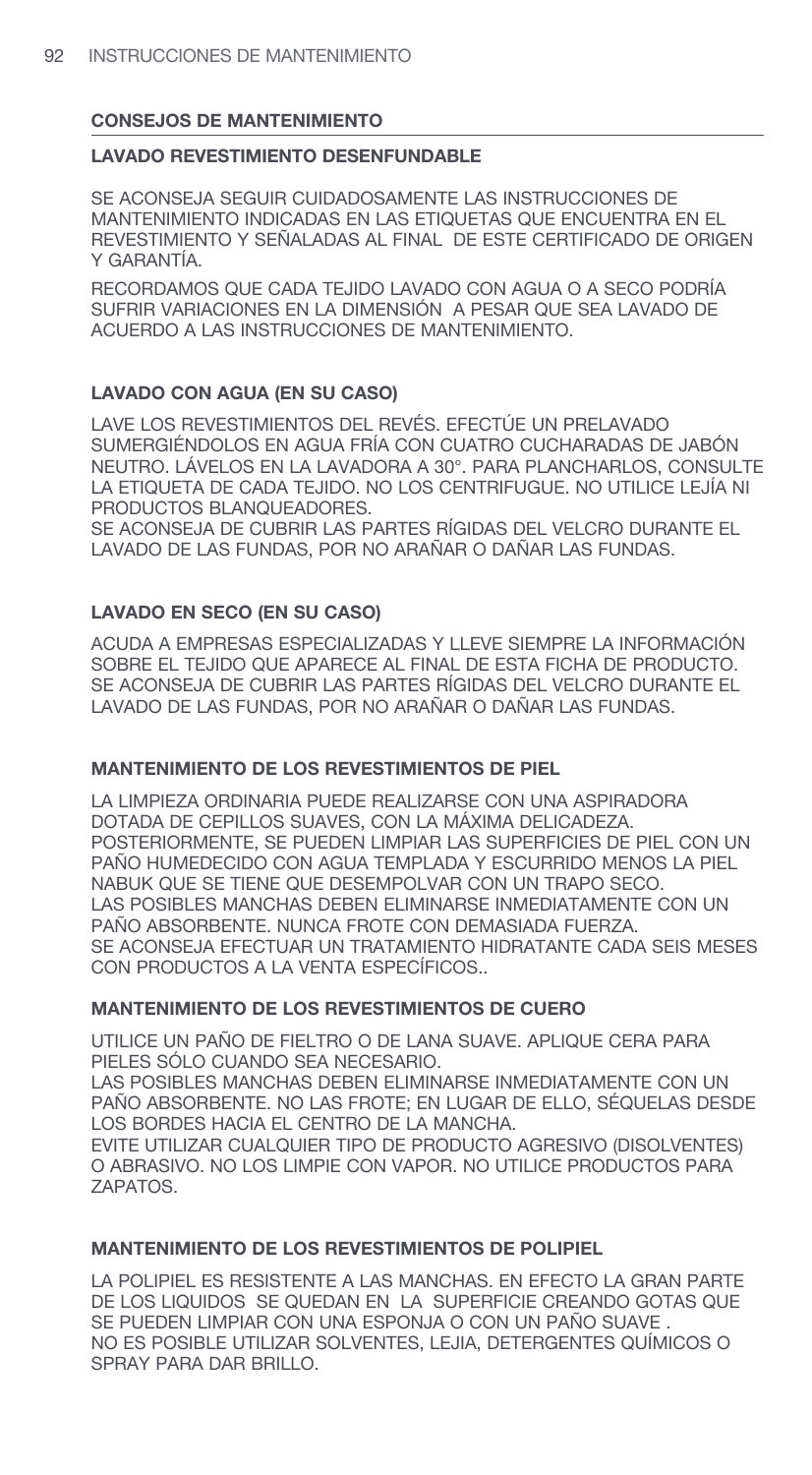## CONSEJOS DE MANTENIMIENTO

### LAVADO REVESTIMIENTO DESENFUNDABLE

SE ACONSEJA SEGUIR CUIDADOSAMENTE LAS INSTRUCCIONES DE MANTENIMIENTO INDICADAS EN LAS ETIQUETAS QUE ENCUENTRA EN EL REVESTIMIENTO Y SEÑALADAS AL FINAL DE ESTE CERTIFICADO DE ORIGEN Y GARANTÍA.

RECORDAMOS QUE CADA TEJIDO LAVADO CON AGUA O A SECO PODRÍA SUFRIR VARIACIONES EN LA DIMENSIÓN A PESAR QUE SEA LAVADO DE ACUERDO A LAS INSTRUCCIONES DE MANTENIMIENTO.

### LAVADO CON AGUA (EN SU CASO)

LAVE LOS REVESTIMIENTOS DEL REVÉS. EFECTÚE UN PRELAVADO SUMERGIÉNDOLOS EN AGUA FRÍA CON CUATRO CUCHARADAS DE JABÓN NEUTRO. LÁVELOS EN LA LAVADORA A 30°. PARA PLANCHARLOS, CONSULTE LA ETIQUETA DE CADA TEJIDO. NO LOS CENTRIFUGUE. NO UTILICE LEJÍA NI PRODUCTOS BLANQUEADORES.
SE ACONSEJA DE CUBRIR LAS PARTES RÍGIDAS DEL VELCRO DURANTE EL LAVADO DE LAS FUNDAS, POR NO ARAÑAR O DAÑAR LAS FUNDAS.

### LAVADO EN SECO (EN SU CASO)

ACUDA A EMPRESAS ESPECIALIZADAS Y LLEVE SIEMPRE LA INFORMACIÓN SOBRE EL TEJIDO QUE APARECE AL FINAL DE ESTA FICHA DE PRODUCTO. SE ACONSEJA DE CUBRIR LAS PARTES RÍGIDAS DEL VELCRO DURANTE EL LAVADO DE LAS FUNDAS, POR NO ARAÑAR O DAÑAR LAS FUNDAS.

### MANTENIMIENTO DE LOS REVESTIMIENTOS DE PIEL

LA LIMPIEZA ORDINARIA PUEDE REALIZARSE CON UNA ASPIRADORA DOTADA DE CEPILLOS SUAVES, CON LA MÁXIMA DELICADEZA. POSTERIORMENTE, SE PUEDEN LIMPIAR LAS SUPERFICIES DE PIEL CON UN PAÑO HUMEDECIDO CON AGUA TEMPLADA Y ESCURRIDO MENOS LA PIEL NABUK QUE SE TIENE QUE DESEMPOLVAR CON UN TRAPO SECO.
LAS POSIBLES MANCHAS DEBEN ELIMINARSE INMEDIATAMENTE CON UN PAÑO ABSORBENTE. NUNCA FROTE CON DEMASIADA FUERZA.
SE ACONSEJA EFECTUAR UN TRATAMIENTO HIDRATANTE CADA SEIS MESES CON PRODUCTOS A LA VENTA ESPECÍFICOS..

### MANTENIMIENTO DE LOS REVESTIMIENTOS DE CUERO

UTILICE UN PAÑO DE FIELTRO O DE LANA SUAVE. APLIQUE CERA PARA PIELES SÓLO CUANDO SEA NECESARIO.
LAS POSIBLES MANCHAS DEBEN ELIMINARSE INMEDIATAMENTE CON UN PAÑO ABSORBENTE. NO LAS FROTE; EN LUGAR DE ELLO, SÉQUELAS DESDE LOS BORDES HACIA EL CENTRO DE LA MANCHA.
EVITE UTILIZAR CUALQUIER TIPO DE PRODUCTO AGRESIVO (DISOLVENTES) O ABRASIVO. NO LOS LIMPIE CON VAPOR. NO UTILICE PRODUCTOS PARA ZAPATOS.

### MANTENIMIENTO DE LOS REVESTIMIENTOS DE POLIPIEL

LA POLIPIEL ES RESISTENTE A LAS MANCHAS. EN EFECTO LA GRAN PARTE DE LOS LIQUIDOS SE QUEDAN EN LA SUPERFICIE CREANDO GOTAS QUE SE PUEDEN LIMPIAR CON UNA ESPONJA O CON UN PAÑO SUAVE .
NO ES POSIBLE UTILIZAR SOLVENTES, LEJIA, DETERGENTES QUÍMICOS O SPRAY PARA DAR BRILLO.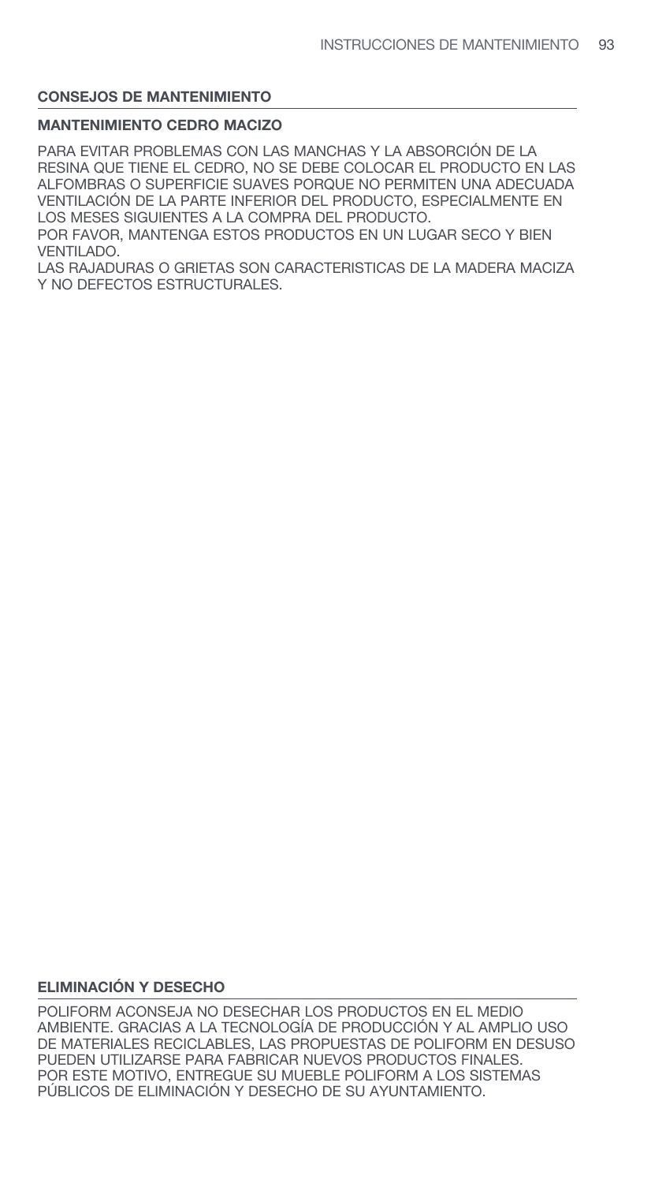## CONSEJOS DE MANTENIMIENTO

### MANTENIMIENTO CEDRO MACIZO

PARA EVITAR PROBLEMAS CON LAS MANCHAS Y LA ABSORCIÓN DE LA RESINA QUE TIENE EL CEDRO, NO SE DEBE COLOCAR EL PRODUCTO EN LAS ALFOMBRAS O SUPERFICIE SUAVES PORQUE NO PERMITEN UNA ADECUADA VENTILACIÓN DE LA PARTE INFERIOR DEL PRODUCTO, ESPECIALMENTE EN LOS MESES SIGUIENTES A LA COMPRA DEL PRODUCTO.
POR FAVOR, MANTENGA ESTOS PRODUCTOS EN UN LUGAR SECO Y BIEN VENTILADO.
LAS RAJADURAS O GRIETAS SON CARACTERISTICAS DE LA MADERA MACIZA Y NO DEFECTOS ESTRUCTURALES.

## ELIMINACIÓN Y DESECHO

POLIFORM ACONSEJA NO DESECHAR LOS PRODUCTOS EN EL MEDIO AMBIENTE. GRACIAS A LA TECNOLOGÍA DE PRODUCCIÓN Y AL AMPLIO USO DE MATERIALES RECICLABLES, LAS PROPUESTAS DE POLIFORM EN DESUSO PUEDEN UTILIZARSE PARA FABRICAR NUEVOS PRODUCTOS FINALES.
POR ESTE MOTIVO, ENTREGUE SU MUEBLE POLIFORM A LOS SISTEMAS PÚBLICOS DE ELIMINACIÓN Y DESECHO DE SU AYUNTAMIENTO.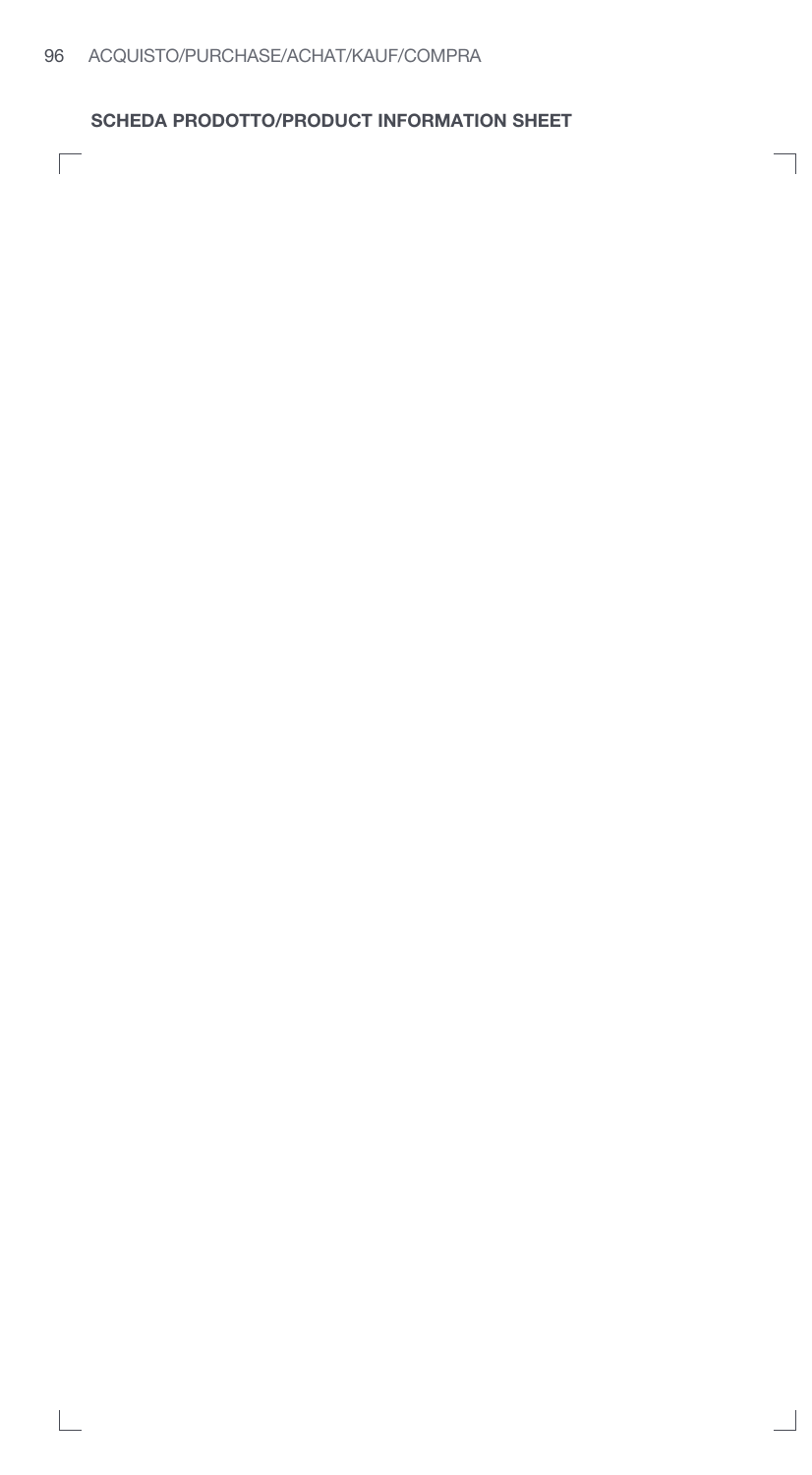## SCHEDA PRODOTTO/PRODUCT INFORMATION SHEET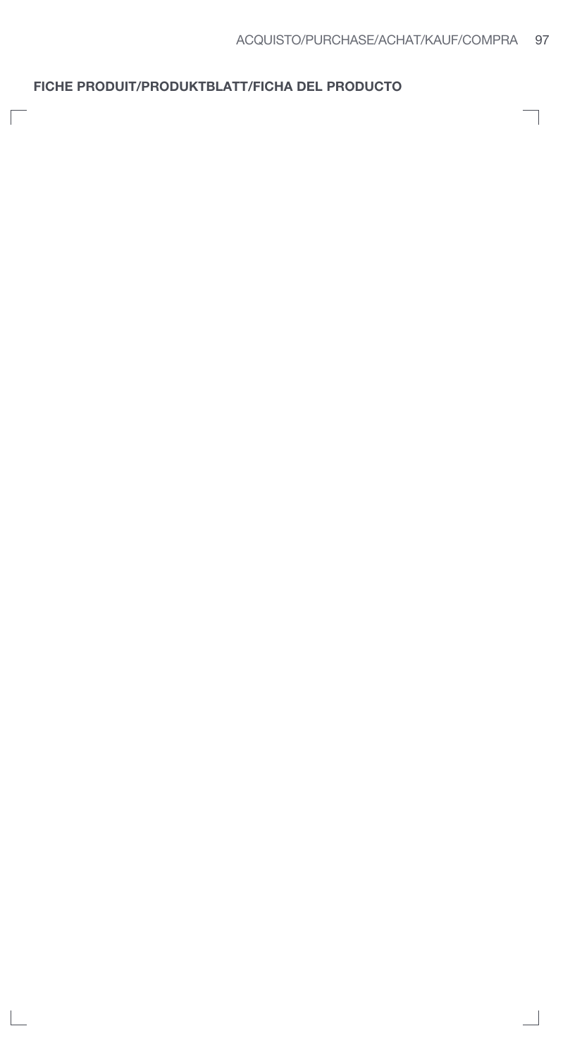**FICHE PRODUIT/PRODUKTBLATT/FICHA DEL PRODUCTO**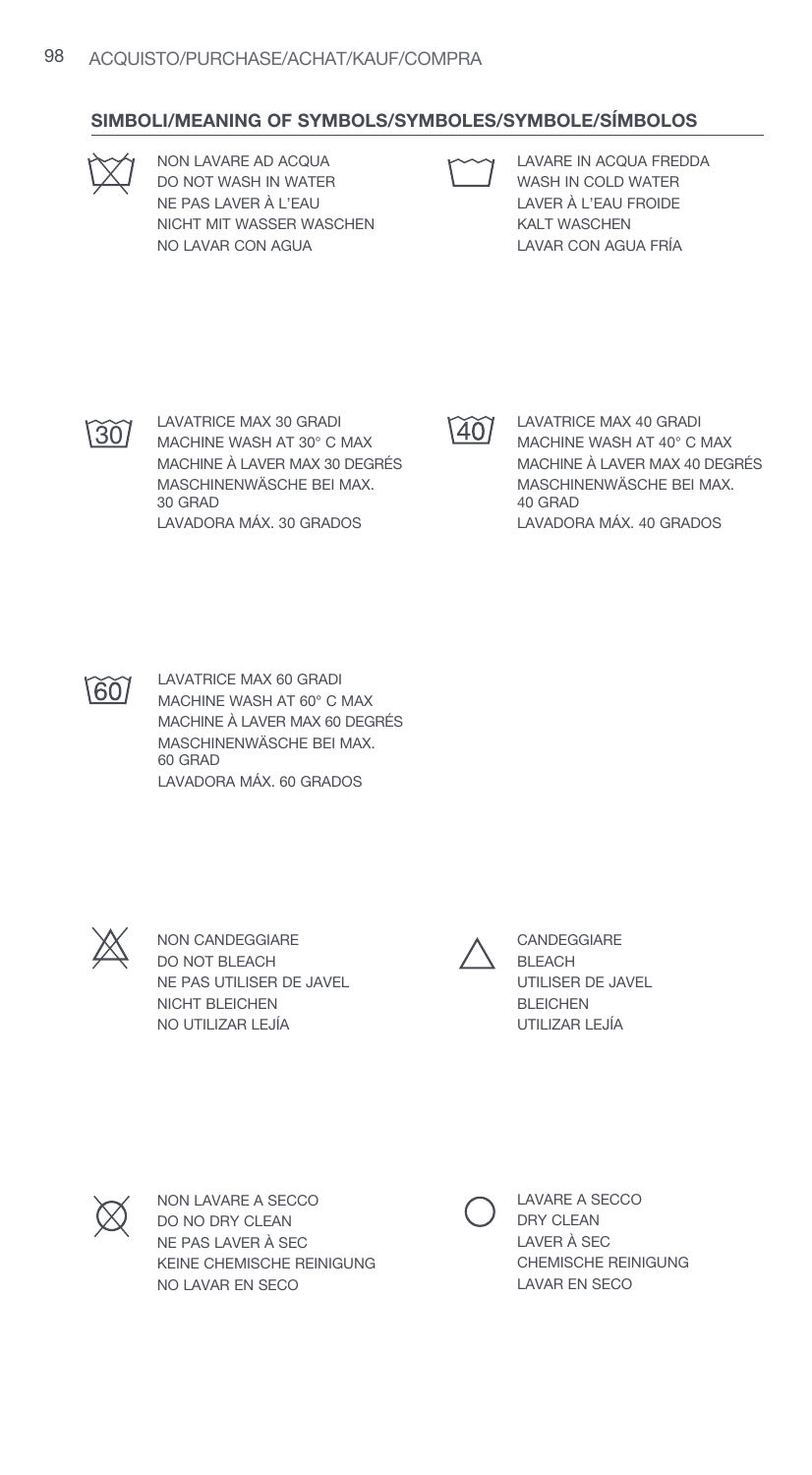## SIMBOLI/MEANING OF SYMBOLS/SYMBOLES/SYMBOLE/SÍMBOLOS

NON LAVARE AD ACQUA
DO NOT WASH IN WATER
NE PAS LAVER À L'EAU
NICHT MIT WASSER WASCHEN
NO LAVAR CON AGUA

LAVARE IN ACQUA FREDDA
WASH IN COLD WATER
LAVER À L'EAU FROIDE
KALT WASCHEN
LAVAR CON AGUA FRÍA

30
LAVATRICE MAX 30 GRADI
MACHINE WASH AT 30° C MAX
MACHINE À LAVER MAX 30 DEGRÉS
MASCHINENWÄSCHE BEI MAX. 30 GRAD
LAVADORA MÁX. 30 GRADOS

40
LAVATRICE MAX 40 GRADI
MACHINE WASH AT 40° C MAX
MACHINE À LAVER MAX 40 DEGRÉS
MASCHINENWÄSCHE BEI MAX. 40 GRAD
LAVADORA MÁX. 40 GRADOS

60
LAVATRICE MAX 60 GRADI
MACHINE WASH AT 60° C MAX
MACHINE À LAVER MAX 60 DEGRÉS
MASCHINENWÄSCHE BEI MAX. 60 GRAD
LAVADORA MÁX. 60 GRADOS

NON CANDEGGIARE
DO NOT BLEACH
NE PAS UTILISER DE JAVEL
NICHT BLEICHEN
NO UTILIZAR LEJÍA

CANDEGGIARE
BLEACH
UTILISER DE JAVEL
BLEICHEN
UTILIZAR LEJÍA

NON LAVARE A SECCO
DO NO DRY CLEAN
NE PAS LAVER À SEC
KEINE CHEMISCHE REINIGUNG
NO LAVAR EN SECO

LAVARE A SECCO
DRY CLEAN
LAVER À SEC
CHEMISCHE REINIGUNG
LAVAR EN SECO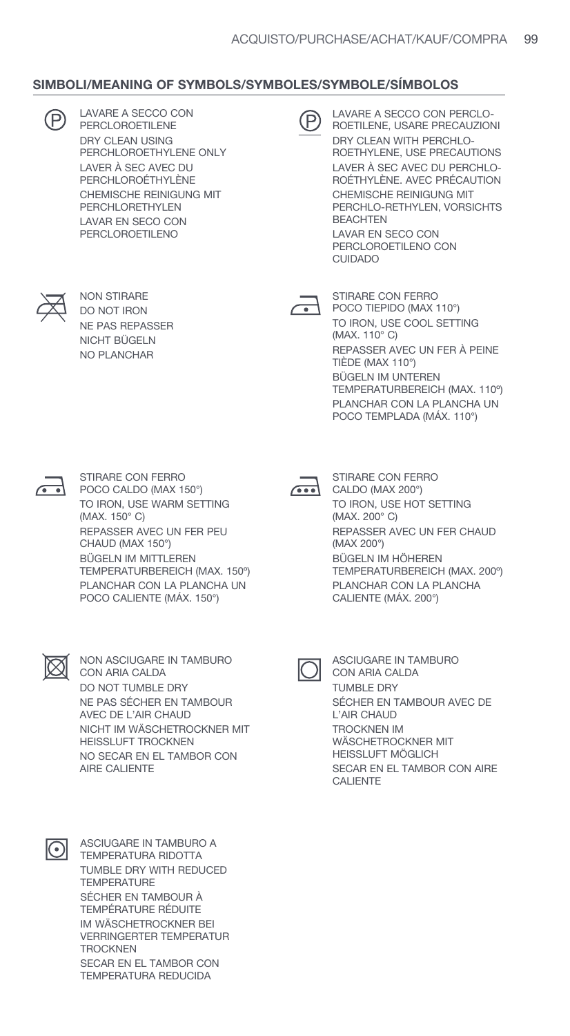## SIMBOLI/MEANING OF SYMBOLS/SYMBOLES/SYMBOLE/SÍMBOLOS

LAVARE A SECCO CON PERCLOROETILENE
DRY CLEAN USING PERCHLOROETHYLENE ONLY
LAVER À SEC AVEC DU PERCHLOROÉTHYLÈNE
CHEMISCHE REINIGUNG MIT PERCHLORETHYLEN
LAVAR EN SECO CON PERCLOROETILENO

LAVARE A SECCO CON PERCLO-ROETILENE, USARE PRECAUZIONI
DRY CLEAN WITH PERCHLO-ROETHYLENE, USE PRECAUTIONS
LAVER À SEC AVEC DU PERCHLO-ROÉTHYLÈNE. AVEC PRÉCAUTION
CHEMISCHE REINIGUNG MIT PERCHLO-RETHYLEN, VORSICHTS BEACHTEN
LAVAR EN SECO CON PERCLOROETILENO CON CUIDADO

NON STIRARE
DO NOT IRON
NE PAS REPASSER
NICHT BÜGELN
NO PLANCHAR

STIRARE CON FERRO POCO TIEPIDO (MAX 110°)
TO IRON, USE COOL SETTING (MAX. 110° C)
REPASSER AVEC UN FER À PEINE TIÈDE (MAX 110°)
BÜGELN IM UNTEREN TEMPERATURBEREICH (MAX. 110º)
PLANCHAR CON LA PLANCHA UN POCO TEMPLADA (MÁX. 110°)

STIRARE CON FERRO POCO CALDO (MAX 150°)
TO IRON, USE WARM SETTING (MAX. 150° C)
REPASSER AVEC UN FER PEU CHAUD (MAX 150°)
BÜGELN IM MITTLEREN TEMPERATURBEREICH (MAX. 150º)
PLANCHAR CON LA PLANCHA UN POCO CALIENTE (MÁX. 150°)

STIRARE CON FERRO CALDO (MAX 200°)
TO IRON, USE HOT SETTING (MAX. 200° C)
REPASSER AVEC UN FER CHAUD (MAX 200°)
BÜGELN IM HÖHEREN TEMPERATURBEREICH (MAX. 200º)
PLANCHAR CON LA PLANCHA CALIENTE (MÁX. 200°)

NON ASCIUGARE IN TAMBURO CON ARIA CALDA
DO NOT TUMBLE DRY
NE PAS SÉCHER EN TAMBOUR AVEC DE L'AIR CHAUD
NICHT IM WÄSCHETROCKNER MIT HEISSLUFT TROCKNEN
NO SECAR EN EL TAMBOR CON AIRE CALIENTE

ASCIUGARE IN TAMBURO CON ARIA CALDA
TUMBLE DRY
SÉCHER EN TAMBOUR AVEC DE L'AIR CHAUD
TROCKNEN IM WÄSCHETROCKNER MIT HEISSLUFT MÖGLICH
SECAR EN EL TAMBOR CON AIRE CALIENTE

ASCIUGARE IN TAMBURO A TEMPERATURA RIDOTTA
TUMBLE DRY WITH REDUCED TEMPERATURE
SÉCHER EN TAMBOUR À TEMPÉRATURE RÉDUITE
IM WÄSCHETROCKNER BEI VERRINGERTER TEMPERATUR TROCKNEN
SECAR EN EL TAMBOR CON TEMPERATURA REDUCIDA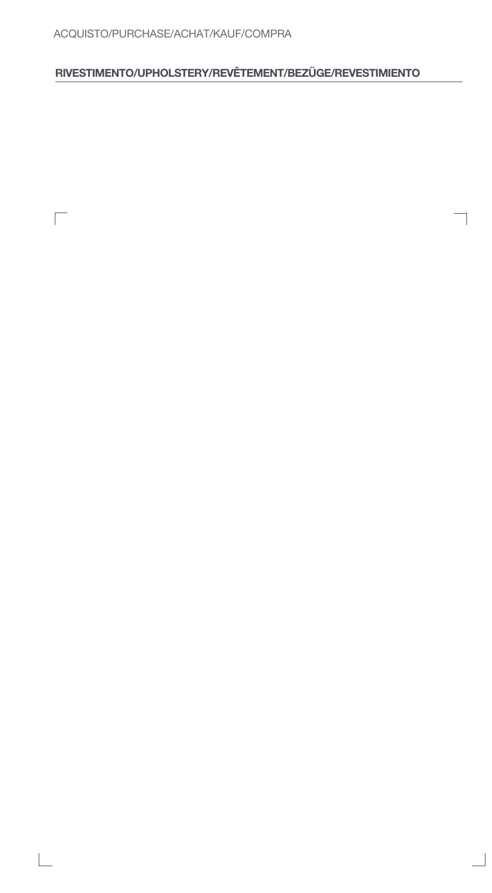ACQUISTO/PURCHASE/ACHAT/KAUF/COMPRA

**RIVESTIMENTO/UPHOLSTERY/REVÊTEMENT/BEZÜGE/REVESTIMIENTO**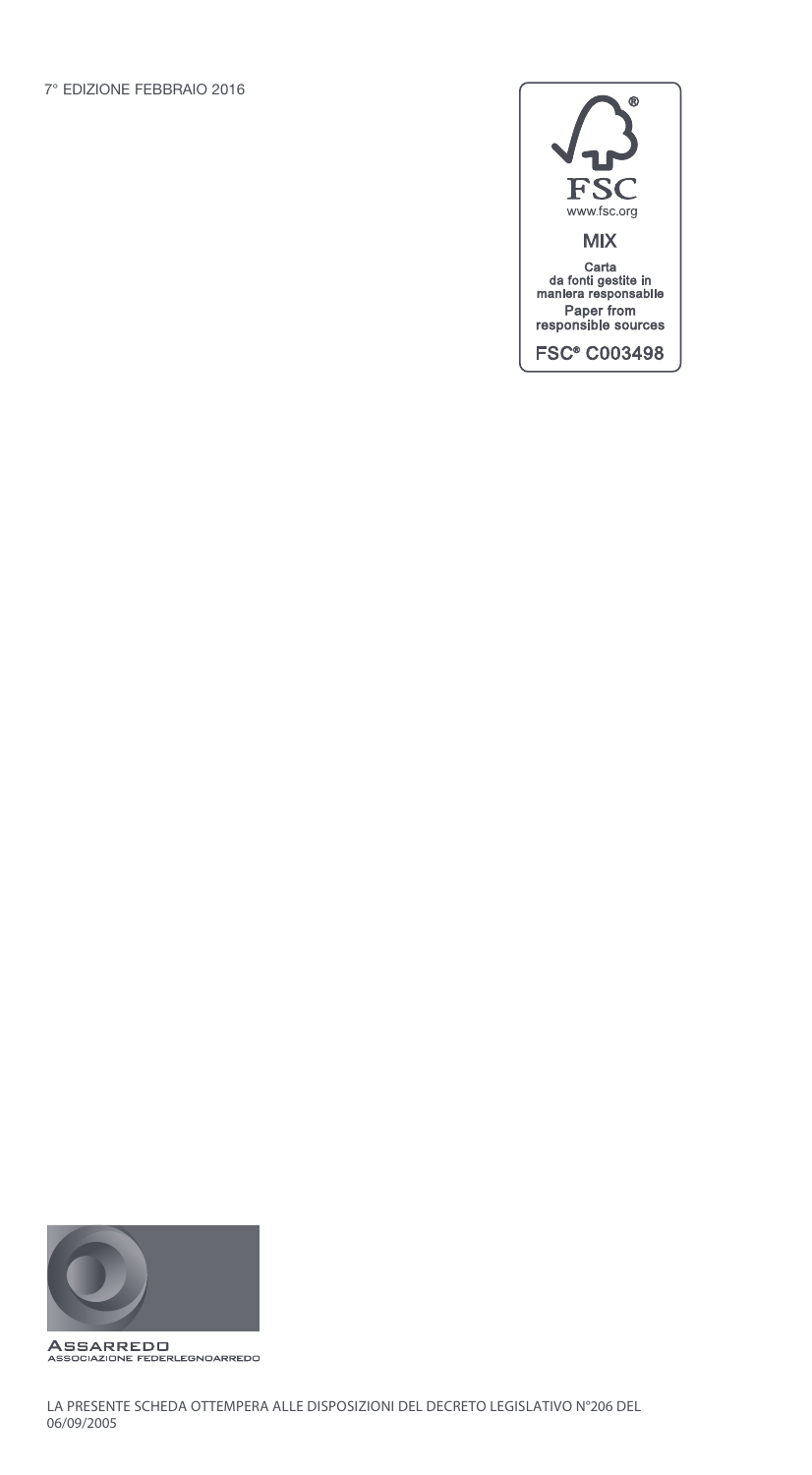7° EDIZIONE FEBBRAIO 2016

FSC
www.fsc.org

MIX

Carta
da fonti gestite in
maniera responsabile
Paper from
responsible sources

FSC® C003498

ASSARREDO
ASSOCIAZIONE FEDERLEGNOARREDO

LA PRESENTE SCHEDA OTTEMPERA ALLE DISPOSIZIONI DEL DECRETO LEGISLATIVO N°206 DEL 06/09/2005